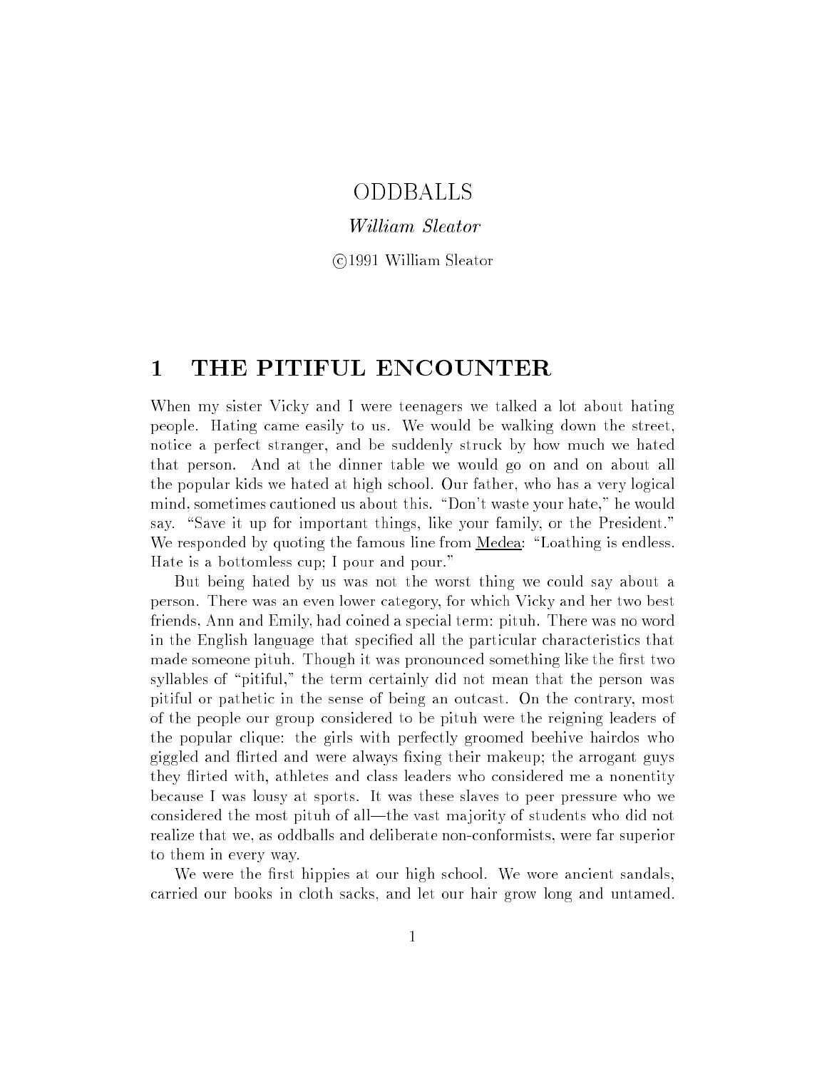# ODDBALLS

*William Sleator*

©1991 William Sleator

## 1 THE PITIFUL ENCOUNTER

When my sister Vicky and I were teenagers we talked a lot about hating people. Hating came easily to us. We would be walking down the street, notice a perfect stranger, and be suddenly struck by how much we hated that person. And at the dinner table we would go on and on about all the popular kids we hated at high school. Our father, who has a very logical mind, sometimes cautioned us about this. "Don't waste your hate," he would say. "Save it up for important things, like your family, or the President." We responded by quoting the famous line from Medea: "Loathing is endless. Hate is a bottomless cup; I pour and pour."

But being hated by us was not the worst thing we could say about a person. There was an even lower category, for which Vicky and her two best friends, Ann and Emily, had coined a special term: pituh. There was no word in the English language that specified all the particular characteristics that made someone pituh. Though it was pronounced something like the first two syllables of "pitiful," the term certainly did not mean that the person was pitiful or pathetic in the sense of being an outcast. On the contrary, most of the people our group considered to be pituh were the reigning leaders of the popular clique: the girls with perfectly groomed beehive hairdos who giggled and flirted and were always fixing their makeup; the arrogant guys they flirted with, athletes and class leaders who considered me a nonentity because I was lousy at sports. It was these slaves to peer pressure who we considered the most pituh of all—the vast majority of students who did not realize that we, as oddballs and deliberate non-conformists, were far superior to them in every way.

We were the first hippies at our high school. We wore ancient sandals, carried our books in cloth sacks, and let our hair grow long and untamed.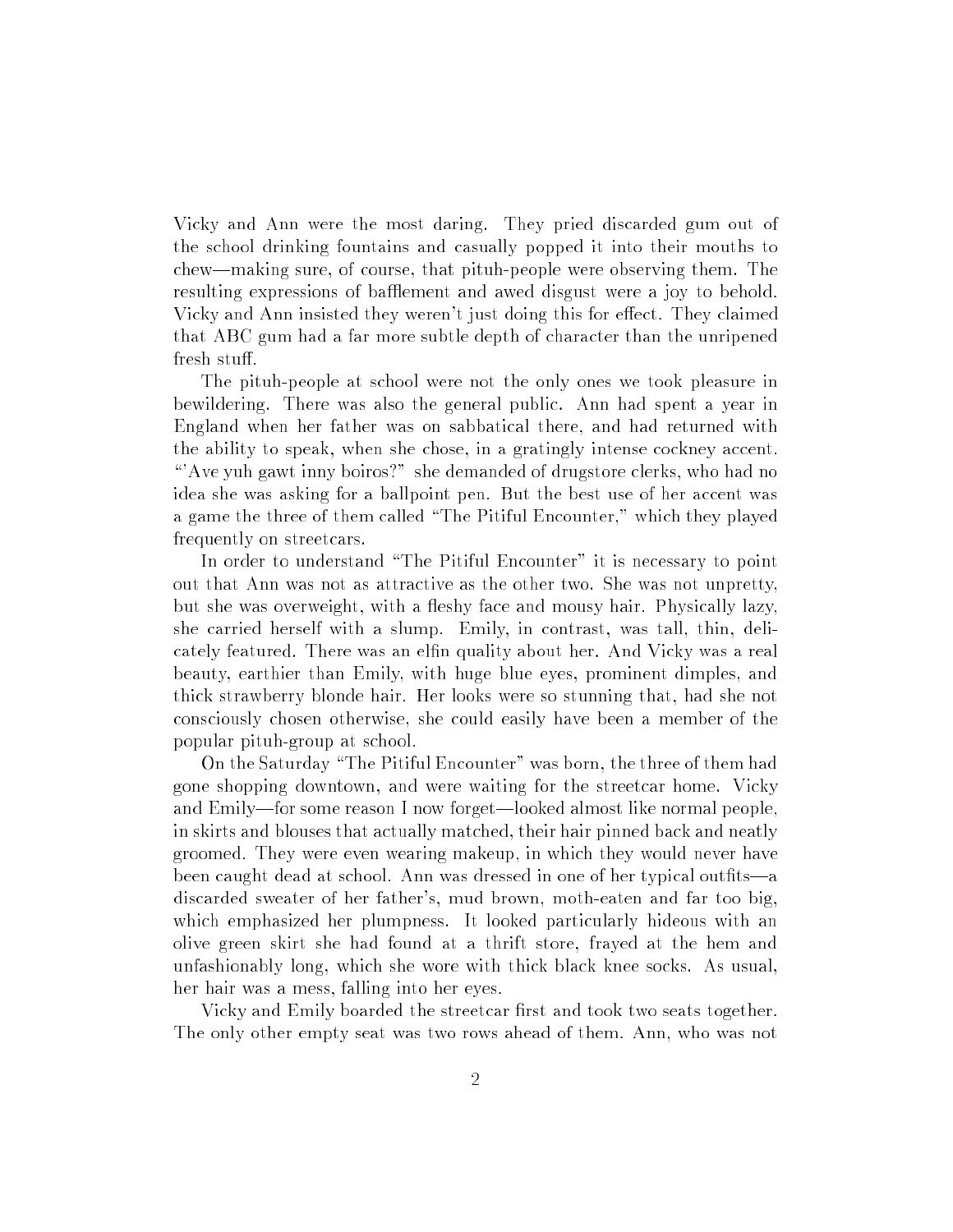Vicky and Ann were the most daring. They pried discarded gum out of the school drinking fountains and casually popped it into their mouths to chew—making sure, of course, that pituh-people were observing them. The resulting expressions of bafflement and awed disgust were a joy to behold. Vicky and Ann insisted they weren't just doing this for effect. They claimed that ABC gum had a far more subtle depth of character than the unripened fresh stuff.

The pituh-people at school were not the only ones we took pleasure in bewildering. There was also the general public. Ann had spent a year in England when her father was on sabbatical there, and had returned with the ability to speak, when she chose, in a gratingly intense cockney accent. "'Ave yuh gawt inny boiros?" she demanded of drugstore clerks, who had no idea she was asking for a ballpoint pen. But the best use of her accent was a game the three of them called "The Pitiful Encounter," which they played frequently on streetcars.

In order to understand "The Pitiful Encounter" it is necessary to point out that Ann was not as attractive as the other two. She was not unpretty, but she was overweight, with a fleshy face and mousy hair. Physically lazy, she carried herself with a slump. Emily, in contrast, was tall, thin, delicately featured. There was an elfin quality about her. And Vicky was a real beauty, earthier than Emily, with huge blue eyes, prominent dimples, and thick strawberry blonde hair. Her looks were so stunning that, had she not consciously chosen otherwise, she could easily have been a member of the popular pituh-group at school.

On the Saturday "The Pitiful Encounter" was born, the three of them had gone shopping downtown, and were waiting for the streetcar home. Vicky and Emily—for some reason I now forget—looked almost like normal people, in skirts and blouses that actually matched, their hair pinned back and neatly groomed. They were even wearing makeup, in which they would never have been caught dead at school. Ann was dressed in one of her typical outfits—a discarded sweater of her father's, mud brown, moth-eaten and far too big, which emphasized her plumpness. It looked particularly hideous with an olive green skirt she had found at a thrift store, frayed at the hem and unfashionably long, which she wore with thick black knee socks. As usual, her hair was a mess, falling into her eyes.

Vicky and Emily boarded the streetcar first and took two seats together. The only other empty seat was two rows ahead of them. Ann, who was not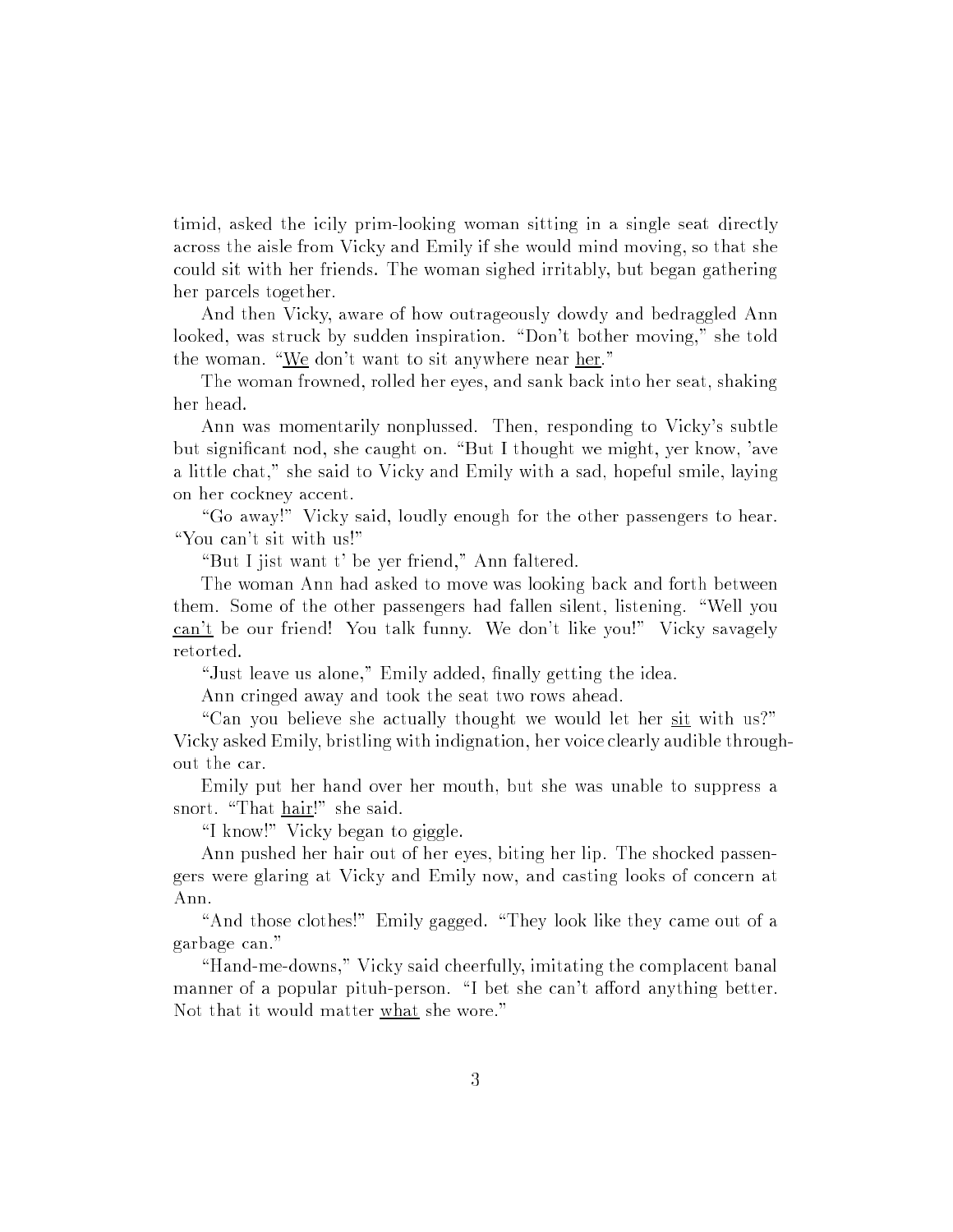timid, asked the icily prim-looking woman sitting in a single seat directly across the aisle from Vicky and Emily if she would mind moving, so that she could sit with her friends. The woman sighed irritably, but began gathering her parcels together.

And then Vicky, aware of how outrageously dowdy and bedraggled Ann looked, was struck by sudden inspiration. "Don't bother moving," she told the woman. "_We_ don't want to sit anywhere near _her_."

The woman frowned, rolled her eyes, and sank back into her seat, shaking her head.

Ann was momentarily nonplussed. Then, responding to Vicky's subtle but significant nod, she caught on. "But I thought we might, yer know, 'ave a little chat," she said to Vicky and Emily with a sad, hopeful smile, laying on her cockney accent.

"Go away!" Vicky said, loudly enough for the other passengers to hear. "You can't sit with us!"

"But I jist want t' be yer friend," Ann faltered.

The woman Ann had asked to move was looking back and forth between them. Some of the other passengers had fallen silent, listening. "Well you _can't_ be our friend! You talk funny. We don't like you!" Vicky savagely retorted.

"Just leave us alone," Emily added, finally getting the idea.

Ann cringed away and took the seat two rows ahead.

"Can you believe she actually thought we would let her _sit_ with us?" Vicky asked Emily, bristling with indignation, her voice clearly audible throughout the car.

Emily put her hand over her mouth, but she was unable to suppress a snort. "That _hair_!" she said.

"I know!" Vicky began to giggle.

Ann pushed her hair out of her eyes, biting her lip. The shocked passengers were glaring at Vicky and Emily now, and casting looks of concern at Ann.

"And those clothes!" Emily gagged. "They look like they came out of a garbage can."

"Hand-me-downs," Vicky said cheerfully, imitating the complacent banal manner of a popular pituh-person. "I bet she can't afford anything better. Not that it would matter _what_ she wore."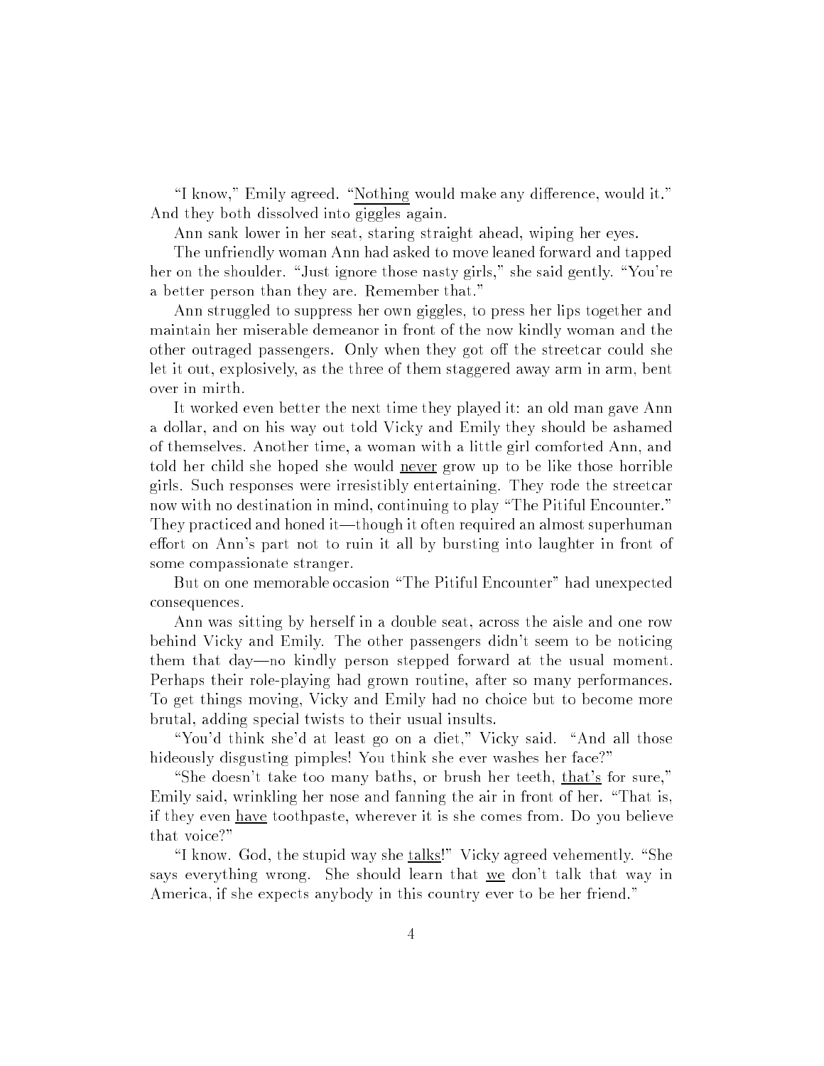"I know," Emily agreed. "Nothing would make any difference, would it." And they both dissolved into giggles again.

Ann sank lower in her seat, staring straight ahead, wiping her eyes.

The unfriendly woman Ann had asked to move leaned forward and tapped her on the shoulder. "Just ignore those nasty girls," she said gently. "You're a better person than they are. Remember that."

Ann struggled to suppress her own giggles, to press her lips together and maintain her miserable demeanor in front of the now kindly woman and the other outraged passengers. Only when they got off the streetcar could she let it out, explosively, as the three of them staggered away arm in arm, bent over in mirth.

It worked even better the next time they played it: an old man gave Ann a dollar, and on his way out told Vicky and Emily they should be ashamed of themselves. Another time, a woman with a little girl comforted Ann, and told her child she hoped she would never grow up to be like those horrible girls. Such responses were irresistibly entertaining. They rode the streetcar now with no destination in mind, continuing to play "The Pitiful Encounter." They practiced and honed it—though it often required an almost superhuman effort on Ann's part not to ruin it all by bursting into laughter in front of some compassionate stranger.

But on one memorable occasion "The Pitiful Encounter" had unexpected consequences.

Ann was sitting by herself in a double seat, across the aisle and one row behind Vicky and Emily. The other passengers didn't seem to be noticing them that day—no kindly person stepped forward at the usual moment. Perhaps their role-playing had grown routine, after so many performances. To get things moving, Vicky and Emily had no choice but to become more brutal, adding special twists to their usual insults.

"You'd think she'd at least go on a diet," Vicky said. "And all those hideously disgusting pimples! You think she ever washes her face?"

"She doesn't take too many baths, or brush her teeth, that's for sure," Emily said, wrinkling her nose and fanning the air in front of her. "That is, if they even have toothpaste, wherever it is she comes from. Do you believe that voice?"

"I know. God, the stupid way she talks!" Vicky agreed vehemently. "She says everything wrong. She should learn that we don't talk that way in America, if she expects anybody in this country ever to be her friend."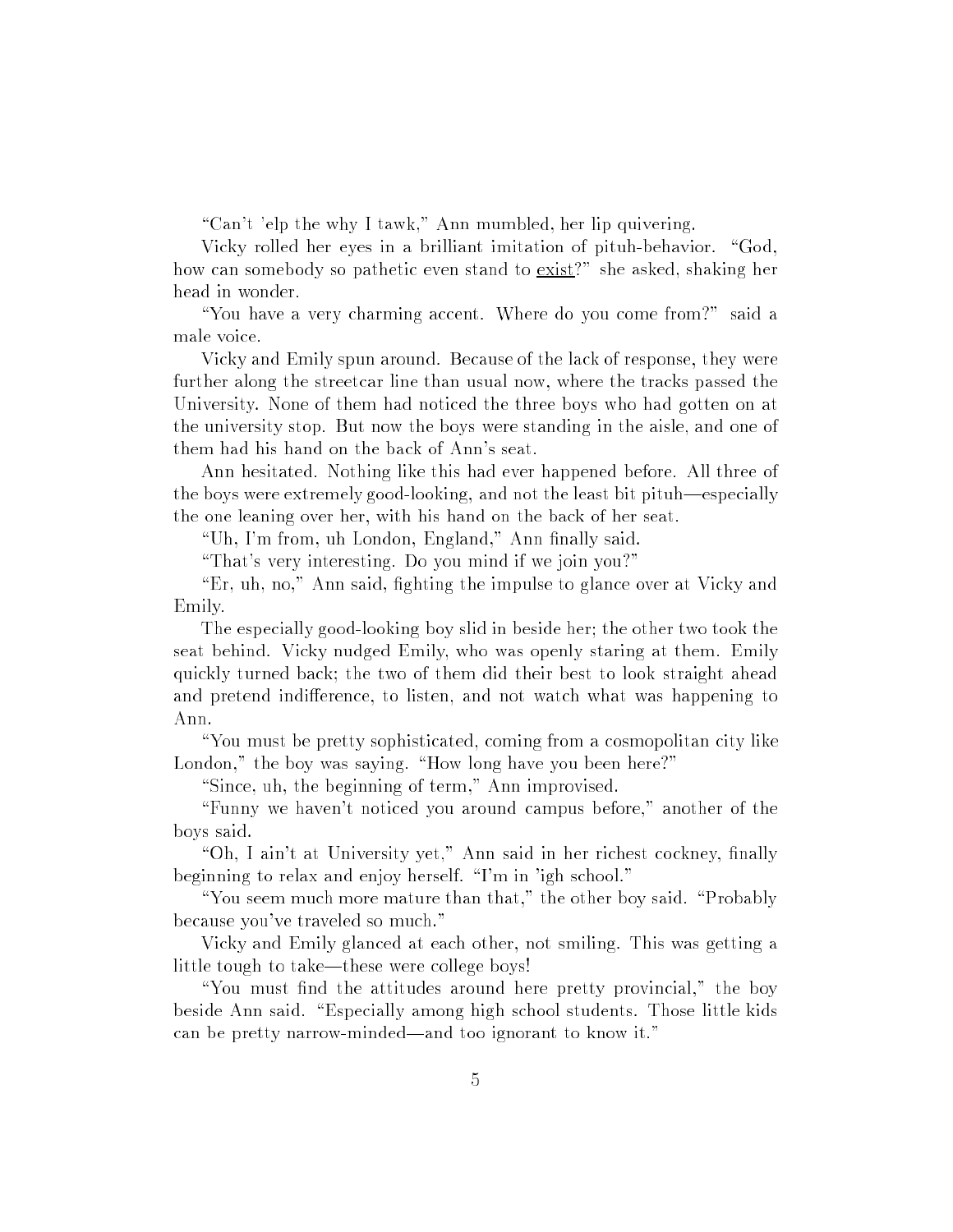"Can't 'elp the why I tawk," Ann mumbled, her lip quivering.

Vicky rolled her eyes in a brilliant imitation of pituh-behavior. "God, how can somebody so pathetic even stand to <u>exist</u>?" she asked, shaking her head in wonder.

"You have a very charming accent. Where do you come from?" said a male voice.

Vicky and Emily spun around. Because of the lack of response, they were further along the streetcar line than usual now, where the tracks passed the University. None of them had noticed the three boys who had gotten on at the university stop. But now the boys were standing in the aisle, and one of them had his hand on the back of Ann's seat.

Ann hesitated. Nothing like this had ever happened before. All three of the boys were extremely good-looking, and not the least bit pituh—especially the one leaning over her, with his hand on the back of her seat.

"Uh, I'm from, uh London, England," Ann finally said.

"That's very interesting. Do you mind if we join you?"

"Er, uh, no," Ann said, fighting the impulse to glance over at Vicky and Emily.

The especially good-looking boy slid in beside her; the other two took the seat behind. Vicky nudged Emily, who was openly staring at them. Emily quickly turned back; the two of them did their best to look straight ahead and pretend indifference, to listen, and not watch what was happening to Ann.

"You must be pretty sophisticated, coming from a cosmopolitan city like London," the boy was saying. "How long have you been here?"

"Since, uh, the beginning of term," Ann improvised.

"Funny we haven't noticed you around campus before," another of the boys said.

"Oh, I ain't at University yet," Ann said in her richest cockney, finally beginning to relax and enjoy herself. "I'm in 'igh school."

"You seem much more mature than that," the other boy said. "Probably because you've traveled so much."

Vicky and Emily glanced at each other, not smiling. This was getting a little tough to take—these were college boys!

"You must find the attitudes around here pretty provincial," the boy beside Ann said. "Especially among high school students. Those little kids can be pretty narrow-minded—and too ignorant to know it."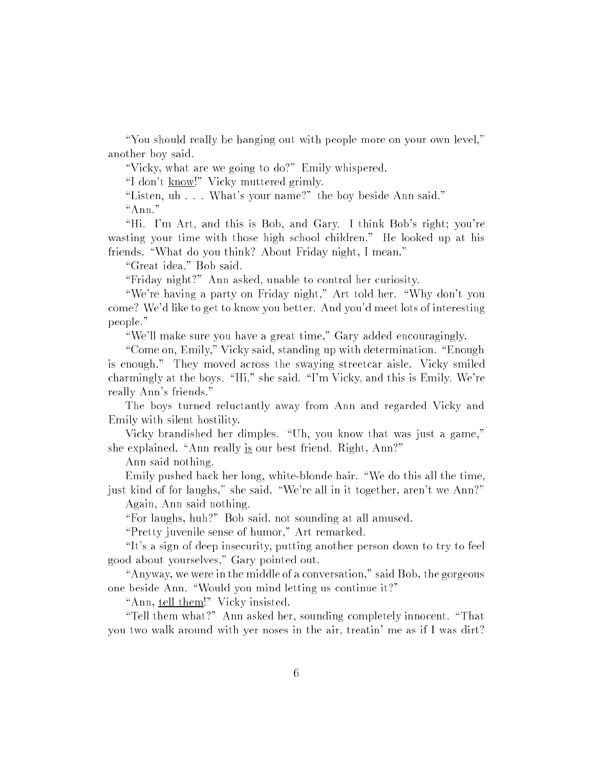"You should really be hanging out with people more on your own level," another boy said.

"Vicky, what are we going to do?" Emily whispered.

"I don't <u>know</u>!" Vicky muttered grimly.

"Listen, uh . . . What's your name?" the boy beside Ann said."

"Ann."

"Hi. I'm Art, and this is Bob, and Gary. I think Bob's right; you're wasting your time with those high school children." He looked up at his friends. "What do you think? About Friday night, I mean."

"Great idea," Bob said.

"Friday night?" Ann asked, unable to control her curiosity.

"We're having a party on Friday night," Art told her. "Why don't you come? We'd like to get to know you better. And you'd meet lots of interesting people."

"We'll make sure you have a great time," Gary added encouragingly.

"Come on, Emily," Vicky said, standing up with determination. "Enough is enough." They moved across the swaying streetcar aisle. Vicky smiled charmingly at the boys. "Hi," she said. "I'm Vicky, and this is Emily. We're really Ann's friends."

The boys turned reluctantly away from Ann and regarded Vicky and Emily with silent hostility.

Vicky brandished her dimples. "Uh, you know that was just a game," she explained. "Ann really <u>is</u> our best friend. Right, Ann?"

Ann said nothing.

Emily pushed back her long, white-blonde hair. "We do this all the time, just kind of for laughs," she said. "We're all in it together, aren't we Ann?"

Again, Ann said nothing.

"For laughs, huh?" Bob said, not sounding at all amused.

"Pretty juvenile sense of humor," Art remarked.

"It's a sign of deep insecurity, putting another person down to try to feel good about yourselves," Gary pointed out.

"Anyway, we were in the middle of a conversation," said Bob, the gorgeous one beside Ann. "Would you mind letting us continue it?"

"Ann, <u>tell them</u>!" Vicky insisted.

"Tell them what?" Ann asked her, sounding completely innocent. "That you two walk around with yer noses in the air, treatin' me as if I was dirt?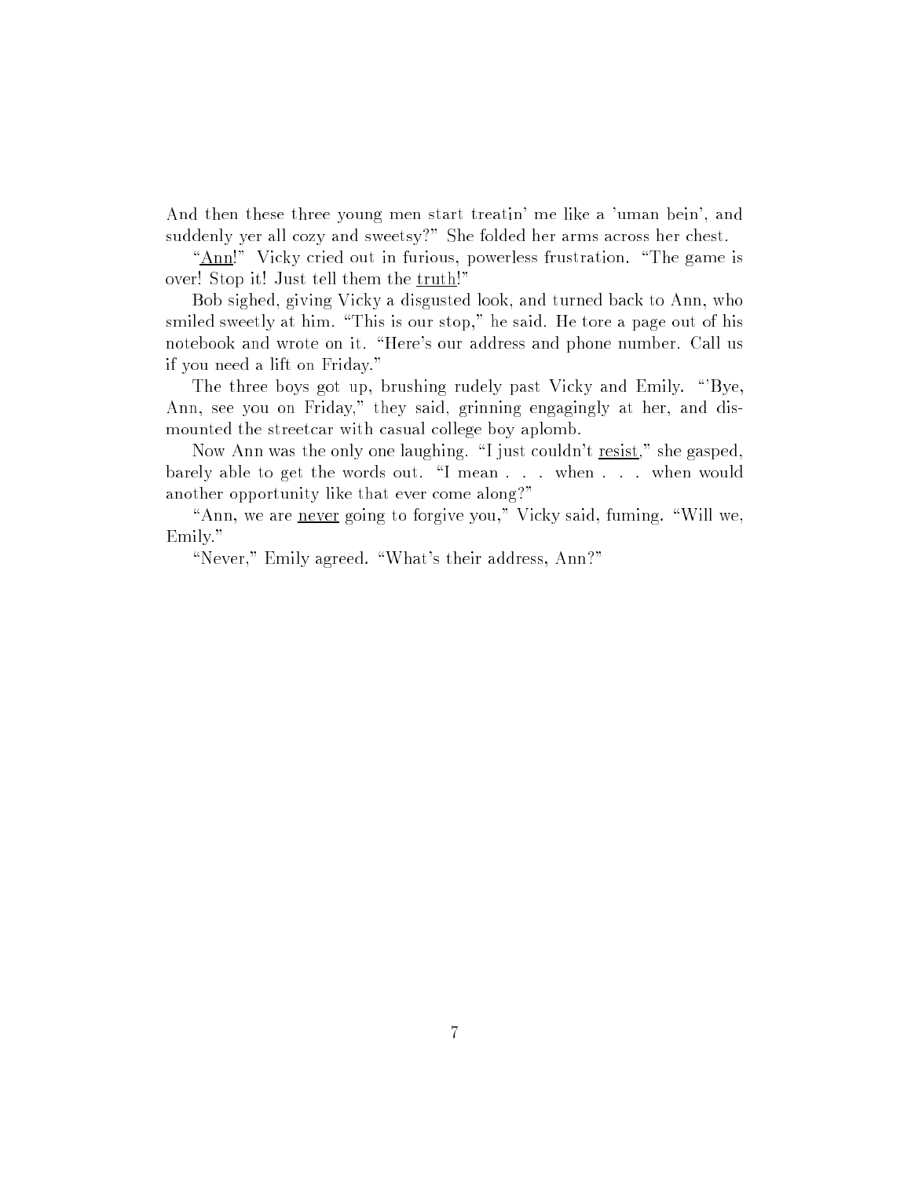And then these three young men start treatin' me like a 'uman bein', and suddenly yer all cozy and sweetsy?" She folded her arms across her chest.

"<u>Ann</u>!" Vicky cried out in furious, powerless frustration. "The game is over! Stop it! Just tell them the <u>truth</u>!"

Bob sighed, giving Vicky a disgusted look, and turned back to Ann, who smiled sweetly at him. "This is our stop," he said. He tore a page out of his notebook and wrote on it. "Here's our address and phone number. Call us if you need a lift on Friday."

The three boys got up, brushing rudely past Vicky and Emily. "'Bye, Ann, see you on Friday," they said, grinning engagingly at her, and dismounted the streetcar with casual college boy aplomb.

Now Ann was the only one laughing. "I just couldn't <u>resist</u>," she gasped, barely able to get the words out. "I mean . . . when . . . when would another opportunity like that ever come along?"

"Ann, we are <u>never</u> going to forgive you," Vicky said, fuming. "Will we, Emily."

"Never," Emily agreed. "What's their address, Ann?"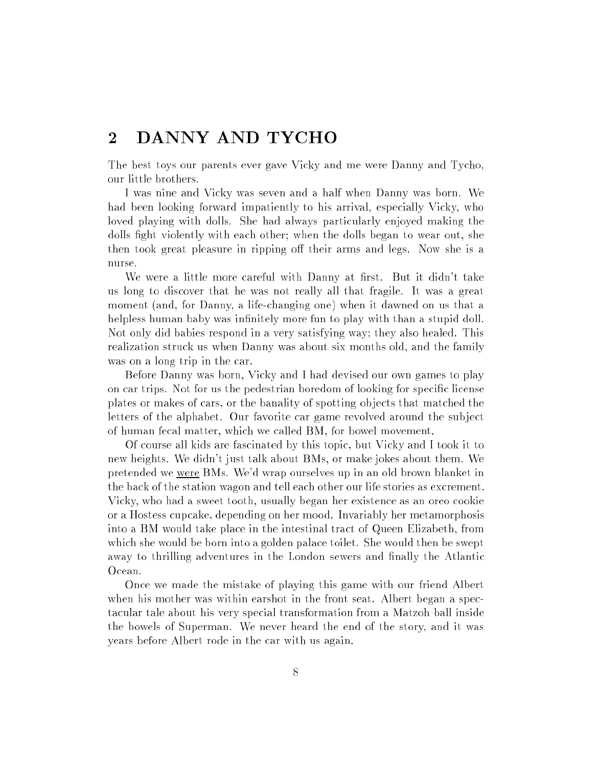## 2 DANNY AND TYCHO

The best toys our parents ever gave Vicky and me were Danny and Tycho, our little brothers.

I was nine and Vicky was seven and a half when Danny was born. We had been looking forward impatiently to his arrival, especially Vicky, who loved playing with dolls. She had always particularly enjoyed making the dolls fight violently with each other; when the dolls began to wear out, she then took great pleasure in ripping off their arms and legs. Now she is a nurse.

We were a little more careful with Danny at first. But it didn't take us long to discover that he was not really all that fragile. It was a great moment (and, for Danny, a life-changing one) when it dawned on us that a helpless human baby was infinitely more fun to play with than a stupid doll. Not only did babies respond in a very satisfying way; they also healed. This realization struck us when Danny was about six months old, and the family was on a long trip in the car.

Before Danny was born, Vicky and I had devised our own games to play on car trips. Not for us the pedestrian boredom of looking for specific license plates or makes of cars, or the banality of spotting objects that matched the letters of the alphabet. Our favorite car game revolved around the subject of human fecal matter, which we called BM, for bowel movement.

Of course all kids are fascinated by this topic, but Vicky and I took it to new heights. We didn't just talk about BMs, or make jokes about them. We pretended we <u>were</u> BMs. We'd wrap ourselves up in an old brown blanket in the back of the station wagon and tell each other our life stories as excrement. Vicky, who had a sweet tooth, usually began her existence as an oreo cookie or a Hostess cupcake, depending on her mood. Invariably her metamorphosis into a BM would take place in the intestinal tract of Queen Elizabeth, from which she would be born into a golden palace toilet. She would then be swept away to thrilling adventures in the London sewers and finally the Atlantic Ocean.

Once we made the mistake of playing this game with our friend Albert when his mother was within earshot in the front seat. Albert began a spectacular tale about his very special transformation from a Matzoh ball inside the bowels of Superman. We never heard the end of the story, and it was years before Albert rode in the car with us again.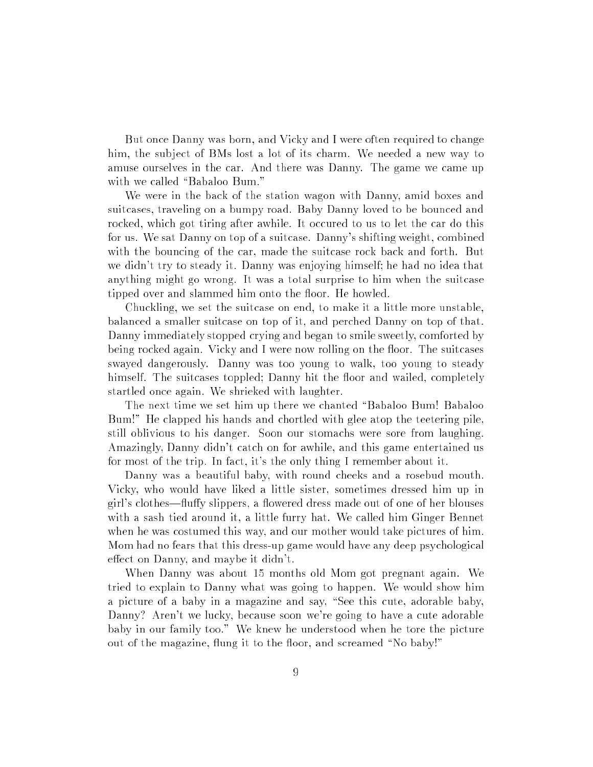But once Danny was born, and Vicky and I were often required to change him, the subject of BMs lost a lot of its charm. We needed a new way to amuse ourselves in the car. And there was Danny. The game we came up with we called "Babaloo Bum."

We were in the back of the station wagon with Danny, amid boxes and suitcases, traveling on a bumpy road. Baby Danny loved to be bounced and rocked, which got tiring after awhile. It occured to us to let the car do this for us. We sat Danny on top of a suitcase. Danny's shifting weight, combined with the bouncing of the car, made the suitcase rock back and forth. But we didn't try to steady it. Danny was enjoying himself; he had no idea that anything might go wrong. It was a total surprise to him when the suitcase tipped over and slammed him onto the floor. He howled.

Chuckling, we set the suitcase on end, to make it a little more unstable, balanced a smaller suitcase on top of it, and perched Danny on top of that. Danny immediately stopped crying and began to smile sweetly, comforted by being rocked again. Vicky and I were now rolling on the floor. The suitcases swayed dangerously. Danny was too young to walk, too young to steady himself. The suitcases toppled; Danny hit the floor and wailed, completely startled once again. We shrieked with laughter.

The next time we set him up there we chanted "Babaloo Bum! Babaloo Bum!" He clapped his hands and chortled with glee atop the teetering pile, still oblivious to his danger. Soon our stomachs were sore from laughing. Amazingly, Danny didn't catch on for awhile, and this game entertained us for most of the trip. In fact, it's the only thing I remember about it.

Danny was a beautiful baby, with round cheeks and a rosebud mouth. Vicky, who would have liked a little sister, sometimes dressed him up in girl's clothes—fluffy slippers, a flowered dress made out of one of her blouses with a sash tied around it, a little furry hat. We called him Ginger Bennet when he was costumed this way, and our mother would take pictures of him. Mom had no fears that this dress-up game would have any deep psychological effect on Danny, and maybe it didn't.

When Danny was about 15 months old Mom got pregnant again. We tried to explain to Danny what was going to happen. We would show him a picture of a baby in a magazine and say, "See this cute, adorable baby, Danny? Aren't we lucky, because soon we're going to have a cute adorable baby in our family too." We knew he understood when he tore the picture out of the magazine, flung it to the floor, and screamed "No baby!"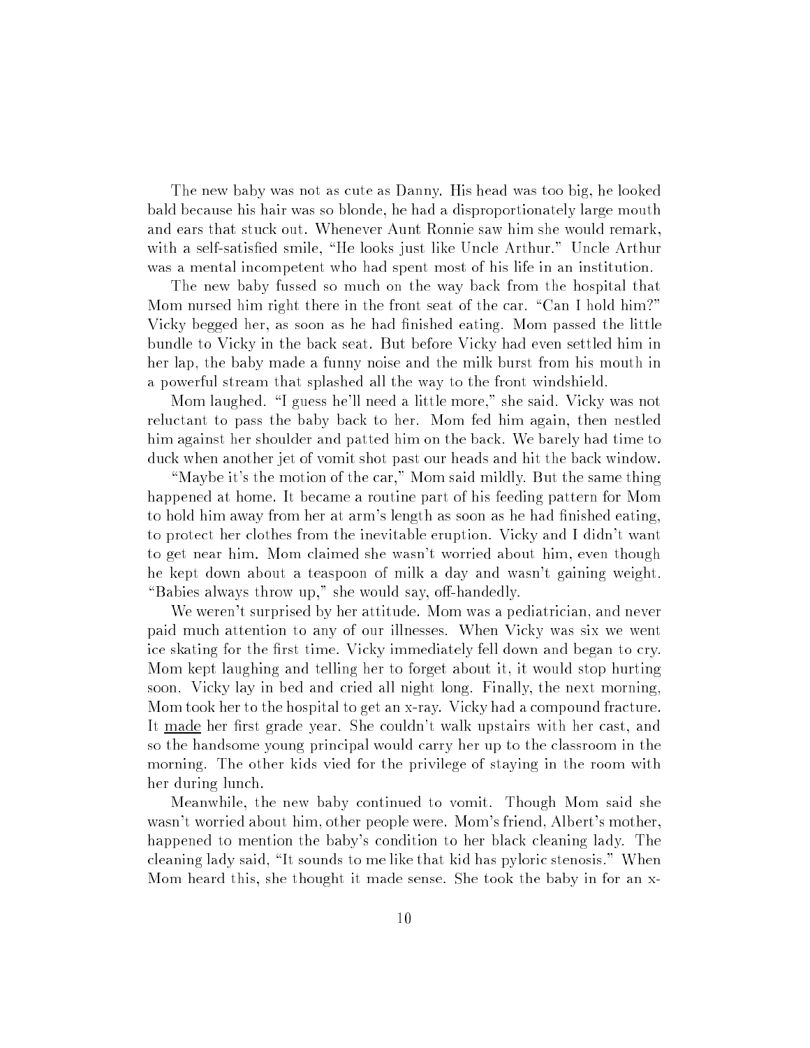The new baby was not as cute as Danny. His head was too big, he looked bald because his hair was so blonde, he had a disproportionately large mouth and ears that stuck out. Whenever Aunt Ronnie saw him she would remark, with a self-satisfied smile, "He looks just like Uncle Arthur." Uncle Arthur was a mental incompetent who had spent most of his life in an institution.

The new baby fussed so much on the way back from the hospital that Mom nursed him right there in the front seat of the car. "Can I hold him?" Vicky begged her, as soon as he had finished eating. Mom passed the little bundle to Vicky in the back seat. But before Vicky had even settled him in her lap, the baby made a funny noise and the milk burst from his mouth in a powerful stream that splashed all the way to the front windshield.

Mom laughed. "I guess he'll need a little more," she said. Vicky was not reluctant to pass the baby back to her. Mom fed him again, then nestled him against her shoulder and patted him on the back. We barely had time to duck when another jet of vomit shot past our heads and hit the back window.

"Maybe it's the motion of the car," Mom said mildly. But the same thing happened at home. It became a routine part of his feeding pattern for Mom to hold him away from her at arm's length as soon as he had finished eating, to protect her clothes from the inevitable eruption. Vicky and I didn't want to get near him. Mom claimed she wasn't worried about him, even though he kept down about a teaspoon of milk a day and wasn't gaining weight. "Babies always throw up," she would say, off-handedly.

We weren't surprised by her attitude. Mom was a pediatrician, and never paid much attention to any of our illnesses. When Vicky was six we went ice skating for the first time. Vicky immediately fell down and began to cry. Mom kept laughing and telling her to forget about it, it would stop hurting soon. Vicky lay in bed and cried all night long. Finally, the next morning, Mom took her to the hospital to get an x-ray. Vicky had a compound fracture. It <u>made</u> her first grade year. She couldn't walk upstairs with her cast, and so the handsome young principal would carry her up to the classroom in the morning. The other kids vied for the privilege of staying in the room with her during lunch.

Meanwhile, the new baby continued to vomit. Though Mom said she wasn't worried about him, other people were. Mom's friend, Albert's mother, happened to mention the baby's condition to her black cleaning lady. The cleaning lady said, "It sounds to me like that kid has pyloric stenosis." When Mom heard this, she thought it made sense. She took the baby in for an x-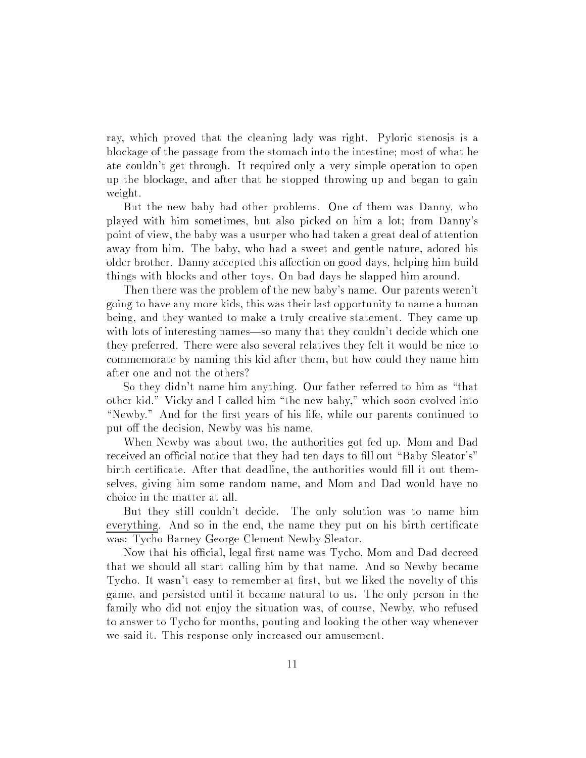ray, which proved that the cleaning lady was right. Pyloric stenosis is a blockage of the passage from the stomach into the intestine; most of what he ate couldn't get through. It required only a very simple operation to open up the blockage, and after that he stopped throwing up and began to gain weight.

But the new baby had other problems. One of them was Danny, who played with him sometimes, but also picked on him a lot; from Danny's point of view, the baby was a usurper who had taken a great deal of attention away from him. The baby, who had a sweet and gentle nature, adored his older brother. Danny accepted this affection on good days, helping him build things with blocks and other toys. On bad days he slapped him around.

Then there was the problem of the new baby's name. Our parents weren't going to have any more kids, this was their last opportunity to name a human being, and they wanted to make a truly creative statement. They came up with lots of interesting names—so many that they couldn't decide which one they preferred. There were also several relatives they felt it would be nice to commemorate by naming this kid after them, but how could they name him after one and not the others?

So they didn't name him anything. Our father referred to him as "that other kid." Vicky and I called him "the new baby," which soon evolved into "Newby." And for the first years of his life, while our parents continued to put off the decision, Newby was his name.

When Newby was about two, the authorities got fed up. Mom and Dad received an official notice that they had ten days to fill out "Baby Sleator's" birth certificate. After that deadline, the authorities would fill it out themselves, giving him some random name, and Mom and Dad would have no choice in the matter at all.

But they still couldn't decide. The only solution was to name him <u>everything</u>. And so in the end, the name they put on his birth certificate was: Tycho Barney George Clement Newby Sleator.

Now that his official, legal first name was Tycho, Mom and Dad decreed that we should all start calling him by that name. And so Newby became Tycho. It wasn't easy to remember at first, but we liked the novelty of this game, and persisted until it became natural to us. The only person in the family who did not enjoy the situation was, of course, Newby, who refused to answer to Tycho for months, pouting and looking the other way whenever we said it. This response only increased our amusement.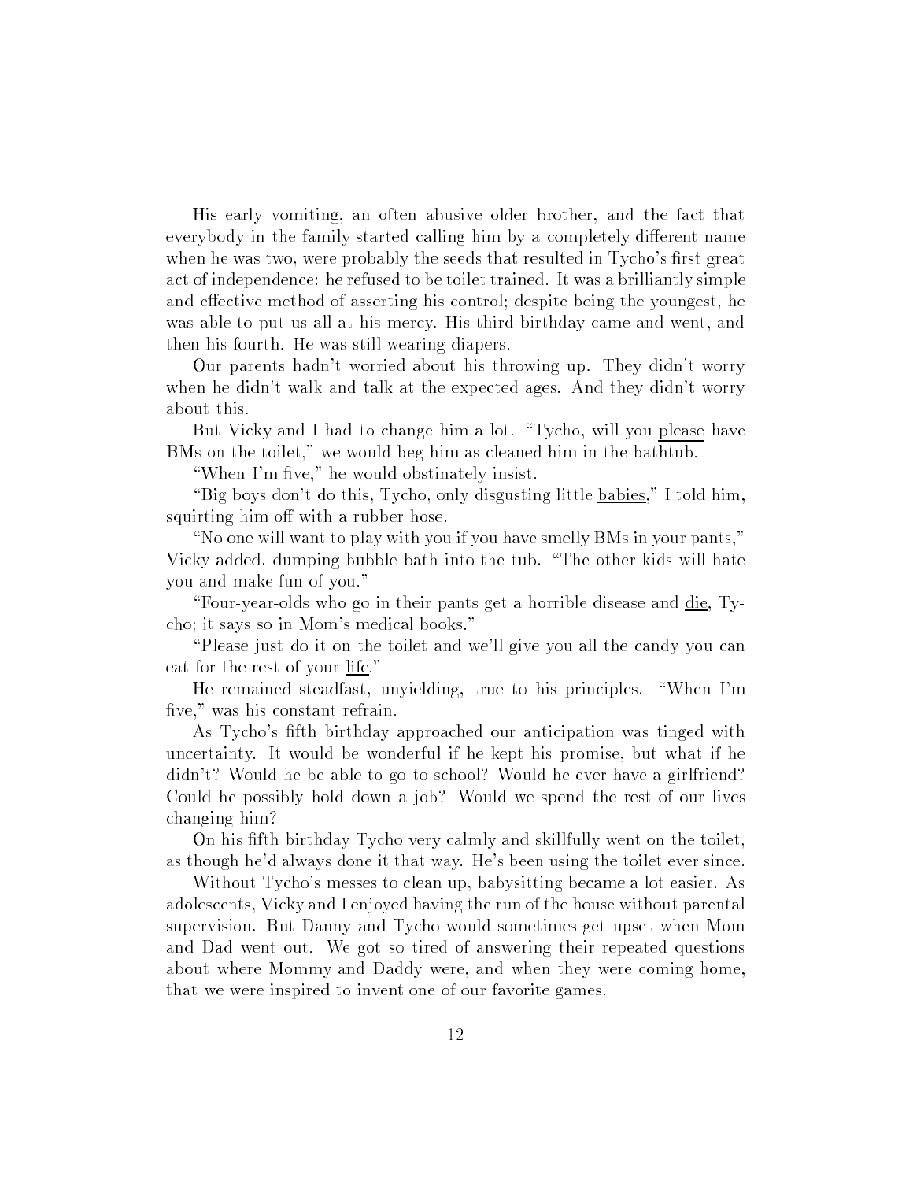His early vomiting, an often abusive older brother, and the fact that everybody in the family started calling him by a completely different name when he was two, were probably the seeds that resulted in Tycho's first great act of independence: he refused to be toilet trained. It was a brilliantly simple and effective method of asserting his control; despite being the youngest, he was able to put us all at his mercy. His third birthday came and went, and then his fourth. He was still wearing diapers.

Our parents hadn't worried about his throwing up. They didn't worry when he didn't walk and talk at the expected ages. And they didn't worry about this.

But Vicky and I had to change him a lot. "Tycho, will you please have BMs on the toilet," we would beg him as cleaned him in the bathtub.

"When I'm five," he would obstinately insist.

"Big boys don't do this, Tycho, only disgusting little babies," I told him, squirting him off with a rubber hose.

"No one will want to play with you if you have smelly BMs in your pants," Vicky added, dumping bubble bath into the tub. "The other kids will hate you and make fun of you."

"Four-year-olds who go in their pants get a horrible disease and die, Tycho; it says so in Mom's medical books."

"Please just do it on the toilet and we'll give you all the candy you can eat for the rest of your life."

He remained steadfast, unyielding, true to his principles. "When I'm five," was his constant refrain.

As Tycho's fifth birthday approached our anticipation was tinged with uncertainty. It would be wonderful if he kept his promise, but what if he didn't? Would he be able to go to school? Would he ever have a girlfriend? Could he possibly hold down a job? Would we spend the rest of our lives changing him?

On his fifth birthday Tycho very calmly and skillfully went on the toilet, as though he'd always done it that way. He's been using the toilet ever since.

Without Tycho's messes to clean up, babysitting became a lot easier. As adolescents, Vicky and I enjoyed having the run of the house without parental supervision. But Danny and Tycho would sometimes get upset when Mom and Dad went out. We got so tired of answering their repeated questions about where Mommy and Daddy were, and when they were coming home, that we were inspired to invent one of our favorite games.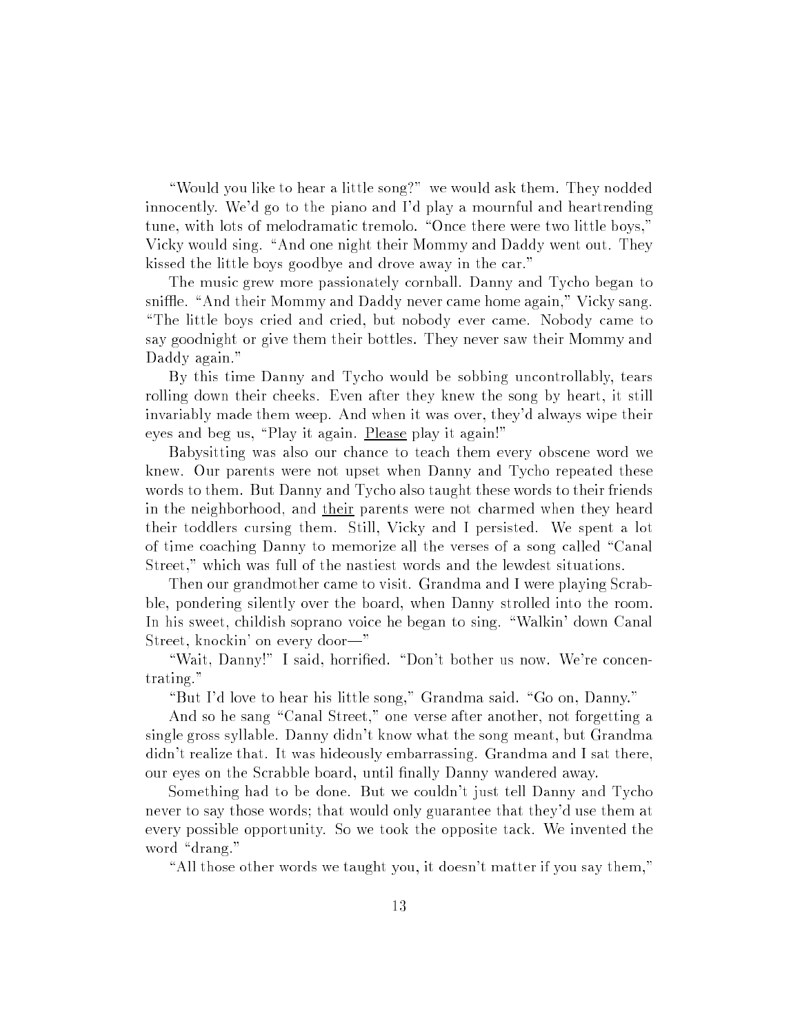"Would you like to hear a little song?" we would ask them. They nodded innocently. We'd go to the piano and I'd play a mournful and heartrending tune, with lots of melodramatic tremolo. "Once there were two little boys," Vicky would sing. "And one night their Mommy and Daddy went out. They kissed the little boys goodbye and drove away in the car."

The music grew more passionately cornball. Danny and Tycho began to sniffle. "And their Mommy and Daddy never came home again," Vicky sang. "The little boys cried and cried, but nobody ever came. Nobody came to say goodnight or give them their bottles. They never saw their Mommy and Daddy again."

By this time Danny and Tycho would be sobbing uncontrollably, tears rolling down their cheeks. Even after they knew the song by heart, it still invariably made them weep. And when it was over, they'd always wipe their eyes and beg us, "Play it again. <u>Please</u> play it again!"

Babysitting was also our chance to teach them every obscene word we knew. Our parents were not upset when Danny and Tycho repeated these words to them. But Danny and Tycho also taught these words to their friends in the neighborhood, and <u>their</u> parents were not charmed when they heard their toddlers cursing them. Still, Vicky and I persisted. We spent a lot of time coaching Danny to memorize all the verses of a song called "Canal Street," which was full of the nastiest words and the lewdest situations.

Then our grandmother came to visit. Grandma and I were playing Scrabble, pondering silently over the board, when Danny strolled into the room. In his sweet, childish soprano voice he began to sing. "Walkin' down Canal Street, knockin' on every door—"

"Wait, Danny!" I said, horrified. "Don't bother us now. We're concentrating."

"But I'd love to hear his little song," Grandma said. "Go on, Danny."

And so he sang "Canal Street," one verse after another, not forgetting a single gross syllable. Danny didn't know what the song meant, but Grandma didn't realize that. It was hideously embarrassing. Grandma and I sat there, our eyes on the Scrabble board, until finally Danny wandered away.

Something had to be done. But we couldn't just tell Danny and Tycho never to say those words; that would only guarantee that they'd use them at every possible opportunity. So we took the opposite tack. We invented the word "drang."

"All those other words we taught you, it doesn't matter if you say them,"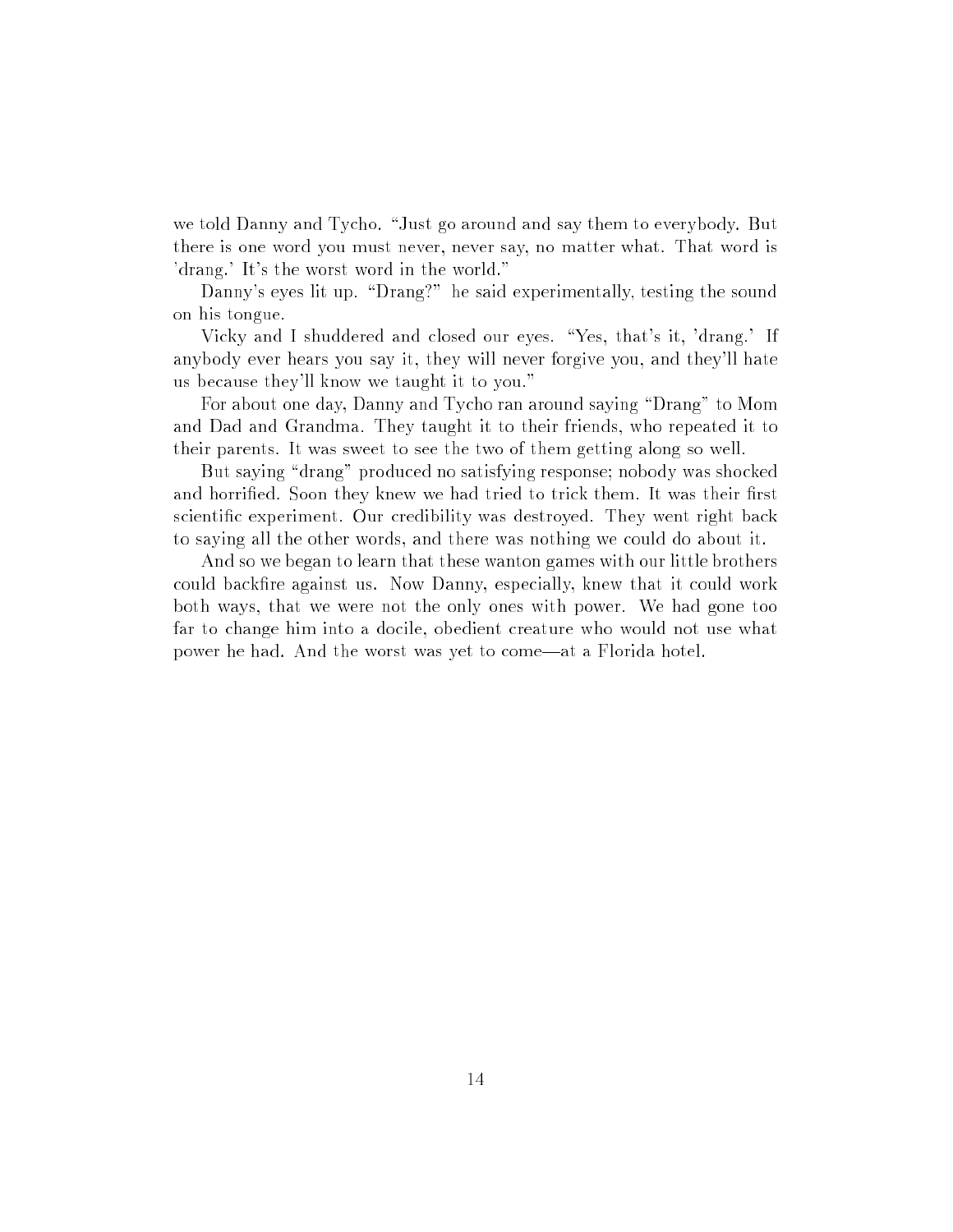we told Danny and Tycho. "Just go around and say them to everybody. But there is one word you must never, never say, no matter what. That word is 'drang.' It's the worst word in the world."

Danny's eyes lit up. "Drang?" he said experimentally, testing the sound on his tongue.

Vicky and I shuddered and closed our eyes. "Yes, that's it, 'drang.' If anybody ever hears you say it, they will never forgive you, and they'll hate us because they'll know we taught it to you."

For about one day, Danny and Tycho ran around saying "Drang" to Mom and Dad and Grandma. They taught it to their friends, who repeated it to their parents. It was sweet to see the two of them getting along so well.

But saying "drang" produced no satisfying response; nobody was shocked and horrified. Soon they knew we had tried to trick them. It was their first scientific experiment. Our credibility was destroyed. They went right back to saying all the other words, and there was nothing we could do about it.

And so we began to learn that these wanton games with our little brothers could backfire against us. Now Danny, especially, knew that it could work both ways, that we were not the only ones with power. We had gone too far to change him into a docile, obedient creature who would not use what power he had. And the worst was yet to come—at a Florida hotel.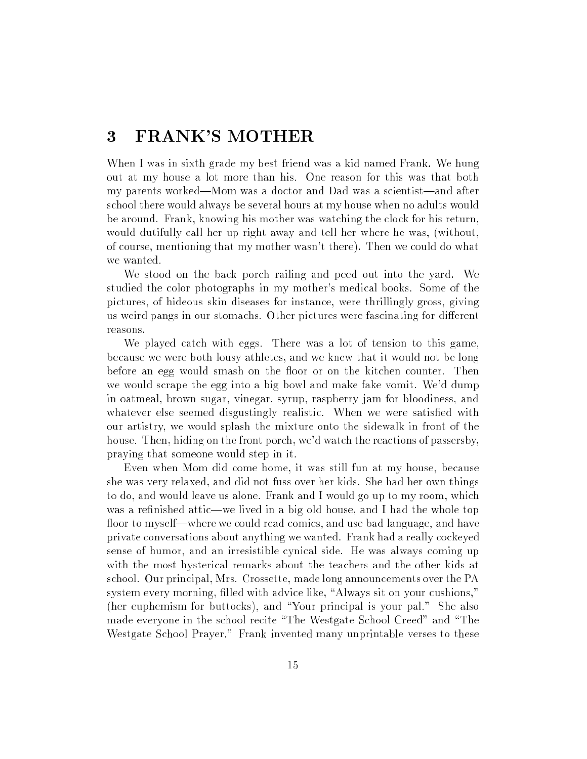# 3 FRANK'S MOTHER

When I was in sixth grade my best friend was a kid named Frank. We hung out at my house a lot more than his. One reason for this was that both my parents worked—Mom was a doctor and Dad was a scientist—and after school there would always be several hours at my house when no adults would be around. Frank, knowing his mother was watching the clock for his return, would dutifully call her up right away and tell her where he was, (without, of course, mentioning that my mother wasn't there). Then we could do what we wanted.

We stood on the back porch railing and peed out into the yard. We studied the color photographs in my mother's medical books. Some of the pictures, of hideous skin diseases for instance, were thrillingly gross, giving us weird pangs in our stomachs. Other pictures were fascinating for different reasons.

We played catch with eggs. There was a lot of tension to this game, because we were both lousy athletes, and we knew that it would not be long before an egg would smash on the floor or on the kitchen counter. Then we would scrape the egg into a big bowl and make fake vomit. We'd dump in oatmeal, brown sugar, vinegar, syrup, raspberry jam for bloodiness, and whatever else seemed disgustingly realistic. When we were satisfied with our artistry, we would splash the mixture onto the sidewalk in front of the house. Then, hiding on the front porch, we'd watch the reactions of passersby, praying that someone would step in it.

Even when Mom did come home, it was still fun at my house, because she was very relaxed, and did not fuss over her kids. She had her own things to do, and would leave us alone. Frank and I would go up to my room, which was a refinished attic—we lived in a big old house, and I had the whole top floor to myself—where we could read comics, and use bad language, and have private conversations about anything we wanted. Frank had a really cockeyed sense of humor, and an irresistible cynical side. He was always coming up with the most hysterical remarks about the teachers and the other kids at school. Our principal, Mrs. Crossette, made long announcements over the PA system every morning, filled with advice like, "Always sit on your cushions," (her euphemism for buttocks), and "Your principal is your pal." She also made everyone in the school recite "The Westgate School Creed" and "The Westgate School Prayer." Frank invented many unprintable verses to these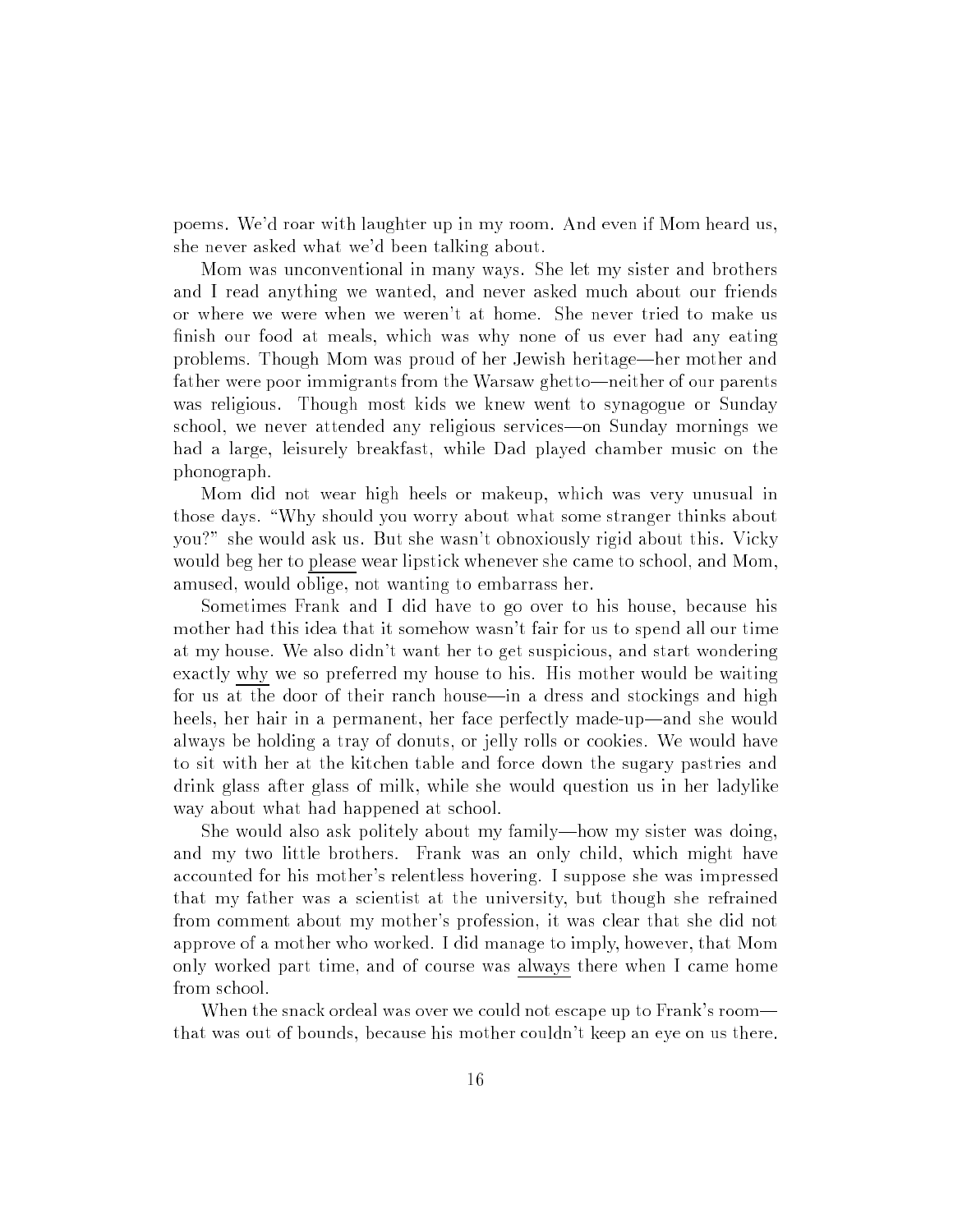poems. We'd roar with laughter up in my room. And even if Mom heard us, she never asked what we'd been talking about.

Mom was unconventional in many ways. She let my sister and brothers and I read anything we wanted, and never asked much about our friends or where we were when we weren't at home. She never tried to make us finish our food at meals, which was why none of us ever had any eating problems. Though Mom was proud of her Jewish heritage—her mother and father were poor immigrants from the Warsaw ghetto—neither of our parents was religious. Though most kids we knew went to synagogue or Sunday school, we never attended any religious services—on Sunday mornings we had a large, leisurely breakfast, while Dad played chamber music on the phonograph.

Mom did not wear high heels or makeup, which was very unusual in those days. "Why should you worry about what some stranger thinks about you?" she would ask us. But she wasn't obnoxiously rigid about this. Vicky would beg her to please wear lipstick whenever she came to school, and Mom, amused, would oblige, not wanting to embarrass her.

Sometimes Frank and I did have to go over to his house, because his mother had this idea that it somehow wasn't fair for us to spend all our time at my house. We also didn't want her to get suspicious, and start wondering exactly why we so preferred my house to his. His mother would be waiting for us at the door of their ranch house—in a dress and stockings and high heels, her hair in a permanent, her face perfectly made-up—and she would always be holding a tray of donuts, or jelly rolls or cookies. We would have to sit with her at the kitchen table and force down the sugary pastries and drink glass after glass of milk, while she would question us in her ladylike way about what had happened at school.

She would also ask politely about my family—how my sister was doing, and my two little brothers. Frank was an only child, which might have accounted for his mother's relentless hovering. I suppose she was impressed that my father was a scientist at the university, but though she refrained from comment about my mother's profession, it was clear that she did not approve of a mother who worked. I did manage to imply, however, that Mom only worked part time, and of course was always there when I came home from school.

When the snack ordeal was over we could not escape up to Frank's room—that was out of bounds, because his mother couldn't keep an eye on us there.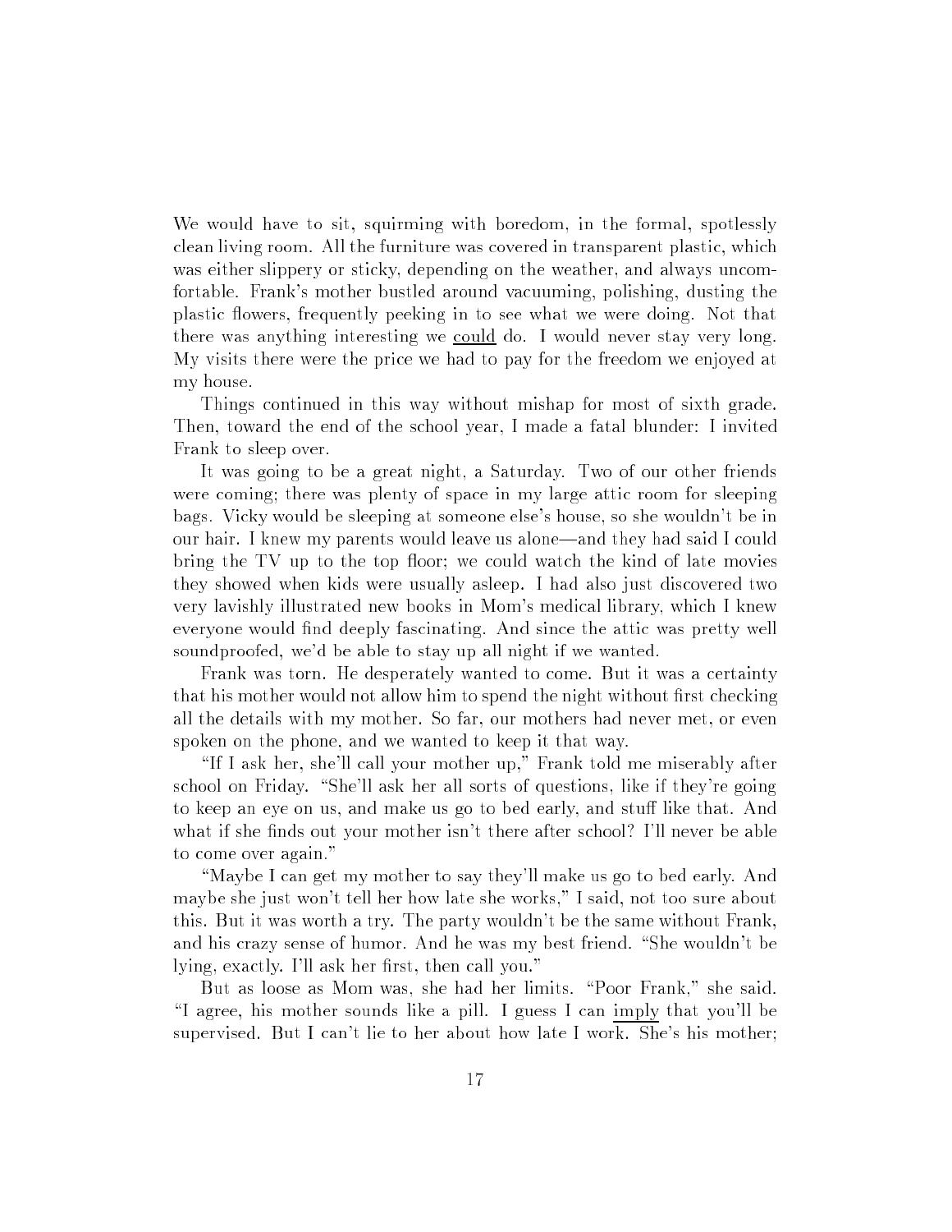We would have to sit, squirming with boredom, in the formal, spotlessly clean living room. All the furniture was covered in transparent plastic, which was either slippery or sticky, depending on the weather, and always uncomfortable. Frank's mother bustled around vacuuming, polishing, dusting the plastic flowers, frequently peeking in to see what we were doing. Not that there was anything interesting we <u>could</u> do. I would never stay very long. My visits there were the price we had to pay for the freedom we enjoyed at my house.

Things continued in this way without mishap for most of sixth grade. Then, toward the end of the school year, I made a fatal blunder: I invited Frank to sleep over.

It was going to be a great night, a Saturday. Two of our other friends were coming; there was plenty of space in my large attic room for sleeping bags. Vicky would be sleeping at someone else's house, so she wouldn't be in our hair. I knew my parents would leave us alone—and they had said I could bring the TV up to the top floor; we could watch the kind of late movies they showed when kids were usually asleep. I had also just discovered two very lavishly illustrated new books in Mom's medical library, which I knew everyone would find deeply fascinating. And since the attic was pretty well soundproofed, we'd be able to stay up all night if we wanted.

Frank was torn. He desperately wanted to come. But it was a certainty that his mother would not allow him to spend the night without first checking all the details with my mother. So far, our mothers had never met, or even spoken on the phone, and we wanted to keep it that way.

"If I ask her, she'll call your mother up," Frank told me miserably after school on Friday. "She'll ask her all sorts of questions, like if they're going to keep an eye on us, and make us go to bed early, and stuff like that. And what if she finds out your mother isn't there after school? I'll never be able to come over again."

"Maybe I can get my mother to say they'll make us go to bed early. And maybe she just won't tell her how late she works," I said, not too sure about this. But it was worth a try. The party wouldn't be the same without Frank, and his crazy sense of humor. And he was my best friend. "She wouldn't be lying, exactly. I'll ask her first, then call you."

But as loose as Mom was, she had her limits. "Poor Frank," she said. "I agree, his mother sounds like a pill. I guess I can <u>imply</u> that you'll be supervised. But I can't lie to her about how late I work. She's his mother;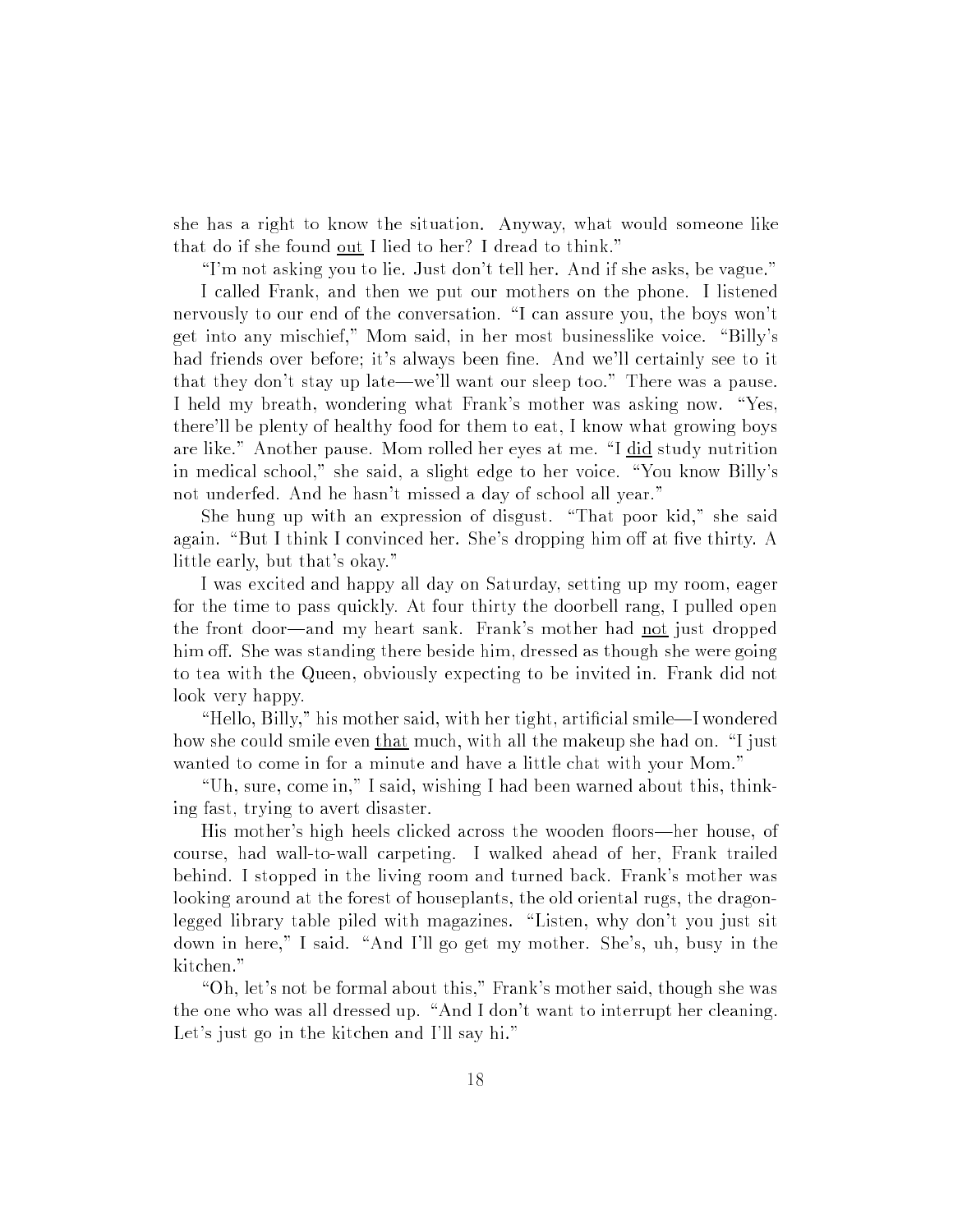she has a right to know the situation. Anyway, what would someone like that do if she found <u>out</u> I lied to her? I dread to think."

"I'm not asking you to lie. Just don't tell her. And if she asks, be vague."

I called Frank, and then we put our mothers on the phone. I listened nervously to our end of the conversation. "I can assure you, the boys won't get into any mischief," Mom said, in her most businesslike voice. "Billy's had friends over before; it's always been fine. And we'll certainly see to it that they don't stay up late—we'll want our sleep too." There was a pause. I held my breath, wondering what Frank's mother was asking now. "Yes, there'll be plenty of healthy food for them to eat, I know what growing boys are like." Another pause. Mom rolled her eyes at me. "I <u>did</u> study nutrition in medical school," she said, a slight edge to her voice. "You know Billy's not underfed. And he hasn't missed a day of school all year."

She hung up with an expression of disgust. "That poor kid," she said again. "But I think I convinced her. She's dropping him off at five thirty. A little early, but that's okay."

I was excited and happy all day on Saturday, setting up my room, eager for the time to pass quickly. At four thirty the doorbell rang, I pulled open the front door—and my heart sank. Frank's mother had <u>not</u> just dropped him off. She was standing there beside him, dressed as though she were going to tea with the Queen, obviously expecting to be invited in. Frank did not look very happy.

"Hello, Billy," his mother said, with her tight, artificial smile—I wondered how she could smile even <u>that</u> much, with all the makeup she had on. "I just wanted to come in for a minute and have a little chat with your Mom."

"Uh, sure, come in," I said, wishing I had been warned about this, thinking fast, trying to avert disaster.

His mother's high heels clicked across the wooden floors—her house, of course, had wall-to-wall carpeting. I walked ahead of her, Frank trailed behind. I stopped in the living room and turned back. Frank's mother was looking around at the forest of houseplants, the old oriental rugs, the dragon-legged library table piled with magazines. "Listen, why don't you just sit down in here," I said. "And I'll go get my mother. She's, uh, busy in the kitchen."

"Oh, let's not be formal about this," Frank's mother said, though she was the one who was all dressed up. "And I don't want to interrupt her cleaning. Let's just go in the kitchen and I'll say hi."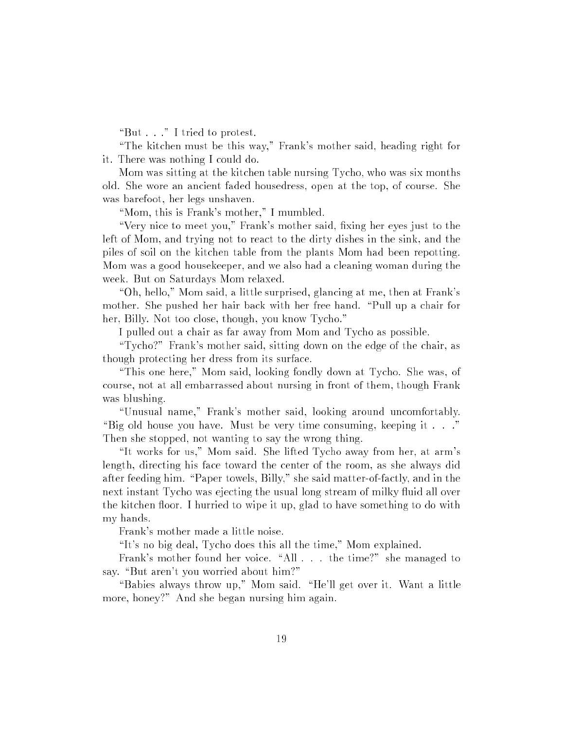"But . . ." I tried to protest.

"The kitchen must be this way," Frank's mother said, heading right for it. There was nothing I could do.

Mom was sitting at the kitchen table nursing Tycho, who was six months old. She wore an ancient faded housedress, open at the top, of course. She was barefoot, her legs unshaven.

"Mom, this is Frank's mother," I mumbled.

"Very nice to meet you," Frank's mother said, fixing her eyes just to the left of Mom, and trying not to react to the dirty dishes in the sink, and the piles of soil on the kitchen table from the plants Mom had been repotting. Mom was a good housekeeper, and we also had a cleaning woman during the week. But on Saturdays Mom relaxed.

"Oh, hello," Mom said, a little surprised, glancing at me, then at Frank's mother. She pushed her hair back with her free hand. "Pull up a chair for her, Billy. Not too close, though, you know Tycho."

I pulled out a chair as far away from Mom and Tycho as possible.

"Tycho?" Frank's mother said, sitting down on the edge of the chair, as though protecting her dress from its surface.

"This one here," Mom said, looking fondly down at Tycho. She was, of course, not at all embarrassed about nursing in front of them, though Frank was blushing.

"Unusual name," Frank's mother said, looking around uncomfortably. "Big old house you have. Must be very time consuming, keeping it . . ." Then she stopped, not wanting to say the wrong thing.

"It works for us," Mom said. She lifted Tycho away from her, at arm's length, directing his face toward the center of the room, as she always did after feeding him. "Paper towels, Billy," she said matter-of-factly, and in the next instant Tycho was ejecting the usual long stream of milky fluid all over the kitchen floor. I hurried to wipe it up, glad to have something to do with my hands.

Frank's mother made a little noise.

"It's no big deal, Tycho does this all the time," Mom explained.

Frank's mother found her voice. "All . . . the time?" she managed to say. "But aren't you worried about him?"

"Babies always throw up," Mom said. "He'll get over it. Want a little more, honey?" And she began nursing him again.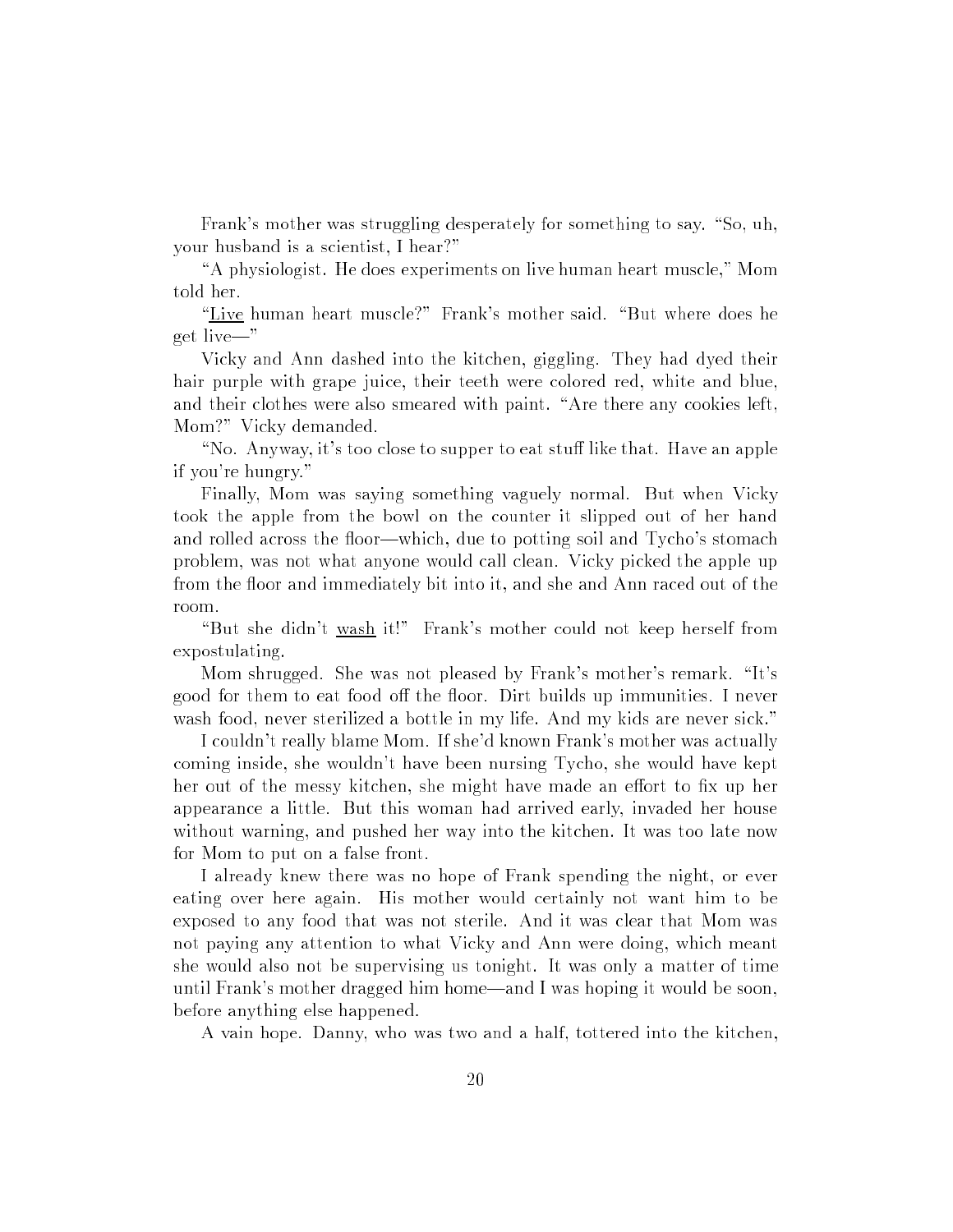Frank's mother was struggling desperately for something to say. "So, uh, your husband is a scientist, I hear?"

"A physiologist. He does experiments on live human heart muscle," Mom told her.

"<u>Live</u> human heart muscle?" Frank's mother said. "But where does he get live—"

Vicky and Ann dashed into the kitchen, giggling. They had dyed their hair purple with grape juice, their teeth were colored red, white and blue, and their clothes were also smeared with paint. "Are there any cookies left, Mom?" Vicky demanded.

"No. Anyway, it's too close to supper to eat stuff like that. Have an apple if you're hungry."

Finally, Mom was saying something vaguely normal. But when Vicky took the apple from the bowl on the counter it slipped out of her hand and rolled across the floor—which, due to potting soil and Tycho's stomach problem, was not what anyone would call clean. Vicky picked the apple up from the floor and immediately bit into it, and she and Ann raced out of the room.

"But she didn't <u>wash</u> it!" Frank's mother could not keep herself from expostulating.

Mom shrugged. She was not pleased by Frank's mother's remark. "It's good for them to eat food off the floor. Dirt builds up immunities. I never wash food, never sterilized a bottle in my life. And my kids are never sick."

I couldn't really blame Mom. If she'd known Frank's mother was actually coming inside, she wouldn't have been nursing Tycho, she would have kept her out of the messy kitchen, she might have made an effort to fix up her appearance a little. But this woman had arrived early, invaded her house without warning, and pushed her way into the kitchen. It was too late now for Mom to put on a false front.

I already knew there was no hope of Frank spending the night, or ever eating over here again. His mother would certainly not want him to be exposed to any food that was not sterile. And it was clear that Mom was not paying any attention to what Vicky and Ann were doing, which meant she would also not be supervising us tonight. It was only a matter of time until Frank's mother dragged him home—and I was hoping it would be soon, before anything else happened.

A vain hope. Danny, who was two and a half, tottered into the kitchen,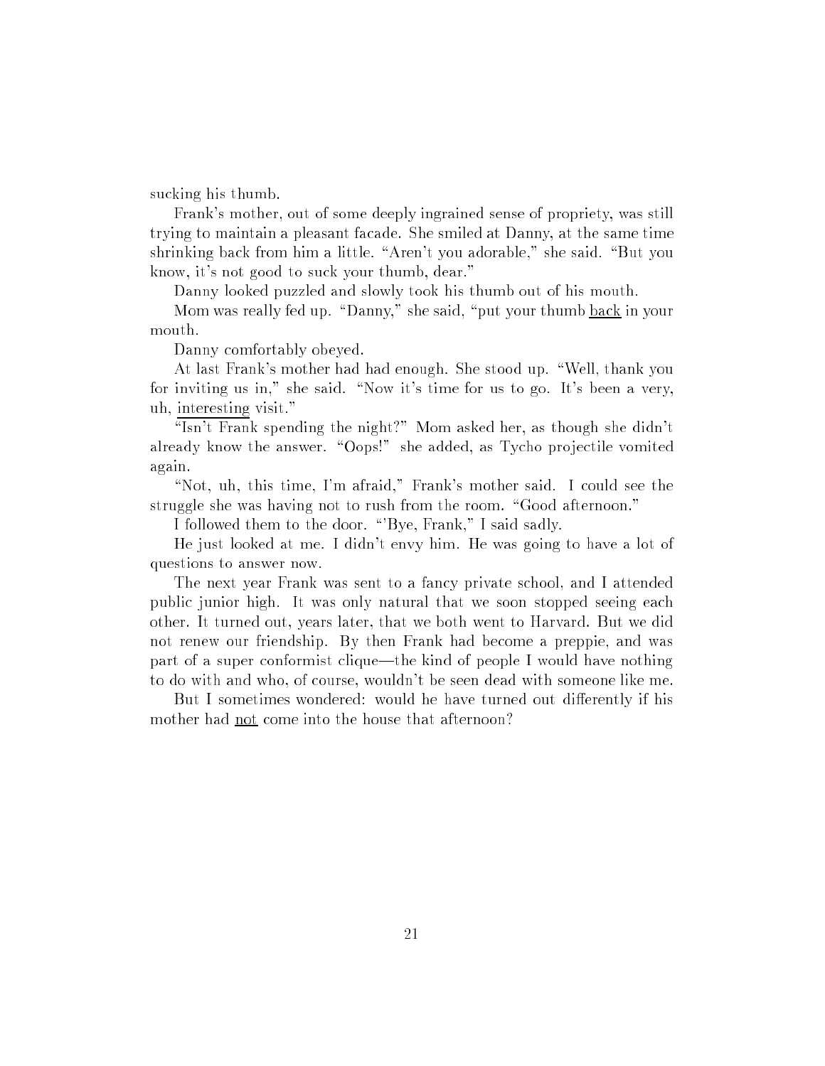sucking his thumb.

Frank's mother, out of some deeply ingrained sense of propriety, was still trying to maintain a pleasant facade. She smiled at Danny, at the same time shrinking back from him a little. "Aren't you adorable," she said. "But you know, it's not good to suck your thumb, dear."

Danny looked puzzled and slowly took his thumb out of his mouth.

Mom was really fed up. "Danny," she said, "put your thumb <u>back</u> in your mouth.

Danny comfortably obeyed.

At last Frank's mother had had enough. She stood up. "Well, thank you for inviting us in," she said. "Now it's time for us to go. It's been a very, uh, <u>interesting</u> visit."

"Isn't Frank spending the night?" Mom asked her, as though she didn't already know the answer. "Oops!" she added, as Tycho projectile vomited again.

"Not, uh, this time, I'm afraid," Frank's mother said. I could see the struggle she was having not to rush from the room. "Good afternoon."

I followed them to the door. "'Bye, Frank," I said sadly.

He just looked at me. I didn't envy him. He was going to have a lot of questions to answer now.

The next year Frank was sent to a fancy private school, and I attended public junior high. It was only natural that we soon stopped seeing each other. It turned out, years later, that we both went to Harvard. But we did not renew our friendship. By then Frank had become a preppie, and was part of a super conformist clique—the kind of people I would have nothing to do with and who, of course, wouldn't be seen dead with someone like me.

But I sometimes wondered: would he have turned out differently if his mother had <u>not</u> come into the house that afternoon?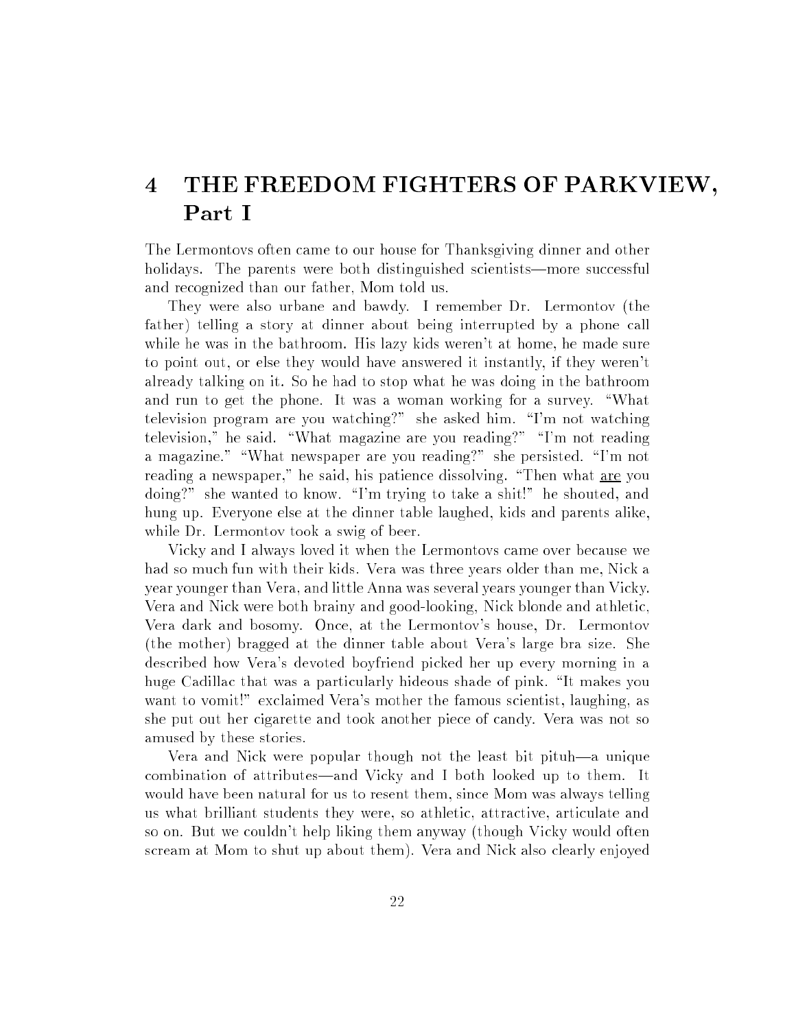# 4 THE FREEDOM FIGHTERS OF PARKVIEW, Part I

The Lermontovs often came to our house for Thanksgiving dinner and other holidays. The parents were both distinguished scientists—more successful and recognized than our father, Mom told us.

They were also urbane and bawdy. I remember Dr. Lermontov (the father) telling a story at dinner about being interrupted by a phone call while he was in the bathroom. His lazy kids weren't at home, he made sure to point out, or else they would have answered it instantly, if they weren't already talking on it. So he had to stop what he was doing in the bathroom and run to get the phone. It was a woman working for a survey. "What television program are you watching?" she asked him. "I'm not watching television," he said. "What magazine are you reading?" "I'm not reading a magazine." "What newspaper are you reading?" she persisted. "I'm not reading a newspaper," he said, his patience dissolving. "Then what <u>are</u> you doing?" she wanted to know. "I'm trying to take a shit!" he shouted, and hung up. Everyone else at the dinner table laughed, kids and parents alike, while Dr. Lermontov took a swig of beer.

Vicky and I always loved it when the Lermontovs came over because we had so much fun with their kids. Vera was three years older than me, Nick a year younger than Vera, and little Anna was several years younger than Vicky. Vera and Nick were both brainy and good-looking, Nick blonde and athletic, Vera dark and bosomy. Once, at the Lermontov's house, Dr. Lermontov (the mother) bragged at the dinner table about Vera's large bra size. She described how Vera's devoted boyfriend picked her up every morning in a huge Cadillac that was a particularly hideous shade of pink. "It makes you want to vomit!" exclaimed Vera's mother the famous scientist, laughing, as she put out her cigarette and took another piece of candy. Vera was not so amused by these stories.

Vera and Nick were popular though not the least bit pituh—a unique combination of attributes—and Vicky and I both looked up to them. It would have been natural for us to resent them, since Mom was always telling us what brilliant students they were, so athletic, attractive, articulate and so on. But we couldn't help liking them anyway (though Vicky would often scream at Mom to shut up about them). Vera and Nick also clearly enjoyed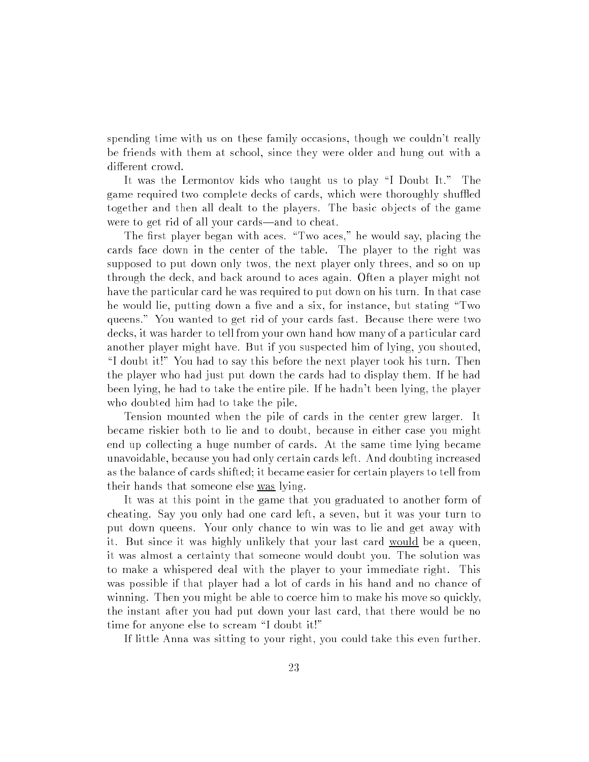spending time with us on these family occasions, though we couldn't really be friends with them at school, since they were older and hung out with a different crowd.

It was the Lermontov kids who taught us to play "I Doubt It." The game required two complete decks of cards, which were thoroughly shuffled together and then all dealt to the players. The basic objects of the game were to get rid of all your cards—and to cheat.

The first player began with aces. "Two aces," he would say, placing the cards face down in the center of the table. The player to the right was supposed to put down only twos, the next player only threes, and so on up through the deck, and back around to aces again. Often a player might not have the particular card he was required to put down on his turn. In that case he would lie, putting down a five and a six, for instance, but stating "Two queens." You wanted to get rid of your cards fast. Because there were two decks, it was harder to tell from your own hand how many of a particular card another player might have. But if you suspected him of lying, you shouted, "I doubt it!" You had to say this before the next player took his turn. Then the player who had just put down the cards had to display them. If he had been lying, he had to take the entire pile. If he hadn't been lying, the player who doubted him had to take the pile.

Tension mounted when the pile of cards in the center grew larger. It became riskier both to lie and to doubt, because in either case you might end up collecting a huge number of cards. At the same time lying became unavoidable, because you had only certain cards left. And doubting increased as the balance of cards shifted; it became easier for certain players to tell from their hands that someone else <u>was</u> lying.

It was at this point in the game that you graduated to another form of cheating. Say you only had one card left, a seven, but it was your turn to put down queens. Your only chance to win was to lie and get away with it. But since it was highly unlikely that your last card <u>would</u> be a queen, it was almost a certainty that someone would doubt you. The solution was to make a whispered deal with the player to your immediate right. This was possible if that player had a lot of cards in his hand and no chance of winning. Then you might be able to coerce him to make his move so quickly, the instant after you had put down your last card, that there would be no time for anyone else to scream "I doubt it!"

If little Anna was sitting to your right, you could take this even further.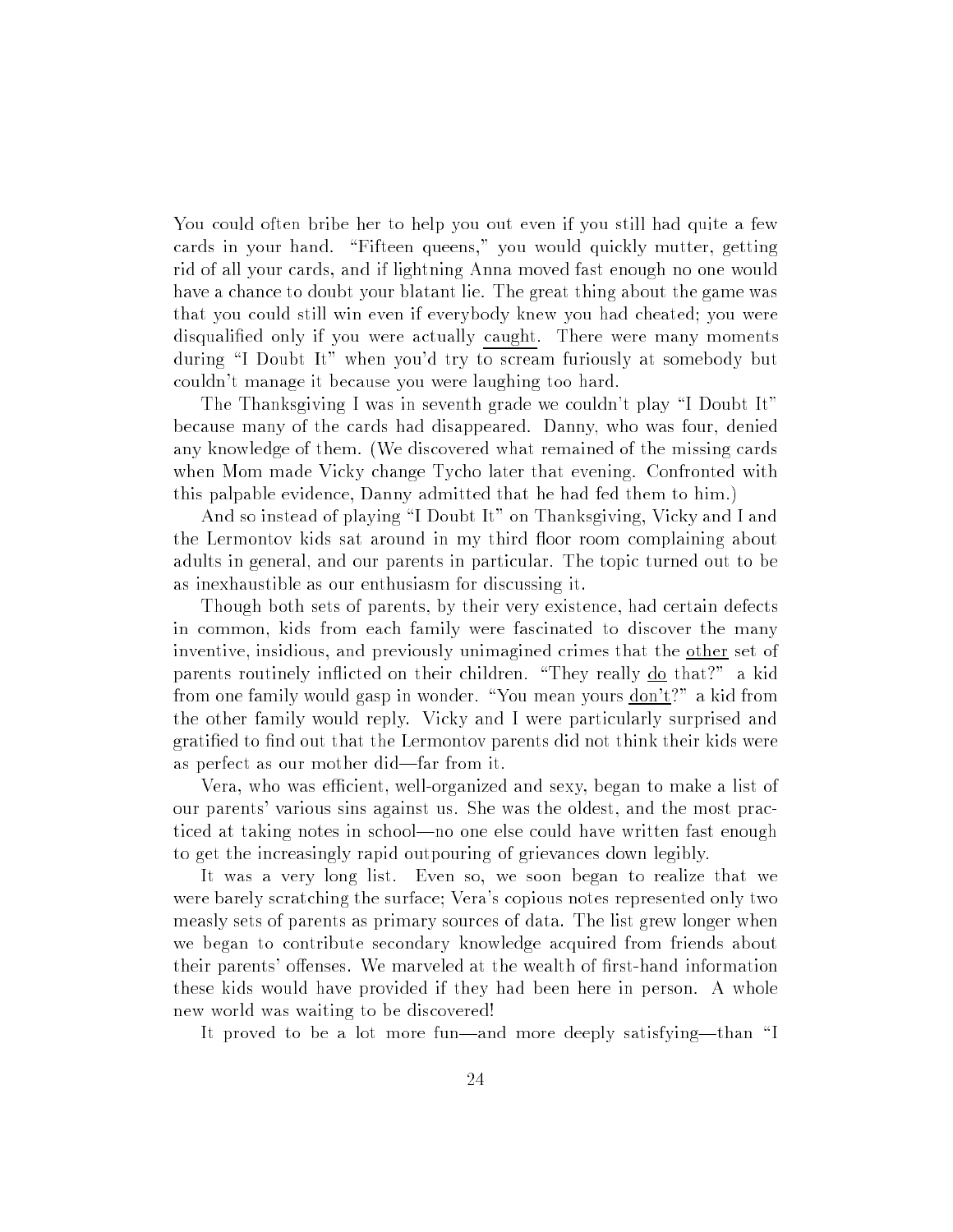You could often bribe her to help you out even if you still had quite a few cards in your hand. "Fifteen queens," you would quickly mutter, getting rid of all your cards, and if lightning Anna moved fast enough no one would have a chance to doubt your blatant lie. The great thing about the game was that you could still win even if everybody knew you had cheated; you were disqualified only if you were actually <u>caught</u>. There were many moments during "I Doubt It" when you'd try to scream furiously at somebody but couldn't manage it because you were laughing too hard.

The Thanksgiving I was in seventh grade we couldn't play "I Doubt It" because many of the cards had disappeared. Danny, who was four, denied any knowledge of them. (We discovered what remained of the missing cards when Mom made Vicky change Tycho later that evening. Confronted with this palpable evidence, Danny admitted that he had fed them to him.)

And so instead of playing "I Doubt It" on Thanksgiving, Vicky and I and the Lermontov kids sat around in my third floor room complaining about adults in general, and our parents in particular. The topic turned out to be as inexhaustible as our enthusiasm for discussing it.

Though both sets of parents, by their very existence, had certain defects in common, kids from each family were fascinated to discover the many inventive, insidious, and previously unimagined crimes that the <u>other</u> set of parents routinely inflicted on their children. "They really <u>do</u> that?" a kid from one family would gasp in wonder. "You mean yours <u>don't</u>?" a kid from the other family would reply. Vicky and I were particularly surprised and gratified to find out that the Lermontov parents did not think their kids were as perfect as our mother did—far from it.

Vera, who was efficient, well-organized and sexy, began to make a list of our parents' various sins against us. She was the oldest, and the most practiced at taking notes in school—no one else could have written fast enough to get the increasingly rapid outpouring of grievances down legibly.

It was a very long list. Even so, we soon began to realize that we were barely scratching the surface; Vera's copious notes represented only two measly sets of parents as primary sources of data. The list grew longer when we began to contribute secondary knowledge acquired from friends about their parents' offenses. We marveled at the wealth of first-hand information these kids would have provided if they had been here in person. A whole new world was waiting to be discovered!

It proved to be a lot more fun—and more deeply satisfying—than "I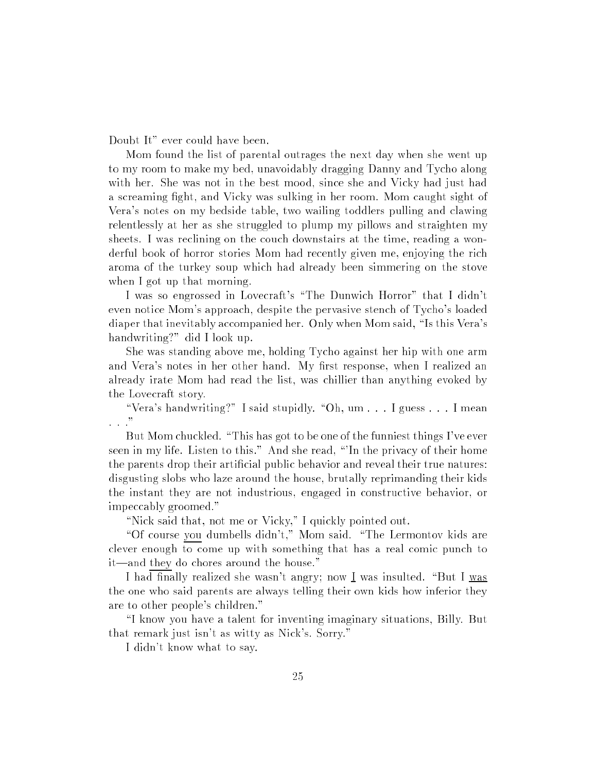Doubt It" ever could have been.

Mom found the list of parental outrages the next day when she went up to my room to make my bed, unavoidably dragging Danny and Tycho along with her. She was not in the best mood, since she and Vicky had just had a screaming fight, and Vicky was sulking in her room. Mom caught sight of Vera's notes on my bedside table, two wailing toddlers pulling and clawing relentlessly at her as she struggled to plump my pillows and straighten my sheets. I was reclining on the couch downstairs at the time, reading a wonderful book of horror stories Mom had recently given me, enjoying the rich aroma of the turkey soup which had already been simmering on the stove when I got up that morning.

I was so engrossed in Lovecraft's "The Dunwich Horror" that I didn't even notice Mom's approach, despite the pervasive stench of Tycho's loaded diaper that inevitably accompanied her. Only when Mom said, "Is this Vera's handwriting?" did I look up.

She was standing above me, holding Tycho against her hip with one arm and Vera's notes in her other hand. My first response, when I realized an already irate Mom had read the list, was chillier than anything evoked by the Lovecraft story.

"Vera's handwriting?" I said stupidly. "Oh, um . . . I guess . . . I mean . . ."

But Mom chuckled. "This has got to be one of the funniest things I've ever seen in my life. Listen to this." And she read, "'In the privacy of their home the parents drop their artificial public behavior and reveal their true natures: disgusting slobs who laze around the house, brutally reprimanding their kids the instant they are not industrious, engaged in constructive behavior, or impeccably groomed."

"Nick said that, not me or Vicky," I quickly pointed out.

"Of course _you_ dumbells didn't," Mom said. "The Lermontov kids are clever enough to come up with something that has a real comic punch to it—and _they_ do chores around the house."

I had finally realized she wasn't angry; now _I_ was insulted. "But I _was_ the one who said parents are always telling their own kids how inferior they are to other people's children."

"I know you have a talent for inventing imaginary situations, Billy. But that remark just isn't as witty as Nick's. Sorry."

I didn't know what to say.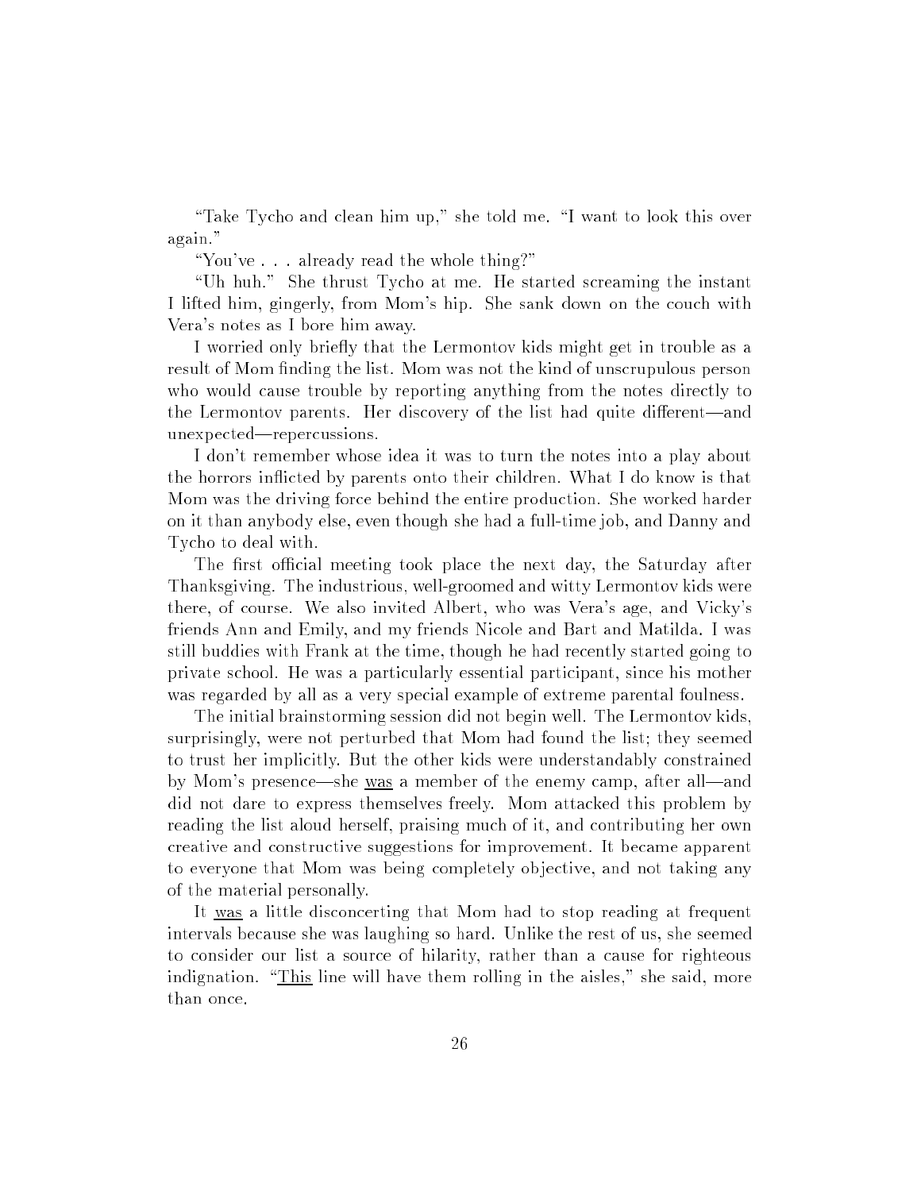"Take Tycho and clean him up," she told me. "I want to look this over again."

"You've . . . already read the whole thing?"

"Uh huh." She thrust Tycho at me. He started screaming the instant I lifted him, gingerly, from Mom's hip. She sank down on the couch with Vera's notes as I bore him away.

I worried only briefly that the Lermontov kids might get in trouble as a result of Mom finding the list. Mom was not the kind of unscrupulous person who would cause trouble by reporting anything from the notes directly to the Lermontov parents. Her discovery of the list had quite different—and unexpected—repercussions.

I don't remember whose idea it was to turn the notes into a play about the horrors inflicted by parents onto their children. What I do know is that Mom was the driving force behind the entire production. She worked harder on it than anybody else, even though she had a full-time job, and Danny and Tycho to deal with.

The first official meeting took place the next day, the Saturday after Thanksgiving. The industrious, well-groomed and witty Lermontov kids were there, of course. We also invited Albert, who was Vera's age, and Vicky's friends Ann and Emily, and my friends Nicole and Bart and Matilda. I was still buddies with Frank at the time, though he had recently started going to private school. He was a particularly essential participant, since his mother was regarded by all as a very special example of extreme parental foulness.

The initial brainstorming session did not begin well. The Lermontov kids, surprisingly, were not perturbed that Mom had found the list; they seemed to trust her implicitly. But the other kids were understandably constrained by Mom's presence—she <u>was</u> a member of the enemy camp, after all—and did not dare to express themselves freely. Mom attacked this problem by reading the list aloud herself, praising much of it, and contributing her own creative and constructive suggestions for improvement. It became apparent to everyone that Mom was being completely objective, and not taking any of the material personally.

It <u>was</u> a little disconcerting that Mom had to stop reading at frequent intervals because she was laughing so hard. Unlike the rest of us, she seemed to consider our list a source of hilarity, rather than a cause for righteous indignation. "<u>This</u> line will have them rolling in the aisles," she said, more than once.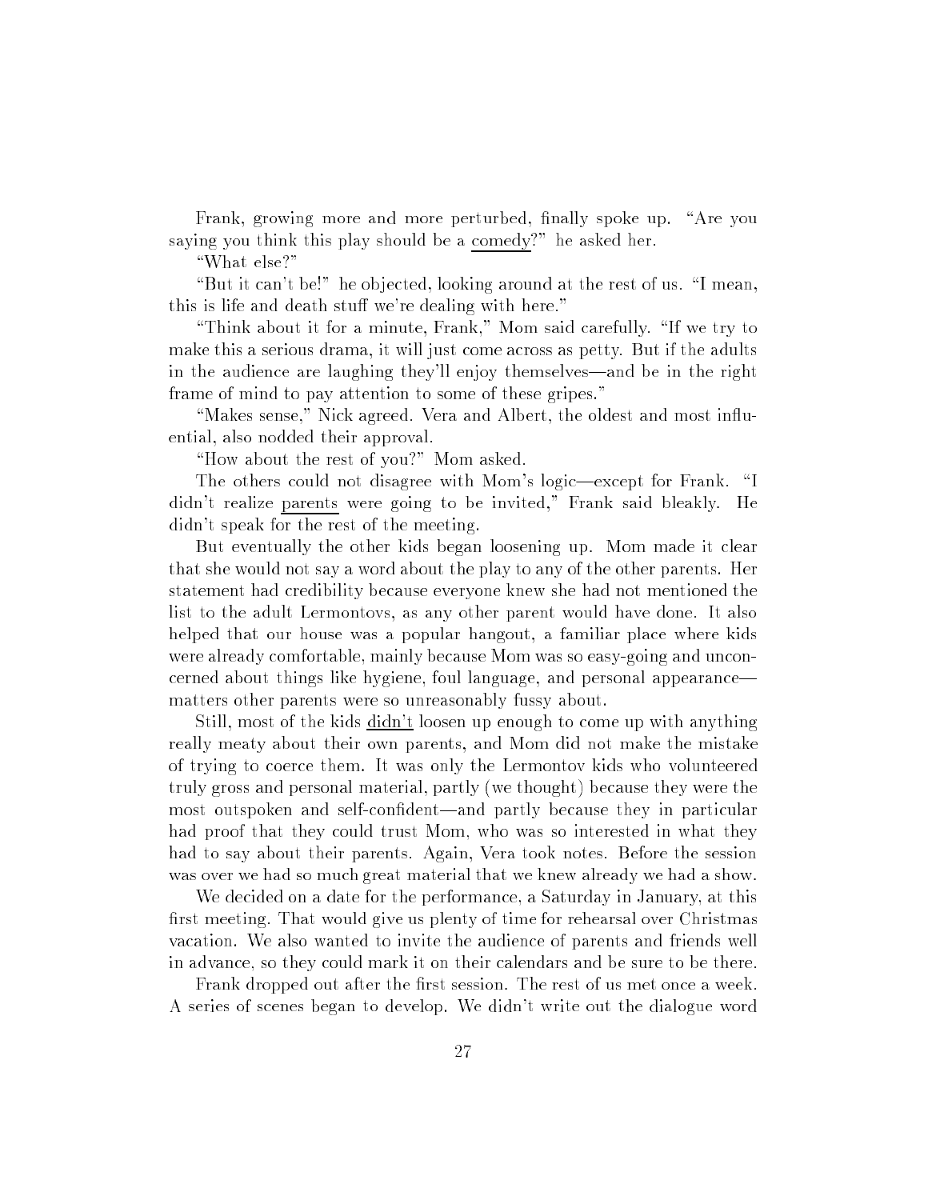Frank, growing more and more perturbed, finally spoke up. "Are you saying you think this play should be a <u>comedy</u>?" he asked her.

"What else?"

"But it can't be!" he objected, looking around at the rest of us. "I mean, this is life and death stuff we're dealing with here."

"Think about it for a minute, Frank," Mom said carefully. "If we try to make this a serious drama, it will just come across as petty. But if the adults in the audience are laughing they'll enjoy themselves—and be in the right frame of mind to pay attention to some of these gripes."

"Makes sense," Nick agreed. Vera and Albert, the oldest and most influential, also nodded their approval.

"How about the rest of you?" Mom asked.

The others could not disagree with Mom's logic—except for Frank. "I didn't realize <u>parents</u> were going to be invited," Frank said bleakly. He didn't speak for the rest of the meeting.

But eventually the other kids began loosening up. Mom made it clear that she would not say a word about the play to any of the other parents. Her statement had credibility because everyone knew she had not mentioned the list to the adult Lermontovs, as any other parent would have done. It also helped that our house was a popular hangout, a familiar place where kids were already comfortable, mainly because Mom was so easy-going and unconcerned about things like hygiene, foul language, and personal appearance—matters other parents were so unreasonably fussy about.

Still, most of the kids <u>didn't</u> loosen up enough to come up with anything really meaty about their own parents, and Mom did not make the mistake of trying to coerce them. It was only the Lermontov kids who volunteered truly gross and personal material, partly (we thought) because they were the most outspoken and self-confident—and partly because they in particular had proof that they could trust Mom, who was so interested in what they had to say about their parents. Again, Vera took notes. Before the session was over we had so much great material that we knew already we had a show.

We decided on a date for the performance, a Saturday in January, at this first meeting. That would give us plenty of time for rehearsal over Christmas vacation. We also wanted to invite the audience of parents and friends well in advance, so they could mark it on their calendars and be sure to be there.

Frank dropped out after the first session. The rest of us met once a week. A series of scenes began to develop. We didn't write out the dialogue word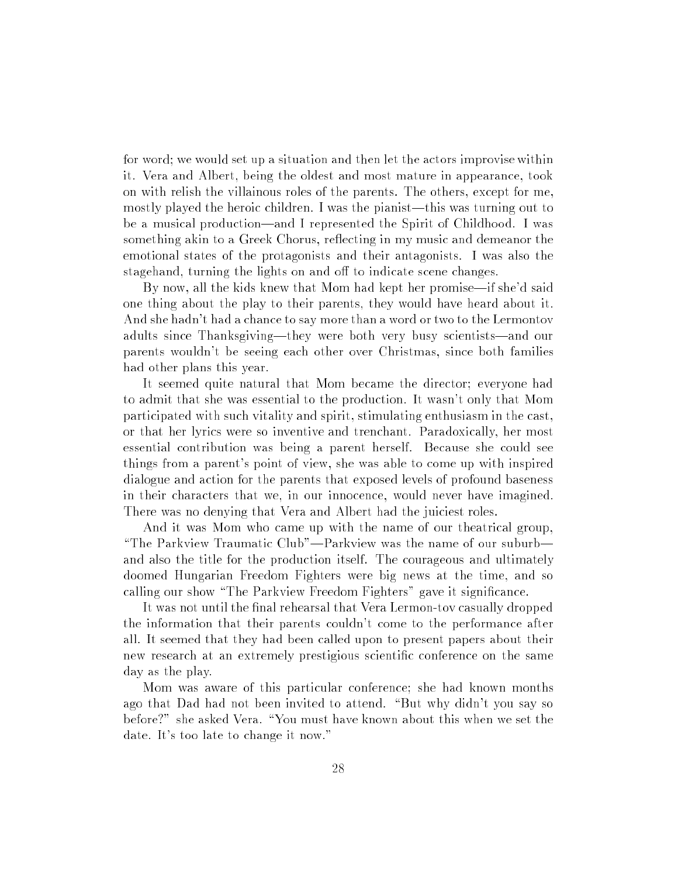for word; we would set up a situation and then let the actors improvise within it. Vera and Albert, being the oldest and most mature in appearance, took on with relish the villainous roles of the parents. The others, except for me, mostly played the heroic children. I was the pianist—this was turning out to be a musical production—and I represented the Spirit of Childhood. I was something akin to a Greek Chorus, reflecting in my music and demeanor the emotional states of the protagonists and their antagonists. I was also the stagehand, turning the lights on and off to indicate scene changes.

By now, all the kids knew that Mom had kept her promise—if she'd said one thing about the play to their parents, they would have heard about it. And she hadn't had a chance to say more than a word or two to the Lermontov adults since Thanksgiving—they were both very busy scientists—and our parents wouldn't be seeing each other over Christmas, since both families had other plans this year.

It seemed quite natural that Mom became the director; everyone had to admit that she was essential to the production. It wasn't only that Mom participated with such vitality and spirit, stimulating enthusiasm in the cast, or that her lyrics were so inventive and trenchant. Paradoxically, her most essential contribution was being a parent herself. Because she could see things from a parent's point of view, she was able to come up with inspired dialogue and action for the parents that exposed levels of profound baseness in their characters that we, in our innocence, would never have imagined. There was no denying that Vera and Albert had the juiciest roles.

And it was Mom who came up with the name of our theatrical group, "The Parkview Traumatic Club"—Parkview was the name of our suburb—and also the title for the production itself. The courageous and ultimately doomed Hungarian Freedom Fighters were big news at the time, and so calling our show "The Parkview Freedom Fighters" gave it significance.

It was not until the final rehearsal that Vera Lermon-tov casually dropped the information that their parents couldn't come to the performance after all. It seemed that they had been called upon to present papers about their new research at an extremely prestigious scientific conference on the same day as the play.

Mom was aware of this particular conference; she had known months ago that Dad had not been invited to attend. "But why didn't you say so before?" she asked Vera. "You must have known about this when we set the date. It's too late to change it now."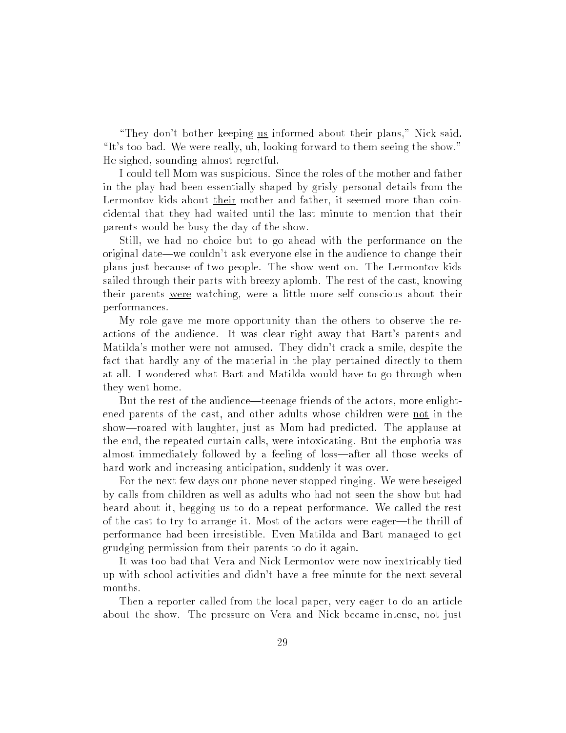"They don't bother keeping <u>us</u> informed about their plans," Nick said. "It's too bad. We were really, uh, looking forward to them seeing the show." He sighed, sounding almost regretful.

I could tell Mom was suspicious. Since the roles of the mother and father in the play had been essentially shaped by grisly personal details from the Lermontov kids about <u>their</u> mother and father, it seemed more than coincidental that they had waited until the last minute to mention that their parents would be busy the day of the show.

Still, we had no choice but to go ahead with the performance on the original date—we couldn't ask everyone else in the audience to change their plans just because of two people. The show went on. The Lermontov kids sailed through their parts with breezy aplomb. The rest of the cast, knowing their parents <u>were</u> watching, were a little more self conscious about their performances.

My role gave me more opportunity than the others to observe the reactions of the audience. It was clear right away that Bart's parents and Matilda's mother were not amused. They didn't crack a smile, despite the fact that hardly any of the material in the play pertained directly to them at all. I wondered what Bart and Matilda would have to go through when they went home.

But the rest of the audience—teenage friends of the actors, more enlightened parents of the cast, and other adults whose children were <u>not</u> in the show—roared with laughter, just as Mom had predicted. The applause at the end, the repeated curtain calls, were intoxicating. But the euphoria was almost immediately followed by a feeling of loss—after all those weeks of hard work and increasing anticipation, suddenly it was over.

For the next few days our phone never stopped ringing. We were beseiged by calls from children as well as adults who had not seen the show but had heard about it, begging us to do a repeat performance. We called the rest of the cast to try to arrange it. Most of the actors were eager—the thrill of performance had been irresistible. Even Matilda and Bart managed to get grudging permission from their parents to do it again.

It was too bad that Vera and Nick Lermontov were now inextricably tied up with school activities and didn't have a free minute for the next several months.

Then a reporter called from the local paper, very eager to do an article about the show. The pressure on Vera and Nick became intense, not just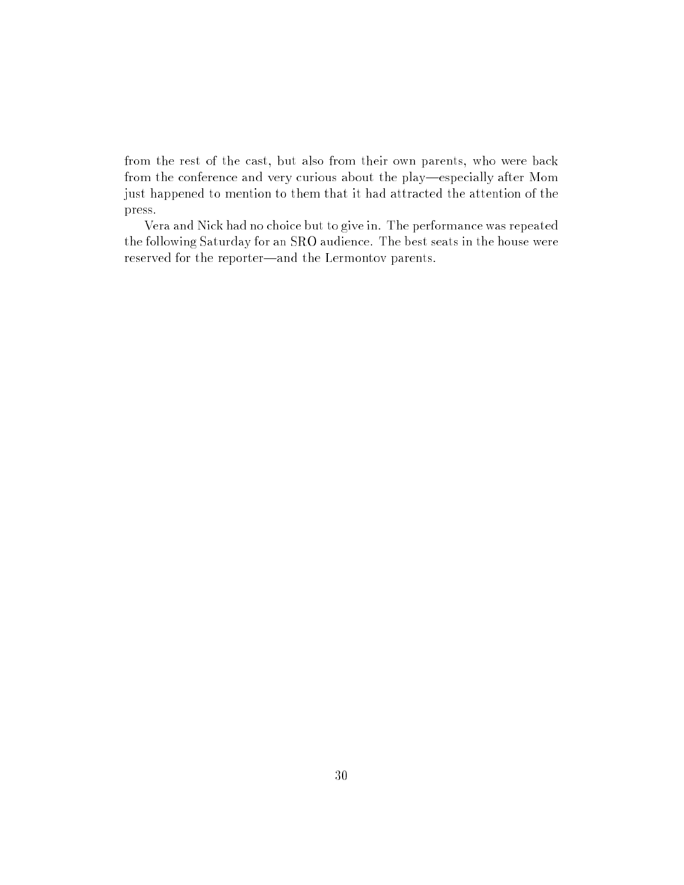from the rest of the cast, but also from their own parents, who were back from the conference and very curious about the play—especially after Mom just happened to mention to them that it had attracted the attention of the press.

Vera and Nick had no choice but to give in. The performance was repeated the following Saturday for an SRO audience. The best seats in the house were reserved for the reporter—and the Lermontov parents.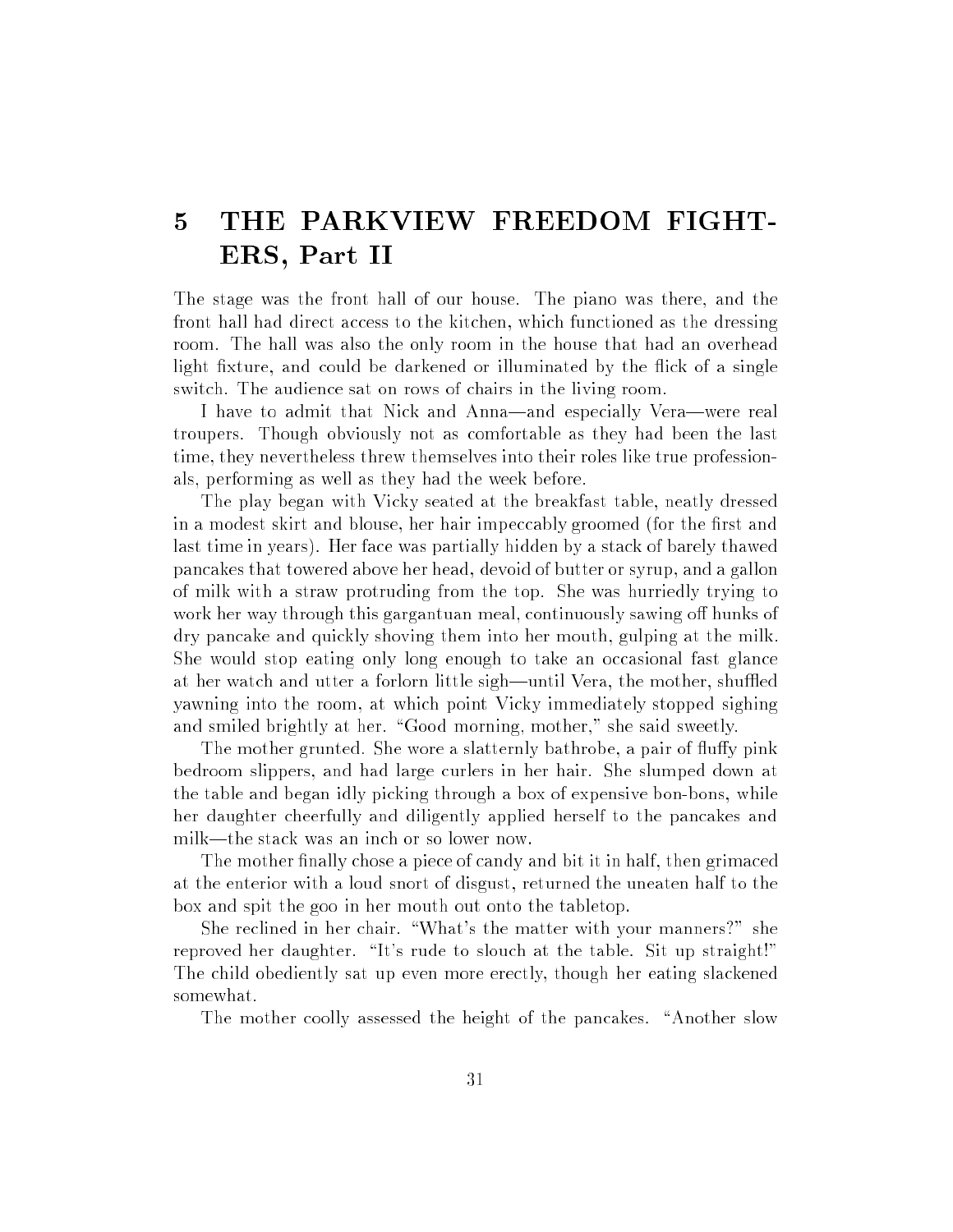# 5 THE PARKVIEW FREEDOM FIGHTERS, Part II

The stage was the front hall of our house. The piano was there, and the front hall had direct access to the kitchen, which functioned as the dressing room. The hall was also the only room in the house that had an overhead light fixture, and could be darkened or illuminated by the flick of a single switch. The audience sat on rows of chairs in the living room.

I have to admit that Nick and Anna—and especially Vera—were real troupers. Though obviously not as comfortable as they had been the last time, they nevertheless threw themselves into their roles like true professionals, performing as well as they had the week before.

The play began with Vicky seated at the breakfast table, neatly dressed in a modest skirt and blouse, her hair impeccably groomed (for the first and last time in years). Her face was partially hidden by a stack of barely thawed pancakes that towered above her head, devoid of butter or syrup, and a gallon of milk with a straw protruding from the top. She was hurriedly trying to work her way through this gargantuan meal, continuously sawing off hunks of dry pancake and quickly shoving them into her mouth, gulping at the milk. She would stop eating only long enough to take an occasional fast glance at her watch and utter a forlorn little sigh—until Vera, the mother, shuffled yawning into the room, at which point Vicky immediately stopped sighing and smiled brightly at her. "Good morning, mother," she said sweetly.

The mother grunted. She wore a slatternly bathrobe, a pair of fluffy pink bedroom slippers, and had large curlers in her hair. She slumped down at the table and began idly picking through a box of expensive bon-bons, while her daughter cheerfully and diligently applied herself to the pancakes and milk—the stack was an inch or so lower now.

The mother finally chose a piece of candy and bit it in half, then grimaced at the enterior with a loud snort of disgust, returned the uneaten half to the box and spit the goo in her mouth out onto the tabletop.

She reclined in her chair. "What's the matter with your manners?" she reproved her daughter. "It's rude to slouch at the table. Sit up straight!" The child obediently sat up even more erectly, though her eating slackened somewhat.

The mother coolly assessed the height of the pancakes. "Another slow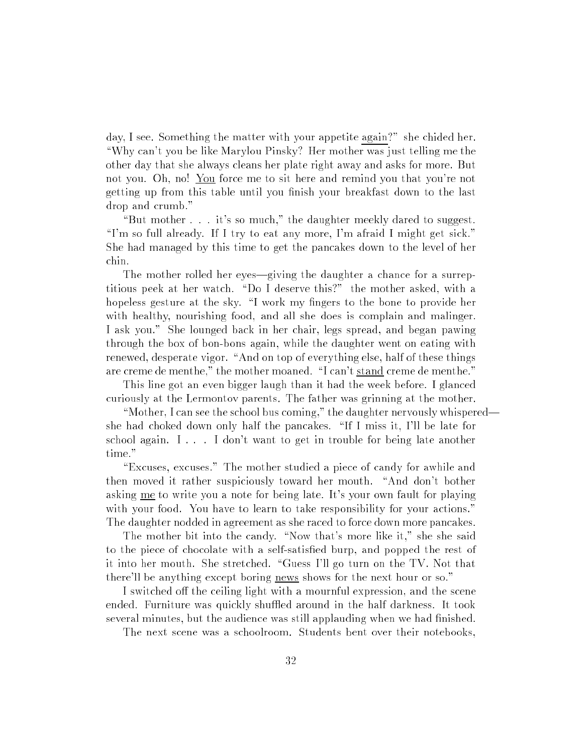day, I see. Something the matter with your appetite <u>again</u>?" she chided her. "Why can't you be like Marylou Pinsky? Her mother was just telling me the other day that she always cleans her plate right away and asks for more. But not you. Oh, no! <u>You</u> force me to sit here and remind you that you're not getting up from this table until you finish your breakfast down to the last drop and crumb."

"But mother . . . it's so much," the daughter meekly dared to suggest. "I'm so full already. If I try to eat any more, I'm afraid I might get sick." She had managed by this time to get the pancakes down to the level of her chin.

The mother rolled her eyes—giving the daughter a chance for a surreptitious peek at her watch. "Do I deserve this?" the mother asked, with a hopeless gesture at the sky. "I work my fingers to the bone to provide her with healthy, nourishing food, and all she does is complain and malinger. I ask you." She lounged back in her chair, legs spread, and began pawing through the box of bon-bons again, while the daughter went on eating with renewed, desperate vigor. "And on top of everything else, half of these things are creme de menthe," the mother moaned. "I can't <u>stand</u> creme de menthe."

This line got an even bigger laugh than it had the week before. I glanced curiously at the Lermontov parents. The father was grinning at the mother.

"Mother, I can see the school bus coming," the daughter nervously whispered—she had choked down only half the pancakes. "If I miss it, I'll be late for school again. I . . . I don't want to get in trouble for being late another time."

"Excuses, excuses." The mother studied a piece of candy for awhile and then moved it rather suspiciously toward her mouth. "And don't bother asking <u>me</u> to write you a note for being late. It's your own fault for playing with your food. You have to learn to take responsibility for your actions." The daughter nodded in agreement as she raced to force down more pancakes.

The mother bit into the candy. "Now that's more like it," she she said to the piece of chocolate with a self-satisfied burp, and popped the rest of it into her mouth. She stretched. "Guess I'll go turn on the TV. Not that there'll be anything except boring <u>news</u> shows for the next hour or so."

I switched off the ceiling light with a mournful expression, and the scene ended. Furniture was quickly shuffled around in the half darkness. It took several minutes, but the audience was still applauding when we had finished.

The next scene was a schoolroom. Students bent over their notebooks,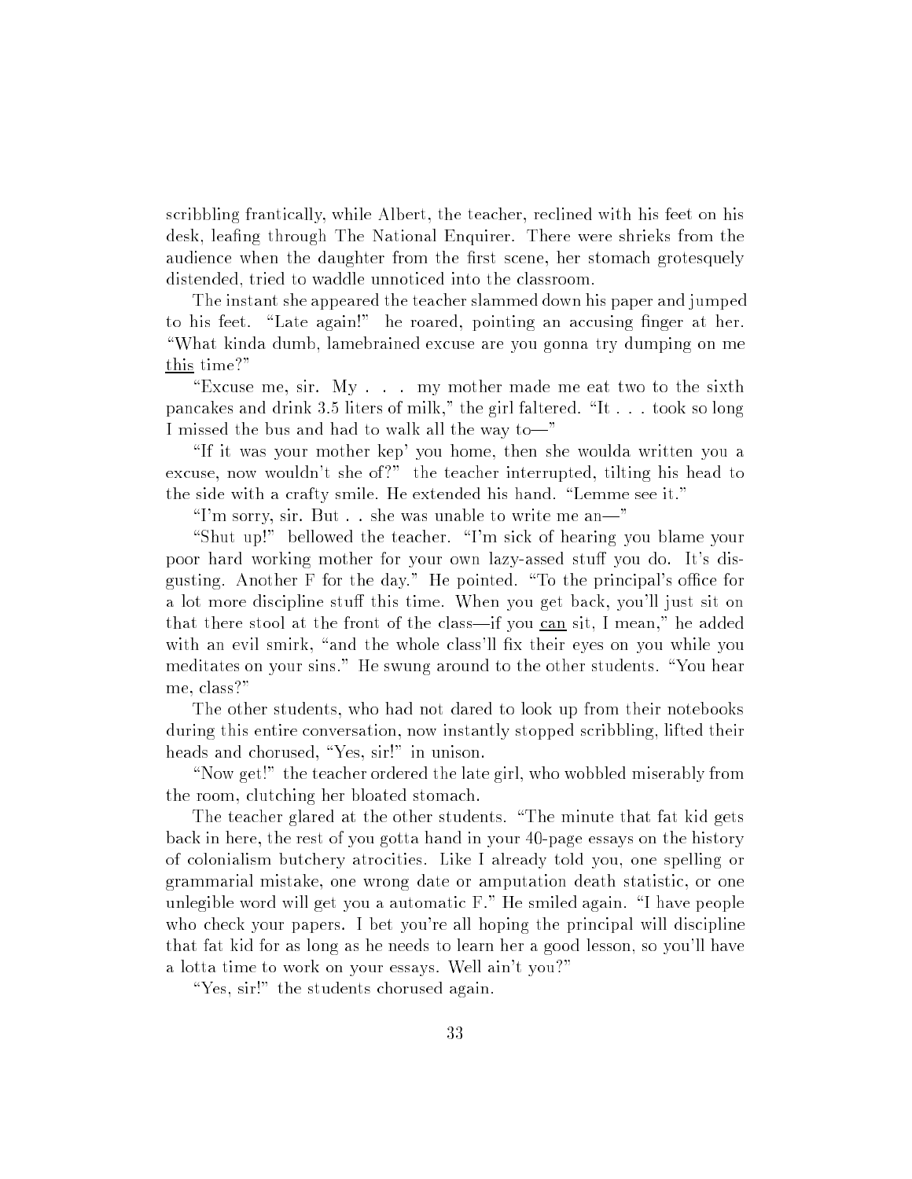scribbling frantically, while Albert, the teacher, reclined with his feet on his desk, leafing through The National Enquirer. There were shrieks from the audience when the daughter from the first scene, her stomach grotesquely distended, tried to waddle unnoticed into the classroom.

The instant she appeared the teacher slammed down his paper and jumped to his feet. "Late again!" he roared, pointing an accusing finger at her. "What kinda dumb, lamebrained excuse are you gonna try dumping on me <u>this</u> time?"

"Excuse me, sir. My . . . my mother made me eat two to the sixth pancakes and drink 3.5 liters of milk," the girl faltered. "It . . . took so long I missed the bus and had to walk all the way to—"

"If it was your mother kep' you home, then she woulda written you a excuse, now wouldn't she of?" the teacher interrupted, tilting his head to the side with a crafty smile. He extended his hand. "Lemme see it."

"I'm sorry, sir. But . . she was unable to write me an—"

"Shut up!" bellowed the teacher. "I'm sick of hearing you blame your poor hard working mother for your own lazy-assed stuff you do. It's disgusting. Another F for the day." He pointed. "To the principal's office for a lot more discipline stuff this time. When you get back, you'll just sit on that there stool at the front of the class—if you <u>can</u> sit, I mean," he added with an evil smirk, "and the whole class'll fix their eyes on you while you meditates on your sins." He swung around to the other students. "You hear me, class?"

The other students, who had not dared to look up from their notebooks during this entire conversation, now instantly stopped scribbling, lifted their heads and chorused, "Yes, sir!" in unison.

"Now get!" the teacher ordered the late girl, who wobbled miserably from the room, clutching her bloated stomach.

The teacher glared at the other students. "The minute that fat kid gets back in here, the rest of you gotta hand in your 40-page essays on the history of colonialism butchery atrocities. Like I already told you, one spelling or grammarial mistake, one wrong date or amputation death statistic, or one unlegible word will get you a automatic F." He smiled again. "I have people who check your papers. I bet you're all hoping the principal will discipline that fat kid for as long as he needs to learn her a good lesson, so you'll have a lotta time to work on your essays. Well ain't you?"

"Yes, sir!" the students chorused again.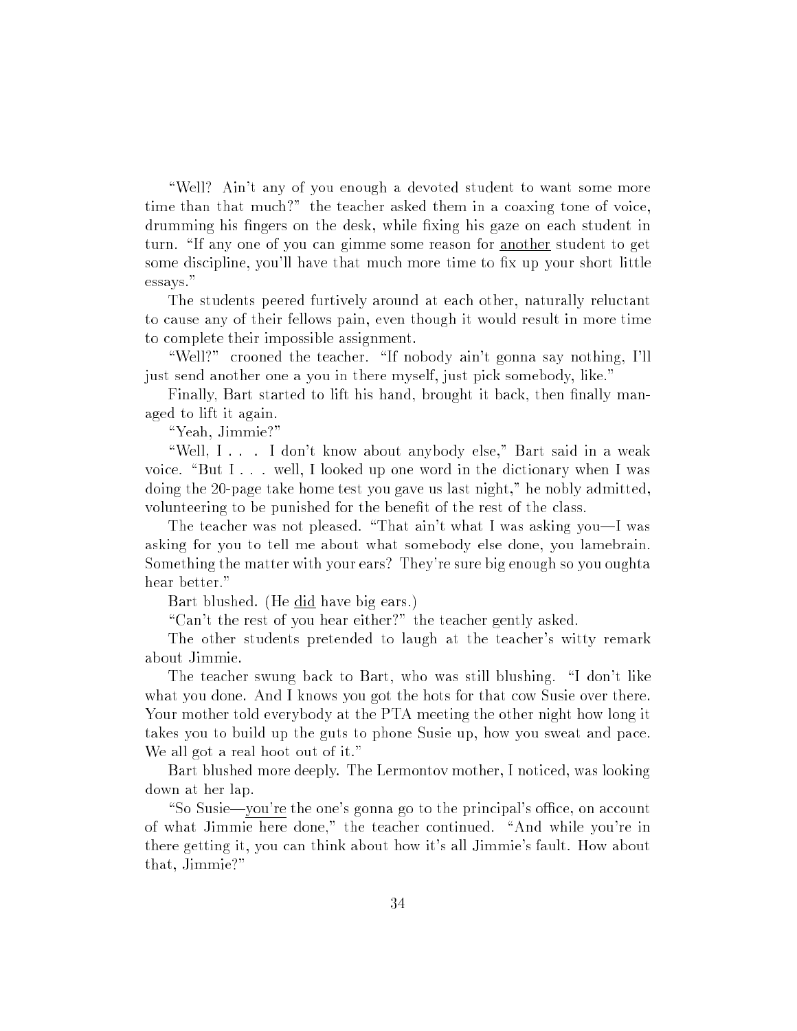"Well? Ain't any of you enough a devoted student to want some more time than that much?" the teacher asked them in a coaxing tone of voice, drumming his fingers on the desk, while fixing his gaze on each student in turn. "If any one of you can gimme some reason for <u>another</u> student to get some discipline, you'll have that much more time to fix up your short little essays."

The students peered furtively around at each other, naturally reluctant to cause any of their fellows pain, even though it would result in more time to complete their impossible assignment.

"Well?" crooned the teacher. "If nobody ain't gonna say nothing, I'll just send another one a you in there myself, just pick somebody, like."

Finally, Bart started to lift his hand, brought it back, then finally managed to lift it again.

"Yeah, Jimmie?"

"Well, I . . . I don't know about anybody else," Bart said in a weak voice. "But I . . . well, I looked up one word in the dictionary when I was doing the 20-page take home test you gave us last night," he nobly admitted, volunteering to be punished for the benefit of the rest of the class.

The teacher was not pleased. "That ain't what I was asking you—I was asking for you to tell me about what somebody else done, you lamebrain. Something the matter with your ears? They're sure big enough so you oughta hear better."

Bart blushed. (He <u>did</u> have big ears.)

"Can't the rest of you hear either?" the teacher gently asked.

The other students pretended to laugh at the teacher's witty remark about Jimmie.

The teacher swung back to Bart, who was still blushing. "I don't like what you done. And I knows you got the hots for that cow Susie over there. Your mother told everybody at the PTA meeting the other night how long it takes you to build up the guts to phone Susie up, how you sweat and pace. We all got a real hoot out of it."

Bart blushed more deeply. The Lermontov mother, I noticed, was looking down at her lap.

"So Susie—<u>you're</u> the one's gonna go to the principal's office, on account of what Jimmie here done," the teacher continued. "And while you're in there getting it, you can think about how it's all Jimmie's fault. How about that, Jimmie?"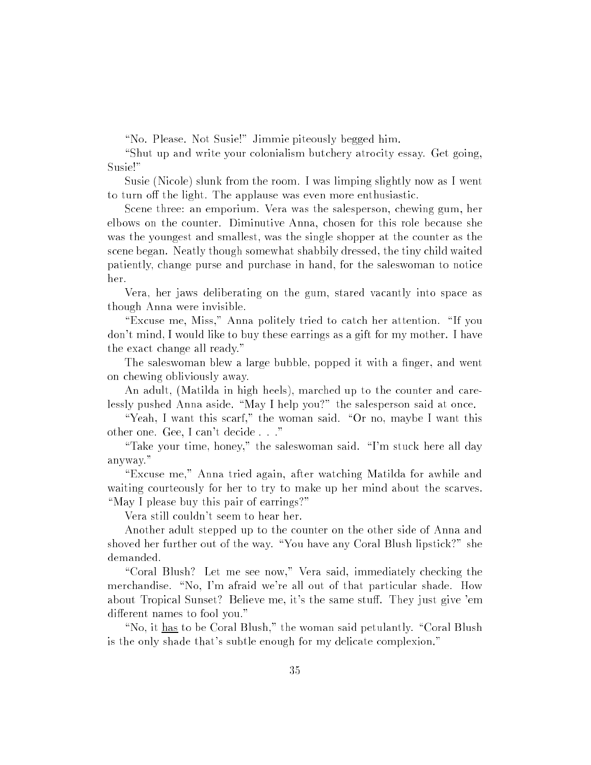"No. Please. Not Susie!" Jimmie piteously begged him.

"Shut up and write your colonialism butchery atrocity essay. Get going, Susie!"

Susie (Nicole) slunk from the room. I was limping slightly now as I went to turn off the light. The applause was even more enthusiastic.

Scene three: an emporium. Vera was the salesperson, chewing gum, her elbows on the counter. Diminutive Anna, chosen for this role because she was the youngest and smallest, was the single shopper at the counter as the scene began. Neatly though somewhat shabbily dressed, the tiny child waited patiently, change purse and purchase in hand, for the saleswoman to notice her.

Vera, her jaws deliberating on the gum, stared vacantly into space as though Anna were invisible.

"Excuse me, Miss," Anna politely tried to catch her attention. "If you don't mind, I would like to buy these earrings as a gift for my mother. I have the exact change all ready."

The saleswoman blew a large bubble, popped it with a finger, and went on chewing obliviously away.

An adult, (Matilda in high heels), marched up to the counter and carelessly pushed Anna aside. "May I help you?" the salesperson said at once.

"Yeah, I want this scarf," the woman said. "Or no, maybe I want this other one. Gee, I can't decide . . ."

"Take your time, honey," the saleswoman said. "I'm stuck here all day anyway."

"Excuse me," Anna tried again, after watching Matilda for awhile and waiting courteously for her to try to make up her mind about the scarves. "May I please buy this pair of earrings?"

Vera still couldn't seem to hear her.

Another adult stepped up to the counter on the other side of Anna and shoved her further out of the way. "You have any Coral Blush lipstick?" she demanded.

"Coral Blush? Let me see now," Vera said, immediately checking the merchandise. "No, I'm afraid we're all out of that particular shade. How about Tropical Sunset? Believe me, it's the same stuff. They just give 'em different names to fool you."

"No, it <u>has</u> to be Coral Blush," the woman said petulantly. "Coral Blush is the only shade that's subtle enough for my delicate complexion."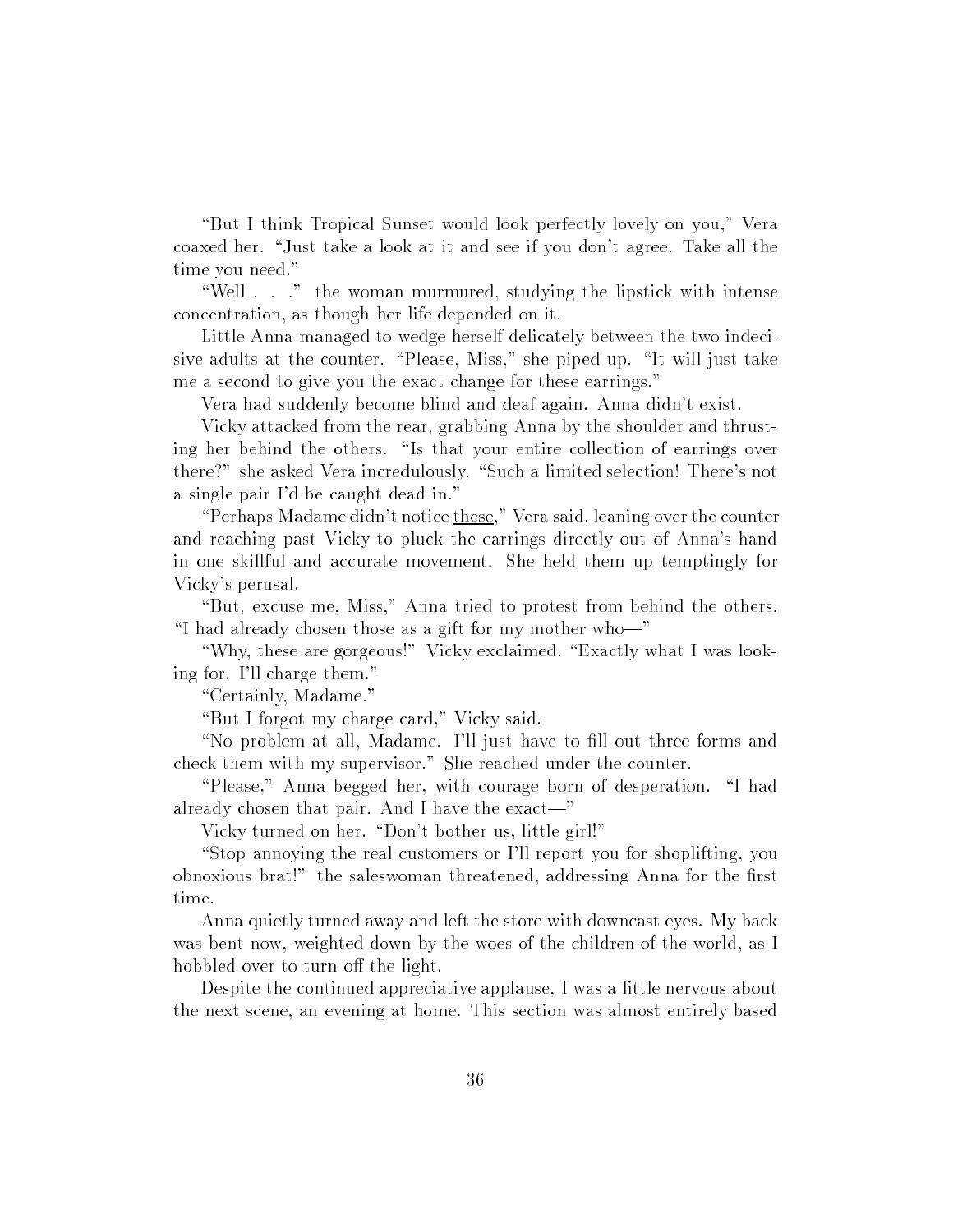"But I think Tropical Sunset would look perfectly lovely on you," Vera coaxed her. "Just take a look at it and see if you don't agree. Take all the time you need."

"Well . . ." the woman murmured, studying the lipstick with intense concentration, as though her life depended on it.

Little Anna managed to wedge herself delicately between the two indecisive adults at the counter. "Please, Miss," she piped up. "It will just take me a second to give you the exact change for these earrings."

Vera had suddenly become blind and deaf again. Anna didn't exist.

Vicky attacked from the rear, grabbing Anna by the shoulder and thrusting her behind the others. "Is that your entire collection of earrings over there?" she asked Vera incredulously. "Such a limited selection! There's not a single pair I'd be caught dead in."

"Perhaps Madame didn't notice <u>these</u>," Vera said, leaning over the counter and reaching past Vicky to pluck the earrings directly out of Anna's hand in one skillful and accurate movement. She held them up temptingly for Vicky's perusal.

"But, excuse me, Miss," Anna tried to protest from behind the others. "I had already chosen those as a gift for my mother who—"

"Why, these are gorgeous!" Vicky exclaimed. "Exactly what I was looking for. I'll charge them."

"Certainly, Madame."

"But I forgot my charge card," Vicky said.

"No problem at all, Madame. I'll just have to fill out three forms and check them with my supervisor." She reached under the counter.

"Please," Anna begged her, with courage born of desperation. "I had already chosen that pair. And I have the exact—"

Vicky turned on her. "Don't bother us, little girl!"

"Stop annoying the real customers or I'll report you for shoplifting, you obnoxious brat!" the saleswoman threatened, addressing Anna for the first time.

Anna quietly turned away and left the store with downcast eyes. My back was bent now, weighted down by the woes of the children of the world, as I hobbled over to turn off the light.

Despite the continued appreciative applause, I was a little nervous about the next scene, an evening at home. This section was almost entirely based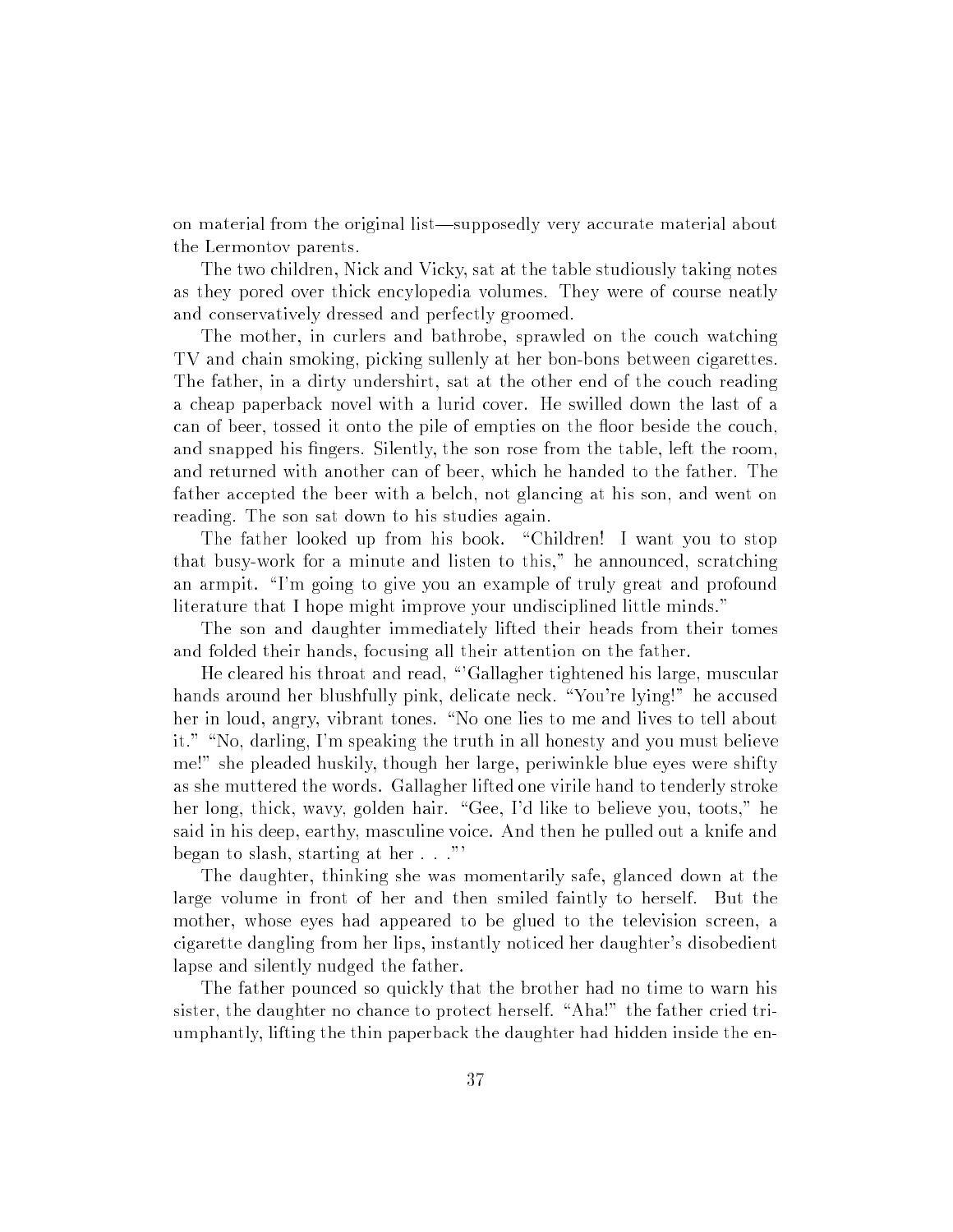on material from the original list—supposedly very accurate material about the Lermontov parents.

The two children, Nick and Vicky, sat at the table studiously taking notes as they pored over thick encylopedia volumes. They were of course neatly and conservatively dressed and perfectly groomed.

The mother, in curlers and bathrobe, sprawled on the couch watching TV and chain smoking, picking sullenly at her bon-bons between cigarettes. The father, in a dirty undershirt, sat at the other end of the couch reading a cheap paperback novel with a lurid cover. He swilled down the last of a can of beer, tossed it onto the pile of empties on the floor beside the couch, and snapped his fingers. Silently, the son rose from the table, left the room, and returned with another can of beer, which he handed to the father. The father accepted the beer with a belch, not glancing at his son, and went on reading. The son sat down to his studies again.

The father looked up from his book. "Children! I want you to stop that busy-work for a minute and listen to this," he announced, scratching an armpit. "I'm going to give you an example of truly great and profound literature that I hope might improve your undisciplined little minds."

The son and daughter immediately lifted their heads from their tomes and folded their hands, focusing all their attention on the father.

He cleared his throat and read, "'Gallagher tightened his large, muscular hands around her blushfully pink, delicate neck. "You're lying!" he accused her in loud, angry, vibrant tones. "No one lies to me and lives to tell about it." "No, darling, I'm speaking the truth in all honesty and you must believe me!" she pleaded huskily, though her large, periwinkle blue eyes were shifty as she muttered the words. Gallagher lifted one virile hand to tenderly stroke her long, thick, wavy, golden hair. "Gee, I'd like to believe you, toots," he said in his deep, earthy, masculine voice. And then he pulled out a knife and began to slash, starting at her . . ."'

The daughter, thinking she was momentarily safe, glanced down at the large volume in front of her and then smiled faintly to herself. But the mother, whose eyes had appeared to be glued to the television screen, a cigarette dangling from her lips, instantly noticed her daughter's disobedient lapse and silently nudged the father.

The father pounced so quickly that the brother had no time to warn his sister, the daughter no chance to protect herself. "Aha!" the father cried triumphantly, lifting the thin paperback the daughter had hidden inside the en-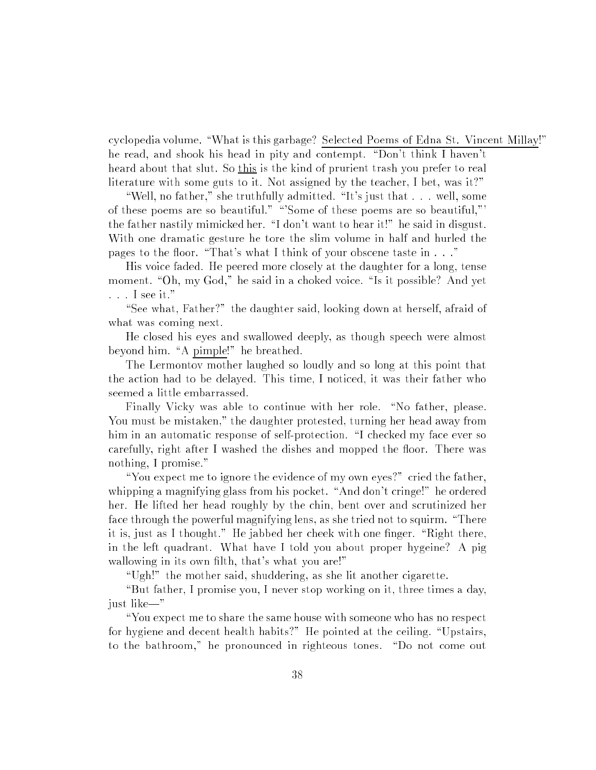cyclopedia volume. "What is this garbage? <u>Selected Poems of Edna St. Vincent Millay</u>!" he read, and shook his head in pity and contempt. "Don't think I haven't heard about that slut. So <u>this</u> is the kind of prurient trash you prefer to real literature with some guts to it. Not assigned by the teacher, I bet, was it?"

"Well, no father," she truthfully admitted. "It's just that . . . well, some of these poems are so beautiful." "'Some of these poems are so beautiful,"' the father nastily mimicked her. "I don't want to hear it!" he said in disgust. With one dramatic gesture he tore the slim volume in half and hurled the pages to the floor. "That's what I think of your obscene taste in . . ."

His voice faded. He peered more closely at the daughter for a long, tense moment. "Oh, my God," he said in a choked voice. "Is it possible? And yet . . . I see it."

"See what, Father?" the daughter said, looking down at herself, afraid of what was coming next.

He closed his eyes and swallowed deeply, as though speech were almost beyond him. "A <u>pimple</u>!" he breathed.

The Lermontov mother laughed so loudly and so long at this point that the action had to be delayed. This time, I noticed, it was their father who seemed a little embarrassed.

Finally Vicky was able to continue with her role. "No father, please. You must be mistaken," the daughter protested, turning her head away from him in an automatic response of self-protection. "I checked my face ever so carefully, right after I washed the dishes and mopped the floor. There was nothing, I promise."

"You expect me to ignore the evidence of my own eyes?" cried the father, whipping a magnifying glass from his pocket. "And don't cringe!" he ordered her. He lifted her head roughly by the chin, bent over and scrutinized her face through the powerful magnifying lens, as she tried not to squirm. "There it is, just as I thought." He jabbed her cheek with one finger. "Right there, in the left quadrant. What have I told you about proper hygeine? A pig wallowing in its own filth, that's what you are!"

"Ugh!" the mother said, shuddering, as she lit another cigarette.

"But father, I promise you, I never stop working on it, three times a day, just like—"

"You expect me to share the same house with someone who has no respect for hygiene and decent health habits?" He pointed at the ceiling. "Upstairs, to the bathroom," he pronounced in righteous tones. "Do not come out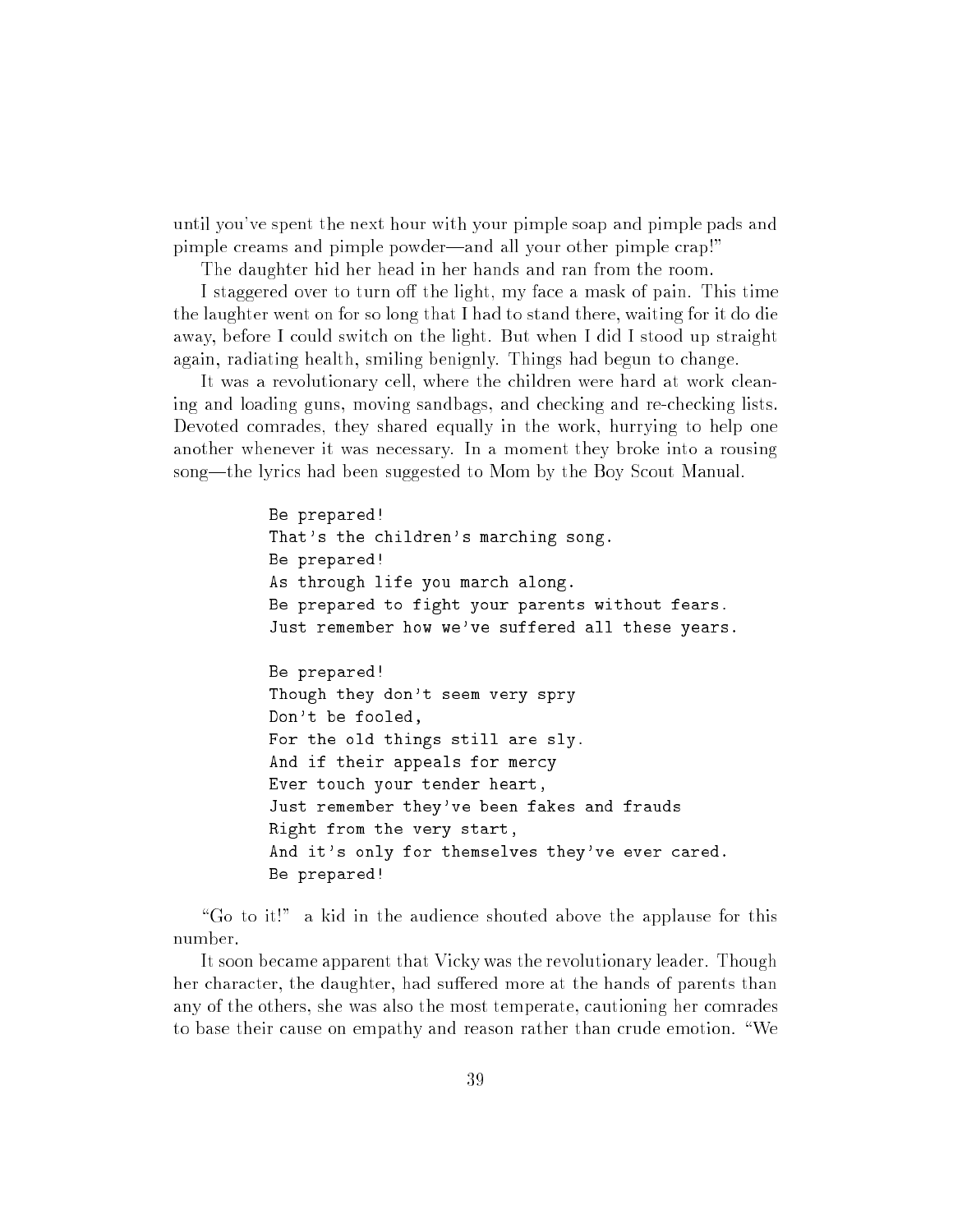until you've spent the next hour with your pimple soap and pimple pads and pimple creams and pimple powder—and all your other pimple crap!"

The daughter hid her head in her hands and ran from the room.

I staggered over to turn off the light, my face a mask of pain. This time the laughter went on for so long that I had to stand there, waiting for it do die away, before I could switch on the light. But when I did I stood up straight again, radiating health, smiling benignly. Things had begun to change.

It was a revolutionary cell, where the children were hard at work cleaning and loading guns, moving sandbags, and checking and re-checking lists. Devoted comrades, they shared equally in the work, hurrying to help one another whenever it was necessary. In a moment they broke into a rousing song—the lyrics had been suggested to Mom by the Boy Scout Manual.

```
Be prepared!
That's the children's marching song.
Be prepared!
As through life you march along.
Be prepared to fight your parents without fears.
Just remember how we've suffered all these years.

Be prepared!
Though they don't seem very spry
Don't be fooled,
For the old things still are sly.
And if their appeals for mercy
Ever touch your tender heart,
Just remember they've been fakes and frauds
Right from the very start,
And it's only for themselves they've ever cared.
Be prepared!
```

"Go to it!" a kid in the audience shouted above the applause for this number.

It soon became apparent that Vicky was the revolutionary leader. Though her character, the daughter, had suffered more at the hands of parents than any of the others, she was also the most temperate, cautioning her comrades to base their cause on empathy and reason rather than crude emotion. "We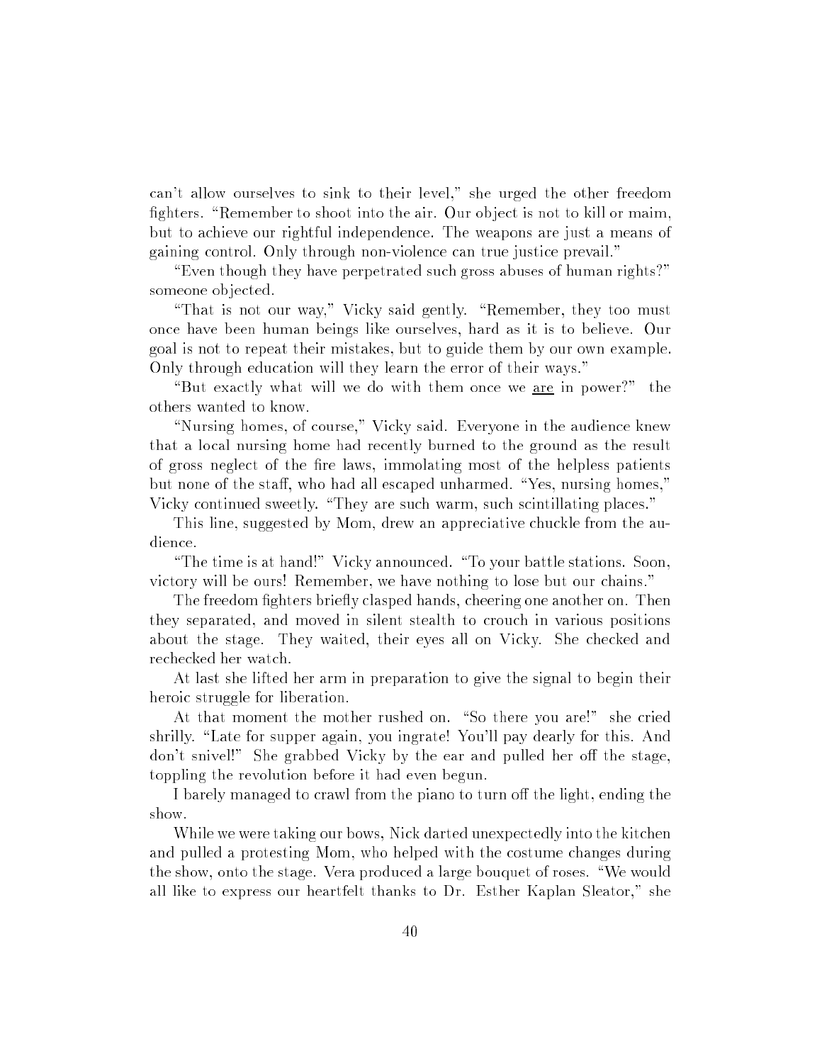can't allow ourselves to sink to their level," she urged the other freedom fighters. "Remember to shoot into the air. Our object is not to kill or maim, but to achieve our rightful independence. The weapons are just a means of gaining control. Only through non-violence can true justice prevail."

"Even though they have perpetrated such gross abuses of human rights?" someone objected.

"That is not our way," Vicky said gently. "Remember, they too must once have been human beings like ourselves, hard as it is to believe. Our goal is not to repeat their mistakes, but to guide them by our own example. Only through education will they learn the error of their ways."

"But exactly what will we do with them once we <u>are</u> in power?" the others wanted to know.

"Nursing homes, of course," Vicky said. Everyone in the audience knew that a local nursing home had recently burned to the ground as the result of gross neglect of the fire laws, immolating most of the helpless patients but none of the staff, who had all escaped unharmed. "Yes, nursing homes," Vicky continued sweetly. "They are such warm, such scintillating places."

This line, suggested by Mom, drew an appreciative chuckle from the audience.

"The time is at hand!" Vicky announced. "To your battle stations. Soon, victory will be ours! Remember, we have nothing to lose but our chains."

The freedom fighters briefly clasped hands, cheering one another on. Then they separated, and moved in silent stealth to crouch in various positions about the stage. They waited, their eyes all on Vicky. She checked and rechecked her watch.

At last she lifted her arm in preparation to give the signal to begin their heroic struggle for liberation.

At that moment the mother rushed on. "So there you are!" she cried shrilly. "Late for supper again, you ingrate! You'll pay dearly for this. And don't snivel!" She grabbed Vicky by the ear and pulled her off the stage, toppling the revolution before it had even begun.

I barely managed to crawl from the piano to turn off the light, ending the show.

While we were taking our bows, Nick darted unexpectedly into the kitchen and pulled a protesting Mom, who helped with the costume changes during the show, onto the stage. Vera produced a large bouquet of roses. "We would all like to express our heartfelt thanks to Dr. Esther Kaplan Sleator," she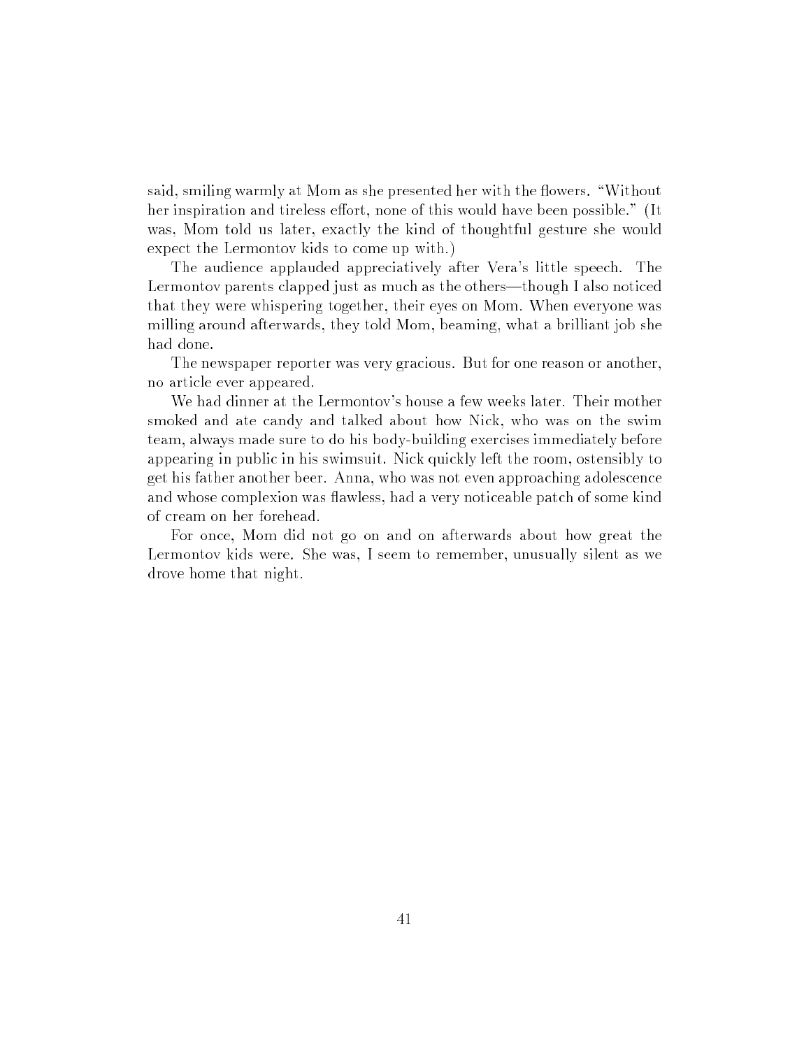said, smiling warmly at Mom as she presented her with the flowers. "Without her inspiration and tireless effort, none of this would have been possible." (It was, Mom told us later, exactly the kind of thoughtful gesture she would expect the Lermontov kids to come up with.)

The audience applauded appreciatively after Vera's little speech. The Lermontov parents clapped just as much as the others—though I also noticed that they were whispering together, their eyes on Mom. When everyone was milling around afterwards, they told Mom, beaming, what a brilliant job she had done.

The newspaper reporter was very gracious. But for one reason or another, no article ever appeared.

We had dinner at the Lermontov's house a few weeks later. Their mother smoked and ate candy and talked about how Nick, who was on the swim team, always made sure to do his body-building exercises immediately before appearing in public in his swimsuit. Nick quickly left the room, ostensibly to get his father another beer. Anna, who was not even approaching adolescence and whose complexion was flawless, had a very noticeable patch of some kind of cream on her forehead.

For once, Mom did not go on and on afterwards about how great the Lermontov kids were. She was, I seem to remember, unusually silent as we drove home that night.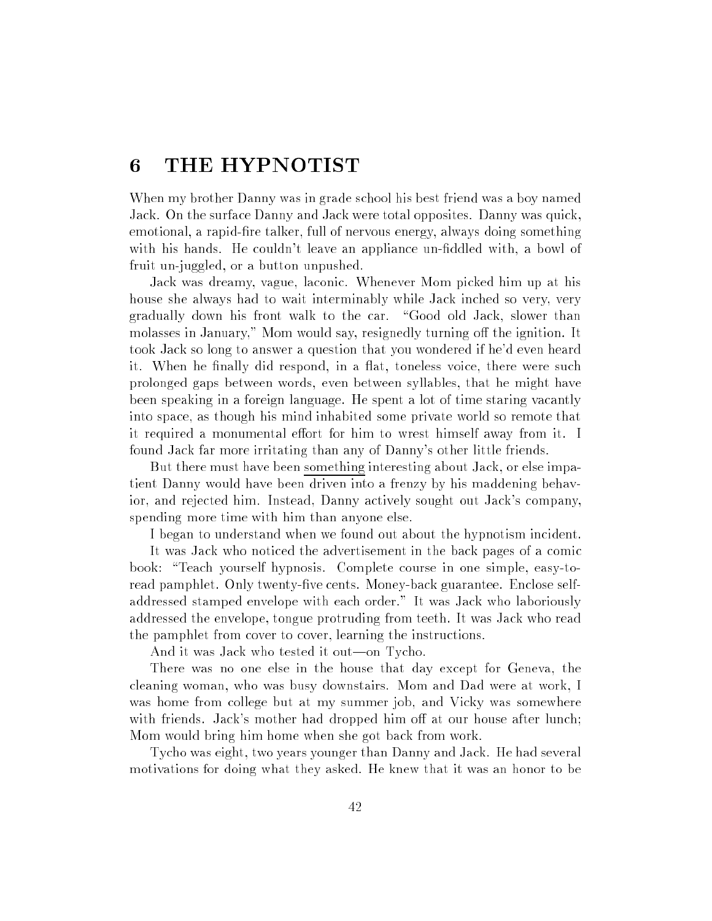## 6 THE HYPNOTIST

When my brother Danny was in grade school his best friend was a boy named Jack. On the surface Danny and Jack were total opposites. Danny was quick, emotional, a rapid-fire talker, full of nervous energy, always doing something with his hands. He couldn't leave an appliance un-fiddled with, a bowl of fruit un-juggled, or a button unpushed.

Jack was dreamy, vague, laconic. Whenever Mom picked him up at his house she always had to wait interminably while Jack inched so very, very gradually down his front walk to the car. "Good old Jack, slower than molasses in January," Mom would say, resignedly turning off the ignition. It took Jack so long to answer a question that you wondered if he'd even heard it. When he finally did respond, in a flat, toneless voice, there were such prolonged gaps between words, even between syllables, that he might have been speaking in a foreign language. He spent a lot of time staring vacantly into space, as though his mind inhabited some private world so remote that it required a monumental effort for him to wrest himself away from it. I found Jack far more irritating than any of Danny's other little friends.

But there must have been <u>something</u> interesting about Jack, or else impatient Danny would have been driven into a frenzy by his maddening behavior, and rejected him. Instead, Danny actively sought out Jack's company, spending more time with him than anyone else.

I began to understand when we found out about the hypnotism incident.

It was Jack who noticed the advertisement in the back pages of a comic book: "Teach yourself hypnosis. Complete course in one simple, easy-to-read pamphlet. Only twenty-five cents. Money-back guarantee. Enclose self-addressed stamped envelope with each order." It was Jack who laboriously addressed the envelope, tongue protruding from teeth. It was Jack who read the pamphlet from cover to cover, learning the instructions.

And it was Jack who tested it out—on Tycho.

There was no one else in the house that day except for Geneva, the cleaning woman, who was busy downstairs. Mom and Dad were at work, I was home from college but at my summer job, and Vicky was somewhere with friends. Jack's mother had dropped him off at our house after lunch; Mom would bring him home when she got back from work.

Tycho was eight, two years younger than Danny and Jack. He had several motivations for doing what they asked. He knew that it was an honor to be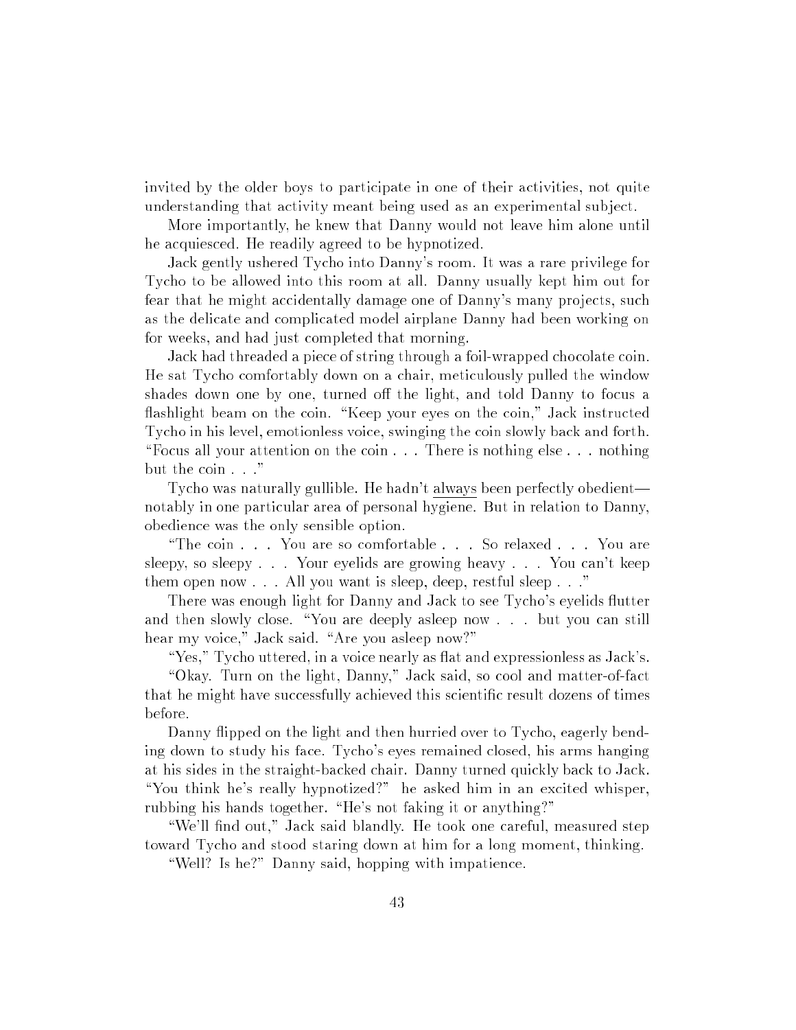invited by the older boys to participate in one of their activities, not quite understanding that activity meant being used as an experimental subject.

More importantly, he knew that Danny would not leave him alone until he acquiesced. He readily agreed to be hypnotized.

Jack gently ushered Tycho into Danny's room. It was a rare privilege for Tycho to be allowed into this room at all. Danny usually kept him out for fear that he might accidentally damage one of Danny's many projects, such as the delicate and complicated model airplane Danny had been working on for weeks, and had just completed that morning.

Jack had threaded a piece of string through a foil-wrapped chocolate coin. He sat Tycho comfortably down on a chair, meticulously pulled the window shades down one by one, turned off the light, and told Danny to focus a flashlight beam on the coin. "Keep your eyes on the coin," Jack instructed Tycho in his level, emotionless voice, swinging the coin slowly back and forth. "Focus all your attention on the coin . . . There is nothing else . . . nothing but the coin . . ."

Tycho was naturally gullible. He hadn't <u>always</u> been perfectly obedient—notably in one particular area of personal hygiene. But in relation to Danny, obedience was the only sensible option.

"The coin . . . You are so comfortable . . . So relaxed . . . You are sleepy, so sleepy . . . Your eyelids are growing heavy . . . You can't keep them open now . . . All you want is sleep, deep, restful sleep . . ."

There was enough light for Danny and Jack to see Tycho's eyelids flutter and then slowly close. "You are deeply asleep now . . . but you can still hear my voice," Jack said. "Are you asleep now?"

"Yes," Tycho uttered, in a voice nearly as flat and expressionless as Jack's.

"Okay. Turn on the light, Danny," Jack said, so cool and matter-of-fact that he might have successfully achieved this scientific result dozens of times before.

Danny flipped on the light and then hurried over to Tycho, eagerly bending down to study his face. Tycho's eyes remained closed, his arms hanging at his sides in the straight-backed chair. Danny turned quickly back to Jack. "You think he's really hypnotized?" he asked him in an excited whisper, rubbing his hands together. "He's not faking it or anything?"

"We'll find out," Jack said blandly. He took one careful, measured step toward Tycho and stood staring down at him for a long moment, thinking.

"Well? Is he?" Danny said, hopping with impatience.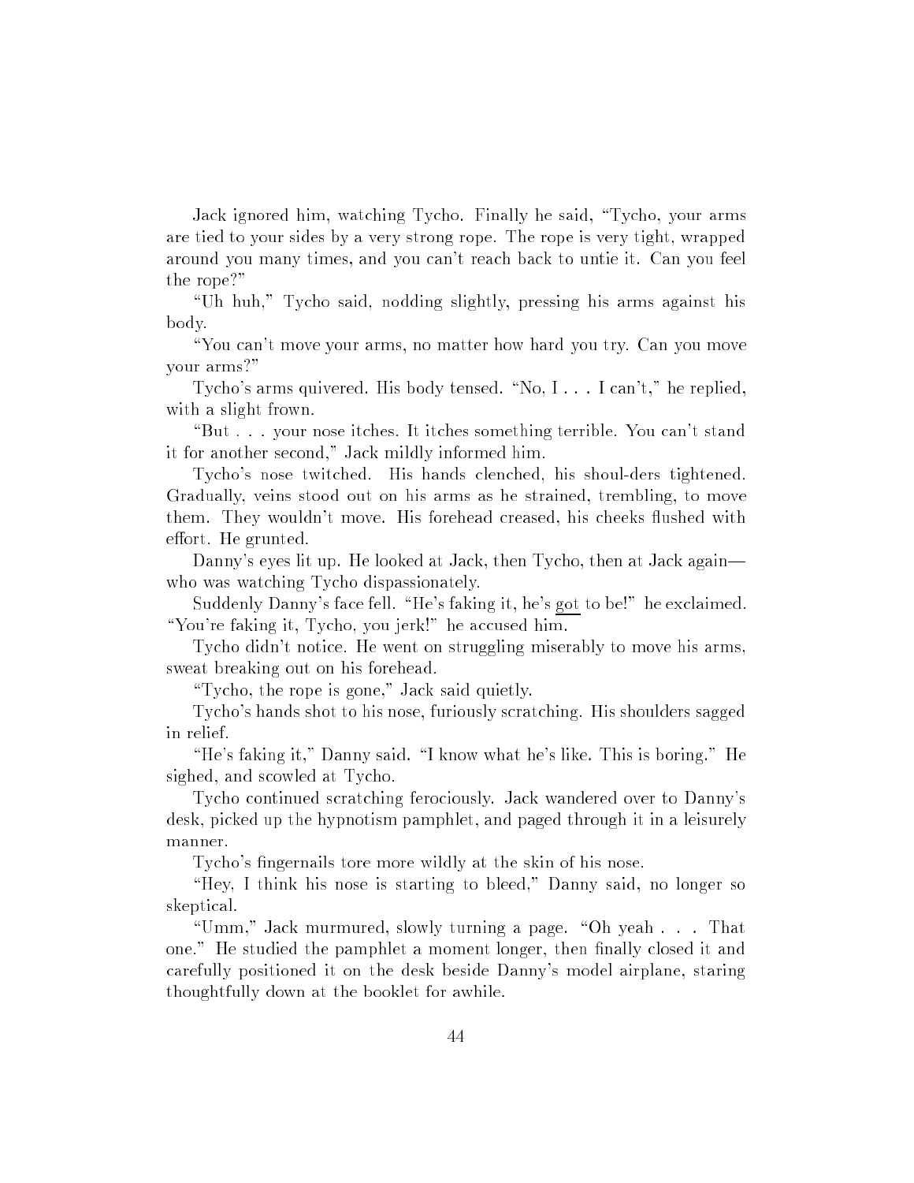Jack ignored him, watching Tycho. Finally he said, "Tycho, your arms are tied to your sides by a very strong rope. The rope is very tight, wrapped around you many times, and you can't reach back to untie it. Can you feel the rope?"

"Uh huh," Tycho said, nodding slightly, pressing his arms against his body.

"You can't move your arms, no matter how hard you try. Can you move your arms?"

Tycho's arms quivered. His body tensed. "No, I . . . I can't," he replied, with a slight frown.

"But . . . your nose itches. It itches something terrible. You can't stand it for another second," Jack mildly informed him.

Tycho's nose twitched. His hands clenched, his shoul-ders tightened. Gradually, veins stood out on his arms as he strained, trembling, to move them. They wouldn't move. His forehead creased, his cheeks flushed with effort. He grunted.

Danny's eyes lit up. He looked at Jack, then Tycho, then at Jack again—who was watching Tycho dispassionately.

Suddenly Danny's face fell. "He's faking it, he's <u>got</u> to be!" he exclaimed. "You're faking it, Tycho, you jerk!" he accused him.

Tycho didn't notice. He went on struggling miserably to move his arms, sweat breaking out on his forehead.

"Tycho, the rope is gone," Jack said quietly.

Tycho's hands shot to his nose, furiously scratching. His shoulders sagged in relief.

"He's faking it," Danny said. "I know what he's like. This is boring." He sighed, and scowled at Tycho.

Tycho continued scratching ferociously. Jack wandered over to Danny's desk, picked up the hypnotism pamphlet, and paged through it in a leisurely manner.

Tycho's fingernails tore more wildly at the skin of his nose.

"Hey, I think his nose is starting to bleed," Danny said, no longer so skeptical.

"Umm," Jack murmured, slowly turning a page. "Oh yeah . . . That one." He studied the pamphlet a moment longer, then finally closed it and carefully positioned it on the desk beside Danny's model airplane, staring thoughtfully down at the booklet for awhile.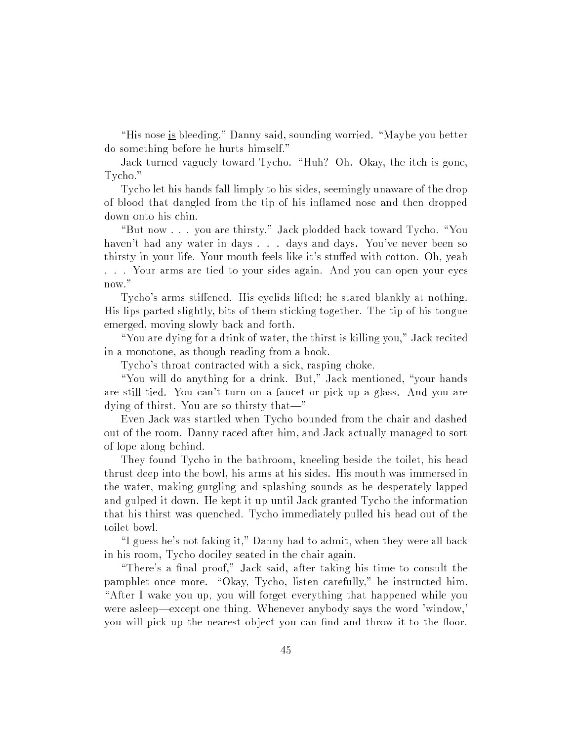"His nose <u>is</u> bleeding," Danny said, sounding worried. "Maybe you better do something before he hurts himself."

Jack turned vaguely toward Tycho. "Huh? Oh. Okay, the itch is gone, Tycho."

Tycho let his hands fall limply to his sides, seemingly unaware of the drop of blood that dangled from the tip of his inflamed nose and then dropped down onto his chin.

"But now . . . you are thirsty." Jack plodded back toward Tycho. "You haven't had any water in days . . . days and days. You've never been so thirsty in your life. Your mouth feels like it's stuffed with cotton. Oh, yeah . . . Your arms are tied to your sides again. And you can open your eyes now."

Tycho's arms stiffened. His eyelids lifted; he stared blankly at nothing. His lips parted slightly, bits of them sticking together. The tip of his tongue emerged, moving slowly back and forth.

"You are dying for a drink of water, the thirst is killing you," Jack recited in a monotone, as though reading from a book.

Tycho's throat contracted with a sick, rasping choke.

"You will do anything for a drink. But," Jack mentioned, "your hands are still tied. You can't turn on a faucet or pick up a glass. And you are dying of thirst. You are so thirsty that—"

Even Jack was startled when Tycho bounded from the chair and dashed out of the room. Danny raced after him, and Jack actually managed to sort of lope along behind.

They found Tycho in the bathroom, kneeling beside the toilet, his head thrust deep into the bowl, his arms at his sides. His mouth was immersed in the water, making gurgling and splashing sounds as he desperately lapped and gulped it down. He kept it up until Jack granted Tycho the information that his thirst was quenched. Tycho immediately pulled his head out of the toilet bowl.

"I guess he's not faking it," Danny had to admit, when they were all back in his room, Tycho dociley seated in the chair again.

"There's a final proof," Jack said, after taking his time to consult the pamphlet once more. "Okay, Tycho, listen carefully," he instructed him. "After I wake you up, you will forget everything that happened while you were asleep—except one thing. Whenever anybody says the word 'window,' you will pick up the nearest object you can find and throw it to the floor.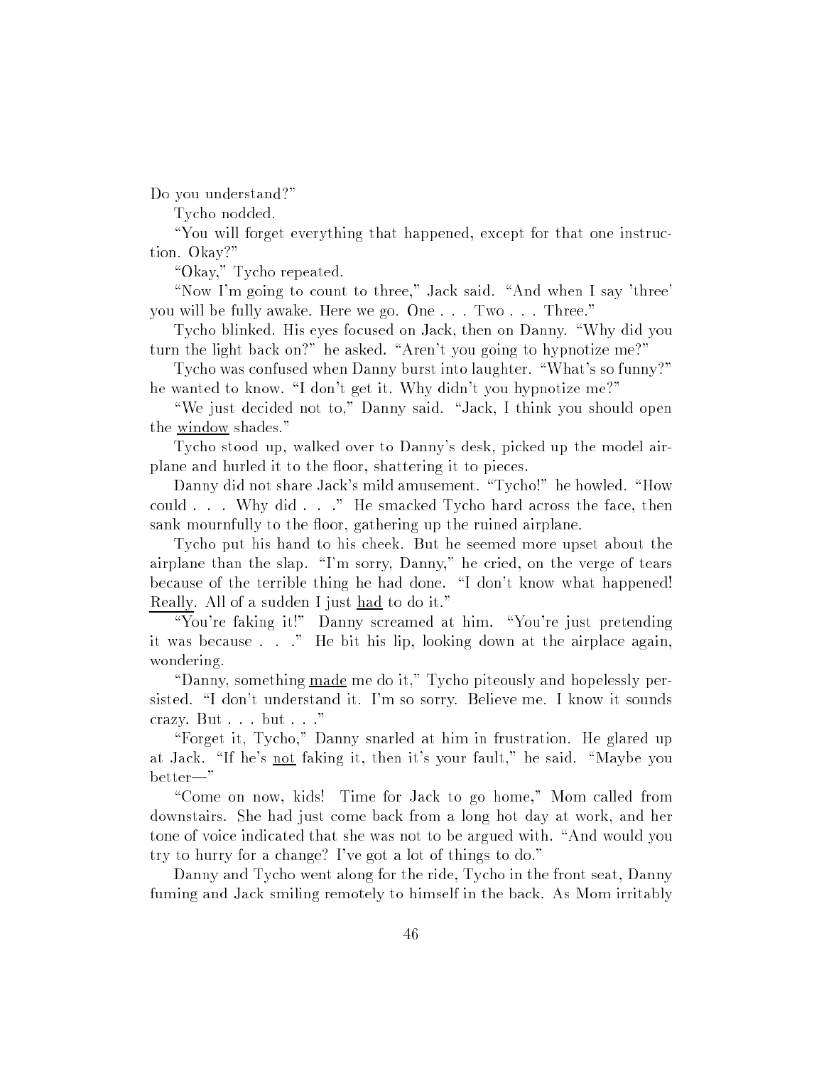Do you understand?"

Tycho nodded.

"You will forget everything that happened, except for that one instruction. Okay?"

"Okay," Tycho repeated.

"Now I'm going to count to three," Jack said. "And when I say 'three' you will be fully awake. Here we go. One . . . Two . . . Three."

Tycho blinked. His eyes focused on Jack, then on Danny. "Why did you turn the light back on?" he asked. "Aren't you going to hypnotize me?"

Tycho was confused when Danny burst into laughter. "What's so funny?" he wanted to know. "I don't get it. Why didn't you hypnotize me?"

"We just decided not to," Danny said. "Jack, I think you should open the <u>window</u> shades."

Tycho stood up, walked over to Danny's desk, picked up the model airplane and hurled it to the floor, shattering it to pieces.

Danny did not share Jack's mild amusement. "Tycho!" he howled. "How could . . . Why did . . ." He smacked Tycho hard across the face, then sank mournfully to the floor, gathering up the ruined airplane.

Tycho put his hand to his cheek. But he seemed more upset about the airplane than the slap. "I'm sorry, Danny," he cried, on the verge of tears because of the terrible thing he had done. "I don't know what happened! <u>Really</u>. All of a sudden I just <u>had</u> to do it."

"You're faking it!" Danny screamed at him. "You're just pretending it was because . . ." He bit his lip, looking down at the airplace again, wondering.

"Danny, something <u>made</u> me do it," Tycho piteously and hopelessly persisted. "I don't understand it. I'm so sorry. Believe me. I know it sounds crazy. But . . . but . . ."

"Forget it, Tycho," Danny snarled at him in frustration. He glared up at Jack. "If he's <u>not</u> faking it, then it's your fault," he said. "Maybe you better—"

"Come on now, kids! Time for Jack to go home," Mom called from downstairs. She had just come back from a long hot day at work, and her tone of voice indicated that she was not to be argued with. "And would you try to hurry for a change? I've got a lot of things to do."

Danny and Tycho went along for the ride, Tycho in the front seat, Danny fuming and Jack smiling remotely to himself in the back. As Mom irritably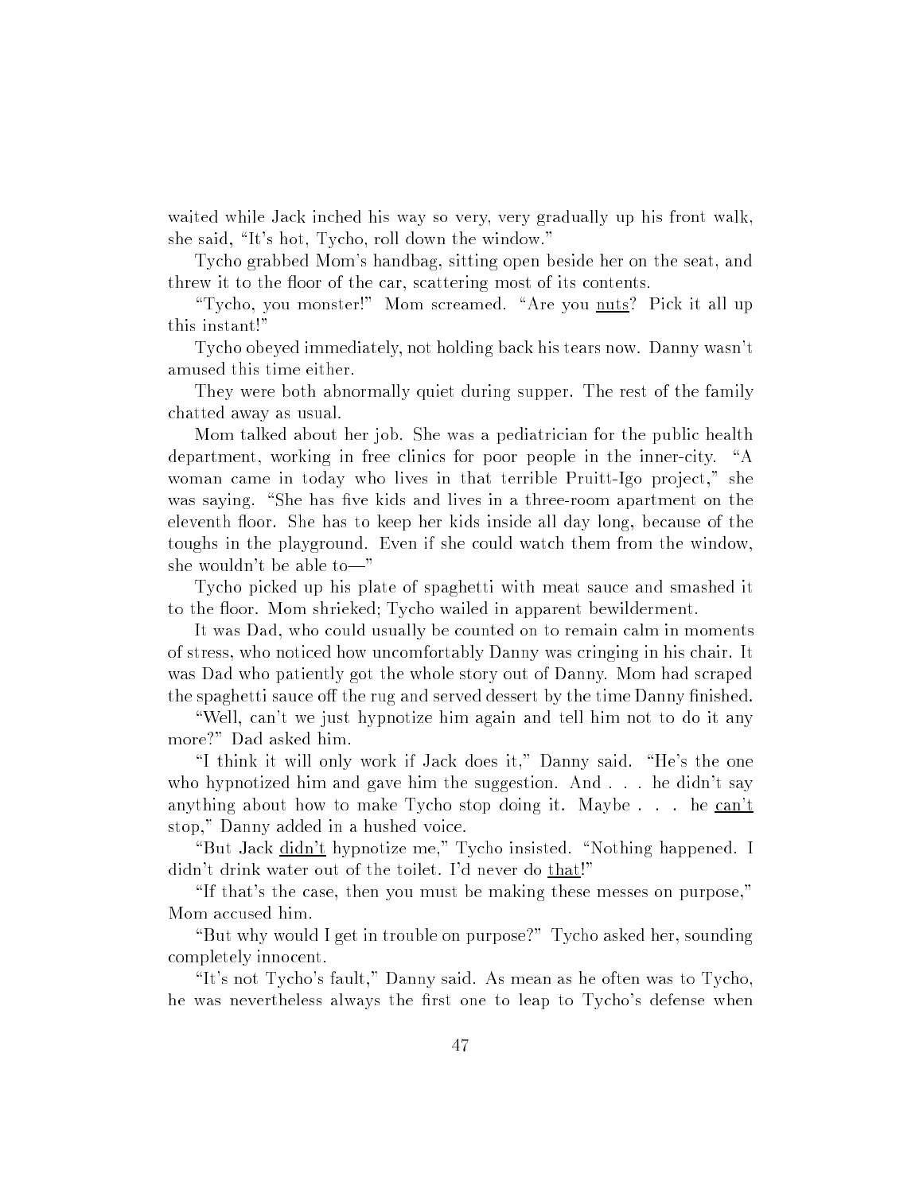waited while Jack inched his way so very, very gradually up his front walk, she said, "It's hot, Tycho, roll down the window."

Tycho grabbed Mom's handbag, sitting open beside her on the seat, and threw it to the floor of the car, scattering most of its contents.

"Tycho, you monster!" Mom screamed. "Are you <u>nuts</u>? Pick it all up this instant!"

Tycho obeyed immediately, not holding back his tears now. Danny wasn't amused this time either.

They were both abnormally quiet during supper. The rest of the family chatted away as usual.

Mom talked about her job. She was a pediatrician for the public health department, working in free clinics for poor people in the inner-city. "A woman came in today who lives in that terrible Pruitt-Igo project," she was saying. "She has five kids and lives in a three-room apartment on the eleventh floor. She has to keep her kids inside all day long, because of the toughs in the playground. Even if she could watch them from the window, she wouldn't be able to—"

Tycho picked up his plate of spaghetti with meat sauce and smashed it to the floor. Mom shrieked; Tycho wailed in apparent bewilderment.

It was Dad, who could usually be counted on to remain calm in moments of stress, who noticed how uncomfortably Danny was cringing in his chair. It was Dad who patiently got the whole story out of Danny. Mom had scraped the spaghetti sauce off the rug and served dessert by the time Danny finished.

"Well, can't we just hypnotize him again and tell him not to do it any more?" Dad asked him.

"I think it will only work if Jack does it," Danny said. "He's the one who hypnotized him and gave him the suggestion. And . . . he didn't say anything about how to make Tycho stop doing it. Maybe . . . he <u>can't</u> stop," Danny added in a hushed voice.

"But Jack <u>didn't</u> hypnotize me," Tycho insisted. "Nothing happened. I didn't drink water out of the toilet. I'd never do <u>that</u>!"

"If that's the case, then you must be making these messes on purpose," Mom accused him.

"But why would I get in trouble on purpose?" Tycho asked her, sounding completely innocent.

"It's not Tycho's fault," Danny said. As mean as he often was to Tycho, he was nevertheless always the first one to leap to Tycho's defense when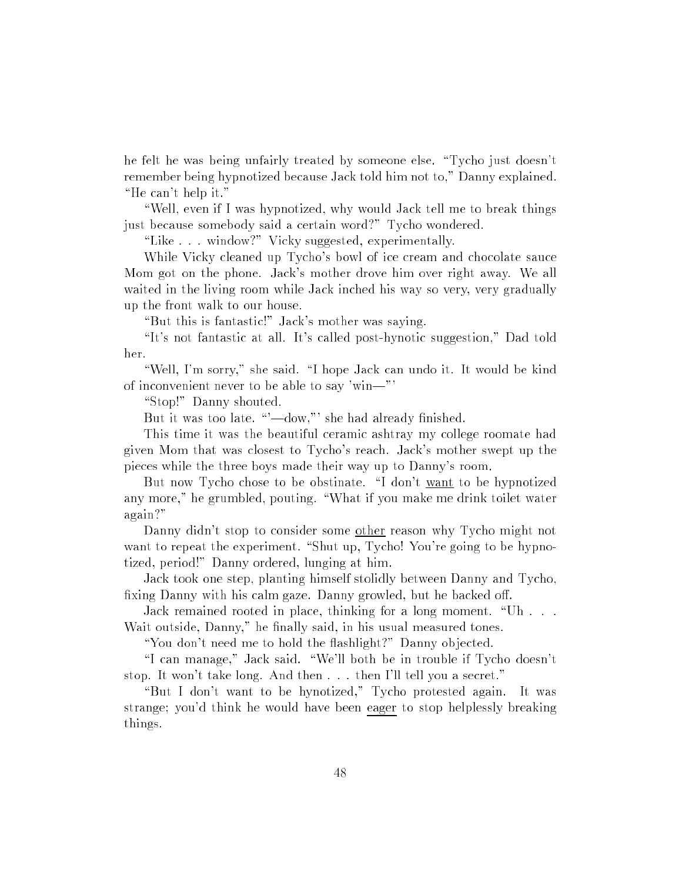he felt he was being unfairly treated by someone else. "Tycho just doesn't remember being hypnotized because Jack told him not to," Danny explained. "He can't help it."

"Well, even if I was hypnotized, why would Jack tell me to break things just because somebody said a certain word?" Tycho wondered.

"Like . . . window?" Vicky suggested, experimentally.

While Vicky cleaned up Tycho's bowl of ice cream and chocolate sauce Mom got on the phone. Jack's mother drove him over right away. We all waited in the living room while Jack inched his way so very, very gradually up the front walk to our house.

"But this is fantastic!" Jack's mother was saying.

"It's not fantastic at all. It's called post-hynotic suggestion," Dad told her.

"Well, I'm sorry," she said. "I hope Jack can undo it. It would be kind of inconvenient never to be able to say 'win—"'

"Stop!" Danny shouted.

But it was too late. "'—dow,"' she had already finished.

This time it was the beautiful ceramic ashtray my college roomate had given Mom that was closest to Tycho's reach. Jack's mother swept up the pieces while the three boys made their way up to Danny's room.

But now Tycho chose to be obstinate. "I don't <u>want</u> to be hypnotized any more," he grumbled, pouting. "What if you make me drink toilet water again?"

Danny didn't stop to consider some <u>other</u> reason why Tycho might not want to repeat the experiment. "Shut up, Tycho! You're going to be hypnotized, period!" Danny ordered, lunging at him.

Jack took one step, planting himself stolidly between Danny and Tycho, fixing Danny with his calm gaze. Danny growled, but he backed off.

Jack remained rooted in place, thinking for a long moment. "Uh . . . Wait outside, Danny," he finally said, in his usual measured tones.

"You don't need me to hold the flashlight?" Danny objected.

"I can manage," Jack said. "We'll both be in trouble if Tycho doesn't stop. It won't take long. And then . . . then I'll tell you a secret."

"But I don't want to be hynotized," Tycho protested again. It was strange; you'd think he would have been <u>eager</u> to stop helplessly breaking things.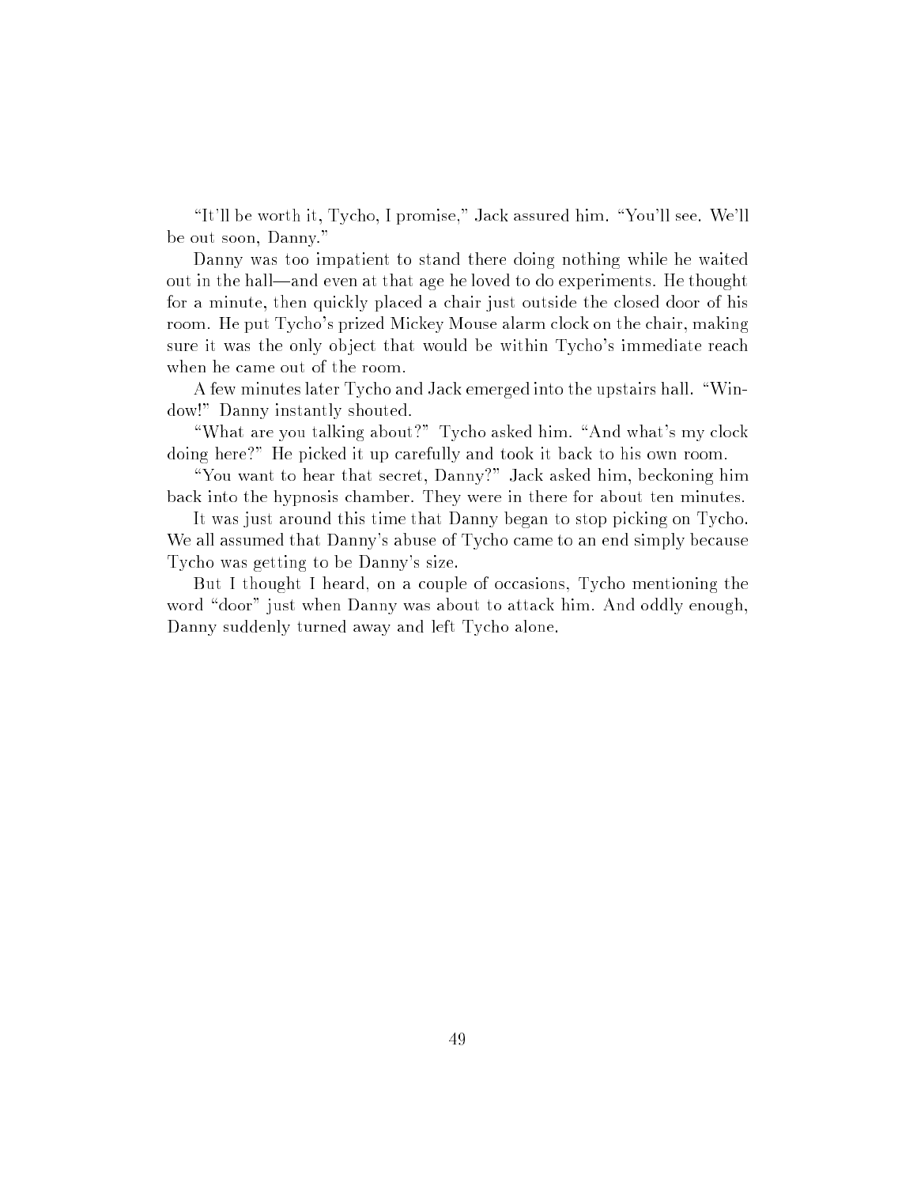"It'll be worth it, Tycho, I promise," Jack assured him. "You'll see. We'll be out soon, Danny."

Danny was too impatient to stand there doing nothing while he waited out in the hall—and even at that age he loved to do experiments. He thought for a minute, then quickly placed a chair just outside the closed door of his room. He put Tycho's prized Mickey Mouse alarm clock on the chair, making sure it was the only object that would be within Tycho's immediate reach when he came out of the room.

A few minutes later Tycho and Jack emerged into the upstairs hall. "Window!" Danny instantly shouted.

"What are you talking about?" Tycho asked him. "And what's my clock doing here?" He picked it up carefully and took it back to his own room.

"You want to hear that secret, Danny?" Jack asked him, beckoning him back into the hypnosis chamber. They were in there for about ten minutes.

It was just around this time that Danny began to stop picking on Tycho. We all assumed that Danny's abuse of Tycho came to an end simply because Tycho was getting to be Danny's size.

But I thought I heard, on a couple of occasions, Tycho mentioning the word "door" just when Danny was about to attack him. And oddly enough, Danny suddenly turned away and left Tycho alone.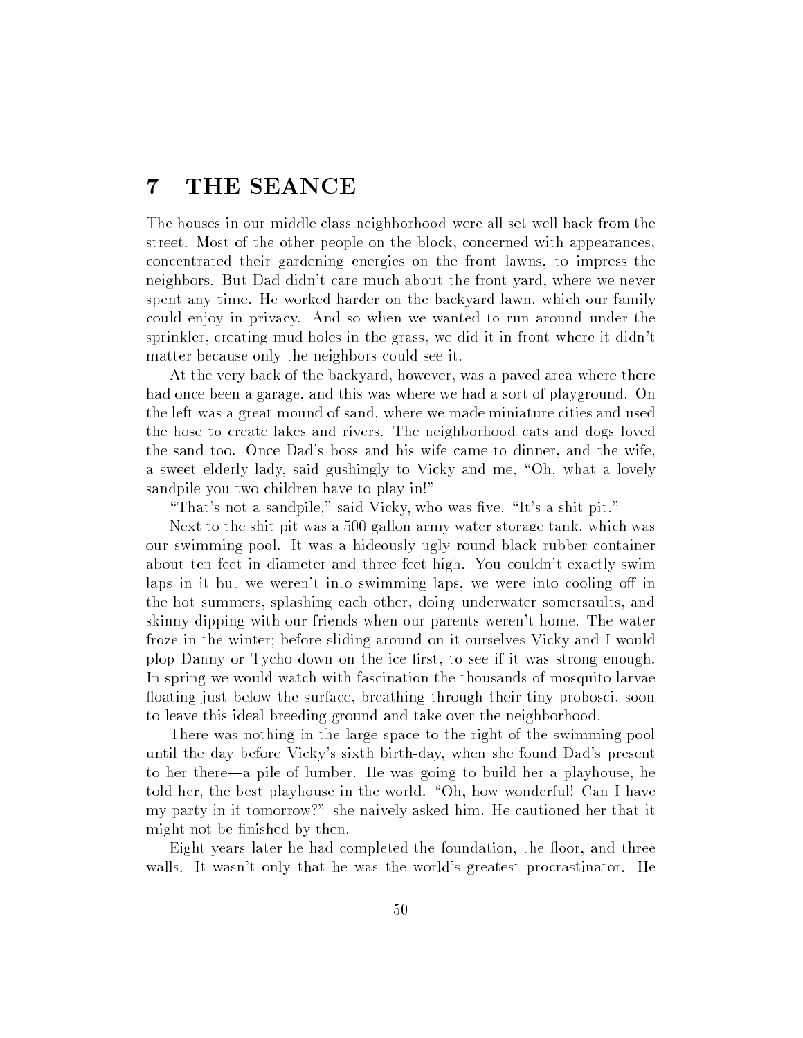# 7 THE SEANCE

The houses in our middle class neighborhood were all set well back from the street. Most of the other people on the block, concerned with appearances, concentrated their gardening energies on the front lawns, to impress the neighbors. But Dad didn't care much about the front yard, where we never spent any time. He worked harder on the backyard lawn, which our family could enjoy in privacy. And so when we wanted to run around under the sprinkler, creating mud holes in the grass, we did it in front where it didn't matter because only the neighbors could see it.

At the very back of the backyard, however, was a paved area where there had once been a garage, and this was where we had a sort of playground. On the left was a great mound of sand, where we made miniature cities and used the hose to create lakes and rivers. The neighborhood cats and dogs loved the sand too. Once Dad's boss and his wife came to dinner, and the wife, a sweet elderly lady, said gushingly to Vicky and me, "Oh, what a lovely sandpile you two children have to play in!"

"That's not a sandpile," said Vicky, who was five. "It's a shit pit."

Next to the shit pit was a 500 gallon army water storage tank, which was our swimming pool. It was a hideously ugly round black rubber container about ten feet in diameter and three feet high. You couldn't exactly swim laps in it but we weren't into swimming laps, we were into cooling off in the hot summers, splashing each other, doing underwater somersaults, and skinny dipping with our friends when our parents weren't home. The water froze in the winter; before sliding around on it ourselves Vicky and I would plop Danny or Tycho down on the ice first, to see if it was strong enough. In spring we would watch with fascination the thousands of mosquito larvae floating just below the surface, breathing through their tiny probosci, soon to leave this ideal breeding ground and take over the neighborhood.

There was nothing in the large space to the right of the swimming pool until the day before Vicky's sixth birth-day, when she found Dad's present to her there—a pile of lumber. He was going to build her a playhouse, he told her, the best playhouse in the world. "Oh, how wonderful! Can I have my party in it tomorrow?" she naively asked him. He cautioned her that it might not be finished by then.

Eight years later he had completed the foundation, the floor, and three walls. It wasn't only that he was the world's greatest procrastinator. He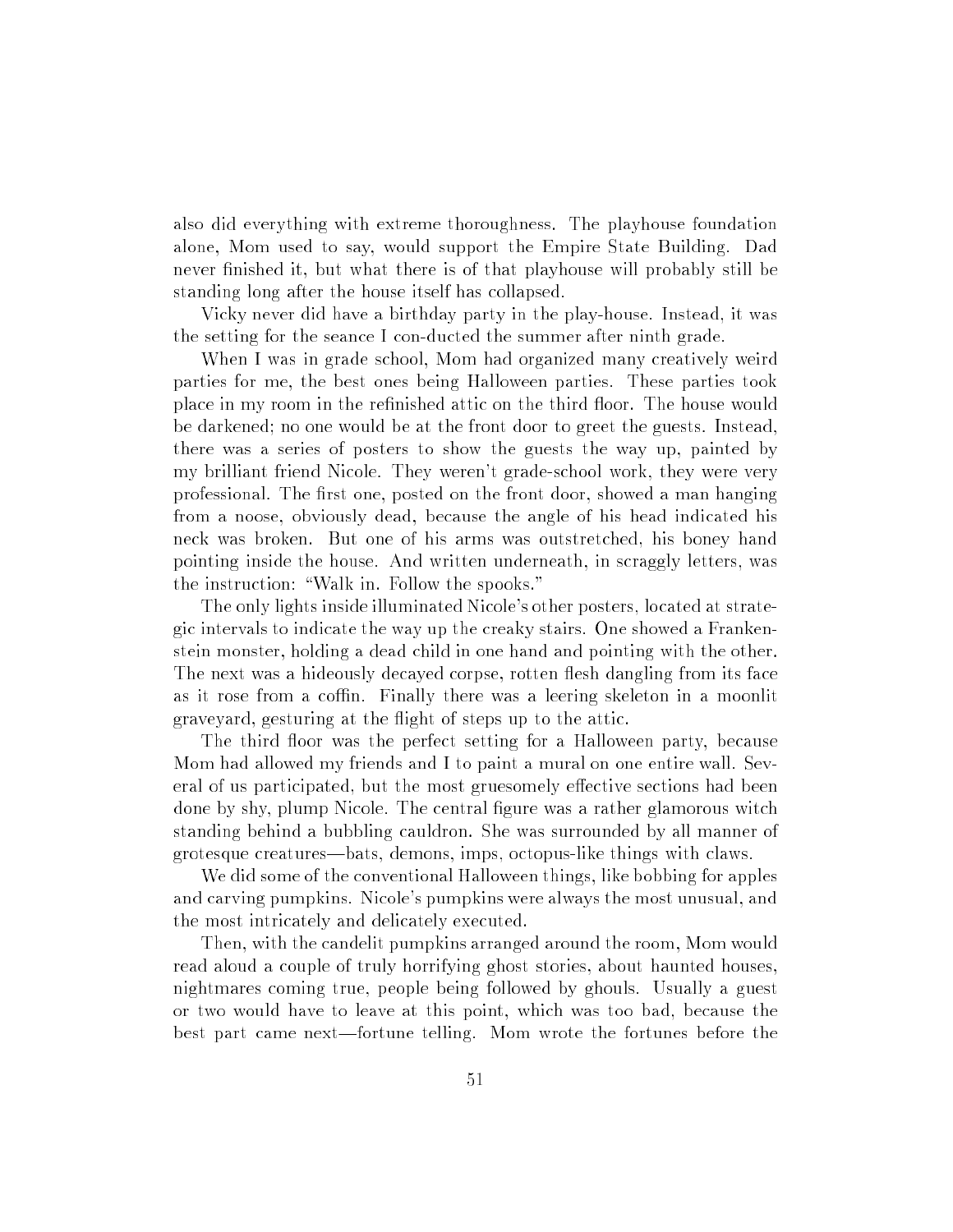also did everything with extreme thoroughness. The playhouse foundation alone, Mom used to say, would support the Empire State Building. Dad never finished it, but what there is of that playhouse will probably still be standing long after the house itself has collapsed.

Vicky never did have a birthday party in the play-house. Instead, it was the setting for the seance I con-ducted the summer after ninth grade.

When I was in grade school, Mom had organized many creatively weird parties for me, the best ones being Halloween parties. These parties took place in my room in the refinished attic on the third floor. The house would be darkened; no one would be at the front door to greet the guests. Instead, there was a series of posters to show the guests the way up, painted by my brilliant friend Nicole. They weren't grade-school work, they were very professional. The first one, posted on the front door, showed a man hanging from a noose, obviously dead, because the angle of his head indicated his neck was broken. But one of his arms was outstretched, his boney hand pointing inside the house. And written underneath, in scraggly letters, was the instruction: "Walk in. Follow the spooks."

The only lights inside illuminated Nicole's other posters, located at strategic intervals to indicate the way up the creaky stairs. One showed a Frankenstein monster, holding a dead child in one hand and pointing with the other. The next was a hideously decayed corpse, rotten flesh dangling from its face as it rose from a coffin. Finally there was a leering skeleton in a moonlit graveyard, gesturing at the flight of steps up to the attic.

The third floor was the perfect setting for a Halloween party, because Mom had allowed my friends and I to paint a mural on one entire wall. Several of us participated, but the most gruesomely effective sections had been done by shy, plump Nicole. The central figure was a rather glamorous witch standing behind a bubbling cauldron. She was surrounded by all manner of grotesque creatures—bats, demons, imps, octopus-like things with claws.

We did some of the conventional Halloween things, like bobbing for apples and carving pumpkins. Nicole's pumpkins were always the most unusual, and the most intricately and delicately executed.

Then, with the candelit pumpkins arranged around the room, Mom would read aloud a couple of truly horrifying ghost stories, about haunted houses, nightmares coming true, people being followed by ghouls. Usually a guest or two would have to leave at this point, which was too bad, because the best part came next—fortune telling. Mom wrote the fortunes before the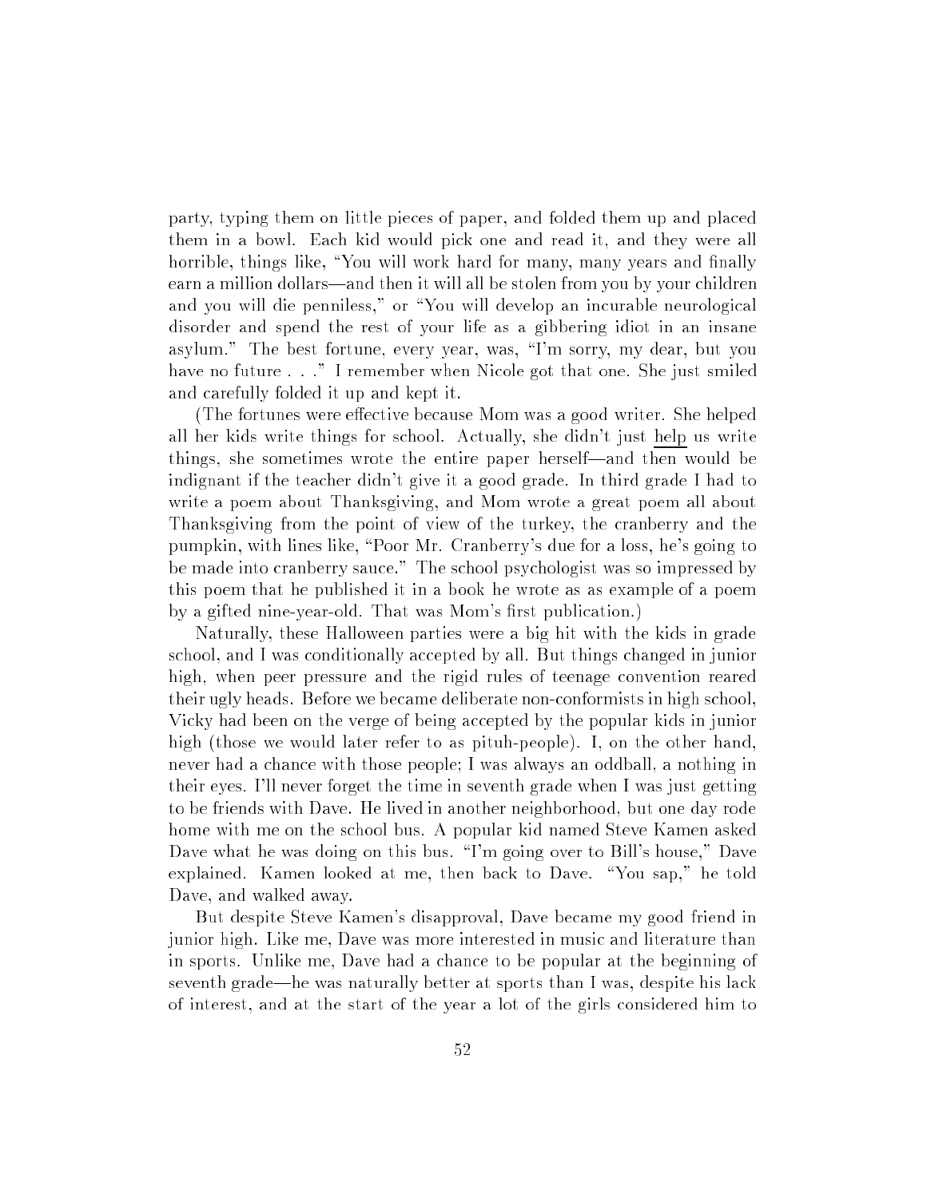party, typing them on little pieces of paper, and folded them up and placed them in a bowl. Each kid would pick one and read it, and they were all horrible, things like, "You will work hard for many, many years and finally earn a million dollars—and then it will all be stolen from you by your children and you will die penniless," or "You will develop an incurable neurological disorder and spend the rest of your life as a gibbering idiot in an insane asylum." The best fortune, every year, was, "I'm sorry, my dear, but you have no future . . ." I remember when Nicole got that one. She just smiled and carefully folded it up and kept it.

(The fortunes were effective because Mom was a good writer. She helped all her kids write things for school. Actually, she didn't just help us write things, she sometimes wrote the entire paper herself—and then would be indignant if the teacher didn't give it a good grade. In third grade I had to write a poem about Thanksgiving, and Mom wrote a great poem all about Thanksgiving from the point of view of the turkey, the cranberry and the pumpkin, with lines like, "Poor Mr. Cranberry's due for a loss, he's going to be made into cranberry sauce." The school psychologist was so impressed by this poem that he published it in a book he wrote as as example of a poem by a gifted nine-year-old. That was Mom's first publication.)

Naturally, these Halloween parties were a big hit with the kids in grade school, and I was conditionally accepted by all. But things changed in junior high, when peer pressure and the rigid rules of teenage convention reared their ugly heads. Before we became deliberate non-conformists in high school, Vicky had been on the verge of being accepted by the popular kids in junior high (those we would later refer to as pituh-people). I, on the other hand, never had a chance with those people; I was always an oddball, a nothing in their eyes. I'll never forget the time in seventh grade when I was just getting to be friends with Dave. He lived in another neighborhood, but one day rode home with me on the school bus. A popular kid named Steve Kamen asked Dave what he was doing on this bus. "I'm going over to Bill's house," Dave explained. Kamen looked at me, then back to Dave. "You sap," he told Dave, and walked away.

But despite Steve Kamen's disapproval, Dave became my good friend in junior high. Like me, Dave was more interested in music and literature than in sports. Unlike me, Dave had a chance to be popular at the beginning of seventh grade—he was naturally better at sports than I was, despite his lack of interest, and at the start of the year a lot of the girls considered him to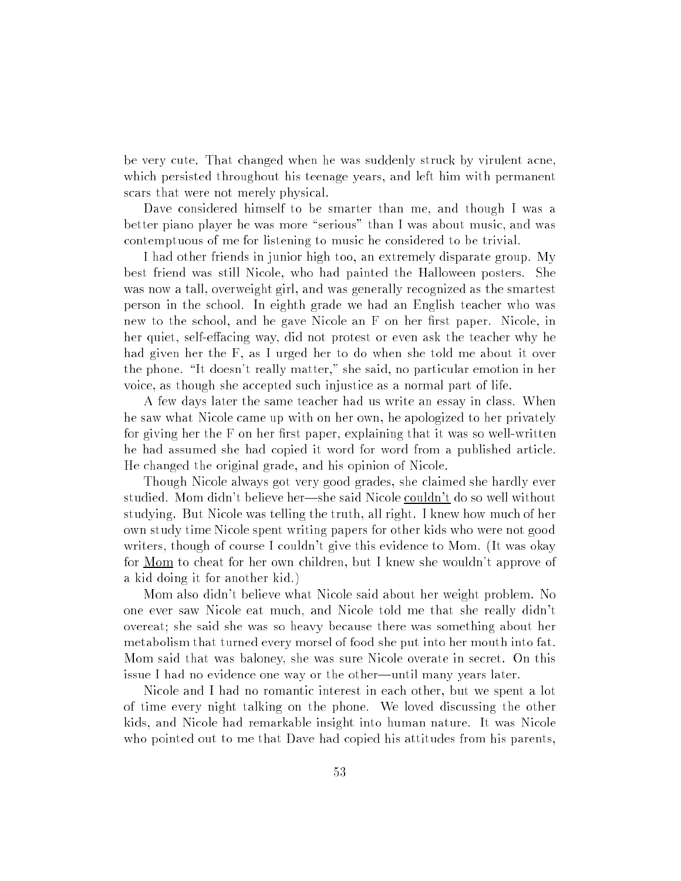be very cute. That changed when he was suddenly struck by virulent acne, which persisted throughout his teenage years, and left him with permanent scars that were not merely physical.

Dave considered himself to be smarter than me, and though I was a better piano player he was more "serious" than I was about music, and was contemptuous of me for listening to music he considered to be trivial.

I had other friends in junior high too, an extremely disparate group. My best friend was still Nicole, who had painted the Halloween posters. She was now a tall, overweight girl, and was generally recognized as the smartest person in the school. In eighth grade we had an English teacher who was new to the school, and he gave Nicole an F on her first paper. Nicole, in her quiet, self-effacing way, did not protest or even ask the teacher why he had given her the F, as I urged her to do when she told me about it over the phone. "It doesn't really matter," she said, no particular emotion in her voice, as though she accepted such injustice as a normal part of life.

A few days later the same teacher had us write an essay in class. When he saw what Nicole came up with on her own, he apologized to her privately for giving her the F on her first paper, explaining that it was so well-written he had assumed she had copied it word for word from a published article. He changed the original grade, and his opinion of Nicole.

Though Nicole always got very good grades, she claimed she hardly ever studied. Mom didn't believe her—she said Nicole <u>couldn't</u> do so well without studying. But Nicole was telling the truth, all right. I knew how much of her own study time Nicole spent writing papers for other kids who were not good writers, though of course I couldn't give this evidence to Mom. (It was okay for <u>Mom</u> to cheat for her own children, but I knew she wouldn't approve of a kid doing it for another kid.)

Mom also didn't believe what Nicole said about her weight problem. No one ever saw Nicole eat much, and Nicole told me that she really didn't overeat; she said she was so heavy because there was something about her metabolism that turned every morsel of food she put into her mouth into fat. Mom said that was baloney, she was sure Nicole overate in secret. On this issue I had no evidence one way or the other—until many years later.

Nicole and I had no romantic interest in each other, but we spent a lot of time every night talking on the phone. We loved discussing the other kids, and Nicole had remarkable insight into human nature. It was Nicole who pointed out to me that Dave had copied his attitudes from his parents,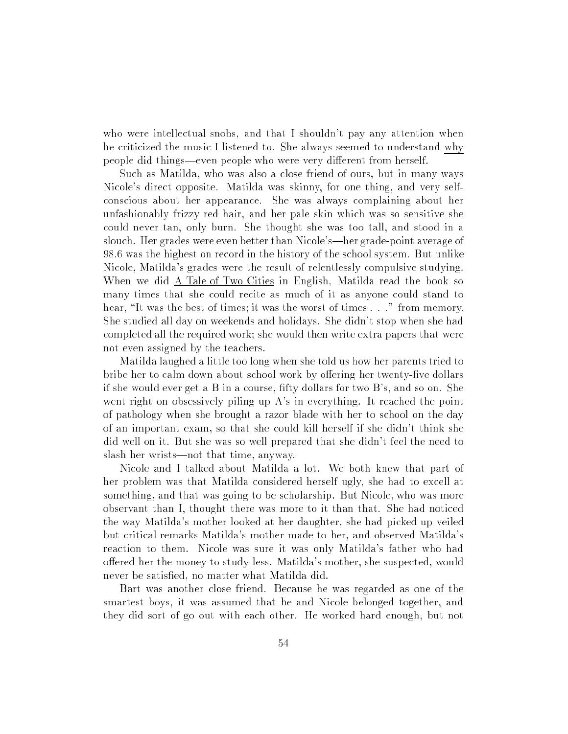who were intellectual snobs, and that I shouldn't pay any attention when he criticized the music I listened to. She always seemed to understand <u>why</u> people did things—even people who were very different from herself.

Such as Matilda, who was also a close friend of ours, but in many ways Nicole's direct opposite. Matilda was skinny, for one thing, and very self-conscious about her appearance. She was always complaining about her unfashionably frizzy red hair, and her pale skin which was so sensitive she could never tan, only burn. She thought she was too tall, and stood in a slouch. Her grades were even better than Nicole's—her grade-point average of 98.6 was the highest on record in the history of the school system. But unlike Nicole, Matilda's grades were the result of relentlessly compulsive studying. When we did <u>A Tale of Two Cities</u> in English, Matilda read the book so many times that she could recite as much of it as anyone could stand to hear, "It was the best of times; it was the worst of times . . ." from memory. She studied all day on weekends and holidays. She didn't stop when she had completed all the required work; she would then write extra papers that were not even assigned by the teachers.

Matilda laughed a little too long when she told us how her parents tried to bribe her to calm down about school work by offering her twenty-five dollars if she would ever get a B in a course, fifty dollars for two B's, and so on. She went right on obsessively piling up A's in everything. It reached the point of pathology when she brought a razor blade with her to school on the day of an important exam, so that she could kill herself if she didn't think she did well on it. But she was so well prepared that she didn't feel the need to slash her wrists—not that time, anyway.

Nicole and I talked about Matilda a lot. We both knew that part of her problem was that Matilda considered herself ugly, she had to excell at something, and that was going to be scholarship. But Nicole, who was more observant than I, thought there was more to it than that. She had noticed the way Matilda's mother looked at her daughter, she had picked up veiled but critical remarks Matilda's mother made to her, and observed Matilda's reaction to them. Nicole was sure it was only Matilda's father who had offered her the money to study less. Matilda's mother, she suspected, would never be satisfied, no matter what Matilda did.

Bart was another close friend. Because he was regarded as one of the smartest boys, it was assumed that he and Nicole belonged together, and they did sort of go out with each other. He worked hard enough, but not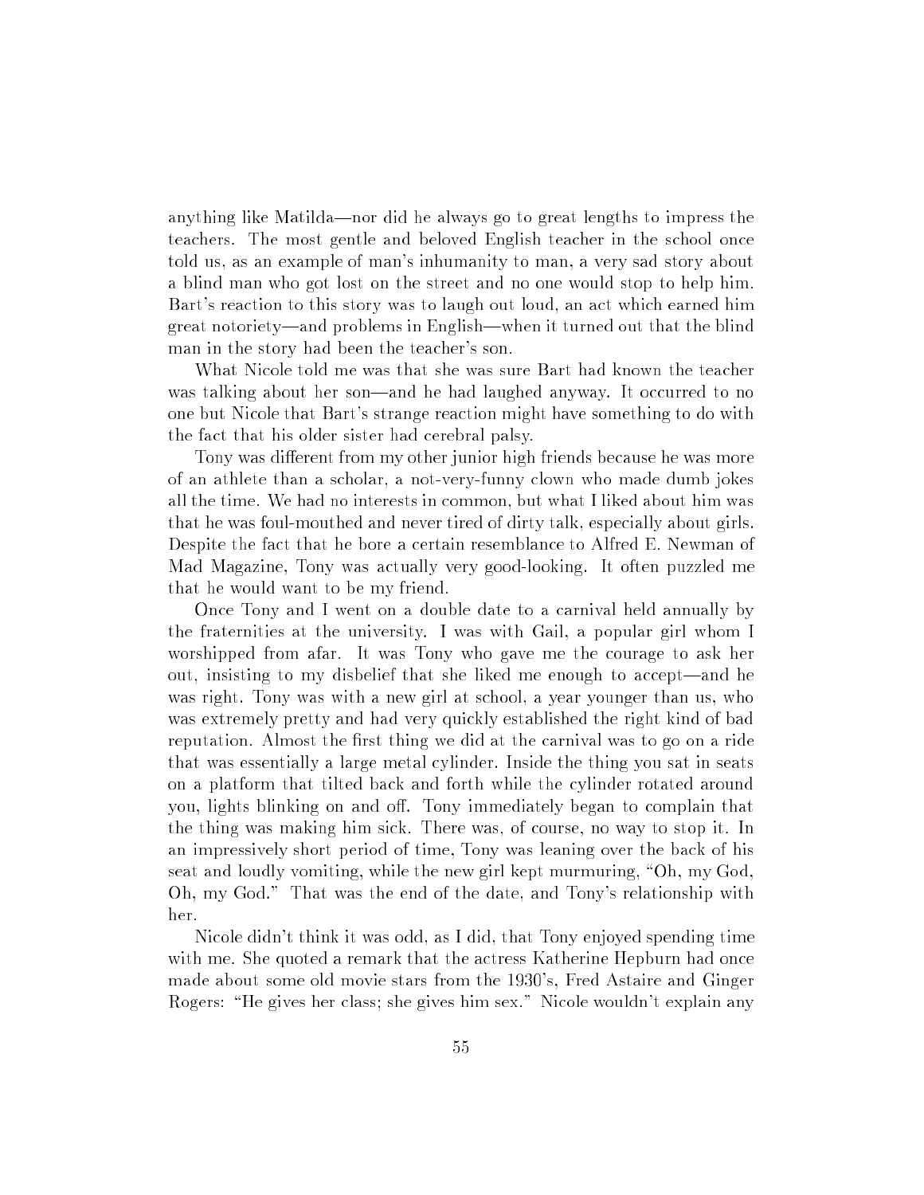anything like Matilda—nor did he always go to great lengths to impress the teachers. The most gentle and beloved English teacher in the school once told us, as an example of man's inhumanity to man, a very sad story about a blind man who got lost on the street and no one would stop to help him. Bart's reaction to this story was to laugh out loud, an act which earned him great notoriety—and problems in English—when it turned out that the blind man in the story had been the teacher's son.

What Nicole told me was that she was sure Bart had known the teacher was talking about her son—and he had laughed anyway. It occurred to no one but Nicole that Bart's strange reaction might have something to do with the fact that his older sister had cerebral palsy.

Tony was different from my other junior high friends because he was more of an athlete than a scholar, a not-very-funny clown who made dumb jokes all the time. We had no interests in common, but what I liked about him was that he was foul-mouthed and never tired of dirty talk, especially about girls. Despite the fact that he bore a certain resemblance to Alfred E. Newman of Mad Magazine, Tony was actually very good-looking. It often puzzled me that he would want to be my friend.

Once Tony and I went on a double date to a carnival held annually by the fraternities at the university. I was with Gail, a popular girl whom I worshipped from afar. It was Tony who gave me the courage to ask her out, insisting to my disbelief that she liked me enough to accept—and he was right. Tony was with a new girl at school, a year younger than us, who was extremely pretty and had very quickly established the right kind of bad reputation. Almost the first thing we did at the carnival was to go on a ride that was essentially a large metal cylinder. Inside the thing you sat in seats on a platform that tilted back and forth while the cylinder rotated around you, lights blinking on and off. Tony immediately began to complain that the thing was making him sick. There was, of course, no way to stop it. In an impressively short period of time, Tony was leaning over the back of his seat and loudly vomiting, while the new girl kept murmuring, "Oh, my God, Oh, my God." That was the end of the date, and Tony's relationship with her.

Nicole didn't think it was odd, as I did, that Tony enjoyed spending time with me. She quoted a remark that the actress Katherine Hepburn had once made about some old movie stars from the 1930's, Fred Astaire and Ginger Rogers: "He gives her class; she gives him sex." Nicole wouldn't explain any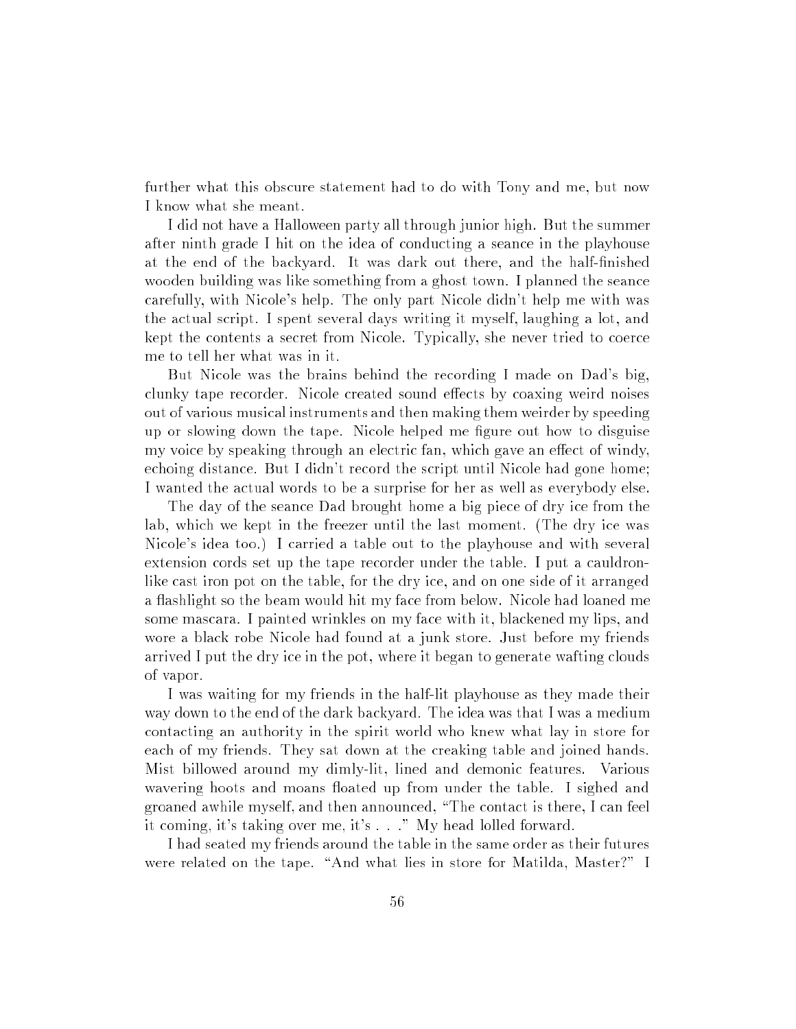further what this obscure statement had to do with Tony and me, but now I know what she meant.

I did not have a Halloween party all through junior high. But the summer after ninth grade I hit on the idea of conducting a seance in the playhouse at the end of the backyard. It was dark out there, and the half-finished wooden building was like something from a ghost town. I planned the seance carefully, with Nicole's help. The only part Nicole didn't help me with was the actual script. I spent several days writing it myself, laughing a lot, and kept the contents a secret from Nicole. Typically, she never tried to coerce me to tell her what was in it.

But Nicole was the brains behind the recording I made on Dad's big, clunky tape recorder. Nicole created sound effects by coaxing weird noises out of various musical instruments and then making them weirder by speeding up or slowing down the tape. Nicole helped me figure out how to disguise my voice by speaking through an electric fan, which gave an effect of windy, echoing distance. But I didn't record the script until Nicole had gone home; I wanted the actual words to be a surprise for her as well as everybody else.

The day of the seance Dad brought home a big piece of dry ice from the lab, which we kept in the freezer until the last moment. (The dry ice was Nicole's idea too.) I carried a table out to the playhouse and with several extension cords set up the tape recorder under the table. I put a cauldron-like cast iron pot on the table, for the dry ice, and on one side of it arranged a flashlight so the beam would hit my face from below. Nicole had loaned me some mascara. I painted wrinkles on my face with it, blackened my lips, and wore a black robe Nicole had found at a junk store. Just before my friends arrived I put the dry ice in the pot, where it began to generate wafting clouds of vapor.

I was waiting for my friends in the half-lit playhouse as they made their way down to the end of the dark backyard. The idea was that I was a medium contacting an authority in the spirit world who knew what lay in store for each of my friends. They sat down at the creaking table and joined hands. Mist billowed around my dimly-lit, lined and demonic features. Various wavering hoots and moans floated up from under the table. I sighed and groaned awhile myself, and then announced, "The contact is there, I can feel it coming, it's taking over me, it's . . ." My head lolled forward.

I had seated my friends around the table in the same order as their futures were related on the tape. "And what lies in store for Matilda, Master?" I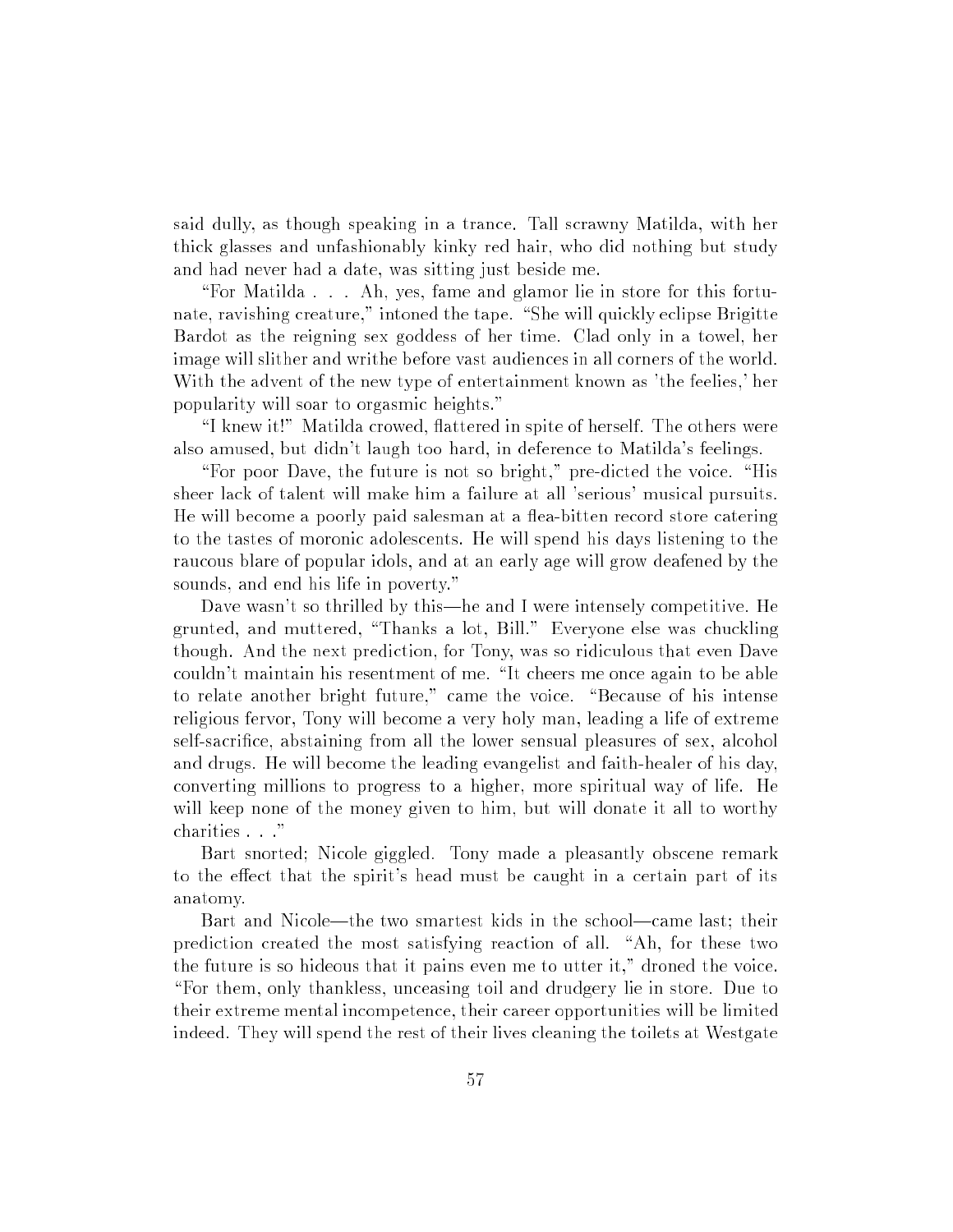said dully, as though speaking in a trance. Tall scrawny Matilda, with her thick glasses and unfashionably kinky red hair, who did nothing but study and had never had a date, was sitting just beside me.

"For Matilda . . . Ah, yes, fame and glamor lie in store for this fortunate, ravishing creature," intoned the tape. "She will quickly eclipse Brigitte Bardot as the reigning sex goddess of her time. Clad only in a towel, her image will slither and writhe before vast audiences in all corners of the world. With the advent of the new type of entertainment known as 'the feelies,' her popularity will soar to orgasmic heights."

"I knew it!" Matilda crowed, flattered in spite of herself. The others were also amused, but didn't laugh too hard, in deference to Matilda's feelings.

"For poor Dave, the future is not so bright," pre-dicted the voice. "His sheer lack of talent will make him a failure at all 'serious' musical pursuits. He will become a poorly paid salesman at a flea-bitten record store catering to the tastes of moronic adolescents. He will spend his days listening to the raucous blare of popular idols, and at an early age will grow deafened by the sounds, and end his life in poverty."

Dave wasn't so thrilled by this—he and I were intensely competitive. He grunted, and muttered, "Thanks a lot, Bill." Everyone else was chuckling though. And the next prediction, for Tony, was so ridiculous that even Dave couldn't maintain his resentment of me. "It cheers me once again to be able to relate another bright future," came the voice. "Because of his intense religious fervor, Tony will become a very holy man, leading a life of extreme self-sacrifice, abstaining from all the lower sensual pleasures of sex, alcohol and drugs. He will become the leading evangelist and faith-healer of his day, converting millions to progress to a higher, more spiritual way of life. He will keep none of the money given to him, but will donate it all to worthy charities . . ."

Bart snorted; Nicole giggled. Tony made a pleasantly obscene remark to the effect that the spirit's head must be caught in a certain part of its anatomy.

Bart and Nicole—the two smartest kids in the school—came last; their prediction created the most satisfying reaction of all. "Ah, for these two the future is so hideous that it pains even me to utter it," droned the voice. "For them, only thankless, unceasing toil and drudgery lie in store. Due to their extreme mental incompetence, their career opportunities will be limited indeed. They will spend the rest of their lives cleaning the toilets at Westgate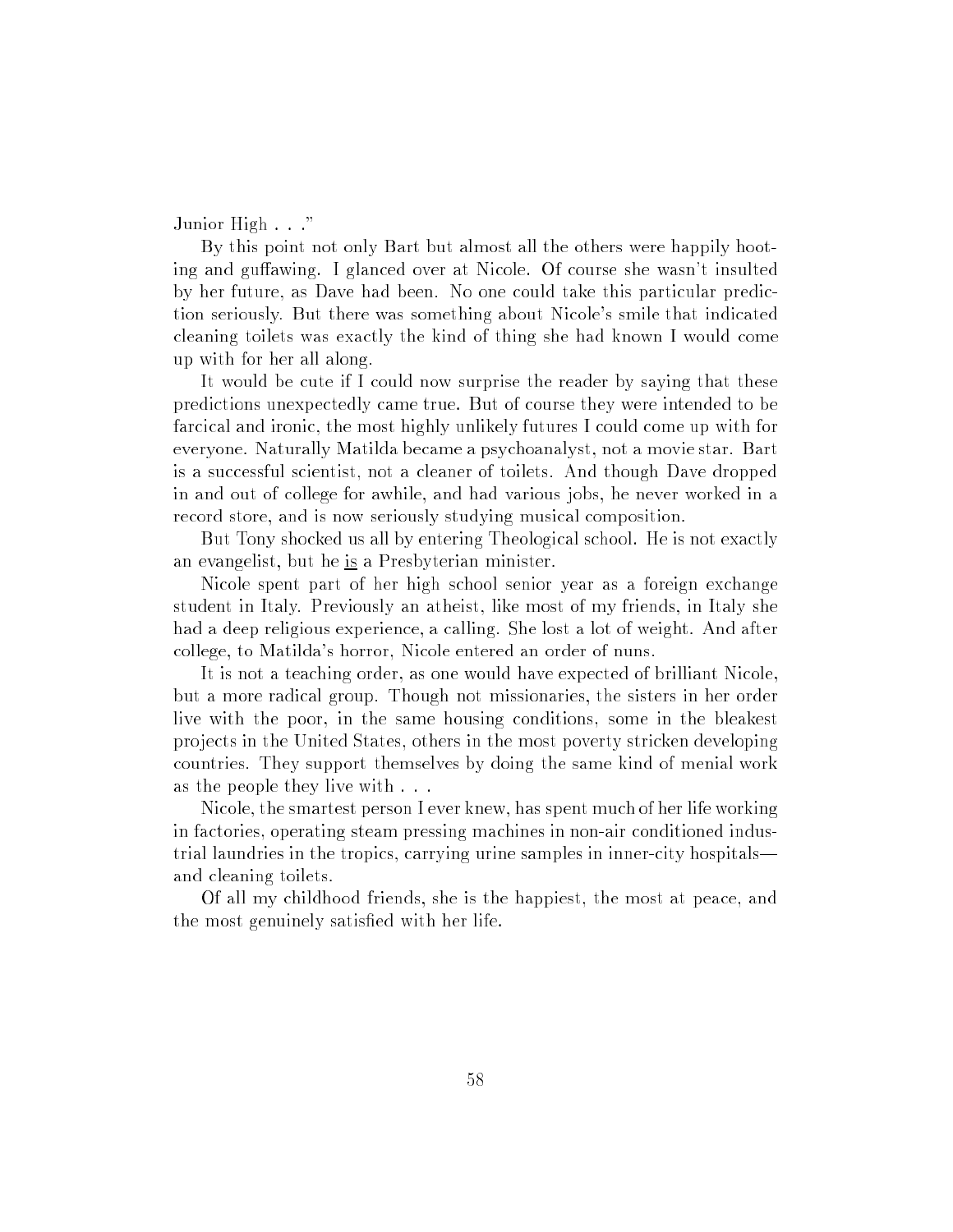Junior High . . ."

By this point not only Bart but almost all the others were happily hooting and guffawing. I glanced over at Nicole. Of course she wasn't insulted by her future, as Dave had been. No one could take this particular prediction seriously. But there was something about Nicole's smile that indicated cleaning toilets was exactly the kind of thing she had known I would come up with for her all along.

It would be cute if I could now surprise the reader by saying that these predictions unexpectedly came true. But of course they were intended to be farcical and ironic, the most highly unlikely futures I could come up with for everyone. Naturally Matilda became a psychoanalyst, not a movie star. Bart is a successful scientist, not a cleaner of toilets. And though Dave dropped in and out of college for awhile, and had various jobs, he never worked in a record store, and is now seriously studying musical composition.

But Tony shocked us all by entering Theological school. He is not exactly an evangelist, but he is a Presbyterian minister.

Nicole spent part of her high school senior year as a foreign exchange student in Italy. Previously an atheist, like most of my friends, in Italy she had a deep religious experience, a calling. She lost a lot of weight. And after college, to Matilda's horror, Nicole entered an order of nuns.

It is not a teaching order, as one would have expected of brilliant Nicole, but a more radical group. Though not missionaries, the sisters in her order live with the poor, in the same housing conditions, some in the bleakest projects in the United States, others in the most poverty stricken developing countries. They support themselves by doing the same kind of menial work as the people they live with . . .

Nicole, the smartest person I ever knew, has spent much of her life working in factories, operating steam pressing machines in non-air conditioned industrial laundries in the tropics, carrying urine samples in inner-city hospitals—and cleaning toilets.

Of all my childhood friends, she is the happiest, the most at peace, and the most genuinely satisfied with her life.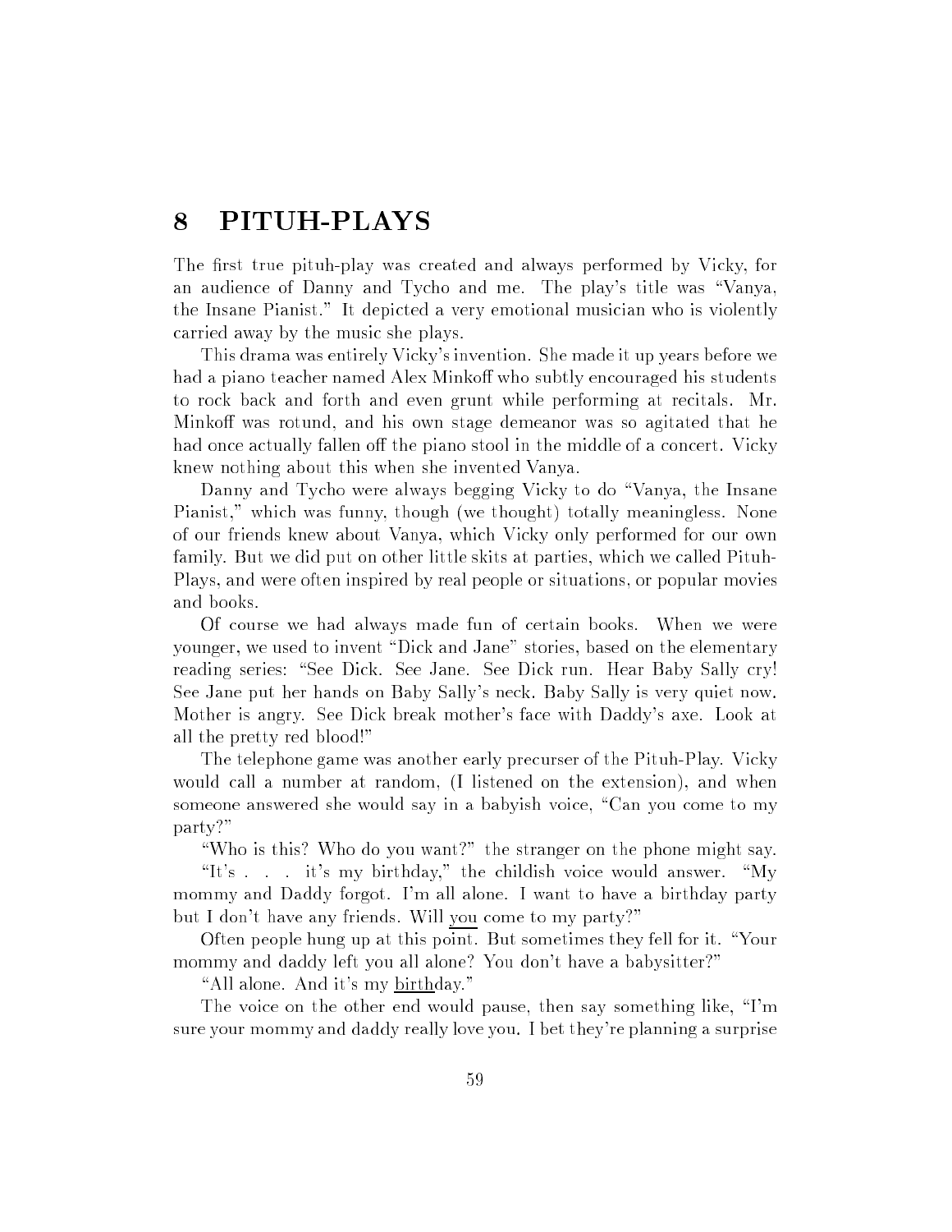# 8 PITUH-PLAYS

The first true pituh-play was created and always performed by Vicky, for an audience of Danny and Tycho and me. The play's title was "Vanya, the Insane Pianist." It depicted a very emotional musician who is violently carried away by the music she plays.

This drama was entirely Vicky's invention. She made it up years before we had a piano teacher named Alex Minkoff who subtly encouraged his students to rock back and forth and even grunt while performing at recitals. Mr. Minkoff was rotund, and his own stage demeanor was so agitated that he had once actually fallen off the piano stool in the middle of a concert. Vicky knew nothing about this when she invented Vanya.

Danny and Tycho were always begging Vicky to do "Vanya, the Insane Pianist," which was funny, though (we thought) totally meaningless. None of our friends knew about Vanya, which Vicky only performed for our own family. But we did put on other little skits at parties, which we called Pituh-Plays, and were often inspired by real people or situations, or popular movies and books.

Of course we had always made fun of certain books. When we were younger, we used to invent "Dick and Jane" stories, based on the elementary reading series: "See Dick. See Jane. See Dick run. Hear Baby Sally cry! See Jane put her hands on Baby Sally's neck. Baby Sally is very quiet now. Mother is angry. See Dick break mother's face with Daddy's axe. Look at all the pretty red blood!"

The telephone game was another early precurser of the Pituh-Play. Vicky would call a number at random, (I listened on the extension), and when someone answered she would say in a babyish voice, "Can you come to my party?"

"Who is this? Who do you want?" the stranger on the phone might say.

"It's . . . it's my birthday," the childish voice would answer. "My mommy and Daddy forgot. I'm all alone. I want to have a birthday party but I don't have any friends. Will <u>you</u> come to my party?"

Often people hung up at this point. But sometimes they fell for it. "Your mommy and daddy left you all alone? You don't have a babysitter?"

"All alone. And it's my <u>birth</u>day."

The voice on the other end would pause, then say something like, "I'm sure your mommy and daddy really love you. I bet they're planning a surprise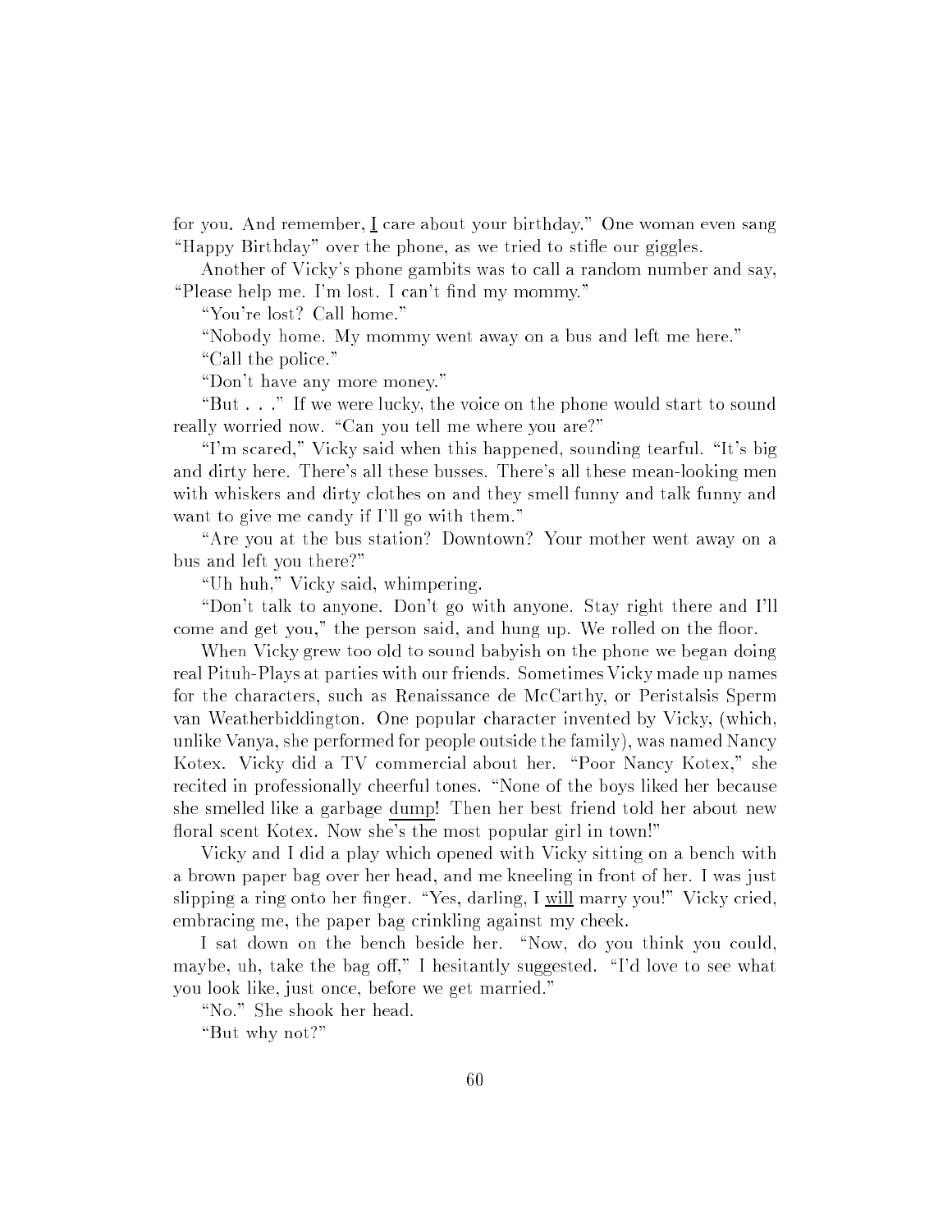for you. And remember, <u>I</u> care about your birthday." One woman even sang "Happy Birthday" over the phone, as we tried to stifle our giggles.

Another of Vicky's phone gambits was to call a random number and say, "Please help me. I'm lost. I can't find my mommy."

"You're lost? Call home."

"Nobody home. My mommy went away on a bus and left me here."

"Call the police."

"Don't have any more money."

"But . . ." If we were lucky, the voice on the phone would start to sound really worried now. "Can you tell me where you are?"

"I'm scared," Vicky said when this happened, sounding tearful. "It's big and dirty here. There's all these busses. There's all these mean-looking men with whiskers and dirty clothes on and they smell funny and talk funny and want to give me candy if I'll go with them."

"Are you at the bus station? Downtown? Your mother went away on a bus and left you there?"

"Uh huh," Vicky said, whimpering.

"Don't talk to anyone. Don't go with anyone. Stay right there and I'll come and get you," the person said, and hung up. We rolled on the floor.

When Vicky grew too old to sound babyish on the phone we began doing real Pituh-Plays at parties with our friends. Sometimes Vicky made up names for the characters, such as Renaissance de McCarthy, or Peristalsis Sperm van Weatherbiddington. One popular character invented by Vicky, (which, unlike Vanya, she performed for people outside the family), was named Nancy Kotex. Vicky did a TV commercial about her. "Poor Nancy Kotex," she recited in professionally cheerful tones. "None of the boys liked her because she smelled like a garbage <u>dump</u>! Then her best friend told her about new floral scent Kotex. Now she's the most popular girl in town!"

Vicky and I did a play which opened with Vicky sitting on a bench with a brown paper bag over her head, and me kneeling in front of her. I was just slipping a ring onto her finger. "Yes, darling, I <u>will</u> marry you!" Vicky cried, embracing me, the paper bag crinkling against my cheek.

I sat down on the bench beside her. "Now, do you think you could, maybe, uh, take the bag off," I hesitantly suggested. "I'd love to see what you look like, just once, before we get married."

"No." She shook her head.

"But why not?"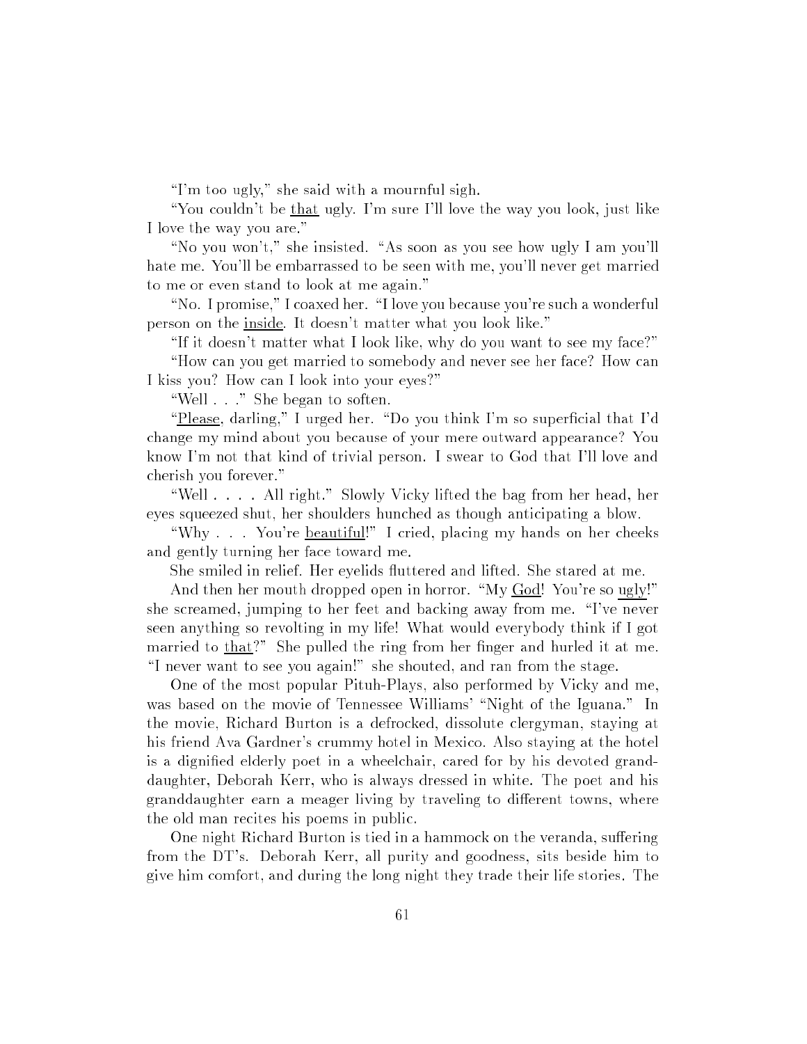"I'm too ugly," she said with a mournful sigh.

"You couldn't be <u>that</u> ugly. I'm sure I'll love the way you look, just like I love the way you are."

"No you won't," she insisted. "As soon as you see how ugly I am you'll hate me. You'll be embarrassed to be seen with me, you'll never get married to me or even stand to look at me again."

"No. I promise," I coaxed her. "I love you because you're such a wonderful person on the <u>inside</u>. It doesn't matter what you look like."

"If it doesn't matter what I look like, why do you want to see my face?"

"How can you get married to somebody and never see her face? How can I kiss you? How can I look into your eyes?"

"Well . . ." She began to soften.

"<u>Please</u>, darling," I urged her. "Do you think I'm so superficial that I'd change my mind about you because of your mere outward appearance? You know I'm not that kind of trivial person. I swear to God that I'll love and cherish you forever."

"Well . . . . All right." Slowly Vicky lifted the bag from her head, her eyes squeezed shut, her shoulders hunched as though anticipating a blow.

"Why . . . You're <u>beautiful</u>!" I cried, placing my hands on her cheeks and gently turning her face toward me.

She smiled in relief. Her eyelids fluttered and lifted. She stared at me.

And then her mouth dropped open in horror. "My <u>God</u>! You're so <u>ugly</u>!" she screamed, jumping to her feet and backing away from me. "I've never seen anything so revolting in my life! What would everybody think if I got married to <u>that</u>?" She pulled the ring from her finger and hurled it at me. "I never want to see you again!" she shouted, and ran from the stage.

One of the most popular Pituh-Plays, also performed by Vicky and me, was based on the movie of Tennessee Williams' "Night of the Iguana." In the movie, Richard Burton is a defrocked, dissolute clergyman, staying at his friend Ava Gardner's crummy hotel in Mexico. Also staying at the hotel is a dignified elderly poet in a wheelchair, cared for by his devoted granddaughter, Deborah Kerr, who is always dressed in white. The poet and his granddaughter earn a meager living by traveling to different towns, where the old man recites his poems in public.

One night Richard Burton is tied in a hammock on the veranda, suffering from the DT's. Deborah Kerr, all purity and goodness, sits beside him to give him comfort, and during the long night they trade their life stories. The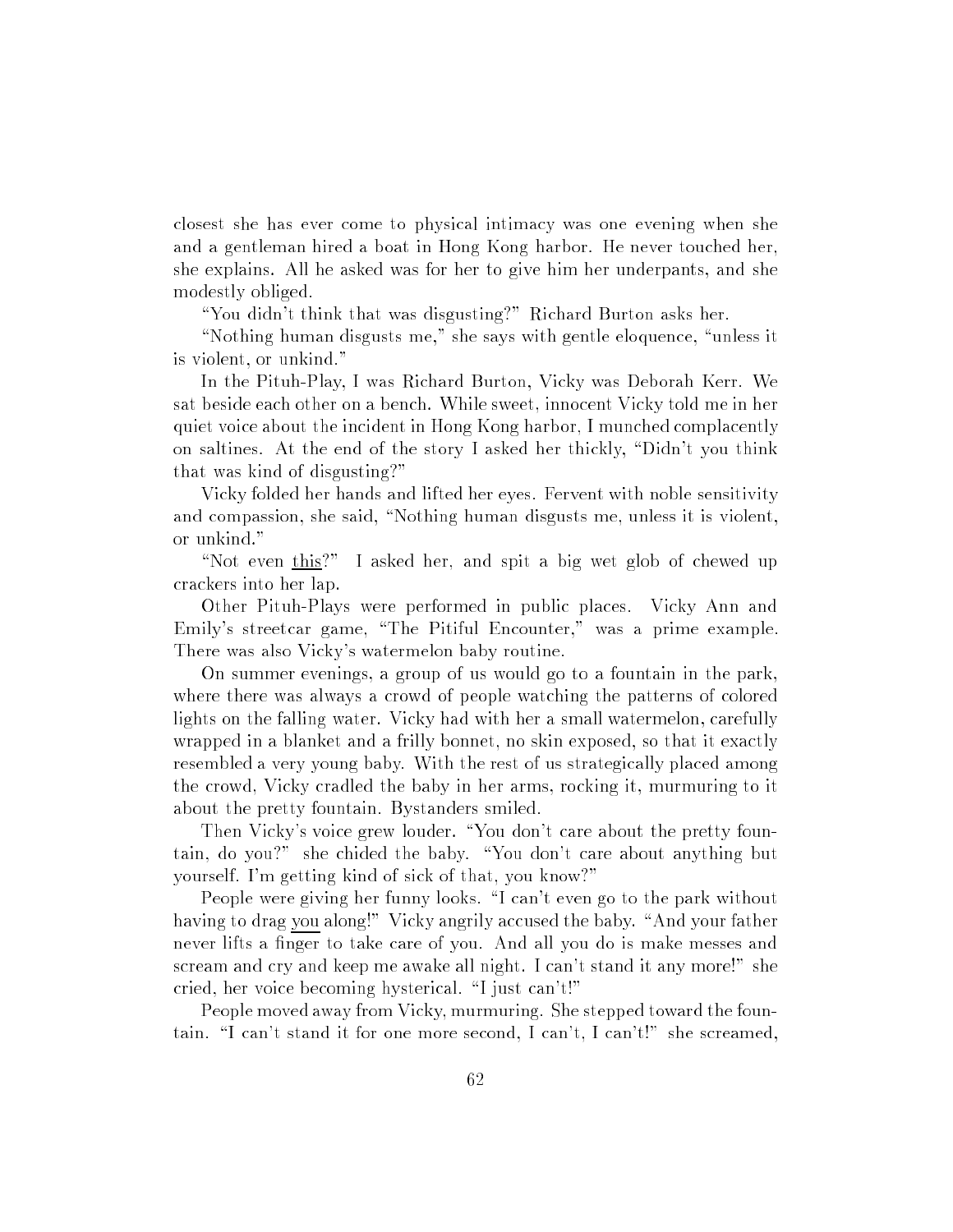closest she has ever come to physical intimacy was one evening when she and a gentleman hired a boat in Hong Kong harbor. He never touched her, she explains. All he asked was for her to give him her underpants, and she modestly obliged.

"You didn't think that was disgusting?" Richard Burton asks her.

"Nothing human disgusts me," she says with gentle eloquence, "unless it is violent, or unkind."

In the Pituh-Play, I was Richard Burton, Vicky was Deborah Kerr. We sat beside each other on a bench. While sweet, innocent Vicky told me in her quiet voice about the incident in Hong Kong harbor, I munched complacently on saltines. At the end of the story I asked her thickly, "Didn't you think that was kind of disgusting?"

Vicky folded her hands and lifted her eyes. Fervent with noble sensitivity and compassion, she said, "Nothing human disgusts me, unless it is violent, or unkind."

"Not even <u>this</u>?" I asked her, and spit a big wet glob of chewed up crackers into her lap.

Other Pituh-Plays were performed in public places. Vicky Ann and Emily's streetcar game, "The Pitiful Encounter," was a prime example. There was also Vicky's watermelon baby routine.

On summer evenings, a group of us would go to a fountain in the park, where there was always a crowd of people watching the patterns of colored lights on the falling water. Vicky had with her a small watermelon, carefully wrapped in a blanket and a frilly bonnet, no skin exposed, so that it exactly resembled a very young baby. With the rest of us strategically placed among the crowd, Vicky cradled the baby in her arms, rocking it, murmuring to it about the pretty fountain. Bystanders smiled.

Then Vicky's voice grew louder. "You don't care about the pretty fountain, do you?" she chided the baby. "You don't care about anything but yourself. I'm getting kind of sick of that, you know?"

People were giving her funny looks. "I can't even go to the park without having to drag <u>you</u> along!" Vicky angrily accused the baby. "And your father never lifts a finger to take care of you. And all you do is make messes and scream and cry and keep me awake all night. I can't stand it any more!" she cried, her voice becoming hysterical. "I just can't!"

People moved away from Vicky, murmuring. She stepped toward the fountain. "I can't stand it for one more second, I can't, I can't!" she screamed,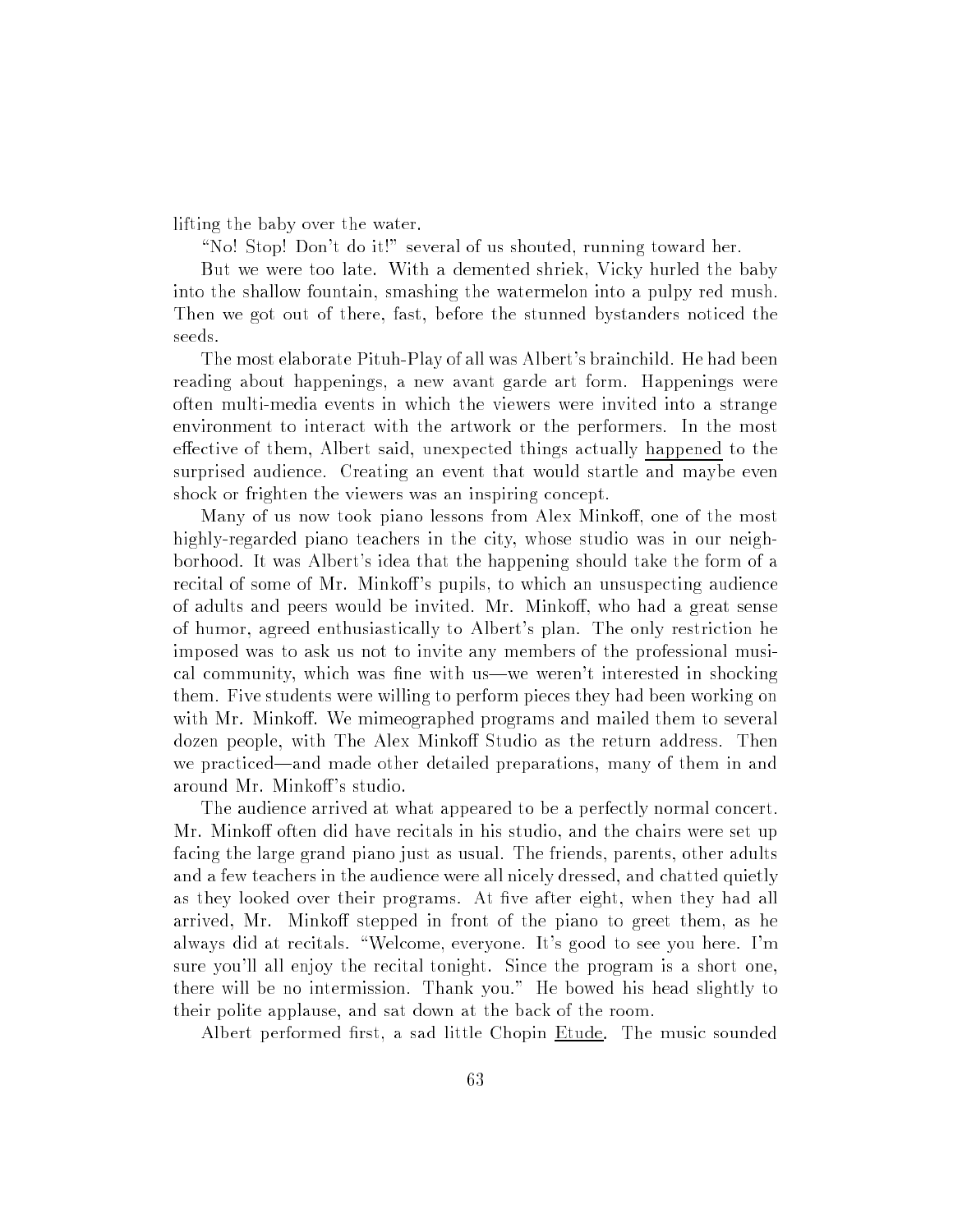lifting the baby over the water.

"No! Stop! Don't do it!" several of us shouted, running toward her.

But we were too late. With a demented shriek, Vicky hurled the baby into the shallow fountain, smashing the watermelon into a pulpy red mush. Then we got out of there, fast, before the stunned bystanders noticed the seeds.

The most elaborate Pituh-Play of all was Albert's brainchild. He had been reading about happenings, a new avant garde art form. Happenings were often multi-media events in which the viewers were invited into a strange environment to interact with the artwork or the performers. In the most effective of them, Albert said, unexpected things actually happened to the surprised audience. Creating an event that would startle and maybe even shock or frighten the viewers was an inspiring concept.

Many of us now took piano lessons from Alex Minkoff, one of the most highly-regarded piano teachers in the city, whose studio was in our neighborhood. It was Albert's idea that the happening should take the form of a recital of some of Mr. Minkoff's pupils, to which an unsuspecting audience of adults and peers would be invited. Mr. Minkoff, who had a great sense of humor, agreed enthusiastically to Albert's plan. The only restriction he imposed was to ask us not to invite any members of the professional musical community, which was fine with us—we weren't interested in shocking them. Five students were willing to perform pieces they had been working on with Mr. Minkoff. We mimeographed programs and mailed them to several dozen people, with The Alex Minkoff Studio as the return address. Then we practiced—and made other detailed preparations, many of them in and around Mr. Minkoff's studio.

The audience arrived at what appeared to be a perfectly normal concert. Mr. Minkoff often did have recitals in his studio, and the chairs were set up facing the large grand piano just as usual. The friends, parents, other adults and a few teachers in the audience were all nicely dressed, and chatted quietly as they looked over their programs. At five after eight, when they had all arrived, Mr. Minkoff stepped in front of the piano to greet them, as he always did at recitals. "Welcome, everyone. It's good to see you here. I'm sure you'll all enjoy the recital tonight. Since the program is a short one, there will be no intermission. Thank you." He bowed his head slightly to their polite applause, and sat down at the back of the room.

Albert performed first, a sad little Chopin Etude. The music sounded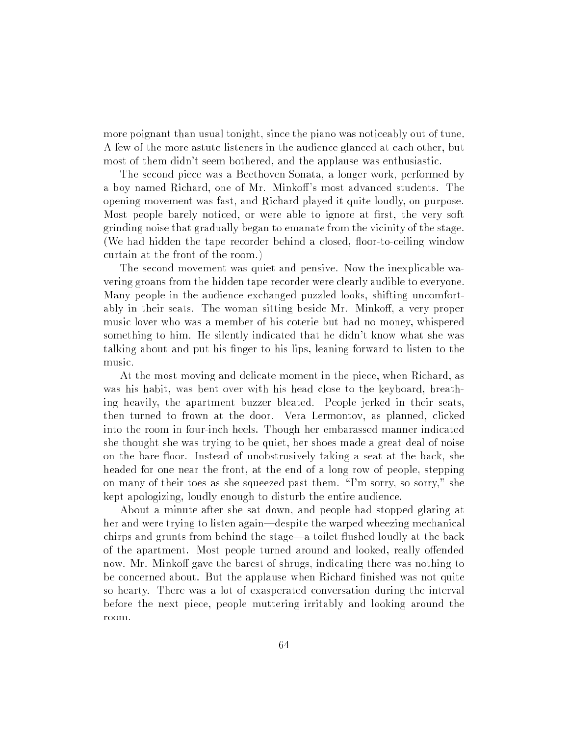more poignant than usual tonight, since the piano was noticeably out of tune. A few of the more astute listeners in the audience glanced at each other, but most of them didn't seem bothered, and the applause was enthusiastic.

The second piece was a Beethoven Sonata, a longer work, performed by a boy named Richard, one of Mr. Minkoff's most advanced students. The opening movement was fast, and Richard played it quite loudly, on purpose. Most people barely noticed, or were able to ignore at first, the very soft grinding noise that gradually began to emanate from the vicinity of the stage. (We had hidden the tape recorder behind a closed, floor-to-ceiling window curtain at the front of the room.)

The second movement was quiet and pensive. Now the inexplicable wavering groans from the hidden tape recorder were clearly audible to everyone. Many people in the audience exchanged puzzled looks, shifting uncomfortably in their seats. The woman sitting beside Mr. Minkoff, a very proper music lover who was a member of his coterie but had no money, whispered something to him. He silently indicated that he didn't know what she was talking about and put his finger to his lips, leaning forward to listen to the music.

At the most moving and delicate moment in the piece, when Richard, as was his habit, was bent over with his head close to the keyboard, breathing heavily, the apartment buzzer bleated. People jerked in their seats, then turned to frown at the door. Vera Lermontov, as planned, clicked into the room in four-inch heels. Though her embarassed manner indicated she thought she was trying to be quiet, her shoes made a great deal of noise on the bare floor. Instead of unobstrusively taking a seat at the back, she headed for one near the front, at the end of a long row of people, stepping on many of their toes as she squeezed past them. "I'm sorry, so sorry," she kept apologizing, loudly enough to disturb the entire audience.

About a minute after she sat down, and people had stopped glaring at her and were trying to listen again—despite the warped wheezing mechanical chirps and grunts from behind the stage—a toilet flushed loudly at the back of the apartment. Most people turned around and looked, really offended now. Mr. Minkoff gave the barest of shrugs, indicating there was nothing to be concerned about. But the applause when Richard finished was not quite so hearty. There was a lot of exasperated conversation during the interval before the next piece, people muttering irritably and looking around the room.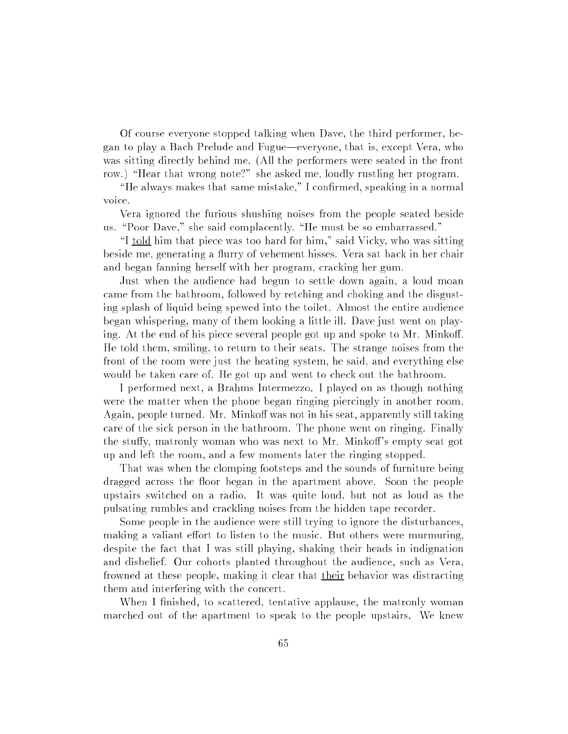Of course everyone stopped talking when Dave, the third performer, began to play a Bach Prelude and Fugue—everyone, that is, except Vera, who was sitting directly behind me. (All the performers were seated in the front row.) "Hear that wrong note?" she asked me, loudly rustling her program.

"He always makes that same mistake," I confirmed, speaking in a normal voice.

Vera ignored the furious shushing noises from the people seated beside us. "Poor Dave," she said complacently. "He must be so embarrassed."

"I <u>told</u> him that piece was too hard for him," said Vicky, who was sitting beside me, generating a flurry of vehement hisses. Vera sat back in her chair and began fanning herself with her program, cracking her gum.

Just when the audience had begun to settle down again, a loud moan came from the bathroom, followed by retching and choking and the disgusting splash of liquid being spewed into the toilet. Almost the entire audience began whispering, many of them looking a little ill. Dave just went on playing. At the end of his piece several people got up and spoke to Mr. Minkoff. He told them, smiling, to return to their seats. The strange noises from the front of the room were just the heating system, he said, and everything else would be taken care of. He got up and went to check out the bathroom.

I performed next, a Brahms Intermezzo. I played on as though nothing were the matter when the phone began ringing piercingly in another room. Again, people turned. Mr. Minkoff was not in his seat, apparently still taking care of the sick person in the bathroom. The phone went on ringing. Finally the stuffy, matronly woman who was next to Mr. Minkoff's empty seat got up and left the room, and a few moments later the ringing stopped.

That was when the clomping footsteps and the sounds of furniture being dragged across the floor began in the apartment above. Soon the people upstairs switched on a radio. It was quite loud, but not as loud as the pulsating rumbles and crackling noises from the hidden tape recorder.

Some people in the audience were still trying to ignore the disturbances, making a valiant effort to listen to the music. But others were murmuring, despite the fact that I was still playing, shaking their heads in indignation and disbelief. Our cohorts planted throughout the audience, such as Vera, frowned at these people, making it clear that <u>their</u> behavior was distracting them and interfering with the concert.

When I finished, to scattered, tentative applause, the matronly woman marched out of the apartment to speak to the people upstairs. We knew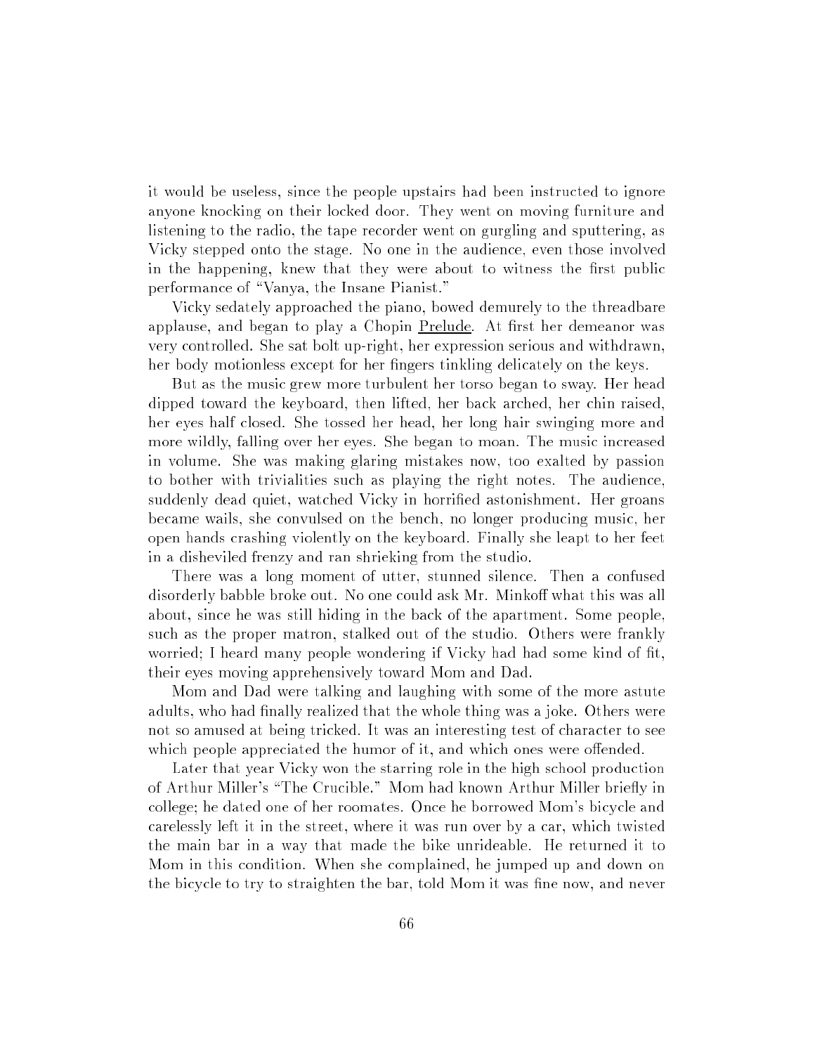it would be useless, since the people upstairs had been instructed to ignore anyone knocking on their locked door. They went on moving furniture and listening to the radio, the tape recorder went on gurgling and sputtering, as Vicky stepped onto the stage. No one in the audience, even those involved in the happening, knew that they were about to witness the first public performance of "Vanya, the Insane Pianist."

Vicky sedately approached the piano, bowed demurely to the threadbare applause, and began to play a Chopin Prelude. At first her demeanor was very controlled. She sat bolt up-right, her expression serious and withdrawn, her body motionless except for her fingers tinkling delicately on the keys.

But as the music grew more turbulent her torso began to sway. Her head dipped toward the keyboard, then lifted, her back arched, her chin raised, her eyes half closed. She tossed her head, her long hair swinging more and more wildly, falling over her eyes. She began to moan. The music increased in volume. She was making glaring mistakes now, too exalted by passion to bother with trivialities such as playing the right notes. The audience, suddenly dead quiet, watched Vicky in horrified astonishment. Her groans became wails, she convulsed on the bench, no longer producing music, her open hands crashing violently on the keyboard. Finally she leapt to her feet in a disheviled frenzy and ran shrieking from the studio.

There was a long moment of utter, stunned silence. Then a confused disorderly babble broke out. No one could ask Mr. Minkoff what this was all about, since he was still hiding in the back of the apartment. Some people, such as the proper matron, stalked out of the studio. Others were frankly worried; I heard many people wondering if Vicky had had some kind of fit, their eyes moving apprehensively toward Mom and Dad.

Mom and Dad were talking and laughing with some of the more astute adults, who had finally realized that the whole thing was a joke. Others were not so amused at being tricked. It was an interesting test of character to see which people appreciated the humor of it, and which ones were offended.

Later that year Vicky won the starring role in the high school production of Arthur Miller's "The Crucible." Mom had known Arthur Miller briefly in college; he dated one of her roomates. Once he borrowed Mom's bicycle and carelessly left it in the street, where it was run over by a car, which twisted the main bar in a way that made the bike unrideable. He returned it to Mom in this condition. When she complained, he jumped up and down on the bicycle to try to straighten the bar, told Mom it was fine now, and never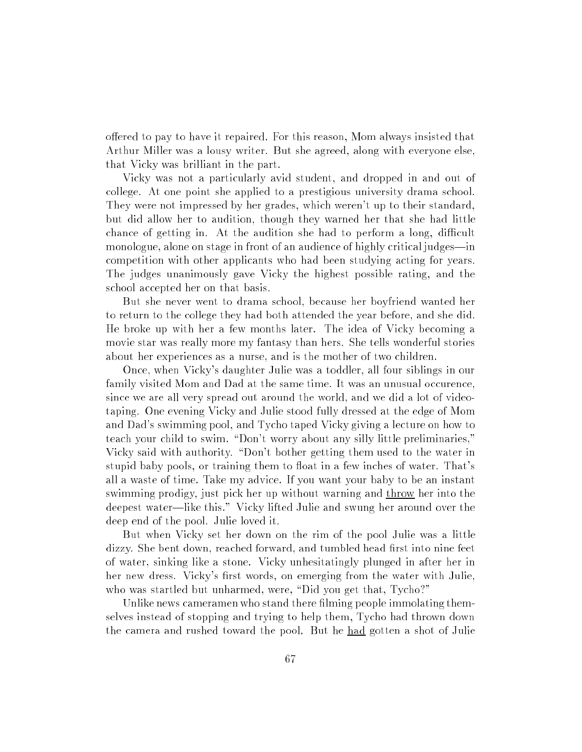offered to pay to have it repaired. For this reason, Mom always insisted that Arthur Miller was a lousy writer. But she agreed, along with everyone else, that Vicky was brilliant in the part.

Vicky was not a particularly avid student, and dropped in and out of college. At one point she applied to a prestigious university drama school. They were not impressed by her grades, which weren't up to their standard, but did allow her to audition, though they warned her that she had little chance of getting in. At the audition she had to perform a long, difficult monologue, alone on stage in front of an audience of highly critical judges—in competition with other applicants who had been studying acting for years. The judges unanimously gave Vicky the highest possible rating, and the school accepted her on that basis.

But she never went to drama school, because her boyfriend wanted her to return to the college they had both attended the year before, and she did. He broke up with her a few months later. The idea of Vicky becoming a movie star was really more my fantasy than hers. She tells wonderful stories about her experiences as a nurse, and is the mother of two children.

Once, when Vicky's daughter Julie was a toddler, all four siblings in our family visited Mom and Dad at the same time. It was an unusual occurence, since we are all very spread out around the world, and we did a lot of videotaping. One evening Vicky and Julie stood fully dressed at the edge of Mom and Dad's swimming pool, and Tycho taped Vicky giving a lecture on how to teach your child to swim. "Don't worry about any silly little preliminaries," Vicky said with authority. "Don't bother getting them used to the water in stupid baby pools, or training them to float in a few inches of water. That's all a waste of time. Take my advice. If you want your baby to be an instant swimming prodigy, just pick her up without warning and <u>throw</u> her into the deepest water—like this." Vicky lifted Julie and swung her around over the deep end of the pool. Julie loved it.

But when Vicky set her down on the rim of the pool Julie was a little dizzy. She bent down, reached forward, and tumbled head first into nine feet of water, sinking like a stone. Vicky unhesitatingly plunged in after her in her new dress. Vicky's first words, on emerging from the water with Julie, who was startled but unharmed, were, "Did you get that, Tycho?"

Unlike news cameramen who stand there filming people immolating themselves instead of stopping and trying to help them, Tycho had thrown down the camera and rushed toward the pool. But he <u>had</u> gotten a shot of Julie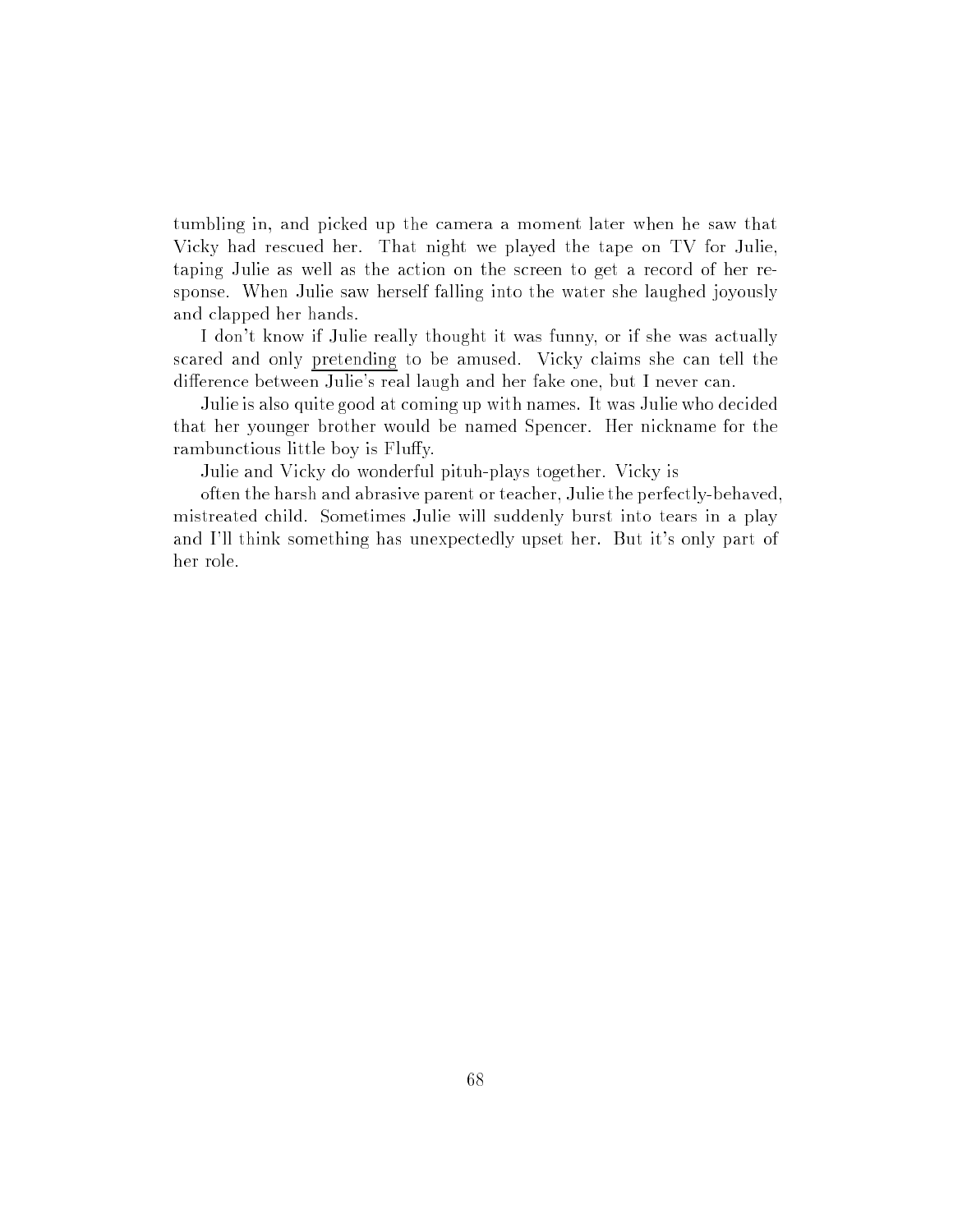tumbling in, and picked up the camera a moment later when he saw that Vicky had rescued her. That night we played the tape on TV for Julie, taping Julie as well as the action on the screen to get a record of her response. When Julie saw herself falling into the water she laughed joyously and clapped her hands.

I don't know if Julie really thought it was funny, or if she was actually scared and only <u>pretending</u> to be amused. Vicky claims she can tell the difference between Julie's real laugh and her fake one, but I never can.

Julie is also quite good at coming up with names. It was Julie who decided that her younger brother would be named Spencer. Her nickname for the rambunctious little boy is Fluffy.

Julie and Vicky do wonderful pituh-plays together. Vicky is often the harsh and abrasive parent or teacher, Julie the perfectly-behaved, mistreated child. Sometimes Julie will suddenly burst into tears in a play and I'll think something has unexpectedly upset her. But it's only part of her role.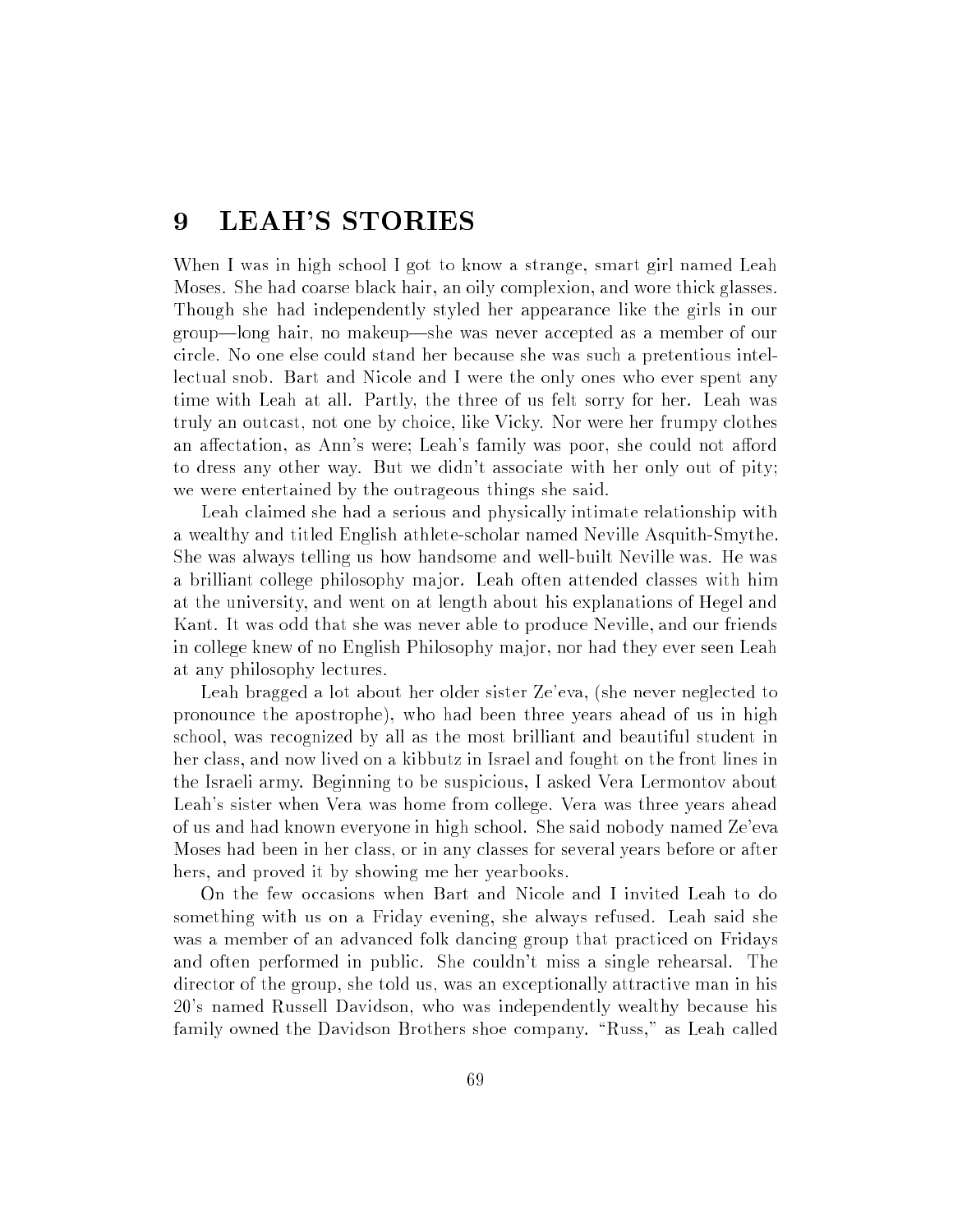# 9 LEAH'S STORIES

When I was in high school I got to know a strange, smart girl named Leah Moses. She had coarse black hair, an oily complexion, and wore thick glasses. Though she had independently styled her appearance like the girls in our group—long hair, no makeup—she was never accepted as a member of our circle. No one else could stand her because she was such a pretentious intellectual snob. Bart and Nicole and I were the only ones who ever spent any time with Leah at all. Partly, the three of us felt sorry for her. Leah was truly an outcast, not one by choice, like Vicky. Nor were her frumpy clothes an affectation, as Ann's were; Leah's family was poor, she could not afford to dress any other way. But we didn't associate with her only out of pity; we were entertained by the outrageous things she said.

Leah claimed she had a serious and physically intimate relationship with a wealthy and titled English athlete-scholar named Neville Asquith-Smythe. She was always telling us how handsome and well-built Neville was. He was a brilliant college philosophy major. Leah often attended classes with him at the university, and went on at length about his explanations of Hegel and Kant. It was odd that she was never able to produce Neville, and our friends in college knew of no English Philosophy major, nor had they ever seen Leah at any philosophy lectures.

Leah bragged a lot about her older sister Ze'eva, (she never neglected to pronounce the apostrophe), who had been three years ahead of us in high school, was recognized by all as the most brilliant and beautiful student in her class, and now lived on a kibbutz in Israel and fought on the front lines in the Israeli army. Beginning to be suspicious, I asked Vera Lermontov about Leah's sister when Vera was home from college. Vera was three years ahead of us and had known everyone in high school. She said nobody named Ze'eva Moses had been in her class, or in any classes for several years before or after hers, and proved it by showing me her yearbooks.

On the few occasions when Bart and Nicole and I invited Leah to do something with us on a Friday evening, she always refused. Leah said she was a member of an advanced folk dancing group that practiced on Fridays and often performed in public. She couldn't miss a single rehearsal. The director of the group, she told us, was an exceptionally attractive man in his 20's named Russell Davidson, who was independently wealthy because his family owned the Davidson Brothers shoe company. "Russ," as Leah called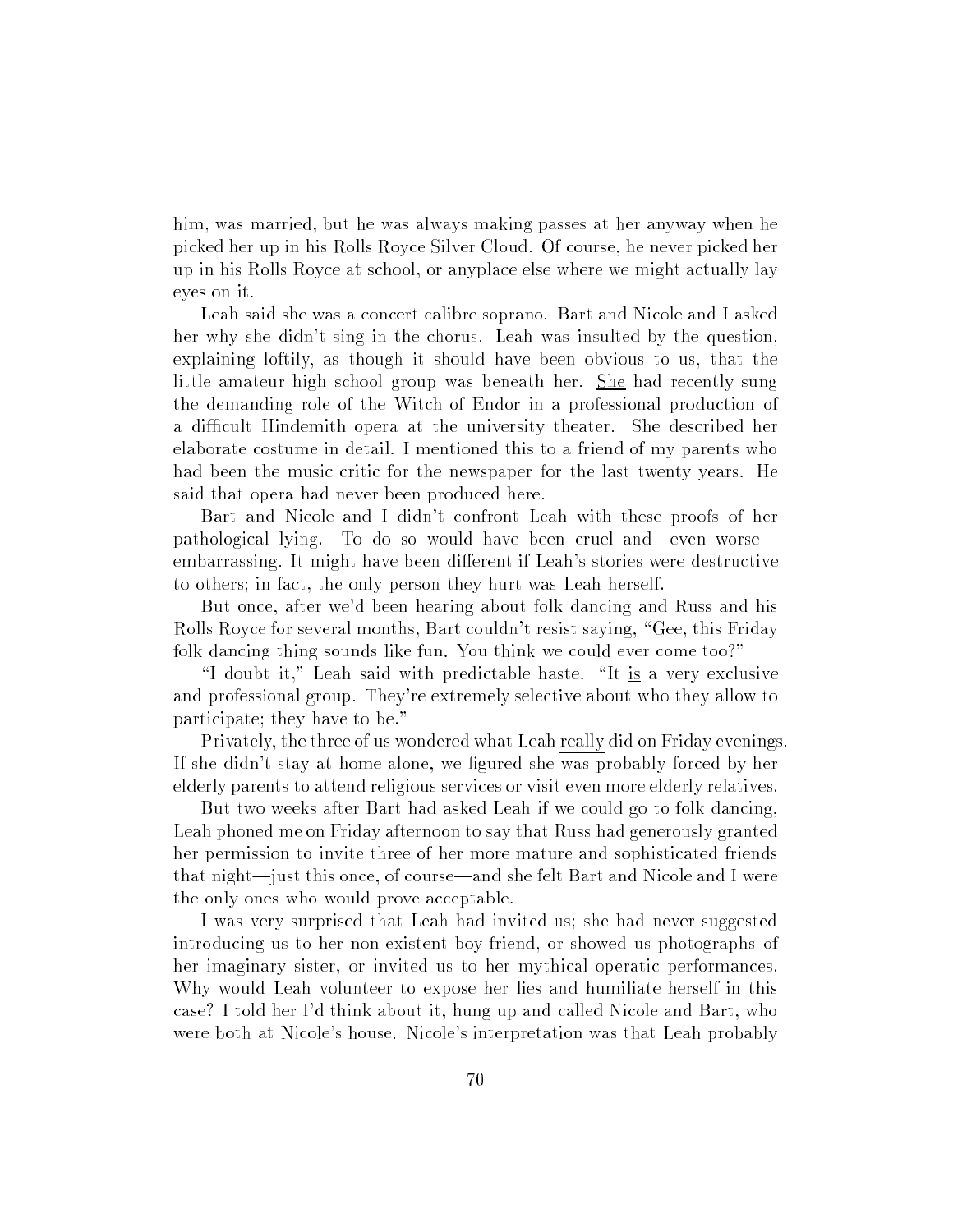him, was married, but he was always making passes at her anyway when he picked her up in his Rolls Royce Silver Cloud. Of course, he never picked her up in his Rolls Royce at school, or anyplace else where we might actually lay eyes on it.

Leah said she was a concert calibre soprano. Bart and Nicole and I asked her why she didn't sing in the chorus. Leah was insulted by the question, explaining loftily, as though it should have been obvious to us, that the little amateur high school group was beneath her. <u>She</u> had recently sung the demanding role of the Witch of Endor in a professional production of a difficult Hindemith opera at the university theater. She described her elaborate costume in detail. I mentioned this to a friend of my parents who had been the music critic for the newspaper for the last twenty years. He said that opera had never been produced here.

Bart and Nicole and I didn't confront Leah with these proofs of her pathological lying. To do so would have been cruel and—even worse—embarrassing. It might have been different if Leah's stories were destructive to others; in fact, the only person they hurt was Leah herself.

But once, after we'd been hearing about folk dancing and Russ and his Rolls Royce for several months, Bart couldn't resist saying, "Gee, this Friday folk dancing thing sounds like fun. You think we could ever come too?"

"I doubt it," Leah said with predictable haste. "It <u>is</u> a very exclusive and professional group. They're extremely selective about who they allow to participate; they have to be."

Privately, the three of us wondered what Leah <u>really</u> did on Friday evenings. If she didn't stay at home alone, we figured she was probably forced by her elderly parents to attend religious services or visit even more elderly relatives.

But two weeks after Bart had asked Leah if we could go to folk dancing, Leah phoned me on Friday afternoon to say that Russ had generously granted her permission to invite three of her more mature and sophisticated friends that night—just this once, of course—and she felt Bart and Nicole and I were the only ones who would prove acceptable.

I was very surprised that Leah had invited us; she had never suggested introducing us to her non-existent boy-friend, or showed us photographs of her imaginary sister, or invited us to her mythical operatic performances. Why would Leah volunteer to expose her lies and humiliate herself in this case? I told her I'd think about it, hung up and called Nicole and Bart, who were both at Nicole's house. Nicole's interpretation was that Leah probably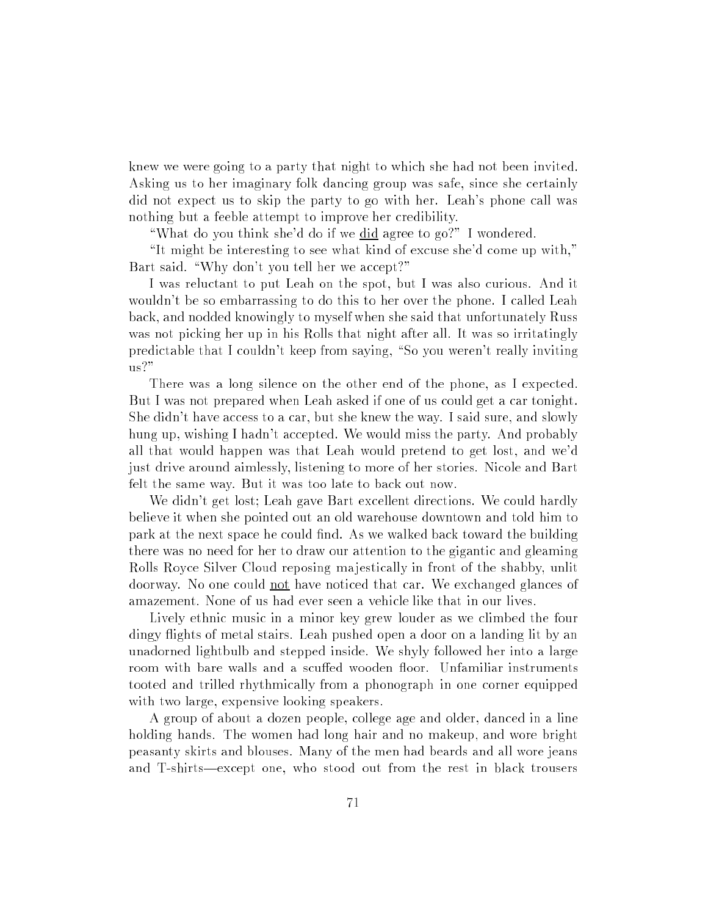knew we were going to a party that night to which she had not been invited. Asking us to her imaginary folk dancing group was safe, since she certainly did not expect us to skip the party to go with her. Leah's phone call was nothing but a feeble attempt to improve her credibility.

"What do you think she'd do if we <u>did</u> agree to go?" I wondered.

"It might be interesting to see what kind of excuse she'd come up with," Bart said. "Why don't you tell her we accept?"

I was reluctant to put Leah on the spot, but I was also curious. And it wouldn't be so embarrassing to do this to her over the phone. I called Leah back, and nodded knowingly to myself when she said that unfortunately Russ was not picking her up in his Rolls that night after all. It was so irritatingly predictable that I couldn't keep from saying, "So you weren't really inviting us?"

There was a long silence on the other end of the phone, as I expected. But I was not prepared when Leah asked if one of us could get a car tonight. She didn't have access to a car, but she knew the way. I said sure, and slowly hung up, wishing I hadn't accepted. We would miss the party. And probably all that would happen was that Leah would pretend to get lost, and we'd just drive around aimlessly, listening to more of her stories. Nicole and Bart felt the same way. But it was too late to back out now.

We didn't get lost; Leah gave Bart excellent directions. We could hardly believe it when she pointed out an old warehouse downtown and told him to park at the next space he could find. As we walked back toward the building there was no need for her to draw our attention to the gigantic and gleaming Rolls Royce Silver Cloud reposing majestically in front of the shabby, unlit doorway. No one could <u>not</u> have noticed that car. We exchanged glances of amazement. None of us had ever seen a vehicle like that in our lives.

Lively ethnic music in a minor key grew louder as we climbed the four dingy flights of metal stairs. Leah pushed open a door on a landing lit by an unadorned lightbulb and stepped inside. We shyly followed her into a large room with bare walls and a scuffed wooden floor. Unfamiliar instruments tooted and trilled rhythmically from a phonograph in one corner equipped with two large, expensive looking speakers.

A group of about a dozen people, college age and older, danced in a line holding hands. The women had long hair and no makeup, and wore bright peasanty skirts and blouses. Many of the men had beards and all wore jeans and T-shirts—except one, who stood out from the rest in black trousers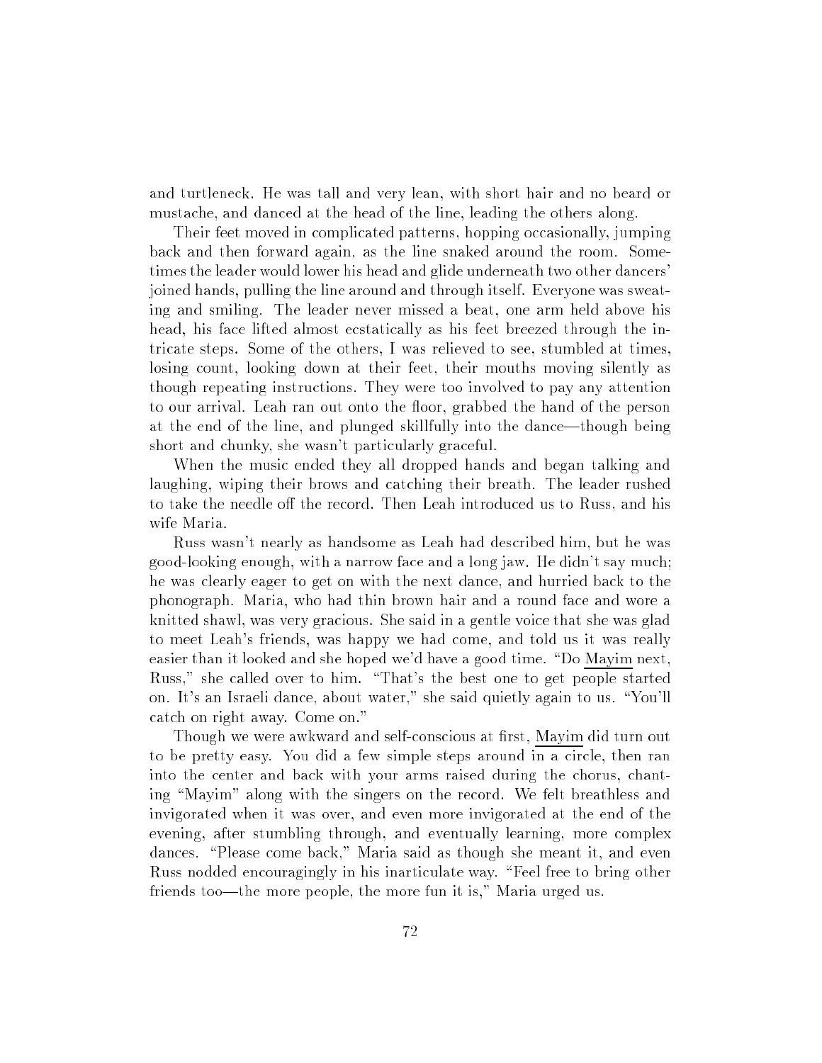and turtleneck. He was tall and very lean, with short hair and no beard or mustache, and danced at the head of the line, leading the others along.

Their feet moved in complicated patterns, hopping occasionally, jumping back and then forward again, as the line snaked around the room. Sometimes the leader would lower his head and glide underneath two other dancers' joined hands, pulling the line around and through itself. Everyone was sweating and smiling. The leader never missed a beat, one arm held above his head, his face lifted almost ecstatically as his feet breezed through the intricate steps. Some of the others, I was relieved to see, stumbled at times, losing count, looking down at their feet, their mouths moving silently as though repeating instructions. They were too involved to pay any attention to our arrival. Leah ran out onto the floor, grabbed the hand of the person at the end of the line, and plunged skillfully into the dance—though being short and chunky, she wasn't particularly graceful.

When the music ended they all dropped hands and began talking and laughing, wiping their brows and catching their breath. The leader rushed to take the needle off the record. Then Leah introduced us to Russ, and his wife Maria.

Russ wasn't nearly as handsome as Leah had described him, but he was good-looking enough, with a narrow face and a long jaw. He didn't say much; he was clearly eager to get on with the next dance, and hurried back to the phonograph. Maria, who had thin brown hair and a round face and wore a knitted shawl, was very gracious. She said in a gentle voice that she was glad to meet Leah's friends, was happy we had come, and told us it was really easier than it looked and she hoped we'd have a good time. "Do <u>Mayim</u> next, Russ," she called over to him. "That's the best one to get people started on. It's an Israeli dance, about water," she said quietly again to us. "You'll catch on right away. Come on."

Though we were awkward and self-conscious at first, <u>Mayim</u> did turn out to be pretty easy. You did a few simple steps around in a circle, then ran into the center and back with your arms raised during the chorus, chanting "Mayim" along with the singers on the record. We felt breathless and invigorated when it was over, and even more invigorated at the end of the evening, after stumbling through, and eventually learning, more complex dances. "Please come back," Maria said as though she meant it, and even Russ nodded encouragingly in his inarticulate way. "Feel free to bring other friends too—the more people, the more fun it is," Maria urged us.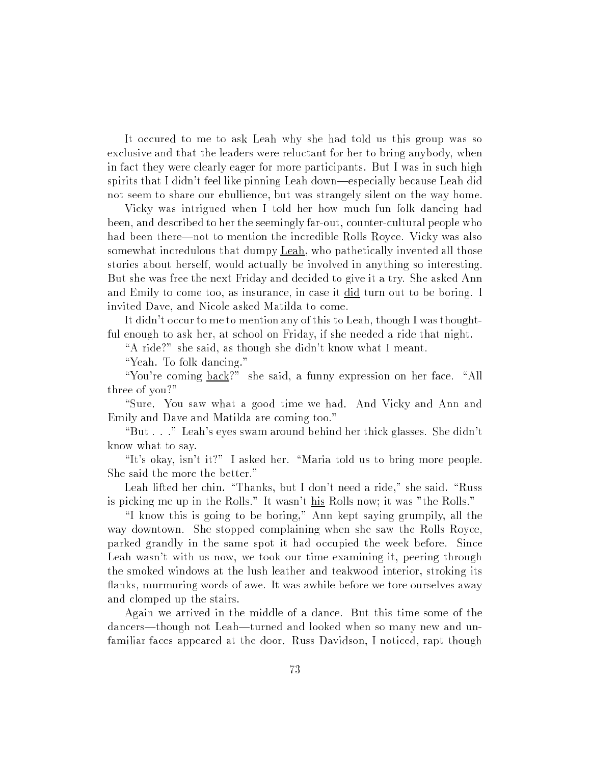It occured to me to ask Leah why she had told us this group was so exclusive and that the leaders were reluctant for her to bring anybody, when in fact they were clearly eager for more participants. But I was in such high spirits that I didn't feel like pinning Leah down—especially because Leah did not seem to share our ebullience, but was strangely silent on the way home.

Vicky was intrigued when I told her how much fun folk dancing had been, and described to her the seemingly far-out, counter-cultural people who had been there—not to mention the incredible Rolls Royce. Vicky was also somewhat incredulous that dumpy <u>Leah</u>, who pathetically invented all those stories about herself, would actually be involved in anything so interesting. But she was free the next Friday and decided to give it a try. She asked Ann and Emily to come too, as insurance, in case it <u>did</u> turn out to be boring. I invited Dave, and Nicole asked Matilda to come.

It didn't occur to me to mention any of this to Leah, though I was thoughtful enough to ask her, at school on Friday, if she needed a ride that night.

"A ride?" she said, as though she didn't know what I meant.

"Yeah. To folk dancing."

"You're coming <u>back</u>?" she said, a funny expression on her face. "All three of you?"

"Sure. You saw what a good time we had. And Vicky and Ann and Emily and Dave and Matilda are coming too."

"But . . ." Leah's eyes swam around behind her thick glasses. She didn't know what to say.

"It's okay, isn't it?" I asked her. "Maria told us to bring more people. She said the more the better."

Leah lifted her chin. "Thanks, but I don't need a ride," she said. "Russ is picking me up in the Rolls." It wasn't <u>his</u> Rolls now; it was "the Rolls."

"I know this is going to be boring," Ann kept saying grumpily, all the way downtown. She stopped complaining when she saw the Rolls Royce, parked grandly in the same spot it had occupied the week before. Since Leah wasn't with us now, we took our time examining it, peering through the smoked windows at the lush leather and teakwood interior, stroking its flanks, murmuring words of awe. It was awhile before we tore ourselves away and clomped up the stairs.

Again we arrived in the middle of a dance. But this time some of the dancers—though not Leah—turned and looked when so many new and unfamiliar faces appeared at the door. Russ Davidson, I noticed, rapt though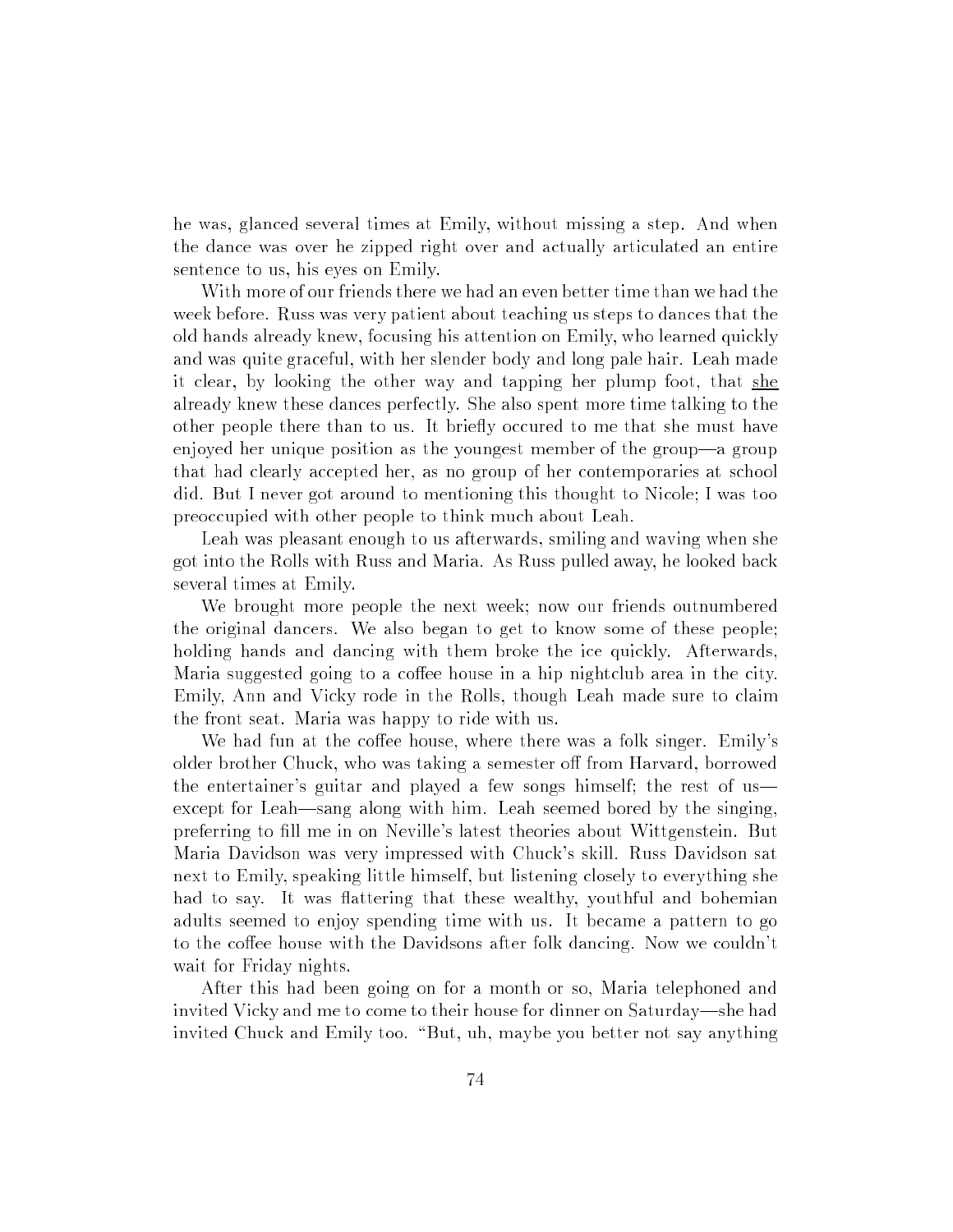he was, glanced several times at Emily, without missing a step. And when the dance was over he zipped right over and actually articulated an entire sentence to us, his eyes on Emily.

With more of our friends there we had an even better time than we had the week before. Russ was very patient about teaching us steps to dances that the old hands already knew, focusing his attention on Emily, who learned quickly and was quite graceful, with her slender body and long pale hair. Leah made it clear, by looking the other way and tapping her plump foot, that she already knew these dances perfectly. She also spent more time talking to the other people there than to us. It briefly occured to me that she must have enjoyed her unique position as the youngest member of the group—a group that had clearly accepted her, as no group of her contemporaries at school did. But I never got around to mentioning this thought to Nicole; I was too preoccupied with other people to think much about Leah.

Leah was pleasant enough to us afterwards, smiling and waving when she got into the Rolls with Russ and Maria. As Russ pulled away, he looked back several times at Emily.

We brought more people the next week; now our friends outnumbered the original dancers. We also began to get to know some of these people; holding hands and dancing with them broke the ice quickly. Afterwards, Maria suggested going to a coffee house in a hip nightclub area in the city. Emily, Ann and Vicky rode in the Rolls, though Leah made sure to claim the front seat. Maria was happy to ride with us.

We had fun at the coffee house, where there was a folk singer. Emily's older brother Chuck, who was taking a semester off from Harvard, borrowed the entertainer's guitar and played a few songs himself; the rest of us—except for Leah—sang along with him. Leah seemed bored by the singing, preferring to fill me in on Neville's latest theories about Wittgenstein. But Maria Davidson was very impressed with Chuck's skill. Russ Davidson sat next to Emily, speaking little himself, but listening closely to everything she had to say. It was flattering that these wealthy, youthful and bohemian adults seemed to enjoy spending time with us. It became a pattern to go to the coffee house with the Davidsons after folk dancing. Now we couldn't wait for Friday nights.

After this had been going on for a month or so, Maria telephoned and invited Vicky and me to come to their house for dinner on Saturday—she had invited Chuck and Emily too. "But, uh, maybe you better not say anything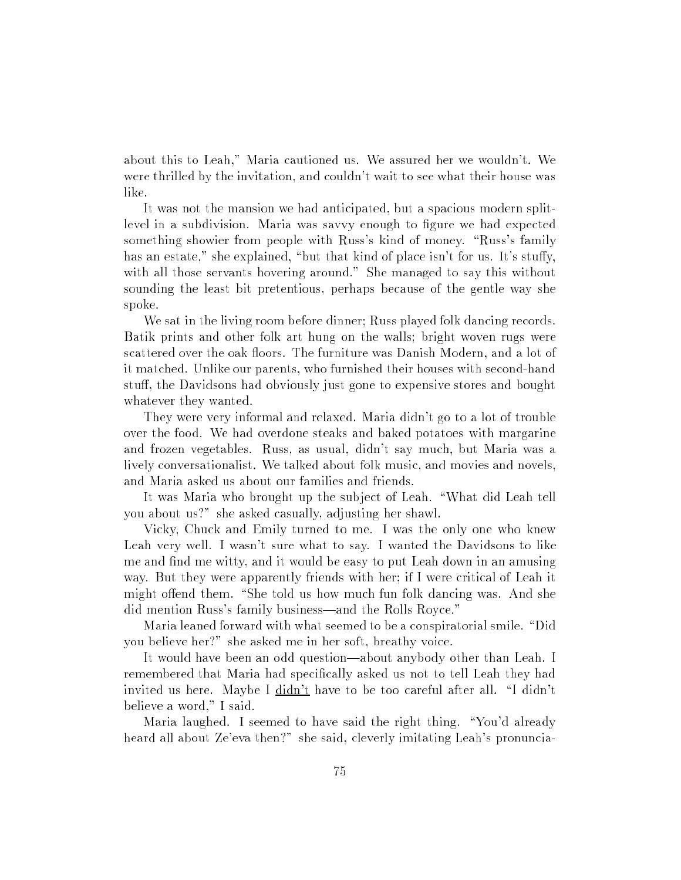about this to Leah," Maria cautioned us. We assured her we wouldn't. We were thrilled by the invitation, and couldn't wait to see what their house was like.

It was not the mansion we had anticipated, but a spacious modern split-level in a subdivision. Maria was savvy enough to figure we had expected something showier from people with Russ's kind of money. "Russ's family has an estate," she explained, "but that kind of place isn't for us. It's stuffy, with all those servants hovering around." She managed to say this without sounding the least bit pretentious, perhaps because of the gentle way she spoke.

We sat in the living room before dinner; Russ played folk dancing records. Batik prints and other folk art hung on the walls; bright woven rugs were scattered over the oak floors. The furniture was Danish Modern, and a lot of it matched. Unlike our parents, who furnished their houses with second-hand stuff, the Davidsons had obviously just gone to expensive stores and bought whatever they wanted.

They were very informal and relaxed. Maria didn't go to a lot of trouble over the food. We had overdone steaks and baked potatoes with margarine and frozen vegetables. Russ, as usual, didn't say much, but Maria was a lively conversationalist. We talked about folk music, and movies and novels, and Maria asked us about our families and friends.

It was Maria who brought up the subject of Leah. "What did Leah tell you about us?" she asked casually, adjusting her shawl.

Vicky, Chuck and Emily turned to me. I was the only one who knew Leah very well. I wasn't sure what to say. I wanted the Davidsons to like me and find me witty, and it would be easy to put Leah down in an amusing way. But they were apparently friends with her; if I were critical of Leah it might offend them. "She told us how much fun folk dancing was. And she did mention Russ's family business—and the Rolls Royce."

Maria leaned forward with what seemed to be a conspiratorial smile. "Did you believe her?" she asked me in her soft, breathy voice.

It would have been an odd question—about anybody other than Leah. I remembered that Maria had specifically asked us not to tell Leah they had invited us here. Maybe I didn't have to be too careful after all. "I didn't believe a word," I said.

Maria laughed. I seemed to have said the right thing. "You'd already heard all about Ze'eva then?" she said, cleverly imitating Leah's pronuncia-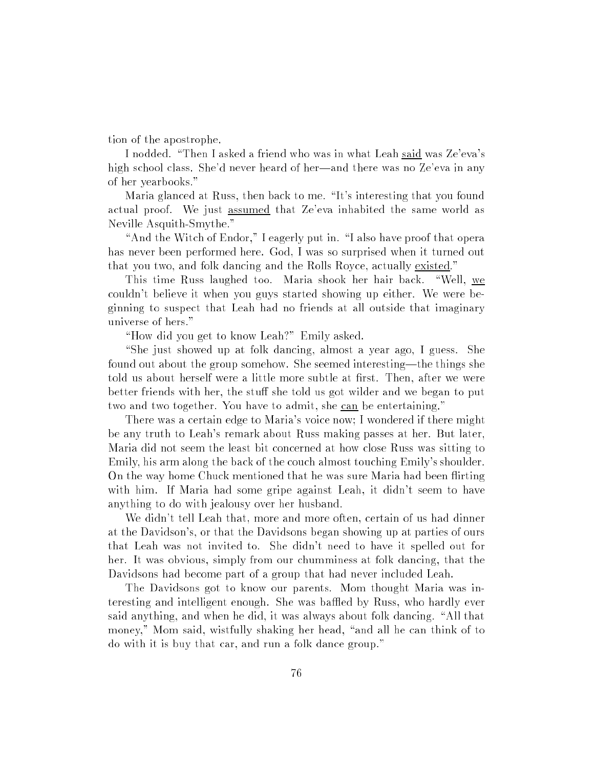tion of the apostrophe.

I nodded. "Then I asked a friend who was in what Leah <u>said</u> was Ze'eva's high school class. She'd never heard of her—and there was no Ze'eva in any of her yearbooks."

Maria glanced at Russ, then back to me. "It's interesting that you found actual proof. We just <u>assumed</u> that Ze'eva inhabited the same world as Neville Asquith-Smythe."

"And the Witch of Endor," I eagerly put in. "I also have proof that opera has never been performed here. God, I was so surprised when it turned out that you two, and folk dancing and the Rolls Royce, actually <u>existed</u>."

This time Russ laughed too. Maria shook her hair back. "Well, <u>we</u> couldn't believe it when you guys started showing up either. We were beginning to suspect that Leah had no friends at all outside that imaginary universe of hers."

"How did you get to know Leah?" Emily asked.

"She just showed up at folk dancing, almost a year ago, I guess. She found out about the group somehow. She seemed interesting—the things she told us about herself were a little more subtle at first. Then, after we were better friends with her, the stuff she told us got wilder and we began to put two and two together. You have to admit, she <u>can</u> be entertaining."

There was a certain edge to Maria's voice now; I wondered if there might be any truth to Leah's remark about Russ making passes at her. But later, Maria did not seem the least bit concerned at how close Russ was sitting to Emily, his arm along the back of the couch almost touching Emily's shoulder. On the way home Chuck mentioned that he was sure Maria had been flirting with him. If Maria had some gripe against Leah, it didn't seem to have anything to do with jealousy over her husband.

We didn't tell Leah that, more and more often, certain of us had dinner at the Davidson's, or that the Davidsons began showing up at parties of ours that Leah was not invited to. She didn't need to have it spelled out for her. It was obvious, simply from our chumminess at folk dancing, that the Davidsons had become part of a group that had never included Leah.

The Davidsons got to know our parents. Mom thought Maria was interesting and intelligent enough. She was baffled by Russ, who hardly ever said anything, and when he did, it was always about folk dancing. "All that money," Mom said, wistfully shaking her head, "and all he can think of to do with it is buy that car, and run a folk dance group."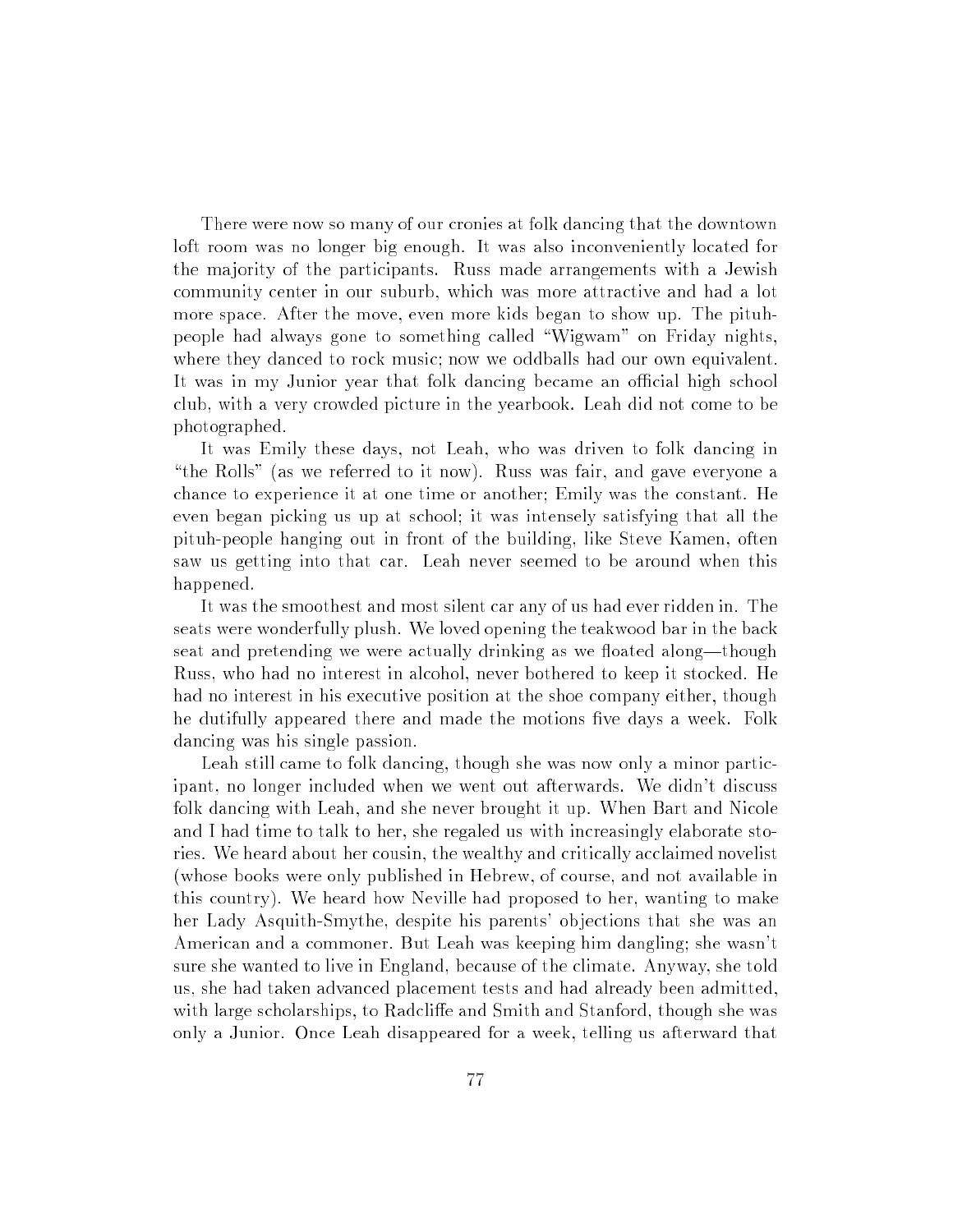There were now so many of our cronies at folk dancing that the downtown loft room was no longer big enough. It was also inconveniently located for the majority of the participants. Russ made arrangements with a Jewish community center in our suburb, which was more attractive and had a lot more space. After the move, even more kids began to show up. The pituh-people had always gone to something called "Wigwam" on Friday nights, where they danced to rock music; now we oddballs had our own equivalent. It was in my Junior year that folk dancing became an official high school club, with a very crowded picture in the yearbook. Leah did not come to be photographed.

It was Emily these days, not Leah, who was driven to folk dancing in "the Rolls" (as we referred to it now). Russ was fair, and gave everyone a chance to experience it at one time or another; Emily was the constant. He even began picking us up at school; it was intensely satisfying that all the pituh-people hanging out in front of the building, like Steve Kamen, often saw us getting into that car. Leah never seemed to be around when this happened.

It was the smoothest and most silent car any of us had ever ridden in. The seats were wonderfully plush. We loved opening the teakwood bar in the back seat and pretending we were actually drinking as we floated along—though Russ, who had no interest in alcohol, never bothered to keep it stocked. He had no interest in his executive position at the shoe company either, though he dutifully appeared there and made the motions five days a week. Folk dancing was his single passion.

Leah still came to folk dancing, though she was now only a minor participant, no longer included when we went out afterwards. We didn't discuss folk dancing with Leah, and she never brought it up. When Bart and Nicole and I had time to talk to her, she regaled us with increasingly elaborate stories. We heard about her cousin, the wealthy and critically acclaimed novelist (whose books were only published in Hebrew, of course, and not available in this country). We heard how Neville had proposed to her, wanting to make her Lady Asquith-Smythe, despite his parents' objections that she was an American and a commoner. But Leah was keeping him dangling; she wasn't sure she wanted to live in England, because of the climate. Anyway, she told us, she had taken advanced placement tests and had already been admitted, with large scholarships, to Radcliffe and Smith and Stanford, though she was only a Junior. Once Leah disappeared for a week, telling us afterward that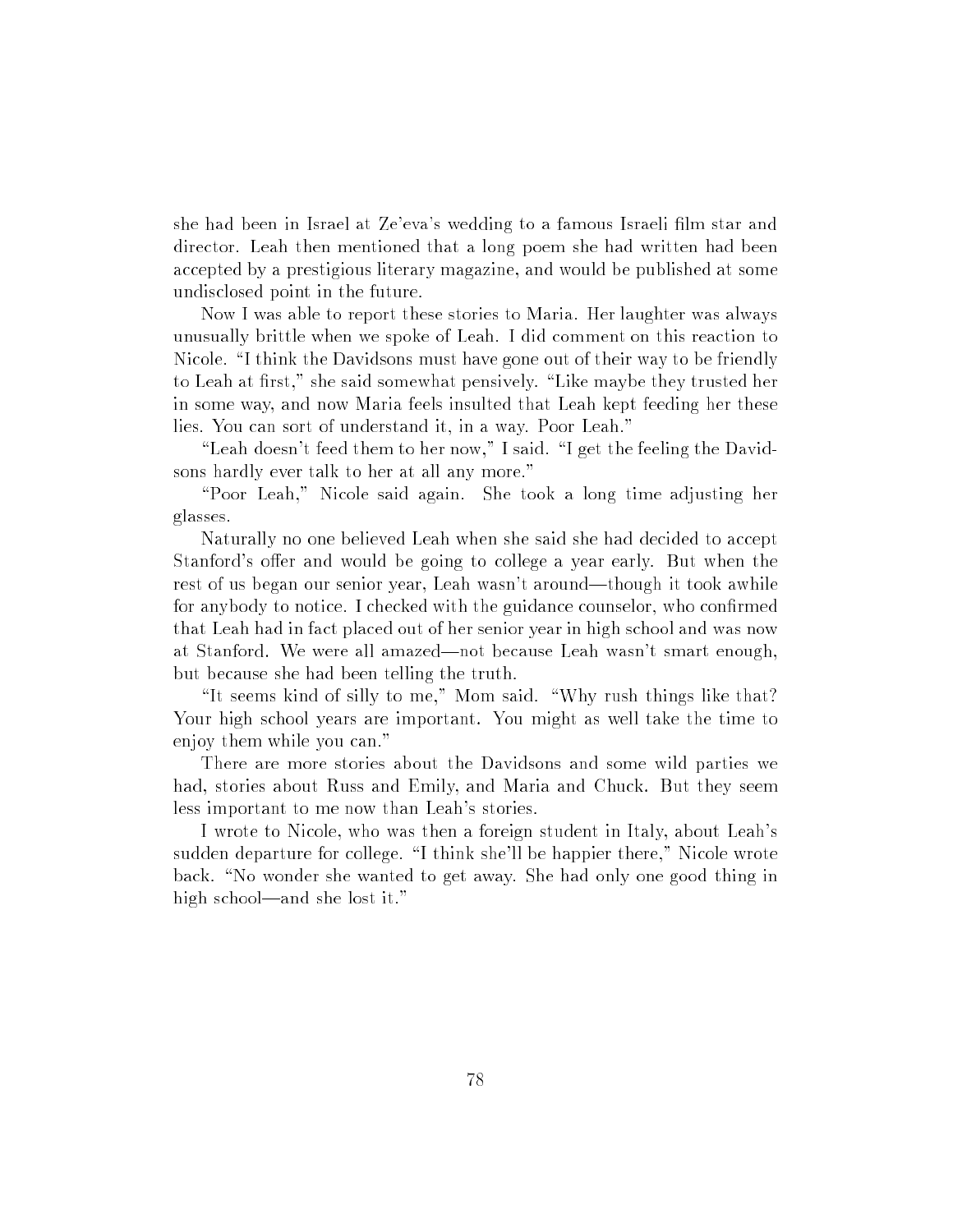she had been in Israel at Ze'eva's wedding to a famous Israeli film star and director. Leah then mentioned that a long poem she had written had been accepted by a prestigious literary magazine, and would be published at some undisclosed point in the future.

Now I was able to report these stories to Maria. Her laughter was always unusually brittle when we spoke of Leah. I did comment on this reaction to Nicole. "I think the Davidsons must have gone out of their way to be friendly to Leah at first," she said somewhat pensively. "Like maybe they trusted her in some way, and now Maria feels insulted that Leah kept feeding her these lies. You can sort of understand it, in a way. Poor Leah."

"Leah doesn't feed them to her now," I said. "I get the feeling the Davidsons hardly ever talk to her at all any more."

"Poor Leah," Nicole said again. She took a long time adjusting her glasses.

Naturally no one believed Leah when she said she had decided to accept Stanford's offer and would be going to college a year early. But when the rest of us began our senior year, Leah wasn't around—though it took awhile for anybody to notice. I checked with the guidance counselor, who confirmed that Leah had in fact placed out of her senior year in high school and was now at Stanford. We were all amazed—not because Leah wasn't smart enough, but because she had been telling the truth.

"It seems kind of silly to me," Mom said. "Why rush things like that? Your high school years are important. You might as well take the time to enjoy them while you can."

There are more stories about the Davidsons and some wild parties we had, stories about Russ and Emily, and Maria and Chuck. But they seem less important to me now than Leah's stories.

I wrote to Nicole, who was then a foreign student in Italy, about Leah's sudden departure for college. "I think she'll be happier there," Nicole wrote back. "No wonder she wanted to get away. She had only one good thing in high school—and she lost it."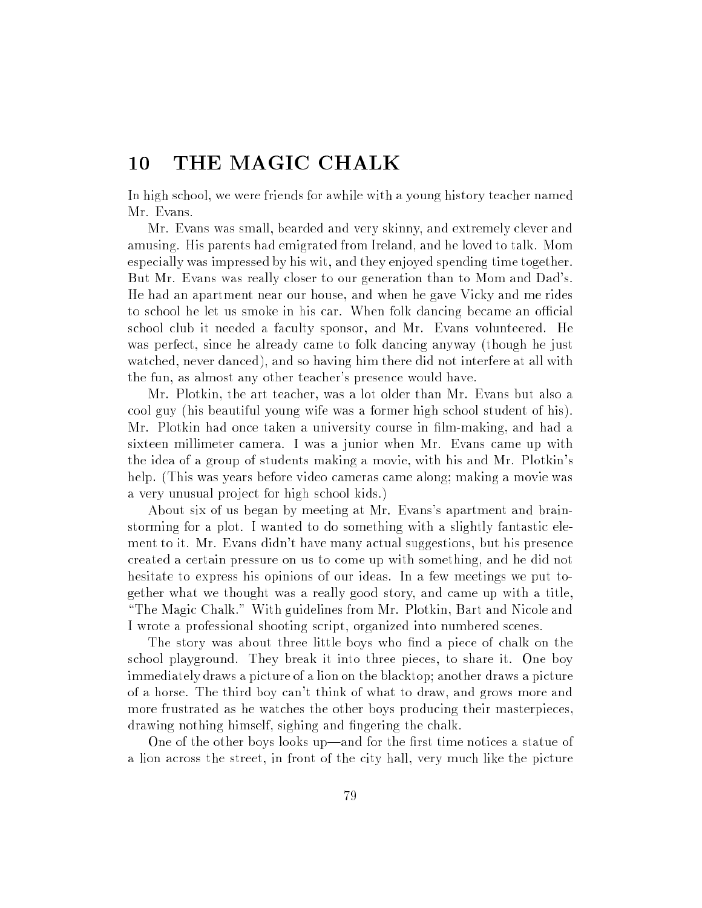# 10 THE MAGIC CHALK

In high school, we were friends for awhile with a young history teacher named Mr. Evans.

Mr. Evans was small, bearded and very skinny, and extremely clever and amusing. His parents had emigrated from Ireland, and he loved to talk. Mom especially was impressed by his wit, and they enjoyed spending time together. But Mr. Evans was really closer to our generation than to Mom and Dad's. He had an apartment near our house, and when he gave Vicky and me rides to school he let us smoke in his car. When folk dancing became an official school club it needed a faculty sponsor, and Mr. Evans volunteered. He was perfect, since he already came to folk dancing anyway (though he just watched, never danced), and so having him there did not interfere at all with the fun, as almost any other teacher's presence would have.

Mr. Plotkin, the art teacher, was a lot older than Mr. Evans but also a cool guy (his beautiful young wife was a former high school student of his). Mr. Plotkin had once taken a university course in film-making, and had a sixteen millimeter camera. I was a junior when Mr. Evans came up with the idea of a group of students making a movie, with his and Mr. Plotkin's help. (This was years before video cameras came along; making a movie was a very unusual project for high school kids.)

About six of us began by meeting at Mr. Evans's apartment and brainstorming for a plot. I wanted to do something with a slightly fantastic element to it. Mr. Evans didn't have many actual suggestions, but his presence created a certain pressure on us to come up with something, and he did not hesitate to express his opinions of our ideas. In a few meetings we put together what we thought was a really good story, and came up with a title, "The Magic Chalk." With guidelines from Mr. Plotkin, Bart and Nicole and I wrote a professional shooting script, organized into numbered scenes.

The story was about three little boys who find a piece of chalk on the school playground. They break it into three pieces, to share it. One boy immediately draws a picture of a lion on the blacktop; another draws a picture of a horse. The third boy can't think of what to draw, and grows more and more frustrated as he watches the other boys producing their masterpieces, drawing nothing himself, sighing and fingering the chalk.

One of the other boys looks up—and for the first time notices a statue of a lion across the street, in front of the city hall, very much like the picture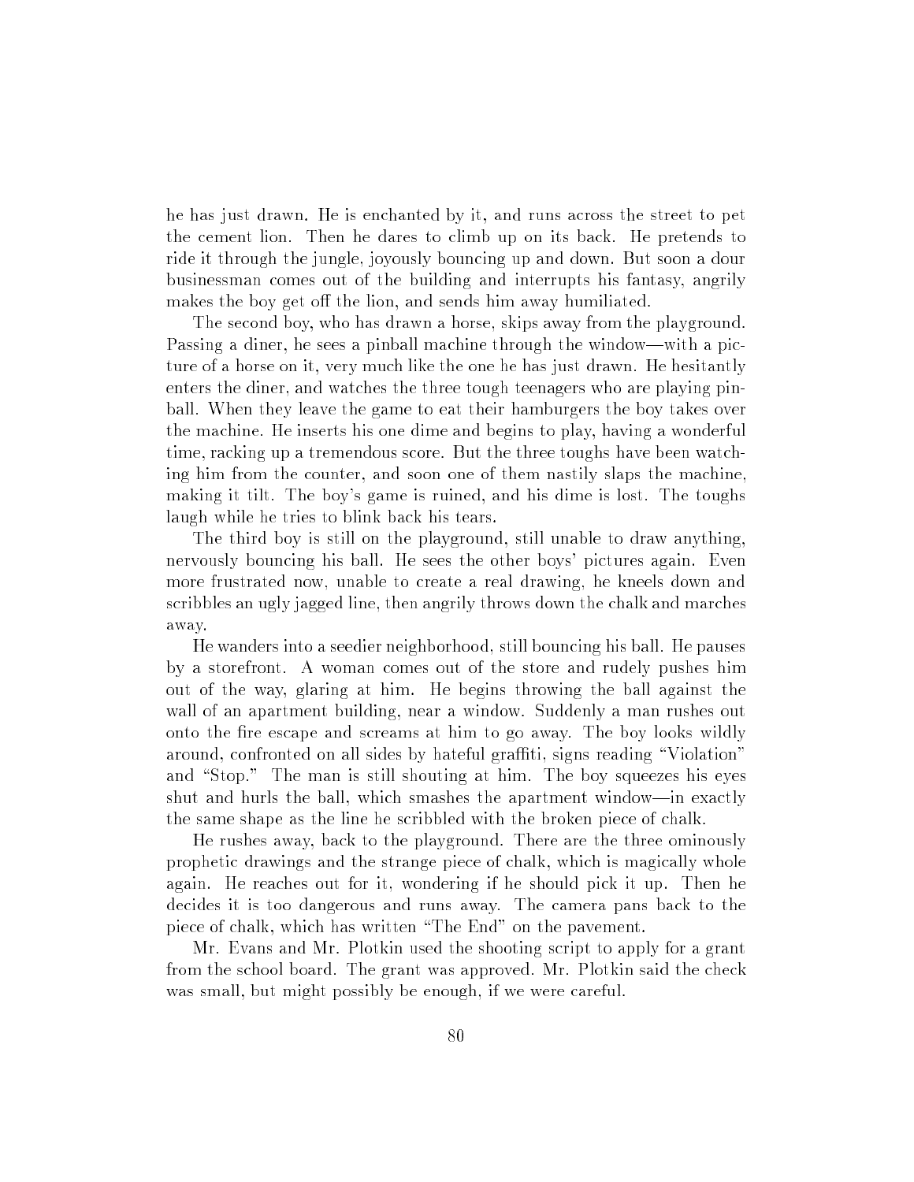he has just drawn. He is enchanted by it, and runs across the street to pet the cement lion. Then he dares to climb up on its back. He pretends to ride it through the jungle, joyously bouncing up and down. But soon a dour businessman comes out of the building and interrupts his fantasy, angrily makes the boy get off the lion, and sends him away humiliated.

The second boy, who has drawn a horse, skips away from the playground. Passing a diner, he sees a pinball machine through the window—with a picture of a horse on it, very much like the one he has just drawn. He hesitantly enters the diner, and watches the three tough teenagers who are playing pinball. When they leave the game to eat their hamburgers the boy takes over the machine. He inserts his one dime and begins to play, having a wonderful time, racking up a tremendous score. But the three toughs have been watching him from the counter, and soon one of them nastily slaps the machine, making it tilt. The boy's game is ruined, and his dime is lost. The toughs laugh while he tries to blink back his tears.

The third boy is still on the playground, still unable to draw anything, nervously bouncing his ball. He sees the other boys' pictures again. Even more frustrated now, unable to create a real drawing, he kneels down and scribbles an ugly jagged line, then angrily throws down the chalk and marches away.

He wanders into a seedier neighborhood, still bouncing his ball. He pauses by a storefront. A woman comes out of the store and rudely pushes him out of the way, glaring at him. He begins throwing the ball against the wall of an apartment building, near a window. Suddenly a man rushes out onto the fire escape and screams at him to go away. The boy looks wildly around, confronted on all sides by hateful graffiti, signs reading "Violation" and "Stop." The man is still shouting at him. The boy squeezes his eyes shut and hurls the ball, which smashes the apartment window—in exactly the same shape as the line he scribbled with the broken piece of chalk.

He rushes away, back to the playground. There are the three ominously prophetic drawings and the strange piece of chalk, which is magically whole again. He reaches out for it, wondering if he should pick it up. Then he decides it is too dangerous and runs away. The camera pans back to the piece of chalk, which has written "The End" on the pavement.

Mr. Evans and Mr. Plotkin used the shooting script to apply for a grant from the school board. The grant was approved. Mr. Plotkin said the check was small, but might possibly be enough, if we were careful.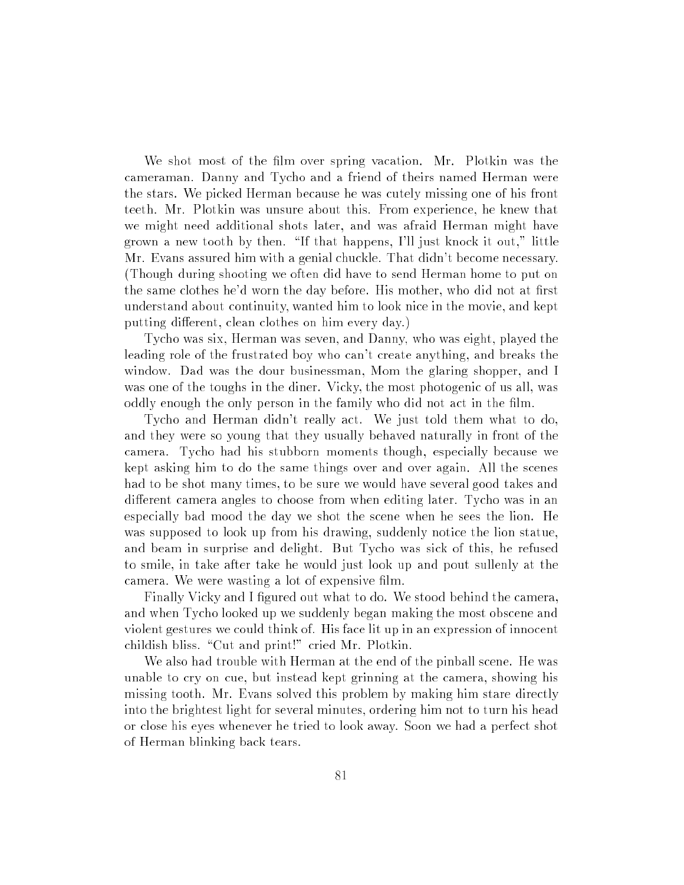We shot most of the film over spring vacation. Mr. Plotkin was the cameraman. Danny and Tycho and a friend of theirs named Herman were the stars. We picked Herman because he was cutely missing one of his front teeth. Mr. Plotkin was unsure about this. From experience, he knew that we might need additional shots later, and was afraid Herman might have grown a new tooth by then. "If that happens, I'll just knock it out," little Mr. Evans assured him with a genial chuckle. That didn't become necessary. (Though during shooting we often did have to send Herman home to put on the same clothes he'd worn the day before. His mother, who did not at first understand about continuity, wanted him to look nice in the movie, and kept putting different, clean clothes on him every day.)

Tycho was six, Herman was seven, and Danny, who was eight, played the leading role of the frustrated boy who can't create anything, and breaks the window. Dad was the dour businessman, Mom the glaring shopper, and I was one of the toughs in the diner. Vicky, the most photogenic of us all, was oddly enough the only person in the family who did not act in the film.

Tycho and Herman didn't really act. We just told them what to do, and they were so young that they usually behaved naturally in front of the camera. Tycho had his stubborn moments though, especially because we kept asking him to do the same things over and over again. All the scenes had to be shot many times, to be sure we would have several good takes and different camera angles to choose from when editing later. Tycho was in an especially bad mood the day we shot the scene when he sees the lion. He was supposed to look up from his drawing, suddenly notice the lion statue, and beam in surprise and delight. But Tycho was sick of this, he refused to smile, in take after take he would just look up and pout sullenly at the camera. We were wasting a lot of expensive film.

Finally Vicky and I figured out what to do. We stood behind the camera, and when Tycho looked up we suddenly began making the most obscene and violent gestures we could think of. His face lit up in an expression of innocent childish bliss. "Cut and print!" cried Mr. Plotkin.

We also had trouble with Herman at the end of the pinball scene. He was unable to cry on cue, but instead kept grinning at the camera, showing his missing tooth. Mr. Evans solved this problem by making him stare directly into the brightest light for several minutes, ordering him not to turn his head or close his eyes whenever he tried to look away. Soon we had a perfect shot of Herman blinking back tears.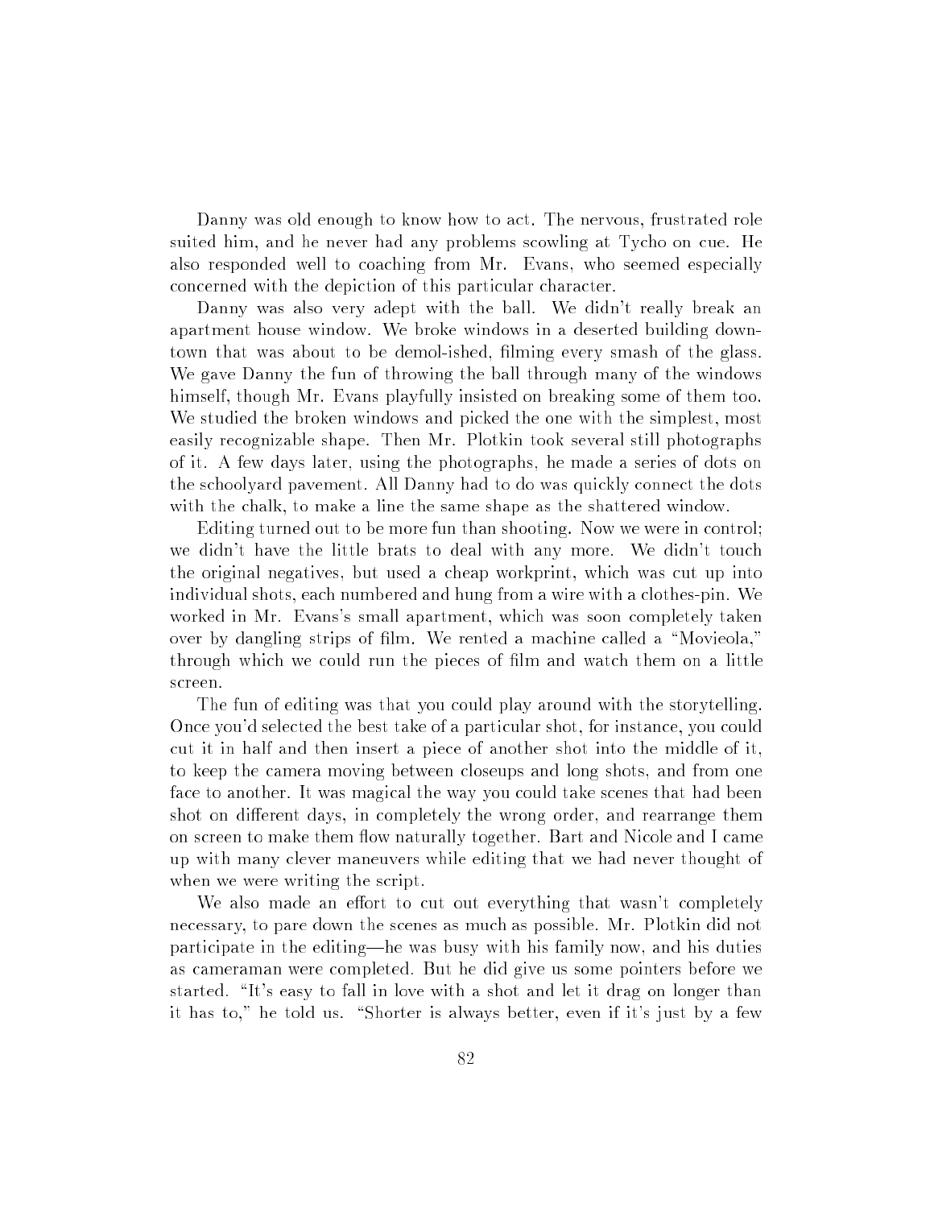Danny was old enough to know how to act. The nervous, frustrated role suited him, and he never had any problems scowling at Tycho on cue. He also responded well to coaching from Mr. Evans, who seemed especially concerned with the depiction of this particular character.

Danny was also very adept with the ball. We didn't really break an apartment house window. We broke windows in a deserted building downtown that was about to be demol-ished, filming every smash of the glass. We gave Danny the fun of throwing the ball through many of the windows himself, though Mr. Evans playfully insisted on breaking some of them too. We studied the broken windows and picked the one with the simplest, most easily recognizable shape. Then Mr. Plotkin took several still photographs of it. A few days later, using the photographs, he made a series of dots on the schoolyard pavement. All Danny had to do was quickly connect the dots with the chalk, to make a line the same shape as the shattered window.

Editing turned out to be more fun than shooting. Now we were in control; we didn't have the little brats to deal with any more. We didn't touch the original negatives, but used a cheap workprint, which was cut up into individual shots, each numbered and hung from a wire with a clothes-pin. We worked in Mr. Evans's small apartment, which was soon completely taken over by dangling strips of film. We rented a machine called a "Movieola," through which we could run the pieces of film and watch them on a little screen.

The fun of editing was that you could play around with the storytelling. Once you'd selected the best take of a particular shot, for instance, you could cut it in half and then insert a piece of another shot into the middle of it, to keep the camera moving between closeups and long shots, and from one face to another. It was magical the way you could take scenes that had been shot on different days, in completely the wrong order, and rearrange them on screen to make them flow naturally together. Bart and Nicole and I came up with many clever maneuvers while editing that we had never thought of when we were writing the script.

We also made an effort to cut out everything that wasn't completely necessary, to pare down the scenes as much as possible. Mr. Plotkin did not participate in the editing—he was busy with his family now, and his duties as cameraman were completed. But he did give us some pointers before we started. "It's easy to fall in love with a shot and let it drag on longer than it has to," he told us. "Shorter is always better, even if it's just by a few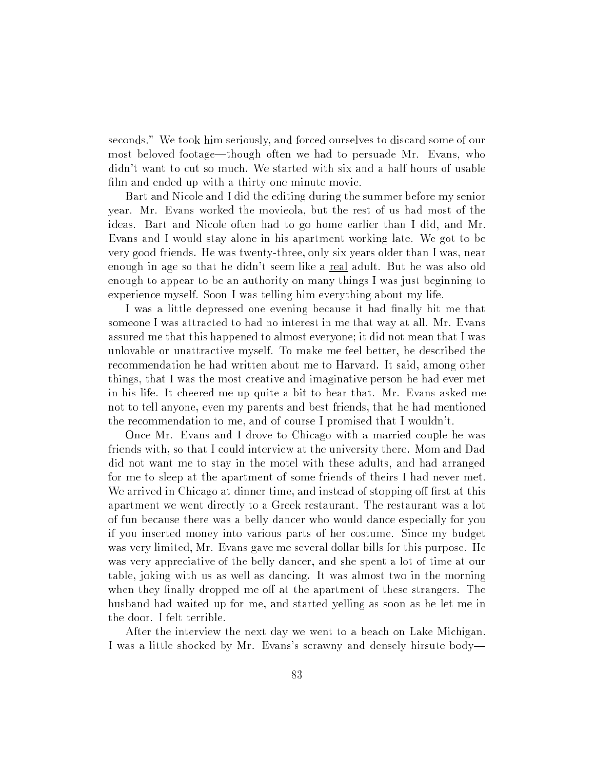seconds." We took him seriously, and forced ourselves to discard some of our most beloved footage—though often we had to persuade Mr. Evans, who didn't want to cut so much. We started with six and a half hours of usable film and ended up with a thirty-one minute movie.

Bart and Nicole and I did the editing during the summer before my senior year. Mr. Evans worked the movieola, but the rest of us had most of the ideas. Bart and Nicole often had to go home earlier than I did, and Mr. Evans and I would stay alone in his apartment working late. We got to be very good friends. He was twenty-three, only six years older than I was, near enough in age so that he didn't seem like a <u>real</u> adult. But he was also old enough to appear to be an authority on many things I was just beginning to experience myself. Soon I was telling him everything about my life.

I was a little depressed one evening because it had finally hit me that someone I was attracted to had no interest in me that way at all. Mr. Evans assured me that this happened to almost everyone; it did not mean that I was unlovable or unattractive myself. To make me feel better, he described the recommendation he had written about me to Harvard. It said, among other things, that I was the most creative and imaginative person he had ever met in his life. It cheered me up quite a bit to hear that. Mr. Evans asked me not to tell anyone, even my parents and best friends, that he had mentioned the recommendation to me, and of course I promised that I wouldn't.

Once Mr. Evans and I drove to Chicago with a married couple he was friends with, so that I could interview at the university there. Mom and Dad did not want me to stay in the motel with these adults, and had arranged for me to sleep at the apartment of some friends of theirs I had never met. We arrived in Chicago at dinner time, and instead of stopping off first at this apartment we went directly to a Greek restaurant. The restaurant was a lot of fun because there was a belly dancer who would dance especially for you if you inserted money into various parts of her costume. Since my budget was very limited, Mr. Evans gave me several dollar bills for this purpose. He was very appreciative of the belly dancer, and she spent a lot of time at our table, joking with us as well as dancing. It was almost two in the morning when they finally dropped me off at the apartment of these strangers. The husband had waited up for me, and started yelling as soon as he let me in the door. I felt terrible.

After the interview the next day we went to a beach on Lake Michigan. I was a little shocked by Mr. Evans's scrawny and densely hirsute body—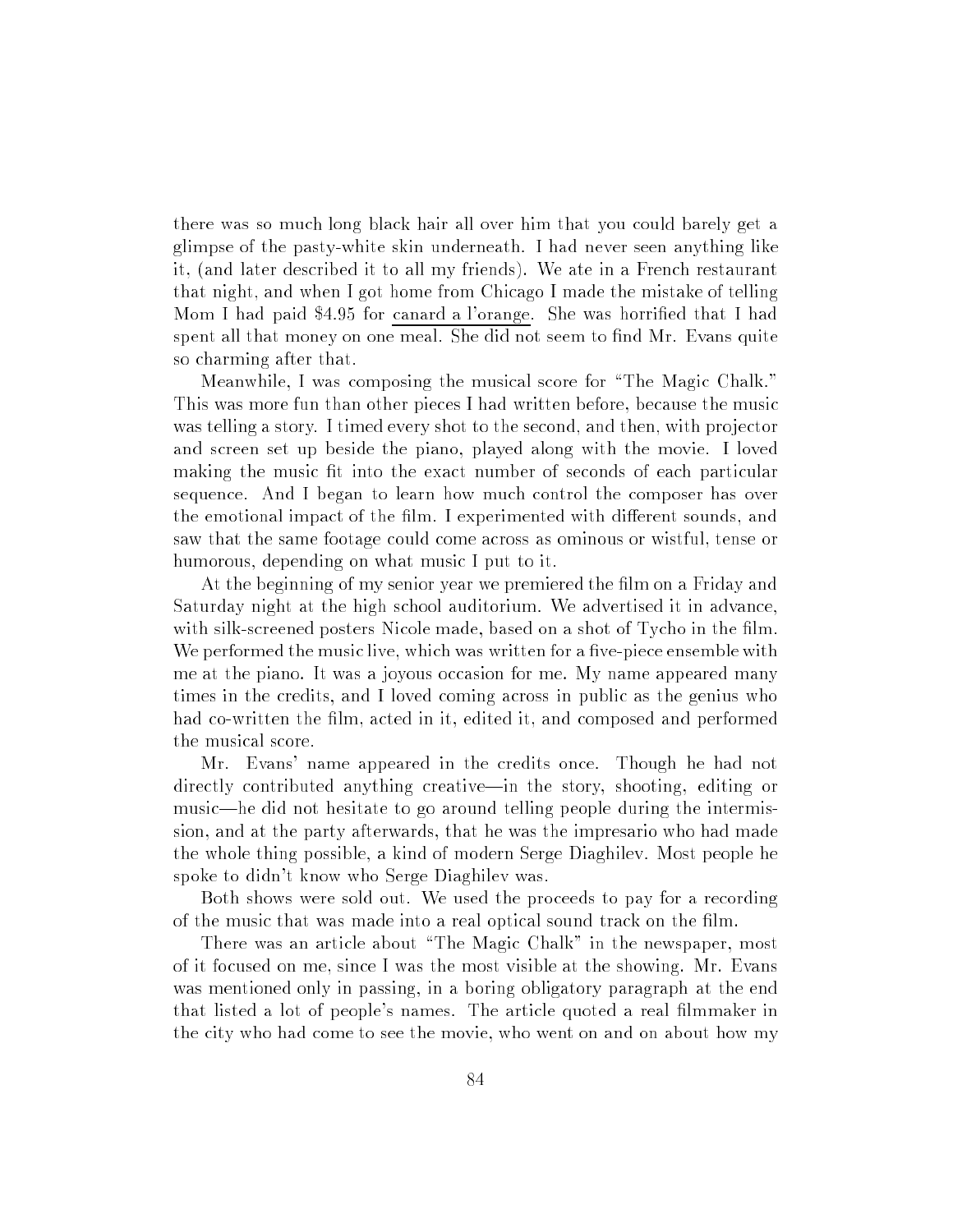there was so much long black hair all over him that you could barely get a glimpse of the pasty-white skin underneath. I had never seen anything like it, (and later described it to all my friends). We ate in a French restaurant that night, and when I got home from Chicago I made the mistake of telling Mom I had paid $4.95 for <u>canard a l'orange</u>. She was horrified that I had spent all that money on one meal. She did not seem to find Mr. Evans quite so charming after that.

Meanwhile, I was composing the musical score for "The Magic Chalk." This was more fun than other pieces I had written before, because the music was telling a story. I timed every shot to the second, and then, with projector and screen set up beside the piano, played along with the movie. I loved making the music fit into the exact number of seconds of each particular sequence. And I began to learn how much control the composer has over the emotional impact of the film. I experimented with different sounds, and saw that the same footage could come across as ominous or wistful, tense or humorous, depending on what music I put to it.

At the beginning of my senior year we premiered the film on a Friday and Saturday night at the high school auditorium. We advertised it in advance, with silk-screened posters Nicole made, based on a shot of Tycho in the film. We performed the music live, which was written for a five-piece ensemble with me at the piano. It was a joyous occasion for me. My name appeared many times in the credits, and I loved coming across in public as the genius who had co-written the film, acted in it, edited it, and composed and performed the musical score.

Mr. Evans' name appeared in the credits once. Though he had not directly contributed anything creative—in the story, shooting, editing or music—he did not hesitate to go around telling people during the intermission, and at the party afterwards, that he was the impresario who had made the whole thing possible, a kind of modern Serge Diaghilev. Most people he spoke to didn't know who Serge Diaghilev was.

Both shows were sold out. We used the proceeds to pay for a recording of the music that was made into a real optical sound track on the film.

There was an article about "The Magic Chalk" in the newspaper, most of it focused on me, since I was the most visible at the showing. Mr. Evans was mentioned only in passing, in a boring obligatory paragraph at the end that listed a lot of people's names. The article quoted a real filmmaker in the city who had come to see the movie, who went on and on about how my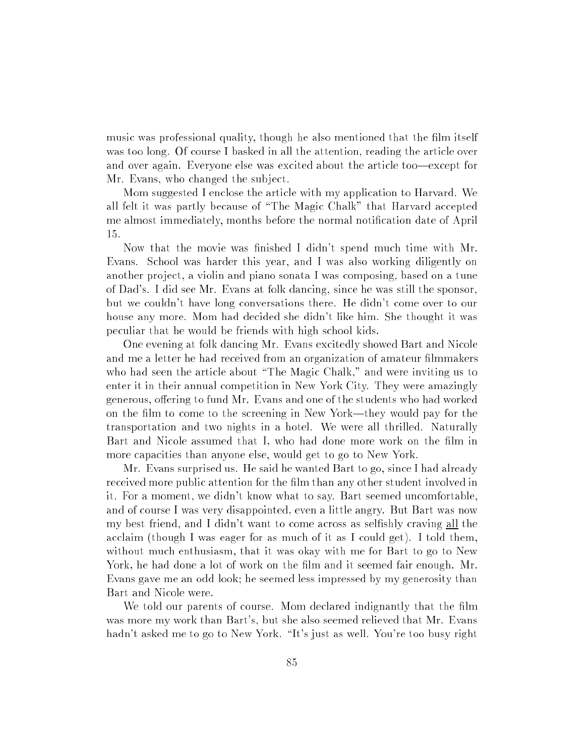music was professional quality, though he also mentioned that the film itself was too long. Of course I basked in all the attention, reading the article over and over again. Everyone else was excited about the article too—except for Mr. Evans, who changed the subject.

Mom suggested I enclose the article with my application to Harvard. We all felt it was partly because of "The Magic Chalk" that Harvard accepted me almost immediately, months before the normal notification date of April 15.

Now that the movie was finished I didn't spend much time with Mr. Evans. School was harder this year, and I was also working diligently on another project, a violin and piano sonata I was composing, based on a tune of Dad's. I did see Mr. Evans at folk dancing, since he was still the sponsor, but we couldn't have long conversations there. He didn't come over to our house any more. Mom had decided she didn't like him. She thought it was peculiar that he would be friends with high school kids.

One evening at folk dancing Mr. Evans excitedly showed Bart and Nicole and me a letter he had received from an organization of amateur filmmakers who had seen the article about "The Magic Chalk," and were inviting us to enter it in their annual competition in New York City. They were amazingly generous, offering to fund Mr. Evans and one of the students who had worked on the film to come to the screening in New York—they would pay for the transportation and two nights in a hotel. We were all thrilled. Naturally Bart and Nicole assumed that I, who had done more work on the film in more capacities than anyone else, would get to go to New York.

Mr. Evans surprised us. He said he wanted Bart to go, since I had already received more public attention for the film than any other student involved in it. For a moment, we didn't know what to say. Bart seemed uncomfortable, and of course I was very disappointed, even a little angry. But Bart was now my best friend, and I didn't want to come across as selfishly craving <u>all</u> the acclaim (though I was eager for as much of it as I could get). I told them, without much enthusiasm, that it was okay with me for Bart to go to New York, he had done a lot of work on the film and it seemed fair enough. Mr. Evans gave me an odd look; he seemed less impressed by my generosity than Bart and Nicole were.

We told our parents of course. Mom declared indignantly that the film was more my work than Bart's, but she also seemed relieved that Mr. Evans hadn't asked me to go to New York. "It's just as well. You're too busy right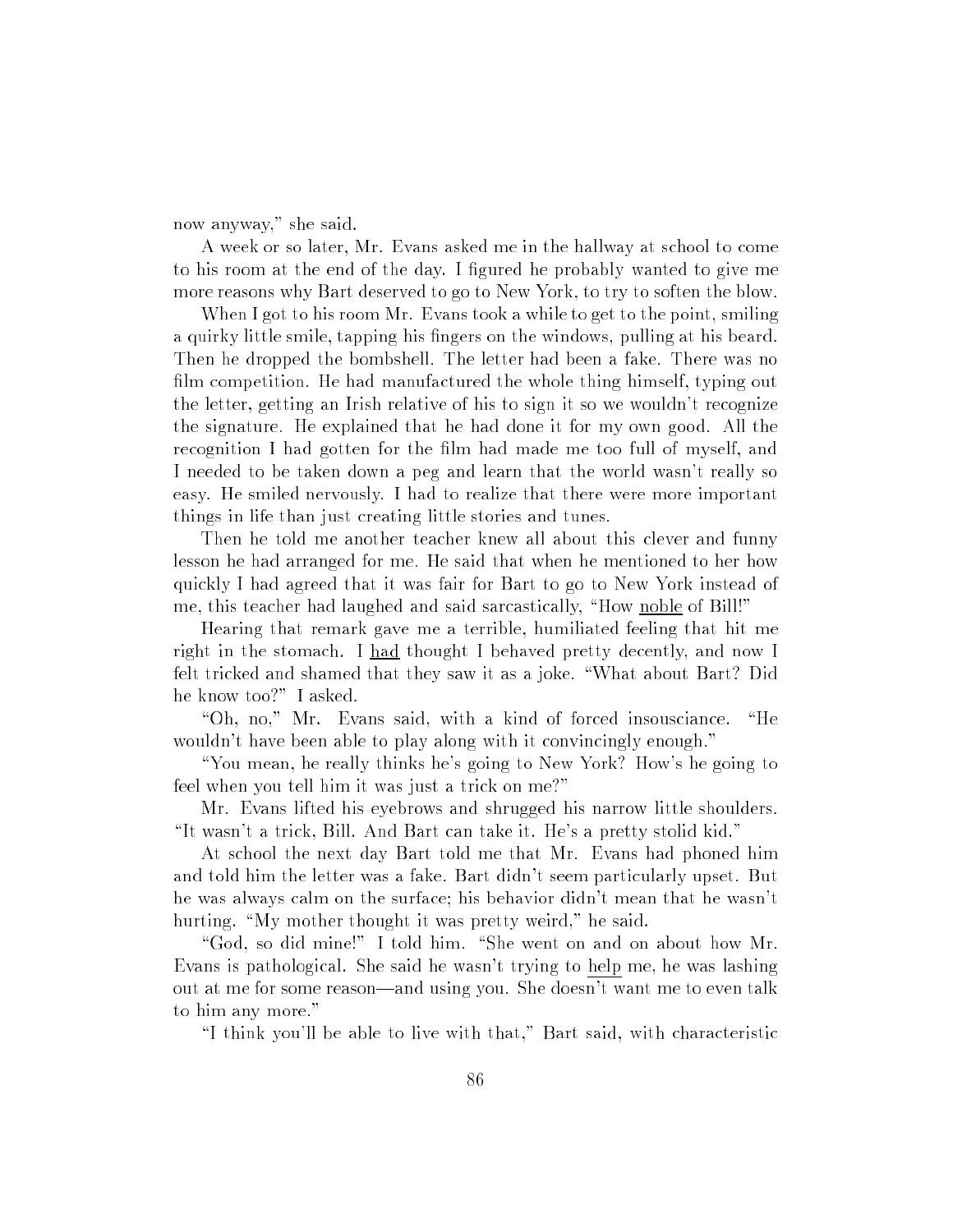now anyway," she said.

A week or so later, Mr. Evans asked me in the hallway at school to come to his room at the end of the day. I figured he probably wanted to give me more reasons why Bart deserved to go to New York, to try to soften the blow.

When I got to his room Mr. Evans took a while to get to the point, smiling a quirky little smile, tapping his fingers on the windows, pulling at his beard. Then he dropped the bombshell. The letter had been a fake. There was no film competition. He had manufactured the whole thing himself, typing out the letter, getting an Irish relative of his to sign it so we wouldn't recognize the signature. He explained that he had done it for my own good. All the recognition I had gotten for the film had made me too full of myself, and I needed to be taken down a peg and learn that the world wasn't really so easy. He smiled nervously. I had to realize that there were more important things in life than just creating little stories and tunes.

Then he told me another teacher knew all about this clever and funny lesson he had arranged for me. He said that when he mentioned to her how quickly I had agreed that it was fair for Bart to go to New York instead of me, this teacher had laughed and said sarcastically, "How <u>noble</u> of Bill!"

Hearing that remark gave me a terrible, humiliated feeling that hit me right in the stomach. I <u>had</u> thought I behaved pretty decently, and now I felt tricked and shamed that they saw it as a joke. "What about Bart? Did he know too?" I asked.

"Oh, no," Mr. Evans said, with a kind of forced insouciance. "He wouldn't have been able to play along with it convincingly enough."

"You mean, he really thinks he's going to New York? How's he going to feel when you tell him it was just a trick on me?"

Mr. Evans lifted his eyebrows and shrugged his narrow little shoulders. "It wasn't a trick, Bill. And Bart can take it. He's a pretty stolid kid."

At school the next day Bart told me that Mr. Evans had phoned him and told him the letter was a fake. Bart didn't seem particularly upset. But he was always calm on the surface; his behavior didn't mean that he wasn't hurting. "My mother thought it was pretty weird," he said.

"God, so did mine!" I told him. "She went on and on about how Mr. Evans is pathological. She said he wasn't trying to <u>help</u> me, he was lashing out at me for some reason—and using you. She doesn't want me to even talk to him any more."

"I think you'll be able to live with that," Bart said, with characteristic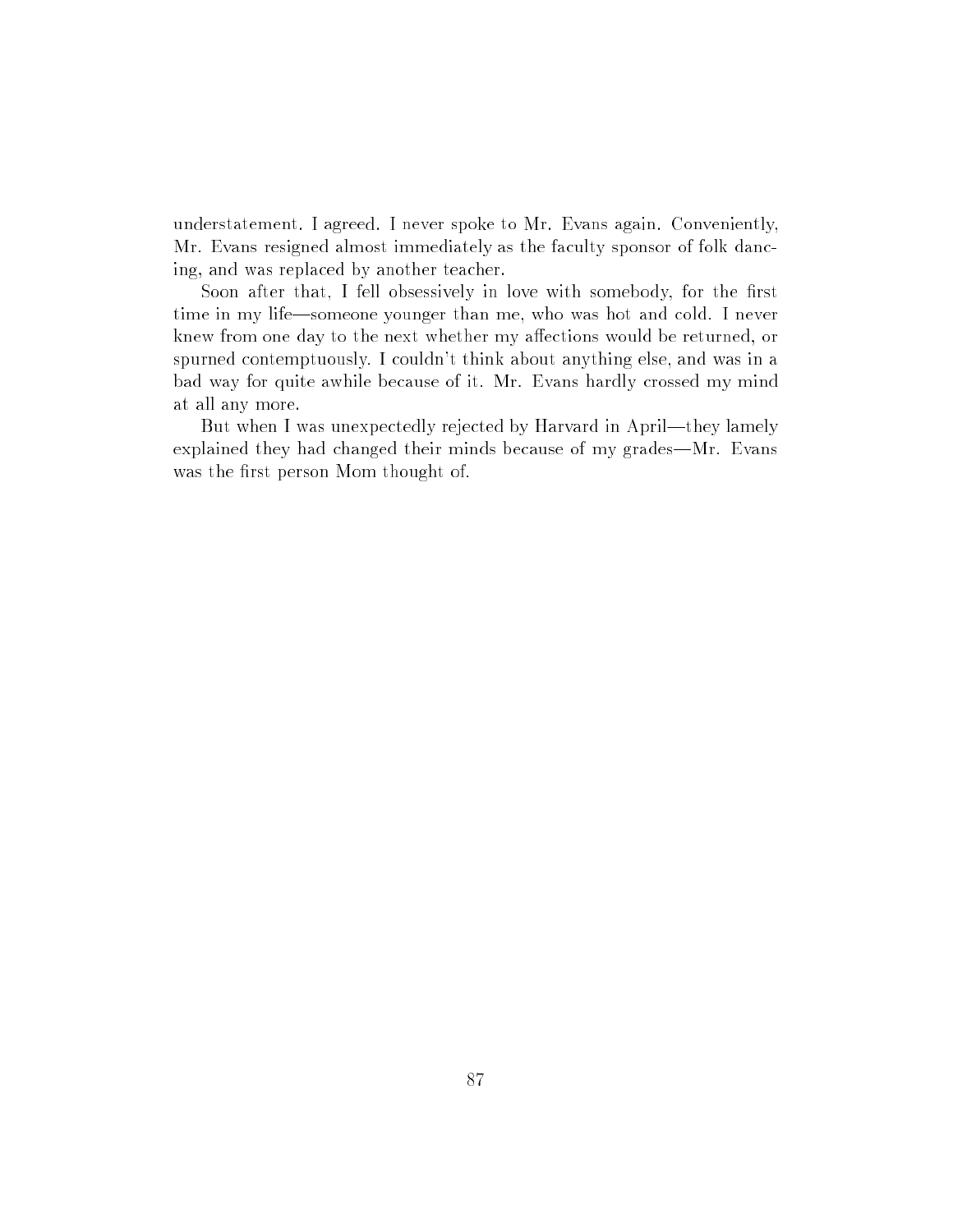understatement. I agreed. I never spoke to Mr. Evans again. Conveniently, Mr. Evans resigned almost immediately as the faculty sponsor of folk dancing, and was replaced by another teacher.

Soon after that, I fell obsessively in love with somebody, for the first time in my life—someone younger than me, who was hot and cold. I never knew from one day to the next whether my affections would be returned, or spurned contemptuously. I couldn't think about anything else, and was in a bad way for quite awhile because of it. Mr. Evans hardly crossed my mind at all any more.

But when I was unexpectedly rejected by Harvard in April—they lamely explained they had changed their minds because of my grades—Mr. Evans was the first person Mom thought of.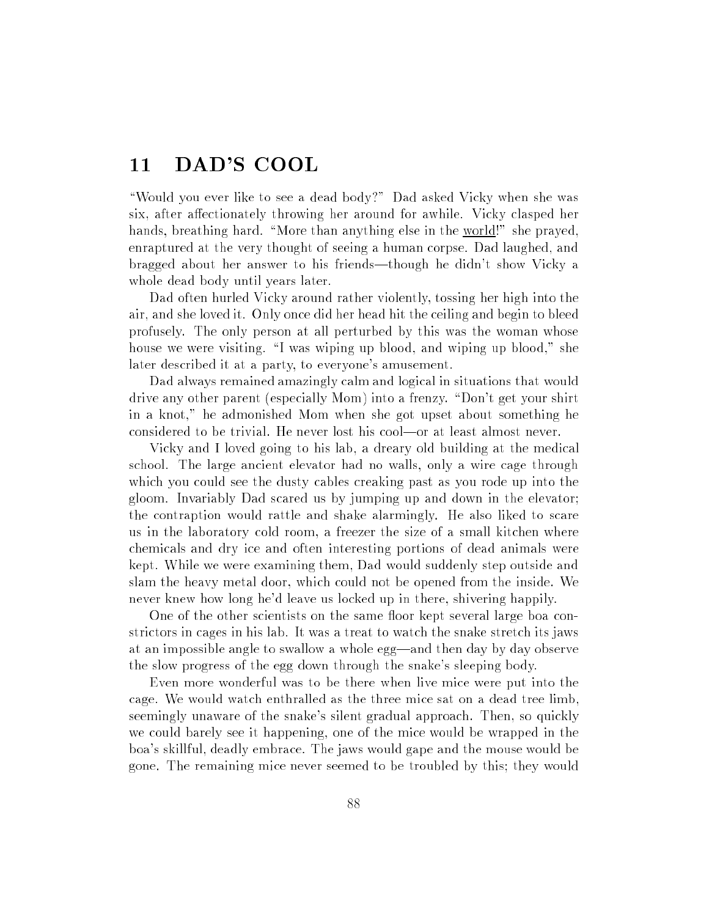## 11 DAD'S COOL

"Would you ever like to see a dead body?" Dad asked Vicky when she was six, after affectionately throwing her around for awhile. Vicky clasped her hands, breathing hard. "More than anything else in the <u>world</u>!" she prayed, enraptured at the very thought of seeing a human corpse. Dad laughed, and bragged about her answer to his friends—though he didn't show Vicky a whole dead body until years later.

Dad often hurled Vicky around rather violently, tossing her high into the air, and she loved it. Only once did her head hit the ceiling and begin to bleed profusely. The only person at all perturbed by this was the woman whose house we were visiting. "I was wiping up blood, and wiping up blood," she later described it at a party, to everyone's amusement.

Dad always remained amazingly calm and logical in situations that would drive any other parent (especially Mom) into a frenzy. "Don't get your shirt in a knot," he admonished Mom when she got upset about something he considered to be trivial. He never lost his cool—or at least almost never.

Vicky and I loved going to his lab, a dreary old building at the medical school. The large ancient elevator had no walls, only a wire cage through which you could see the dusty cables creaking past as you rode up into the gloom. Invariably Dad scared us by jumping up and down in the elevator; the contraption would rattle and shake alarmingly. He also liked to scare us in the laboratory cold room, a freezer the size of a small kitchen where chemicals and dry ice and often interesting portions of dead animals were kept. While we were examining them, Dad would suddenly step outside and slam the heavy metal door, which could not be opened from the inside. We never knew how long he'd leave us locked up in there, shivering happily.

One of the other scientists on the same floor kept several large boa constrictors in cages in his lab. It was a treat to watch the snake stretch its jaws at an impossible angle to swallow a whole egg—and then day by day observe the slow progress of the egg down through the snake's sleeping body.

Even more wonderful was to be there when live mice were put into the cage. We would watch enthralled as the three mice sat on a dead tree limb, seemingly unaware of the snake's silent gradual approach. Then, so quickly we could barely see it happening, one of the mice would be wrapped in the boa's skillful, deadly embrace. The jaws would gape and the mouse would be gone. The remaining mice never seemed to be troubled by this; they would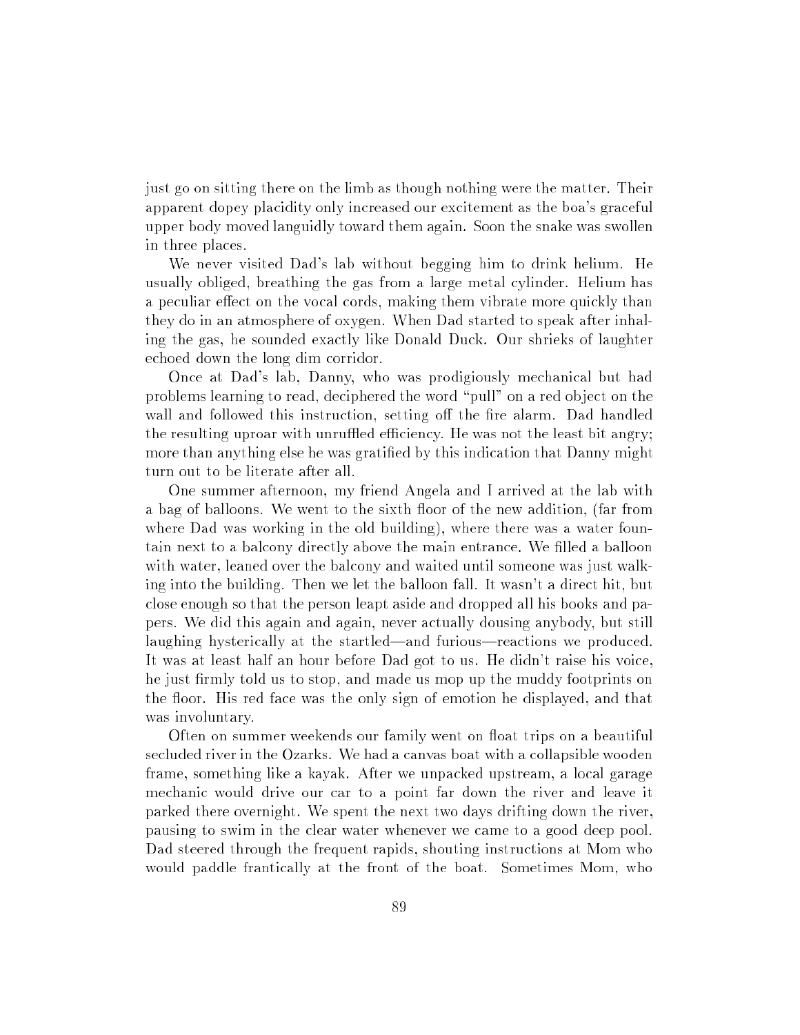just go on sitting there on the limb as though nothing were the matter. Their apparent dopey placidity only increased our excitement as the boa's graceful upper body moved languidly toward them again. Soon the snake was swollen in three places.

We never visited Dad's lab without begging him to drink helium. He usually obliged, breathing the gas from a large metal cylinder. Helium has a peculiar effect on the vocal cords, making them vibrate more quickly than they do in an atmosphere of oxygen. When Dad started to speak after inhaling the gas, he sounded exactly like Donald Duck. Our shrieks of laughter echoed down the long dim corridor.

Once at Dad's lab, Danny, who was prodigiously mechanical but had problems learning to read, deciphered the word "pull" on a red object on the wall and followed this instruction, setting off the fire alarm. Dad handled the resulting uproar with unruffled efficiency. He was not the least bit angry; more than anything else he was gratified by this indication that Danny might turn out to be literate after all.

One summer afternoon, my friend Angela and I arrived at the lab with a bag of balloons. We went to the sixth floor of the new addition, (far from where Dad was working in the old building), where there was a water fountain next to a balcony directly above the main entrance. We filled a balloon with water, leaned over the balcony and waited until someone was just walking into the building. Then we let the balloon fall. It wasn't a direct hit, but close enough so that the person leapt aside and dropped all his books and papers. We did this again and again, never actually dousing anybody, but still laughing hysterically at the startled—and furious—reactions we produced. It was at least half an hour before Dad got to us. He didn't raise his voice, he just firmly told us to stop, and made us mop up the muddy footprints on the floor. His red face was the only sign of emotion he displayed, and that was involuntary.

Often on summer weekends our family went on float trips on a beautiful secluded river in the Ozarks. We had a canvas boat with a collapsible wooden frame, something like a kayak. After we unpacked upstream, a local garage mechanic would drive our car to a point far down the river and leave it parked there overnight. We spent the next two days drifting down the river, pausing to swim in the clear water whenever we came to a good deep pool. Dad steered through the frequent rapids, shouting instructions at Mom who would paddle frantically at the front of the boat. Sometimes Mom, who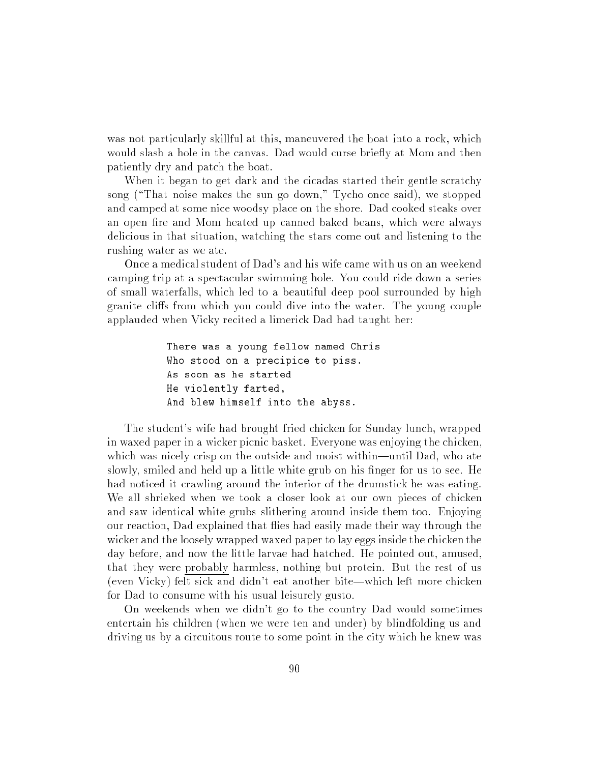was not particularly skillful at this, maneuvered the boat into a rock, which would slash a hole in the canvas. Dad would curse briefly at Mom and then patiently dry and patch the boat.

When it began to get dark and the cicadas started their gentle scratchy song ("That noise makes the sun go down," Tycho once said), we stopped and camped at some nice woodsy place on the shore. Dad cooked steaks over an open fire and Mom heated up canned baked beans, which were always delicious in that situation, watching the stars come out and listening to the rushing water as we ate.

Once a medical student of Dad's and his wife came with us on an weekend camping trip at a spectacular swimming hole. You could ride down a series of small waterfalls, which led to a beautiful deep pool surrounded by high granite cliffs from which you could dive into the water. The young couple applauded when Vicky recited a limerick Dad had taught her:

```
There was a young fellow named Chris
Who stood on a precipice to piss.
As soon as he started
He violently farted,
And blew himself into the abyss.
```

The student's wife had brought fried chicken for Sunday lunch, wrapped in waxed paper in a wicker picnic basket. Everyone was enjoying the chicken, which was nicely crisp on the outside and moist within—until Dad, who ate slowly, smiled and held up a little white grub on his finger for us to see. He had noticed it crawling around the interior of the drumstick he was eating. We all shrieked when we took a closer look at our own pieces of chicken and saw identical white grubs slithering around inside them too. Enjoying our reaction, Dad explained that flies had easily made their way through the wicker and the loosely wrapped waxed paper to lay eggs inside the chicken the day before, and now the little larvae had hatched. He pointed out, amused, that they were probably harmless, nothing but protein. But the rest of us (even Vicky) felt sick and didn't eat another bite—which left more chicken for Dad to consume with his usual leisurely gusto.

On weekends when we didn't go to the country Dad would sometimes entertain his children (when we were ten and under) by blindfolding us and driving us by a circuitous route to some point in the city which he knew was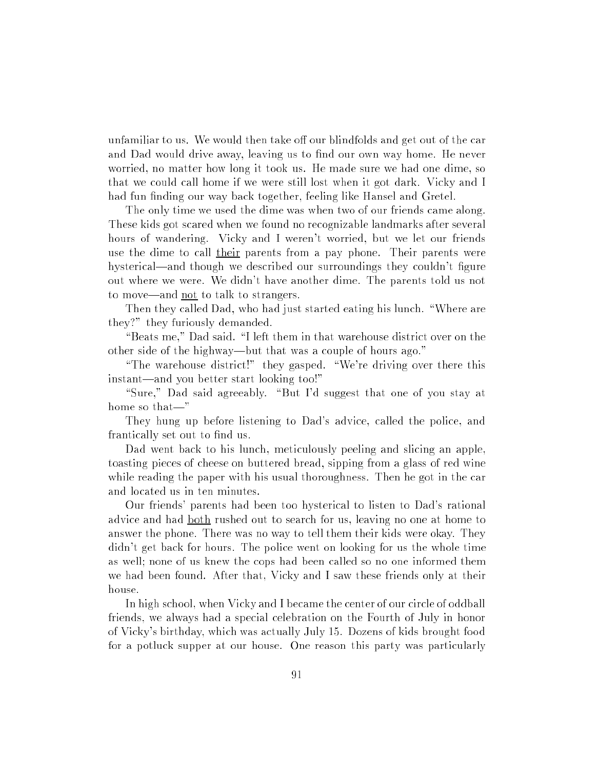unfamiliar to us. We would then take off our blindfolds and get out of the car and Dad would drive away, leaving us to find our own way home. He never worried, no matter how long it took us. He made sure we had one dime, so that we could call home if we were still lost when it got dark. Vicky and I had fun finding our way back together, feeling like Hansel and Gretel.

The only time we used the dime was when two of our friends came along. These kids got scared when we found no recognizable landmarks after several hours of wandering. Vicky and I weren't worried, but we let our friends use the dime to call <u>their</u> parents from a pay phone. Their parents were hysterical—and though we described our surroundings they couldn't figure out where we were. We didn't have another dime. The parents told us not to move—and <u>not</u> to talk to strangers.

Then they called Dad, who had just started eating his lunch. "Where are they?" they furiously demanded.

"Beats me," Dad said. "I left them in that warehouse district over on the other side of the highway—but that was a couple of hours ago."

"The warehouse district!" they gasped. "We're driving over there this instant—and you better start looking too!"

"Sure," Dad said agreeably. "But I'd suggest that one of you stay at home so that—"

They hung up before listening to Dad's advice, called the police, and frantically set out to find us.

Dad went back to his lunch, meticulously peeling and slicing an apple, toasting pieces of cheese on buttered bread, sipping from a glass of red wine while reading the paper with his usual thoroughness. Then he got in the car and located us in ten minutes.

Our friends' parents had been too hysterical to listen to Dad's rational advice and had <u>both</u> rushed out to search for us, leaving no one at home to answer the phone. There was no way to tell them their kids were okay. They didn't get back for hours. The police went on looking for us the whole time as well; none of us knew the cops had been called so no one informed them we had been found. After that, Vicky and I saw these friends only at their house.

In high school, when Vicky and I became the center of our circle of oddball friends, we always had a special celebration on the Fourth of July in honor of Vicky's birthday, which was actually July 15. Dozens of kids brought food for a potluck supper at our house. One reason this party was particularly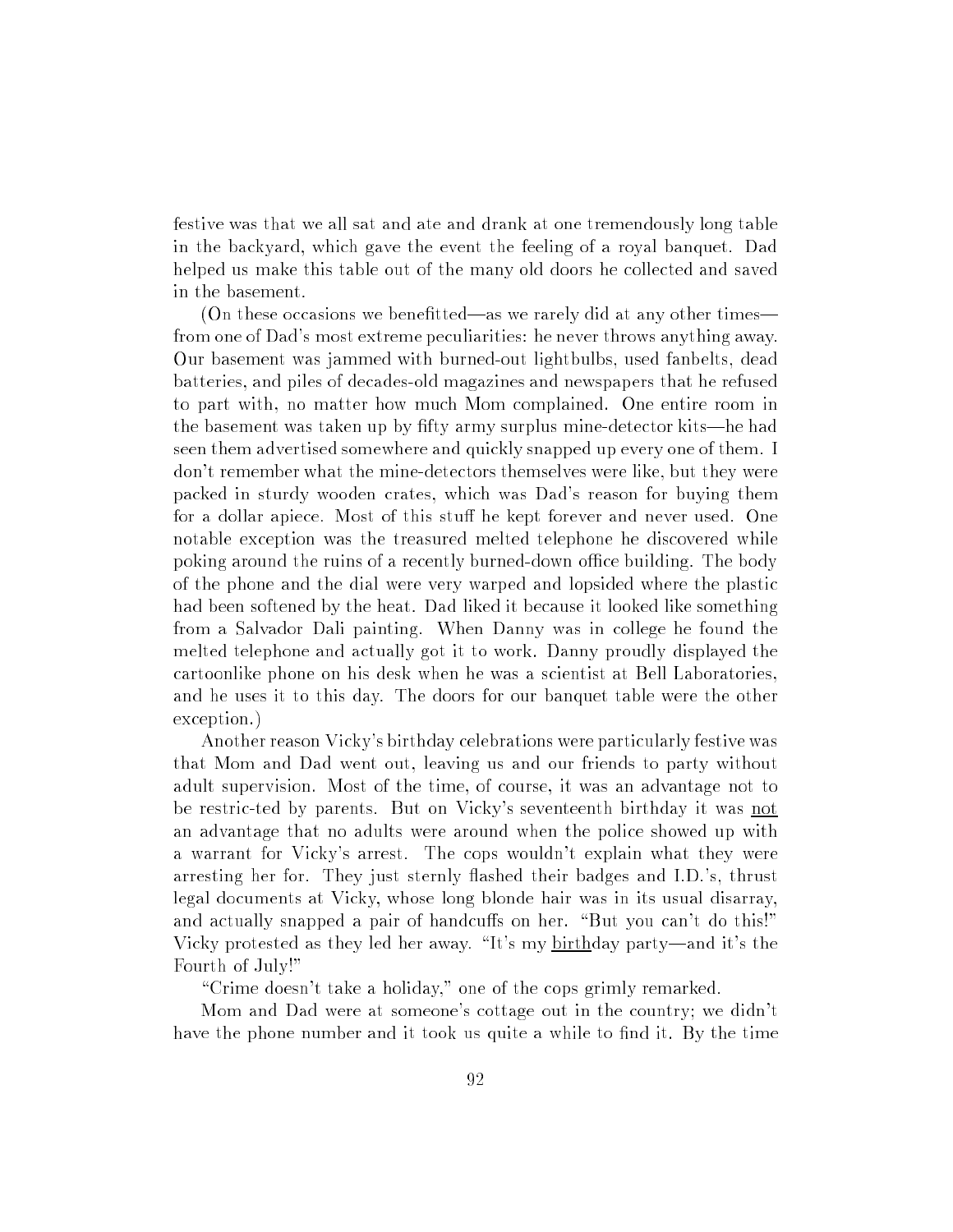festive was that we all sat and ate and drank at one tremendously long table in the backyard, which gave the event the feeling of a royal banquet. Dad helped us make this table out of the many old doors he collected and saved in the basement.

(On these occasions we benefitted—as we rarely did at any other times—from one of Dad's most extreme peculiarities: he never throws anything away. Our basement was jammed with burned-out lightbulbs, used fanbelts, dead batteries, and piles of decades-old magazines and newspapers that he refused to part with, no matter how much Mom complained. One entire room in the basement was taken up by fifty army surplus mine-detector kits—he had seen them advertised somewhere and quickly snapped up every one of them. I don't remember what the mine-detectors themselves were like, but they were packed in sturdy wooden crates, which was Dad's reason for buying them for a dollar apiece. Most of this stuff he kept forever and never used. One notable exception was the treasured melted telephone he discovered while poking around the ruins of a recently burned-down office building. The body of the phone and the dial were very warped and lopsided where the plastic had been softened by the heat. Dad liked it because it looked like something from a Salvador Dali painting. When Danny was in college he found the melted telephone and actually got it to work. Danny proudly displayed the cartoonlike phone on his desk when he was a scientist at Bell Laboratories, and he uses it to this day. The doors for our banquet table were the other exception.)

Another reason Vicky's birthday celebrations were particularly festive was that Mom and Dad went out, leaving us and our friends to party without adult supervision. Most of the time, of course, it was an advantage not to be restric-ted by parents. But on Vicky's seventeenth birthday it was <u>not</u> an advantage that no adults were around when the police showed up with a warrant for Vicky's arrest. The cops wouldn't explain what they were arresting her for. They just sternly flashed their badges and I.D.'s, thrust legal documents at Vicky, whose long blonde hair was in its usual disarray, and actually snapped a pair of handcuffs on her. "But you can't do this!" Vicky protested as they led her away. "It's my <u>birth</u>day party—and it's the Fourth of July!"

"Crime doesn't take a holiday," one of the cops grimly remarked.

Mom and Dad were at someone's cottage out in the country; we didn't have the phone number and it took us quite a while to find it. By the time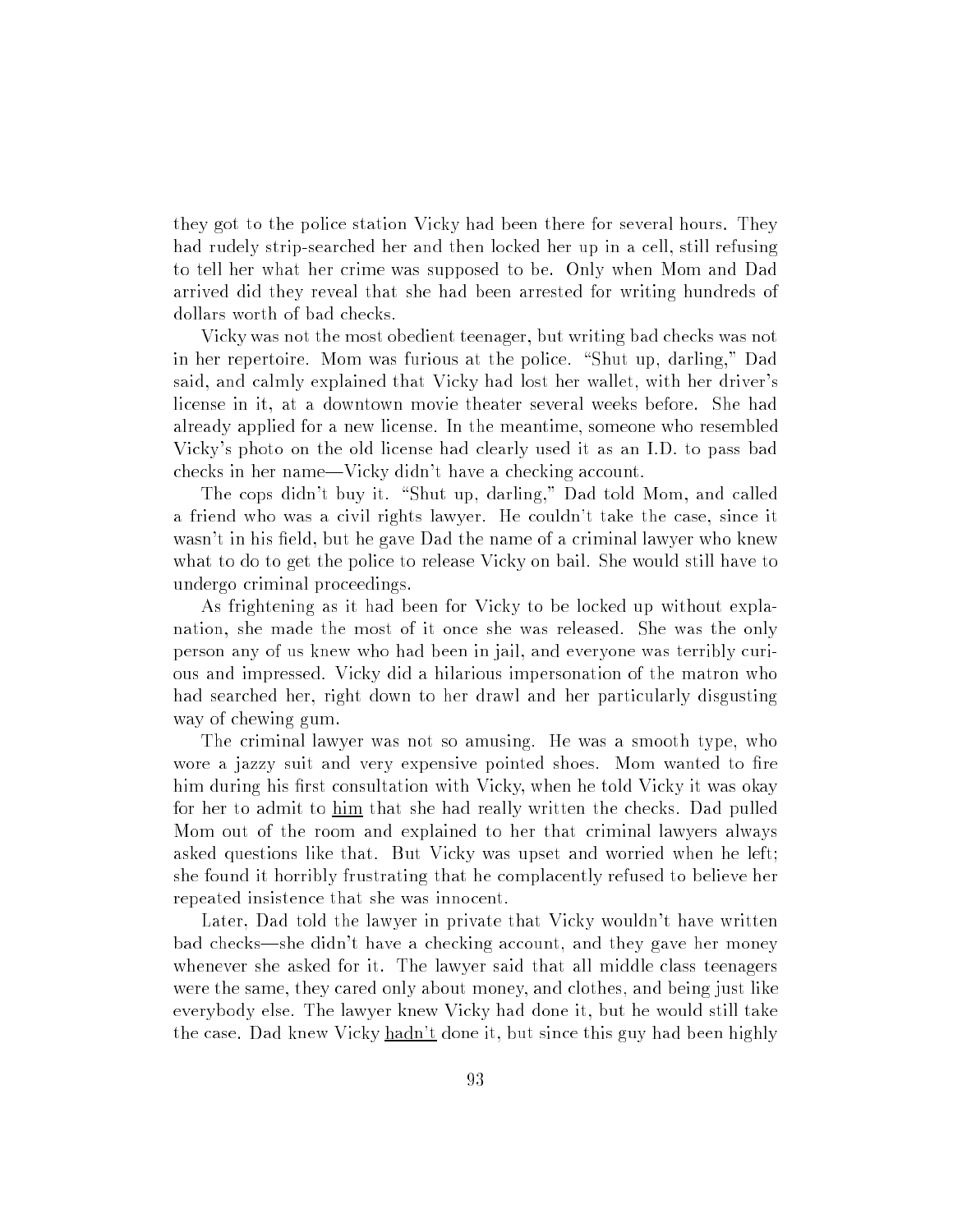they got to the police station Vicky had been there for several hours. They had rudely strip-searched her and then locked her up in a cell, still refusing to tell her what her crime was supposed to be. Only when Mom and Dad arrived did they reveal that she had been arrested for writing hundreds of dollars worth of bad checks.

Vicky was not the most obedient teenager, but writing bad checks was not in her repertoire. Mom was furious at the police. "Shut up, darling," Dad said, and calmly explained that Vicky had lost her wallet, with her driver's license in it, at a downtown movie theater several weeks before. She had already applied for a new license. In the meantime, someone who resembled Vicky's photo on the old license had clearly used it as an I.D. to pass bad checks in her name—Vicky didn't have a checking account.

The cops didn't buy it. "Shut up, darling," Dad told Mom, and called a friend who was a civil rights lawyer. He couldn't take the case, since it wasn't in his field, but he gave Dad the name of a criminal lawyer who knew what to do to get the police to release Vicky on bail. She would still have to undergo criminal proceedings.

As frightening as it had been for Vicky to be locked up without explanation, she made the most of it once she was released. She was the only person any of us knew who had been in jail, and everyone was terribly curious and impressed. Vicky did a hilarious impersonation of the matron who had searched her, right down to her drawl and her particularly disgusting way of chewing gum.

The criminal lawyer was not so amusing. He was a smooth type, who wore a jazzy suit and very expensive pointed shoes. Mom wanted to fire him during his first consultation with Vicky, when he told Vicky it was okay for her to admit to <u>him</u> that she had really written the checks. Dad pulled Mom out of the room and explained to her that criminal lawyers always asked questions like that. But Vicky was upset and worried when he left; she found it horribly frustrating that he complacently refused to believe her repeated insistence that she was innocent.

Later, Dad told the lawyer in private that Vicky wouldn't have written bad checks—she didn't have a checking account, and they gave her money whenever she asked for it. The lawyer said that all middle class teenagers were the same, they cared only about money, and clothes, and being just like everybody else. The lawyer knew Vicky had done it, but he would still take the case. Dad knew Vicky <u>hadn't</u> done it, but since this guy had been highly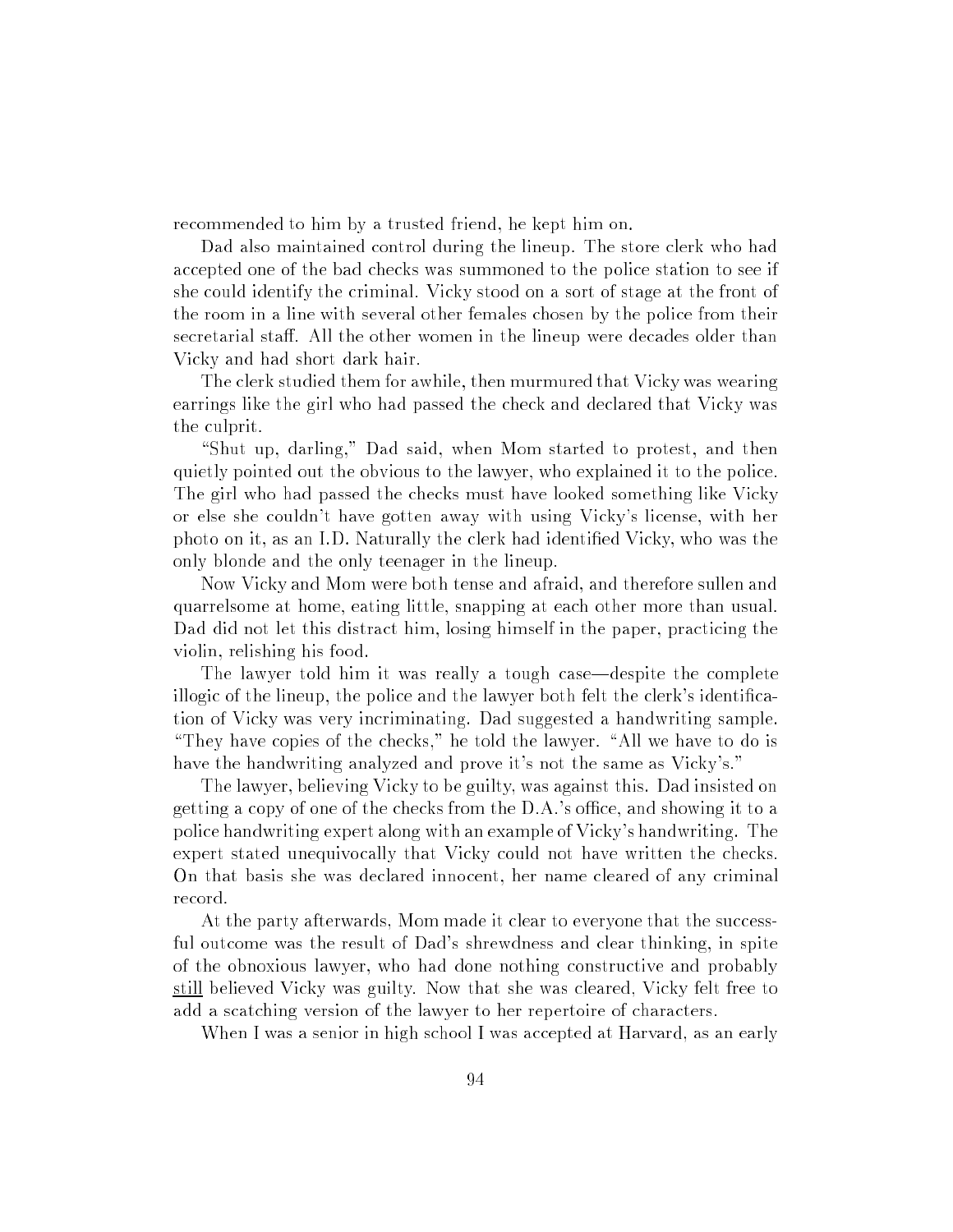recommended to him by a trusted friend, he kept him on.

Dad also maintained control during the lineup. The store clerk who had accepted one of the bad checks was summoned to the police station to see if she could identify the criminal. Vicky stood on a sort of stage at the front of the room in a line with several other females chosen by the police from their secretarial staff. All the other women in the lineup were decades older than Vicky and had short dark hair.

The clerk studied them for awhile, then murmured that Vicky was wearing earrings like the girl who had passed the check and declared that Vicky was the culprit.

"Shut up, darling," Dad said, when Mom started to protest, and then quietly pointed out the obvious to the lawyer, who explained it to the police. The girl who had passed the checks must have looked something like Vicky or else she couldn't have gotten away with using Vicky's license, with her photo on it, as an I.D. Naturally the clerk had identified Vicky, who was the only blonde and the only teenager in the lineup.

Now Vicky and Mom were both tense and afraid, and therefore sullen and quarrelsome at home, eating little, snapping at each other more than usual. Dad did not let this distract him, losing himself in the paper, practicing the violin, relishing his food.

The lawyer told him it was really a tough case—despite the complete illogic of the lineup, the police and the lawyer both felt the clerk's identification of Vicky was very incriminating. Dad suggested a handwriting sample. "They have copies of the checks," he told the lawyer. "All we have to do is have the handwriting analyzed and prove it's not the same as Vicky's."

The lawyer, believing Vicky to be guilty, was against this. Dad insisted on getting a copy of one of the checks from the D.A.'s office, and showing it to a police handwriting expert along with an example of Vicky's handwriting. The expert stated unequivocally that Vicky could not have written the checks. On that basis she was declared innocent, her name cleared of any criminal record.

At the party afterwards, Mom made it clear to everyone that the successful outcome was the result of Dad's shrewdness and clear thinking, in spite of the obnoxious lawyer, who had done nothing constructive and probably <u>still</u> believed Vicky was guilty. Now that she was cleared, Vicky felt free to add a scatching version of the lawyer to her repertoire of characters.

When I was a senior in high school I was accepted at Harvard, as an early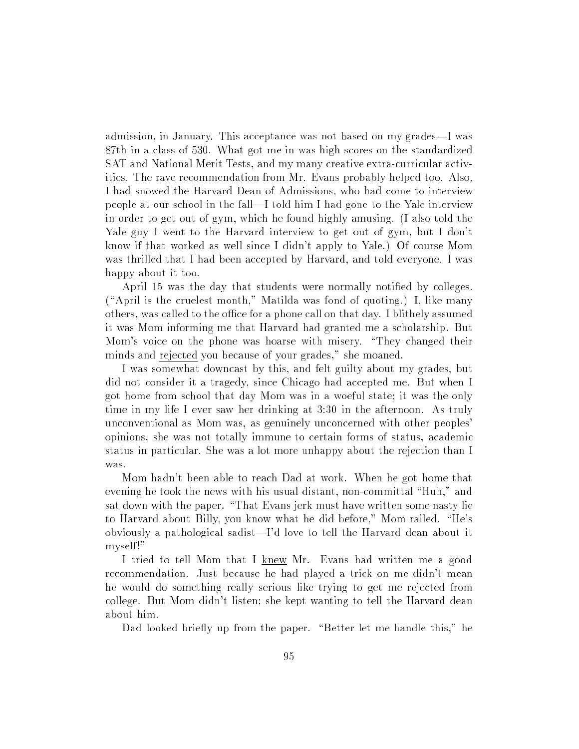admission, in January. This acceptance was not based on my grades—I was 87th in a class of 530. What got me in was high scores on the standardized SAT and National Merit Tests, and my many creative extra-curricular activities. The rave recommendation from Mr. Evans probably helped too. Also, I had snowed the Harvard Dean of Admissions, who had come to interview people at our school in the fall—I told him I had gone to the Yale interview in order to get out of gym, which he found highly amusing. (I also told the Yale guy I went to the Harvard interview to get out of gym, but I don't know if that worked as well since I didn't apply to Yale.) Of course Mom was thrilled that I had been accepted by Harvard, and told everyone. I was happy about it too.

April 15 was the day that students were normally notified by colleges. ("April is the cruelest month," Matilda was fond of quoting.) I, like many others, was called to the office for a phone call on that day. I blithely assumed it was Mom informing me that Harvard had granted me a scholarship. But Mom's voice on the phone was hoarse with misery. "They changed their minds and <u>rejected</u> you because of your grades," she moaned.

I was somewhat downcast by this, and felt guilty about my grades, but did not consider it a tragedy, since Chicago had accepted me. But when I got home from school that day Mom was in a woeful state; it was the only time in my life I ever saw her drinking at 3:30 in the afternoon. As truly unconventional as Mom was, as genuinely unconcerned with other peoples' opinions, she was not totally immune to certain forms of status, academic status in particular. She was a lot more unhappy about the rejection than I was.

Mom hadn't been able to reach Dad at work. When he got home that evening he took the news with his usual distant, non-committal "Huh," and sat down with the paper. "That Evans jerk must have written some nasty lie to Harvard about Billy, you know what he did before," Mom railed. "He's obviously a pathological sadist—I'd love to tell the Harvard dean about it myself!"

I tried to tell Mom that I <u>knew</u> Mr. Evans had written me a good recommendation. Just because he had played a trick on me didn't mean he would do something really serious like trying to get me rejected from college. But Mom didn't listen; she kept wanting to tell the Harvard dean about him.

Dad looked briefly up from the paper. "Better let me handle this," he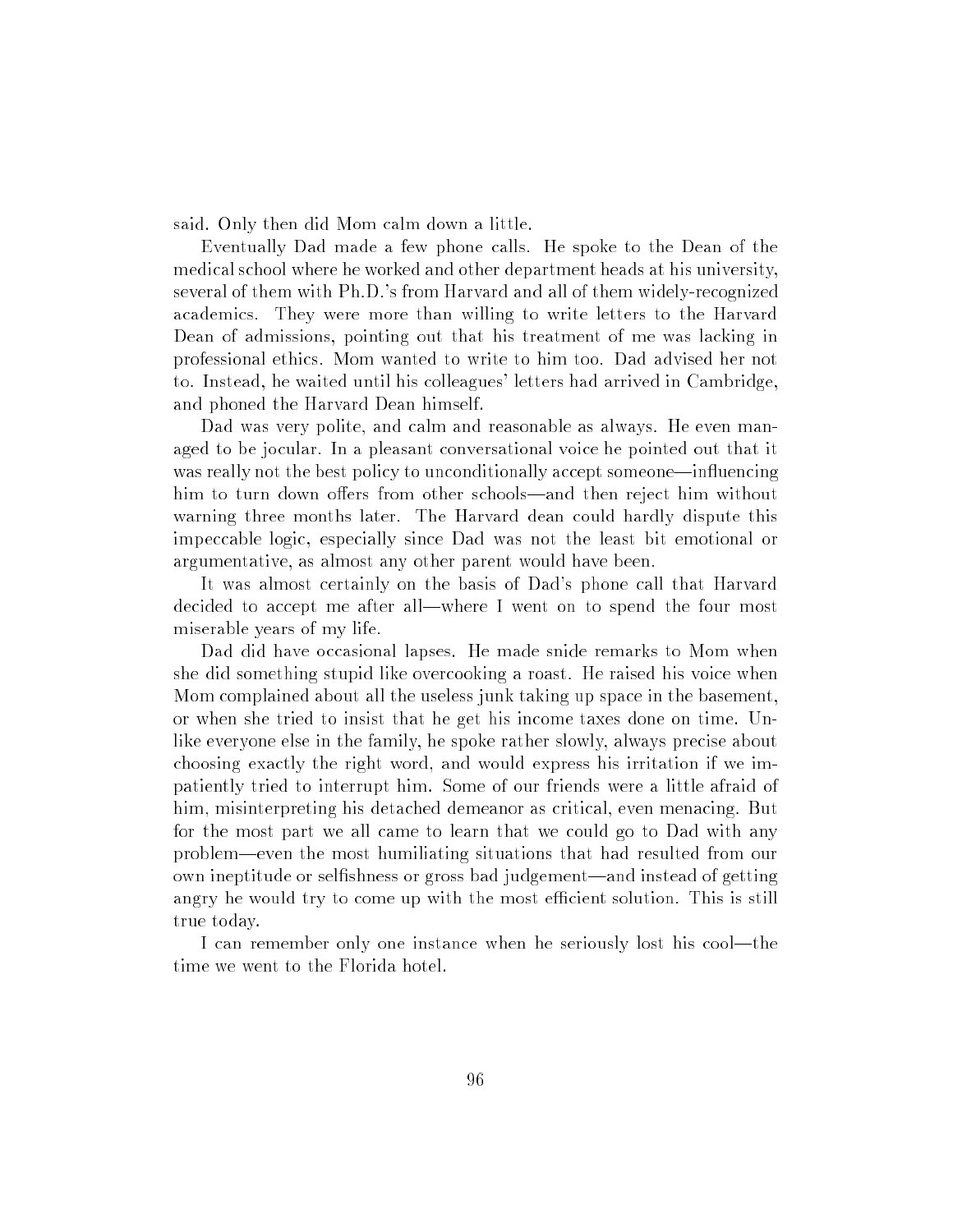said. Only then did Mom calm down a little.

Eventually Dad made a few phone calls. He spoke to the Dean of the medical school where he worked and other department heads at his university, several of them with Ph.D.'s from Harvard and all of them widely-recognized academics. They were more than willing to write letters to the Harvard Dean of admissions, pointing out that his treatment of me was lacking in professional ethics. Mom wanted to write to him too. Dad advised her not to. Instead, he waited until his colleagues' letters had arrived in Cambridge, and phoned the Harvard Dean himself.

Dad was very polite, and calm and reasonable as always. He even managed to be jocular. In a pleasant conversational voice he pointed out that it was really not the best policy to unconditionally accept someone—influencing him to turn down offers from other schools—and then reject him without warning three months later. The Harvard dean could hardly dispute this impeccable logic, especially since Dad was not the least bit emotional or argumentative, as almost any other parent would have been.

It was almost certainly on the basis of Dad's phone call that Harvard decided to accept me after all—where I went on to spend the four most miserable years of my life.

Dad did have occasional lapses. He made snide remarks to Mom when she did something stupid like overcooking a roast. He raised his voice when Mom complained about all the useless junk taking up space in the basement, or when she tried to insist that he get his income taxes done on time. Unlike everyone else in the family, he spoke rather slowly, always precise about choosing exactly the right word, and would express his irritation if we impatiently tried to interrupt him. Some of our friends were a little afraid of him, misinterpreting his detached demeanor as critical, even menacing. But for the most part we all came to learn that we could go to Dad with any problem—even the most humiliating situations that had resulted from our own ineptitude or selfishness or gross bad judgement—and instead of getting angry he would try to come up with the most efficient solution. This is still true today.

I can remember only one instance when he seriously lost his cool—the time we went to the Florida hotel.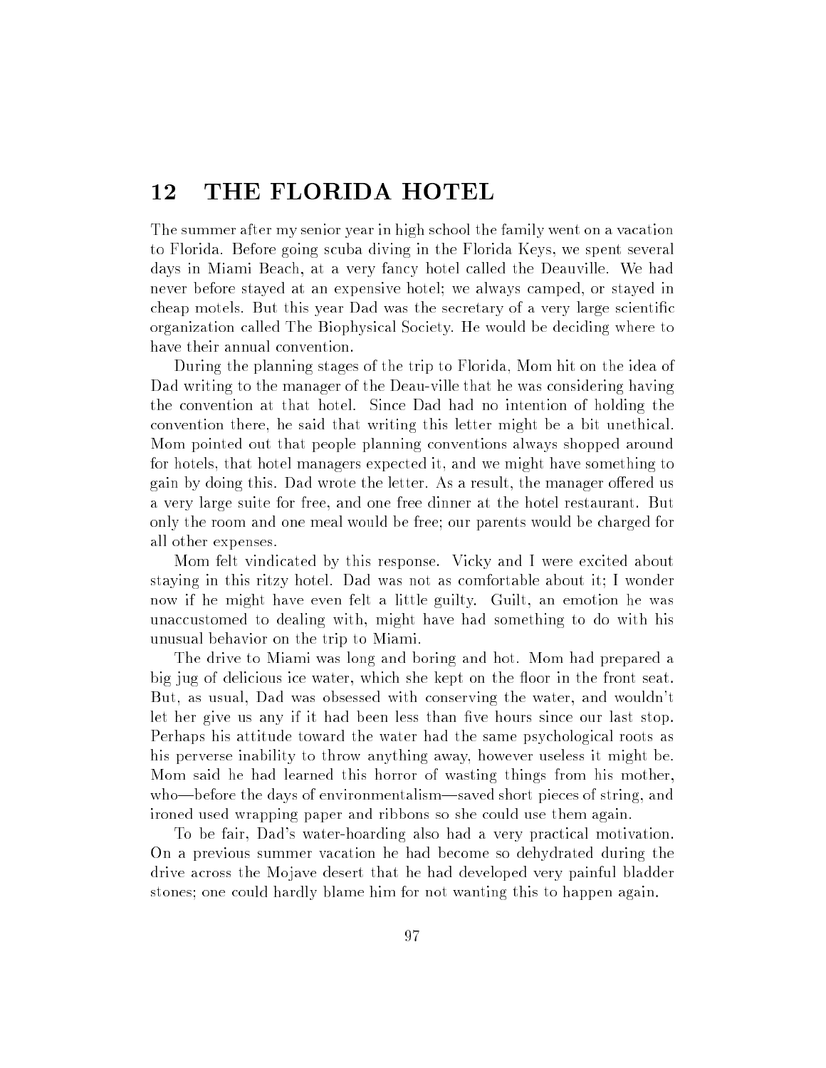## 12 THE FLORIDA HOTEL

The summer after my senior year in high school the family went on a vacation to Florida. Before going scuba diving in the Florida Keys, we spent several days in Miami Beach, at a very fancy hotel called the Deauville. We had never before stayed at an expensive hotel; we always camped, or stayed in cheap motels. But this year Dad was the secretary of a very large scientific organization called The Biophysical Society. He would be deciding where to have their annual convention.

During the planning stages of the trip to Florida, Mom hit on the idea of Dad writing to the manager of the Deau-ville that he was considering having the convention at that hotel. Since Dad had no intention of holding the convention there, he said that writing this letter might be a bit unethical. Mom pointed out that people planning conventions always shopped around for hotels, that hotel managers expected it, and we might have something to gain by doing this. Dad wrote the letter. As a result, the manager offered us a very large suite for free, and one free dinner at the hotel restaurant. But only the room and one meal would be free; our parents would be charged for all other expenses.

Mom felt vindicated by this response. Vicky and I were excited about staying in this ritzy hotel. Dad was not as comfortable about it; I wonder now if he might have even felt a little guilty. Guilt, an emotion he was unaccustomed to dealing with, might have had something to do with his unusual behavior on the trip to Miami.

The drive to Miami was long and boring and hot. Mom had prepared a big jug of delicious ice water, which she kept on the floor in the front seat. But, as usual, Dad was obsessed with conserving the water, and wouldn't let her give us any if it had been less than five hours since our last stop. Perhaps his attitude toward the water had the same psychological roots as his perverse inability to throw anything away, however useless it might be. Mom said he had learned this horror of wasting things from his mother, who—before the days of environmentalism—saved short pieces of string, and ironed used wrapping paper and ribbons so she could use them again.

To be fair, Dad's water-hoarding also had a very practical motivation. On a previous summer vacation he had become so dehydrated during the drive across the Mojave desert that he had developed very painful bladder stones; one could hardly blame him for not wanting this to happen again.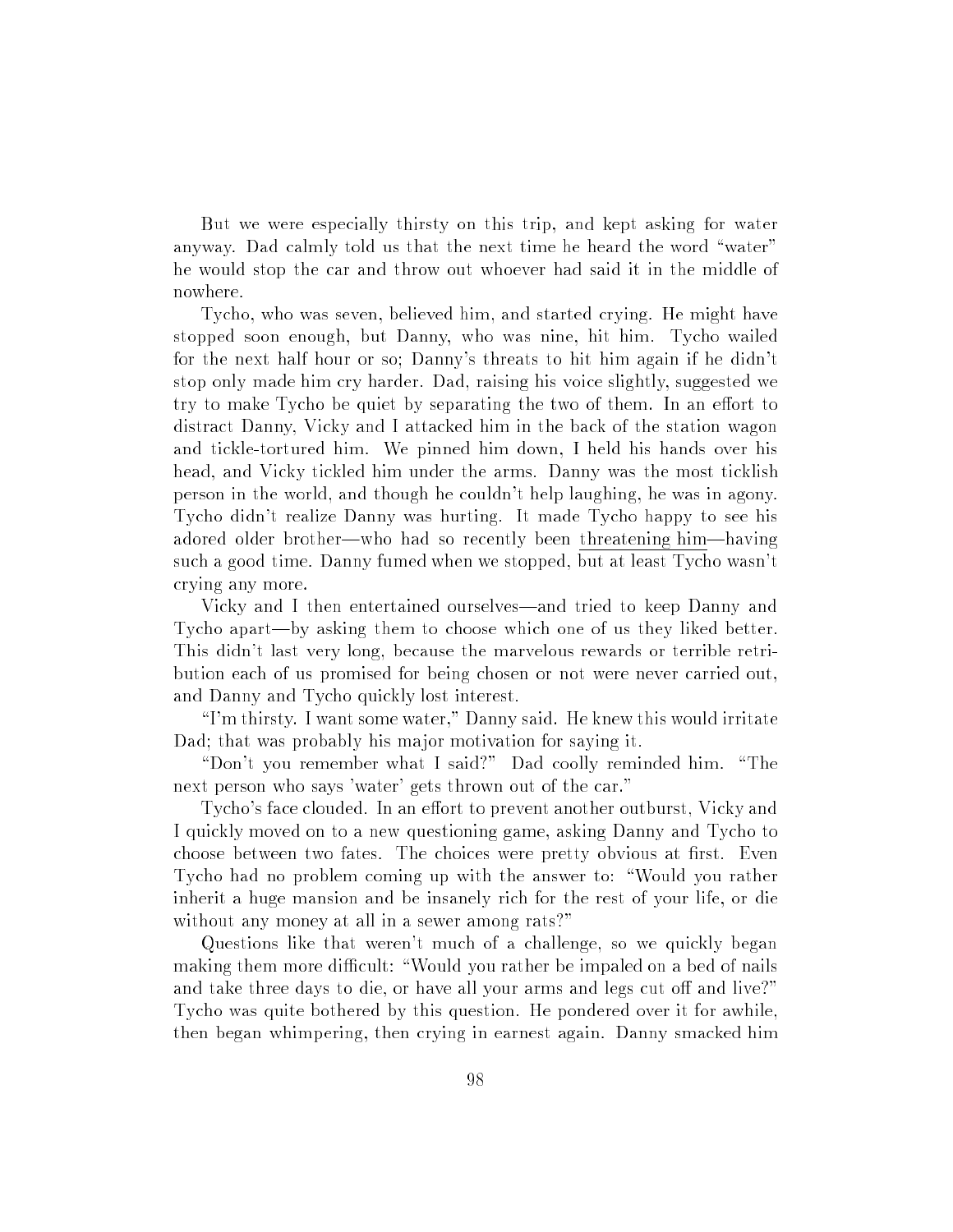But we were especially thirsty on this trip, and kept asking for water anyway. Dad calmly told us that the next time he heard the word "water" he would stop the car and throw out whoever had said it in the middle of nowhere.

Tycho, who was seven, believed him, and started crying. He might have stopped soon enough, but Danny, who was nine, hit him. Tycho wailed for the next half hour or so; Danny's threats to hit him again if he didn't stop only made him cry harder. Dad, raising his voice slightly, suggested we try to make Tycho be quiet by separating the two of them. In an effort to distract Danny, Vicky and I attacked him in the back of the station wagon and tickle-tortured him. We pinned him down, I held his hands over his head, and Vicky tickled him under the arms. Danny was the most ticklish person in the world, and though he couldn't help laughing, he was in agony. Tycho didn't realize Danny was hurting. It made Tycho happy to see his adored older brother—who had so recently been threatening him—having such a good time. Danny fumed when we stopped, but at least Tycho wasn't crying any more.

Vicky and I then entertained ourselves—and tried to keep Danny and Tycho apart—by asking them to choose which one of us they liked better. This didn't last very long, because the marvelous rewards or terrible retribution each of us promised for being chosen or not were never carried out, and Danny and Tycho quickly lost interest.

"I'm thirsty. I want some water," Danny said. He knew this would irritate Dad; that was probably his major motivation for saying it.

"Don't you remember what I said?" Dad coolly reminded him. "The next person who says 'water' gets thrown out of the car."

Tycho's face clouded. In an effort to prevent another outburst, Vicky and I quickly moved on to a new questioning game, asking Danny and Tycho to choose between two fates. The choices were pretty obvious at first. Even Tycho had no problem coming up with the answer to: "Would you rather inherit a huge mansion and be insanely rich for the rest of your life, or die without any money at all in a sewer among rats?"

Questions like that weren't much of a challenge, so we quickly began making them more difficult: "Would you rather be impaled on a bed of nails and take three days to die, or have all your arms and legs cut off and live?" Tycho was quite bothered by this question. He pondered over it for awhile, then began whimpering, then crying in earnest again. Danny smacked him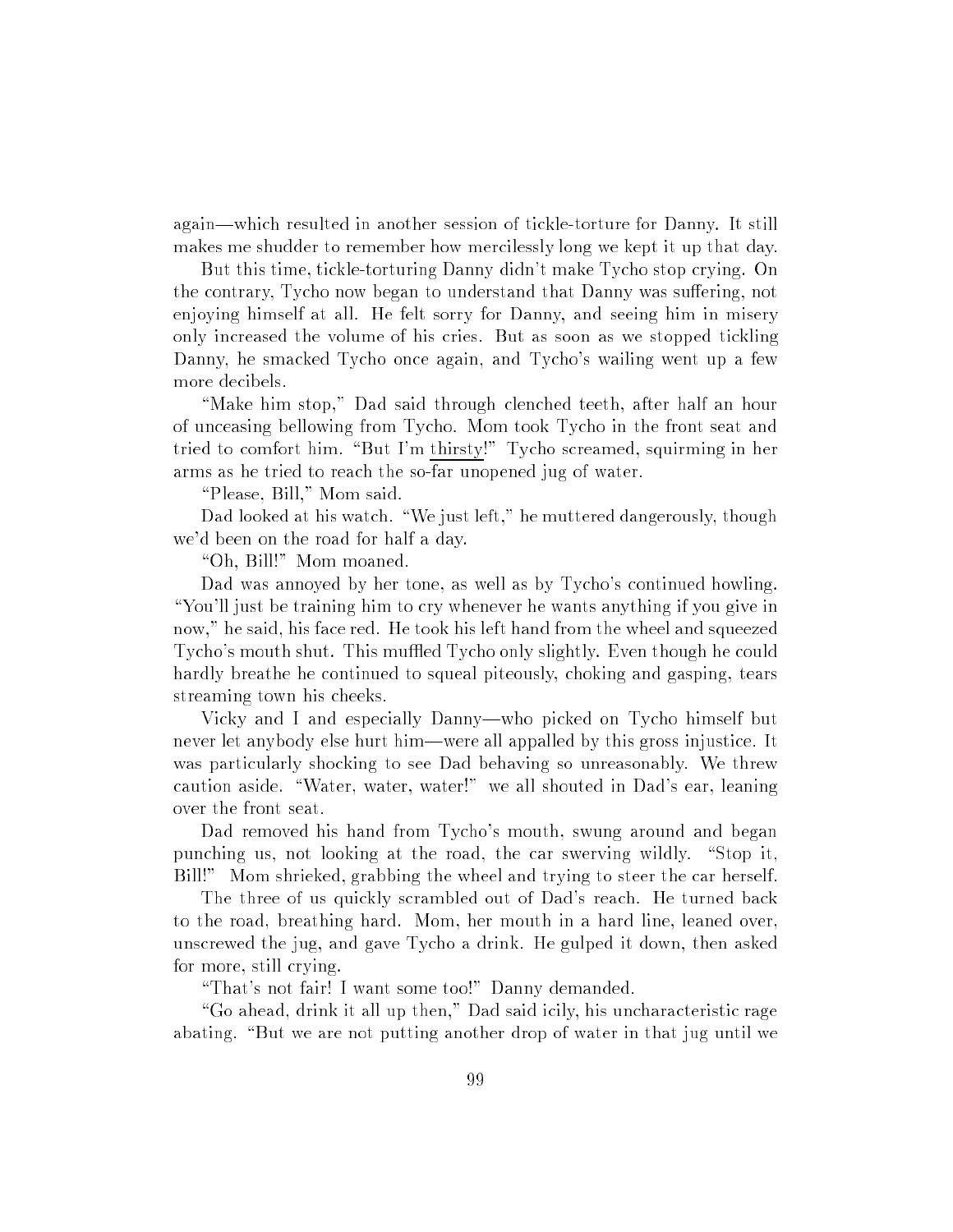again—which resulted in another session of tickle-torture for Danny. It still makes me shudder to remember how mercilessly long we kept it up that day.

But this time, tickle-torturing Danny didn't make Tycho stop crying. On the contrary, Tycho now began to understand that Danny was suffering, not enjoying himself at all. He felt sorry for Danny, and seeing him in misery only increased the volume of his cries. But as soon as we stopped tickling Danny, he smacked Tycho once again, and Tycho's wailing went up a few more decibels.

"Make him stop," Dad said through clenched teeth, after half an hour of unceasing bellowing from Tycho. Mom took Tycho in the front seat and tried to comfort him. "But I'm thirsty!" Tycho screamed, squirming in her arms as he tried to reach the so-far unopened jug of water.

"Please, Bill," Mom said.

Dad looked at his watch. "We just left," he muttered dangerously, though we'd been on the road for half a day.

"Oh, Bill!" Mom moaned.

Dad was annoyed by her tone, as well as by Tycho's continued howling. "You'll just be training him to cry whenever he wants anything if you give in now," he said, his face red. He took his left hand from the wheel and squeezed Tycho's mouth shut. This muffled Tycho only slightly. Even though he could hardly breathe he continued to squeal piteously, choking and gasping, tears streaming town his cheeks.

Vicky and I and especially Danny—who picked on Tycho himself but never let anybody else hurt him—were all appalled by this gross injustice. It was particularly shocking to see Dad behaving so unreasonably. We threw caution aside. "Water, water, water!" we all shouted in Dad's ear, leaning over the front seat.

Dad removed his hand from Tycho's mouth, swung around and began punching us, not looking at the road, the car swerving wildly. "Stop it, Bill!" Mom shrieked, grabbing the wheel and trying to steer the car herself.

The three of us quickly scrambled out of Dad's reach. He turned back to the road, breathing hard. Mom, her mouth in a hard line, leaned over, unscrewed the jug, and gave Tycho a drink. He gulped it down, then asked for more, still crying.

"That's not fair! I want some too!" Danny demanded.

"Go ahead, drink it all up then," Dad said icily, his uncharacteristic rage abating. "But we are not putting another drop of water in that jug until we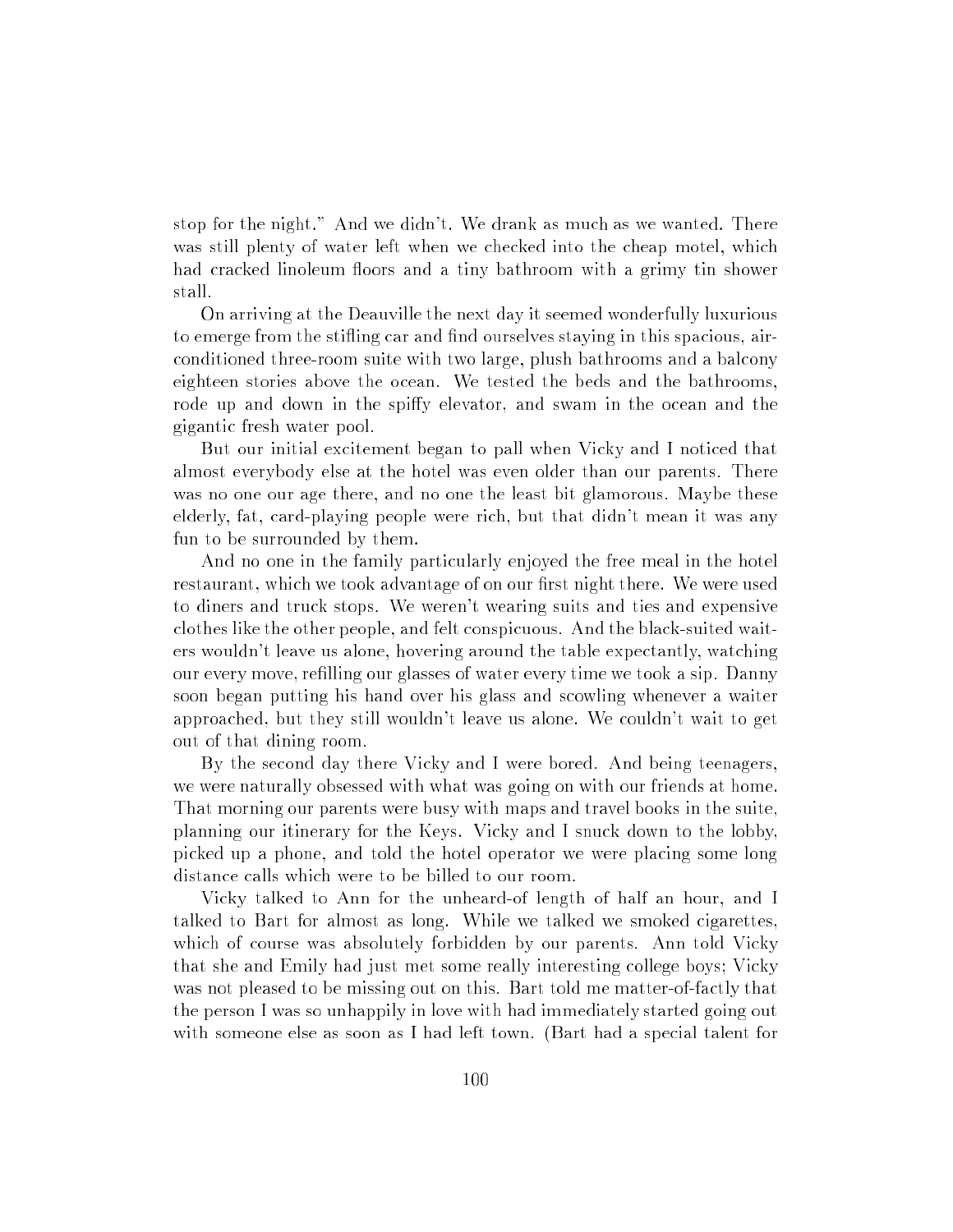stop for the night." And we didn't. We drank as much as we wanted. There was still plenty of water left when we checked into the cheap motel, which had cracked linoleum floors and a tiny bathroom with a grimy tin shower stall.

On arriving at the Deauville the next day it seemed wonderfully luxurious to emerge from the stifling car and find ourselves staying in this spacious, air-conditioned three-room suite with two large, plush bathrooms and a balcony eighteen stories above the ocean. We tested the beds and the bathrooms, rode up and down in the spiffy elevator, and swam in the ocean and the gigantic fresh water pool.

But our initial excitement began to pall when Vicky and I noticed that almost everybody else at the hotel was even older than our parents. There was no one our age there, and no one the least bit glamorous. Maybe these elderly, fat, card-playing people were rich, but that didn't mean it was any fun to be surrounded by them.

And no one in the family particularly enjoyed the free meal in the hotel restaurant, which we took advantage of on our first night there. We were used to diners and truck stops. We weren't wearing suits and ties and expensive clothes like the other people, and felt conspicuous. And the black-suited waiters wouldn't leave us alone, hovering around the table expectantly, watching our every move, refilling our glasses of water every time we took a sip. Danny soon began putting his hand over his glass and scowling whenever a waiter approached, but they still wouldn't leave us alone. We couldn't wait to get out of that dining room.

By the second day there Vicky and I were bored. And being teenagers, we were naturally obsessed with what was going on with our friends at home. That morning our parents were busy with maps and travel books in the suite, planning our itinerary for the Keys. Vicky and I snuck down to the lobby, picked up a phone, and told the hotel operator we were placing some long distance calls which were to be billed to our room.

Vicky talked to Ann for the unheard-of length of half an hour, and I talked to Bart for almost as long. While we talked we smoked cigarettes, which of course was absolutely forbidden by our parents. Ann told Vicky that she and Emily had just met some really interesting college boys; Vicky was not pleased to be missing out on this. Bart told me matter-of-factly that the person I was so unhappily in love with had immediately started going out with someone else as soon as I had left town. (Bart had a special talent for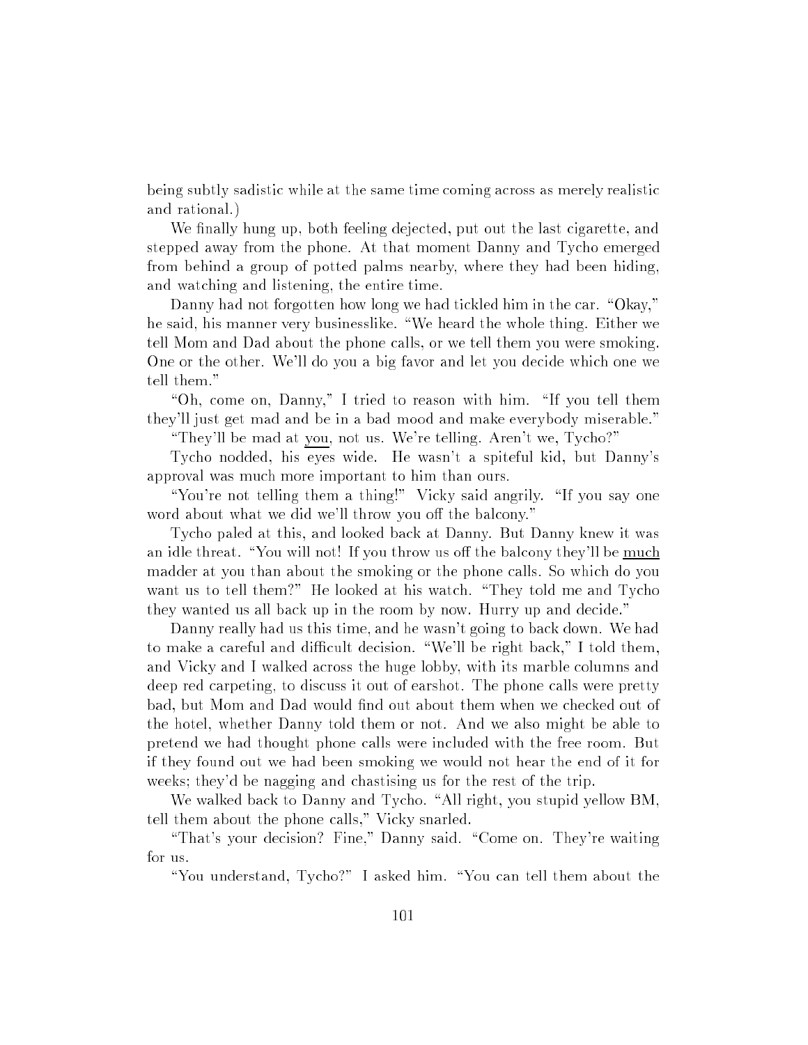being subtly sadistic while at the same time coming across as merely realistic and rational.)

We finally hung up, both feeling dejected, put out the last cigarette, and stepped away from the phone. At that moment Danny and Tycho emerged from behind a group of potted palms nearby, where they had been hiding, and watching and listening, the entire time.

Danny had not forgotten how long we had tickled him in the car. "Okay," he said, his manner very businesslike. "We heard the whole thing. Either we tell Mom and Dad about the phone calls, or we tell them you were smoking. One or the other. We'll do you a big favor and let you decide which one we tell them."

"Oh, come on, Danny," I tried to reason with him. "If you tell them they'll just get mad and be in a bad mood and make everybody miserable."

"They'll be mad at you, not us. We're telling. Aren't we, Tycho?"

Tycho nodded, his eyes wide. He wasn't a spiteful kid, but Danny's approval was much more important to him than ours.

"You're not telling them a thing!" Vicky said angrily. "If you say one word about what we did we'll throw you off the balcony."

Tycho paled at this, and looked back at Danny. But Danny knew it was an idle threat. "You will not! If you throw us off the balcony they'll be much madder at you than about the smoking or the phone calls. So which do you want us to tell them?" He looked at his watch. "They told me and Tycho they wanted us all back up in the room by now. Hurry up and decide."

Danny really had us this time, and he wasn't going to back down. We had to make a careful and difficult decision. "We'll be right back," I told them, and Vicky and I walked across the huge lobby, with its marble columns and deep red carpeting, to discuss it out of earshot. The phone calls were pretty bad, but Mom and Dad would find out about them when we checked out of the hotel, whether Danny told them or not. And we also might be able to pretend we had thought phone calls were included with the free room. But if they found out we had been smoking we would not hear the end of it for weeks; they'd be nagging and chastising us for the rest of the trip.

We walked back to Danny and Tycho. "All right, you stupid yellow BM, tell them about the phone calls," Vicky snarled.

"That's your decision? Fine," Danny said. "Come on. They're waiting for us.

"You understand, Tycho?" I asked him. "You can tell them about the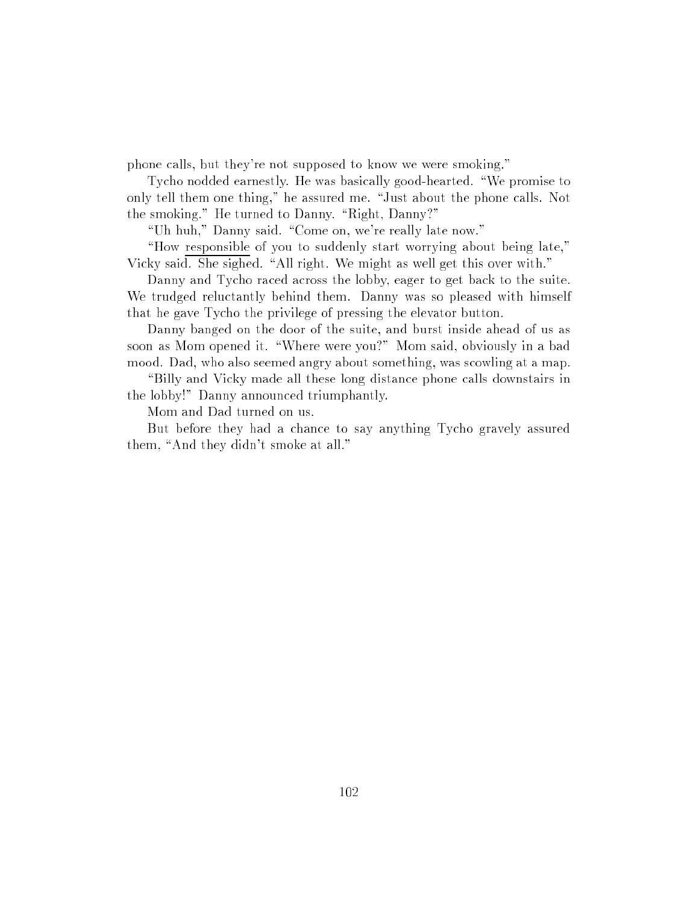phone calls, but they're not supposed to know we were smoking."

Tycho nodded earnestly. He was basically good-hearted. "We promise to only tell them one thing," he assured me. "Just about the phone calls. Not the smoking." He turned to Danny. "Right, Danny?"

"Uh huh," Danny said. "Come on, we're really late now."

"How <u>responsible</u> of you to suddenly start worrying about being late," Vicky said. She sighed. "All right. We might as well get this over with."

Danny and Tycho raced across the lobby, eager to get back to the suite. We trudged reluctantly behind them. Danny was so pleased with himself that he gave Tycho the privilege of pressing the elevator button.

Danny banged on the door of the suite, and burst inside ahead of us as soon as Mom opened it. "Where were you?" Mom said, obviously in a bad mood. Dad, who also seemed angry about something, was scowling at a map.

"Billy and Vicky made all these long distance phone calls downstairs in the lobby!" Danny announced triumphantly.

Mom and Dad turned on us.

But before they had a chance to say anything Tycho gravely assured them, "And they didn't smoke at all."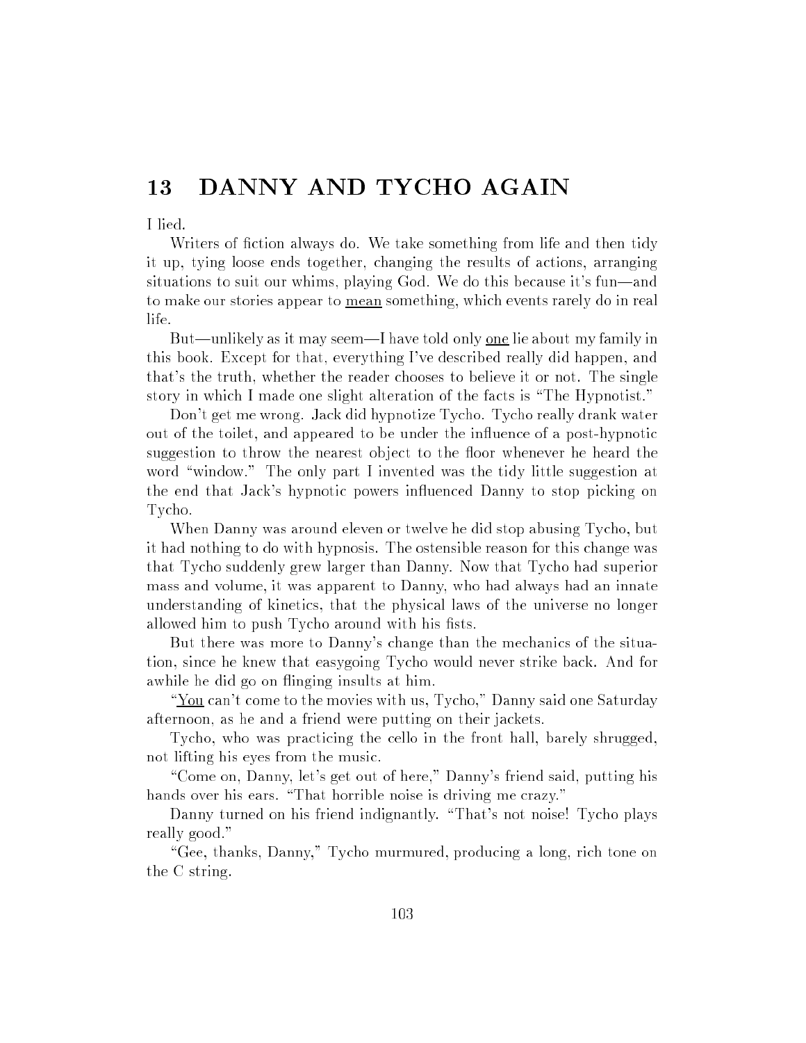## 13 DANNY AND TYCHO AGAIN

I lied.

Writers of fiction always do. We take something from life and then tidy it up, tying loose ends together, changing the results of actions, arranging situations to suit our whims, playing God. We do this because it's fun—and to make our stories appear to <u>mean</u> something, which events rarely do in real life.

But—unlikely as it may seem—I have told only <u>one</u> lie about my family in this book. Except for that, everything I've described really did happen, and that's the truth, whether the reader chooses to believe it or not. The single story in which I made one slight alteration of the facts is "The Hypnotist."

Don't get me wrong. Jack did hypnotize Tycho. Tycho really drank water out of the toilet, and appeared to be under the influence of a post-hypnotic suggestion to throw the nearest object to the floor whenever he heard the word "window." The only part I invented was the tidy little suggestion at the end that Jack's hypnotic powers influenced Danny to stop picking on Tycho.

When Danny was around eleven or twelve he did stop abusing Tycho, but it had nothing to do with hypnosis. The ostensible reason for this change was that Tycho suddenly grew larger than Danny. Now that Tycho had superior mass and volume, it was apparent to Danny, who had always had an innate understanding of kinetics, that the physical laws of the universe no longer allowed him to push Tycho around with his fists.

But there was more to Danny's change than the mechanics of the situation, since he knew that easygoing Tycho would never strike back. And for awhile he did go on flinging insults at him.

"<u>You</u> can't come to the movies with us, Tycho," Danny said one Saturday afternoon, as he and a friend were putting on their jackets.

Tycho, who was practicing the cello in the front hall, barely shrugged, not lifting his eyes from the music.

"Come on, Danny, let's get out of here," Danny's friend said, putting his hands over his ears. "That horrible noise is driving me crazy."

Danny turned on his friend indignantly. "That's not noise! Tycho plays really good."

"Gee, thanks, Danny," Tycho murmured, producing a long, rich tone on the C string.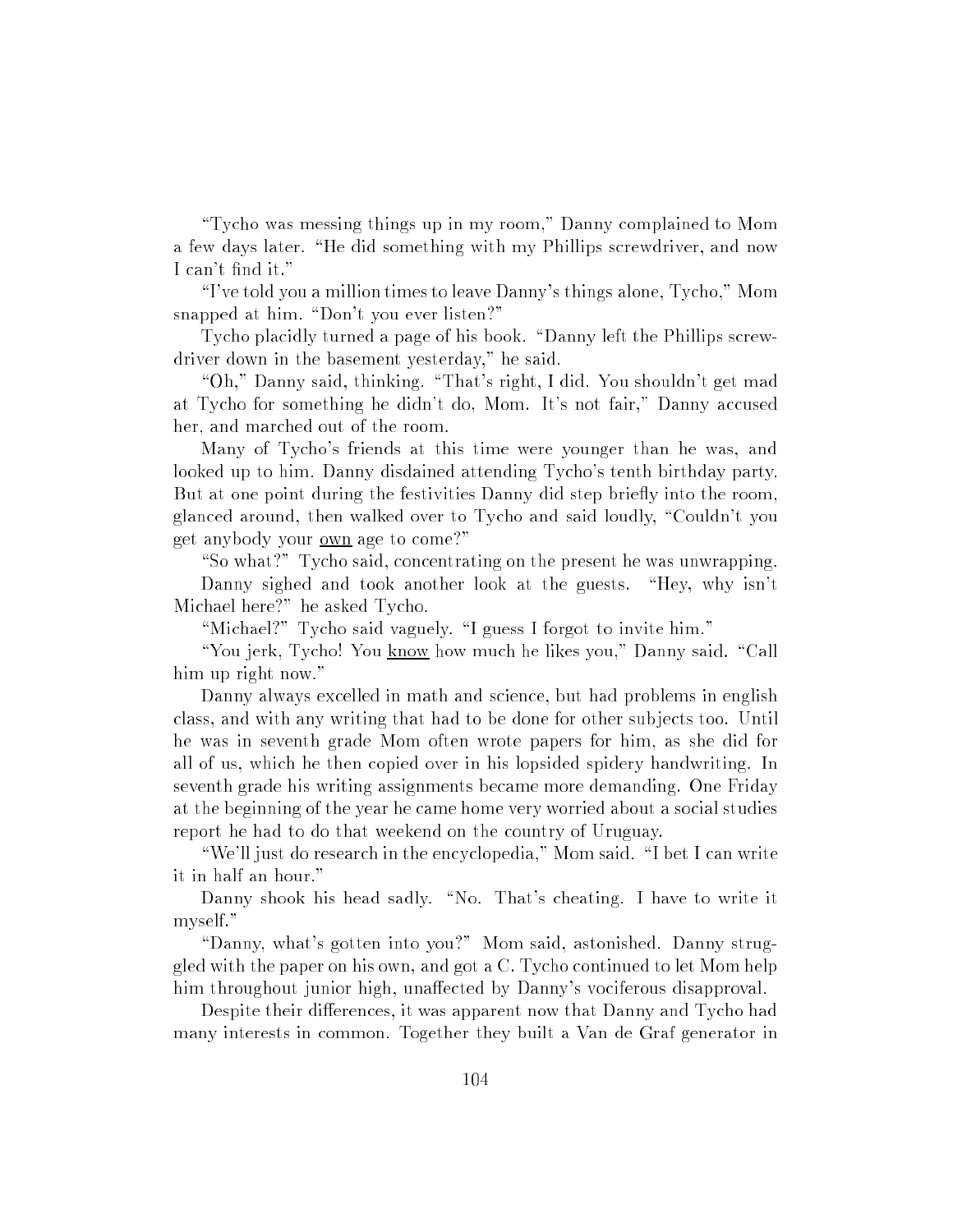"Tycho was messing things up in my room," Danny complained to Mom a few days later. "He did something with my Phillips screwdriver, and now I can't find it."

"I've told you a million times to leave Danny's things alone, Tycho," Mom snapped at him. "Don't you ever listen?"

Tycho placidly turned a page of his book. "Danny left the Phillips screwdriver down in the basement yesterday," he said.

"Oh," Danny said, thinking. "That's right, I did. You shouldn't get mad at Tycho for something he didn't do, Mom. It's not fair," Danny accused her, and marched out of the room.

Many of Tycho's friends at this time were younger than he was, and looked up to him. Danny disdained attending Tycho's tenth birthday party. But at one point during the festivities Danny did step briefly into the room, glanced around, then walked over to Tycho and said loudly, "Couldn't you get anybody your <u>own</u> age to come?"

"So what?" Tycho said, concentrating on the present he was unwrapping.

Danny sighed and took another look at the guests. "Hey, why isn't Michael here?" he asked Tycho.

"Michael?" Tycho said vaguely. "I guess I forgot to invite him."

"You jerk, Tycho! You <u>know</u> how much he likes you," Danny said. "Call him up right now."

Danny always excelled in math and science, but had problems in english class, and with any writing that had to be done for other subjects too. Until he was in seventh grade Mom often wrote papers for him, as she did for all of us, which he then copied over in his lopsided spidery handwriting. In seventh grade his writing assignments became more demanding. One Friday at the beginning of the year he came home very worried about a social studies report he had to do that weekend on the country of Uruguay.

"We'll just do research in the encyclopedia," Mom said. "I bet I can write it in half an hour."

Danny shook his head sadly. "No. That's cheating. I have to write it myself."

"Danny, what's gotten into you?" Mom said, astonished. Danny struggled with the paper on his own, and got a C. Tycho continued to let Mom help him throughout junior high, unaffected by Danny's vociferous disapproval.

Despite their differences, it was apparent now that Danny and Tycho had many interests in common. Together they built a Van de Graf generator in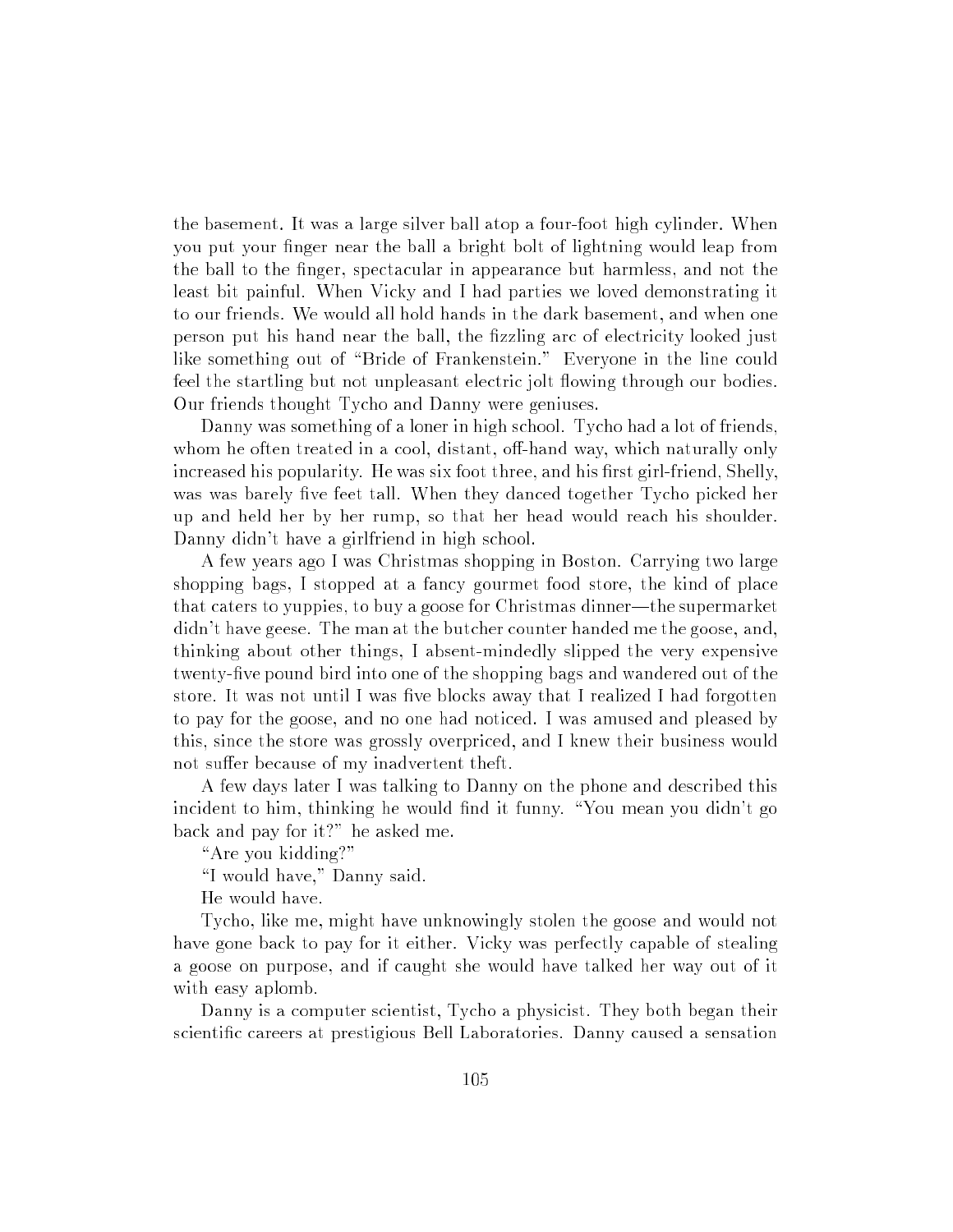the basement. It was a large silver ball atop a four-foot high cylinder. When you put your finger near the ball a bright bolt of lightning would leap from the ball to the finger, spectacular in appearance but harmless, and not the least bit painful. When Vicky and I had parties we loved demonstrating it to our friends. We would all hold hands in the dark basement, and when one person put his hand near the ball, the fizzling arc of electricity looked just like something out of "Bride of Frankenstein." Everyone in the line could feel the startling but not unpleasant electric jolt flowing through our bodies. Our friends thought Tycho and Danny were geniuses.

Danny was something of a loner in high school. Tycho had a lot of friends, whom he often treated in a cool, distant, off-hand way, which naturally only increased his popularity. He was six foot three, and his first girl-friend, Shelly, was was barely five feet tall. When they danced together Tycho picked her up and held her by her rump, so that her head would reach his shoulder. Danny didn't have a girlfriend in high school.

A few years ago I was Christmas shopping in Boston. Carrying two large shopping bags, I stopped at a fancy gourmet food store, the kind of place that caters to yuppies, to buy a goose for Christmas dinner—the supermarket didn't have geese. The man at the butcher counter handed me the goose, and, thinking about other things, I absent-mindedly slipped the very expensive twenty-five pound bird into one of the shopping bags and wandered out of the store. It was not until I was five blocks away that I realized I had forgotten to pay for the goose, and no one had noticed. I was amused and pleased by this, since the store was grossly overpriced, and I knew their business would not suffer because of my inadvertent theft.

A few days later I was talking to Danny on the phone and described this incident to him, thinking he would find it funny. "You mean you didn't go back and pay for it?" he asked me.

"Are you kidding?"

"I would have," Danny said.

He would have.

Tycho, like me, might have unknowingly stolen the goose and would not have gone back to pay for it either. Vicky was perfectly capable of stealing a goose on purpose, and if caught she would have talked her way out of it with easy aplomb.

Danny is a computer scientist, Tycho a physicist. They both began their scientific careers at prestigious Bell Laboratories. Danny caused a sensation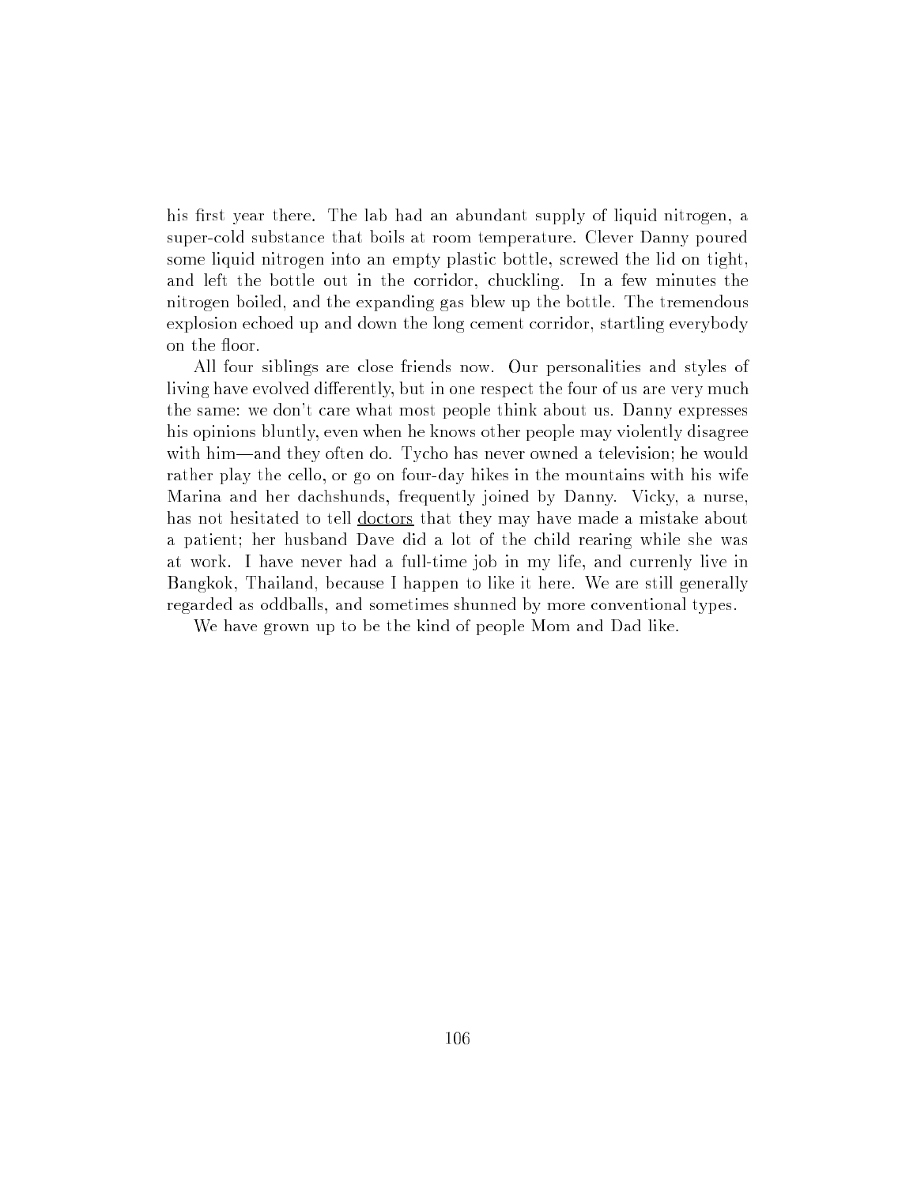his first year there. The lab had an abundant supply of liquid nitrogen, a super-cold substance that boils at room temperature. Clever Danny poured some liquid nitrogen into an empty plastic bottle, screwed the lid on tight, and left the bottle out in the corridor, chuckling. In a few minutes the nitrogen boiled, and the expanding gas blew up the bottle. The tremendous explosion echoed up and down the long cement corridor, startling everybody on the floor.

All four siblings are close friends now. Our personalities and styles of living have evolved differently, but in one respect the four of us are very much the same: we don't care what most people think about us. Danny expresses his opinions bluntly, even when he knows other people may violently disagree with him—and they often do. Tycho has never owned a television; he would rather play the cello, or go on four-day hikes in the mountains with his wife Marina and her dachshunds, frequently joined by Danny. Vicky, a nurse, has not hesitated to tell <u>doctors</u> that they may have made a mistake about a patient; her husband Dave did a lot of the child rearing while she was at work. I have never had a full-time job in my life, and currenly live in Bangkok, Thailand, because I happen to like it here. We are still generally regarded as oddballs, and sometimes shunned by more conventional types.

We have grown up to be the kind of people Mom and Dad like.